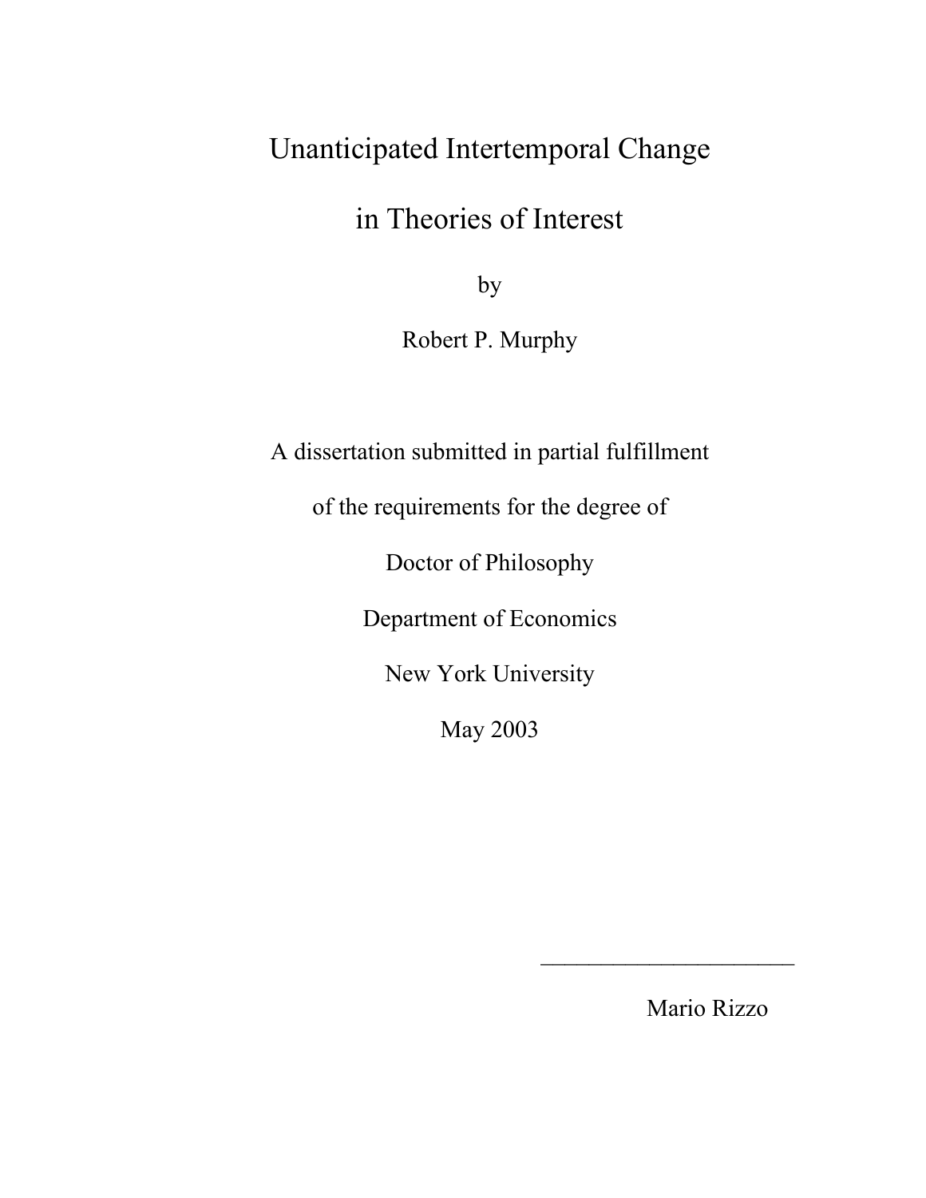# Unanticipated Intertemporal Change in Theories of Interest

by

Robert P. Murphy

A dissertation submitted in partial fulfillment

of the requirements for the degree of

Doctor of Philosophy

Department of Economics

New York University

May 2003

______________________

Mario Rizzo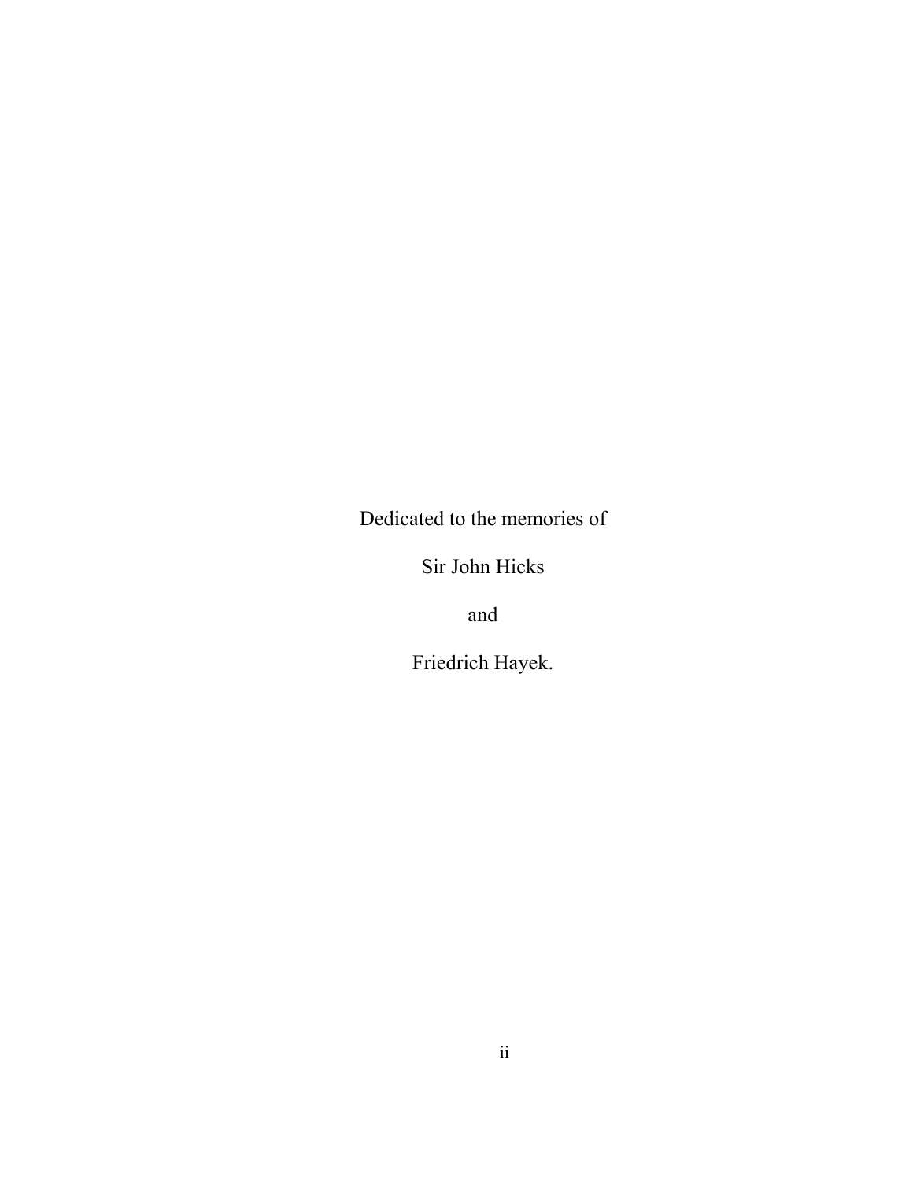Dedicated to the memories of

Sir John Hicks

and

Friedrich Hayek.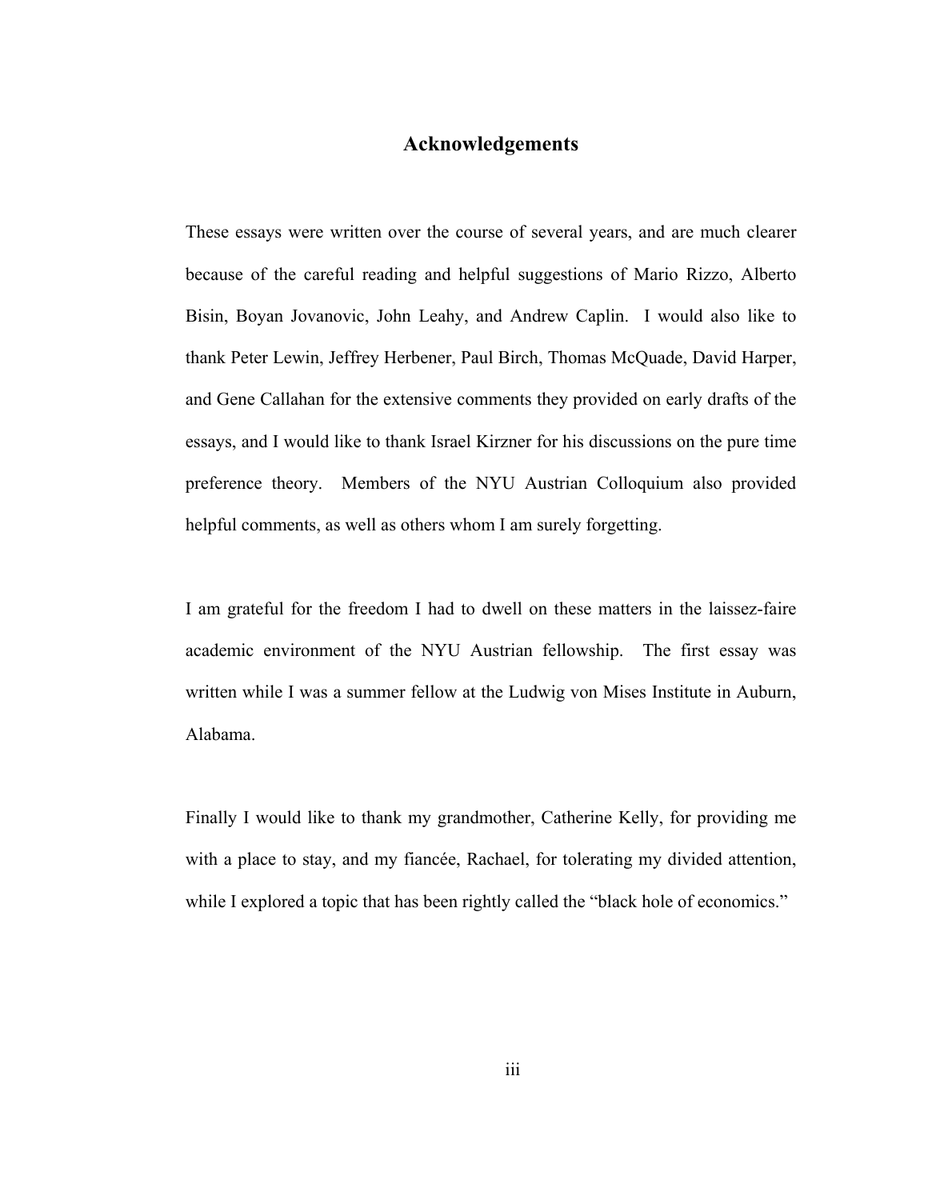# Acknowledgements

These essays were written over the course of several years, and are much clearer because of the careful reading and helpful suggestions of Mario Rizzo, Alberto Bisin, Boyan Jovanovic, John Leahy, and Andrew Caplin. I would also like to thank Peter Lewin, Jeffrey Herbener, Paul Birch, Thomas McQuade, David Harper, and Gene Callahan for the extensive comments they provided on early drafts of the essays, and I would like to thank Israel Kirzner for his discussions on the pure time preference theory. Members of the NYU Austrian Colloquium also provided helpful comments, as well as others whom I am surely forgetting.

I am grateful for the freedom I had to dwell on these matters in the laissez-faire academic environment of the NYU Austrian fellowship. The first essay was written while I was a summer fellow at the Ludwig von Mises Institute in Auburn, Alabama.

Finally I would like to thank my grandmother, Catherine Kelly, for providing me with a place to stay, and my fiancée, Rachael, for tolerating my divided attention, while I explored a topic that has been rightly called the "black hole of economics."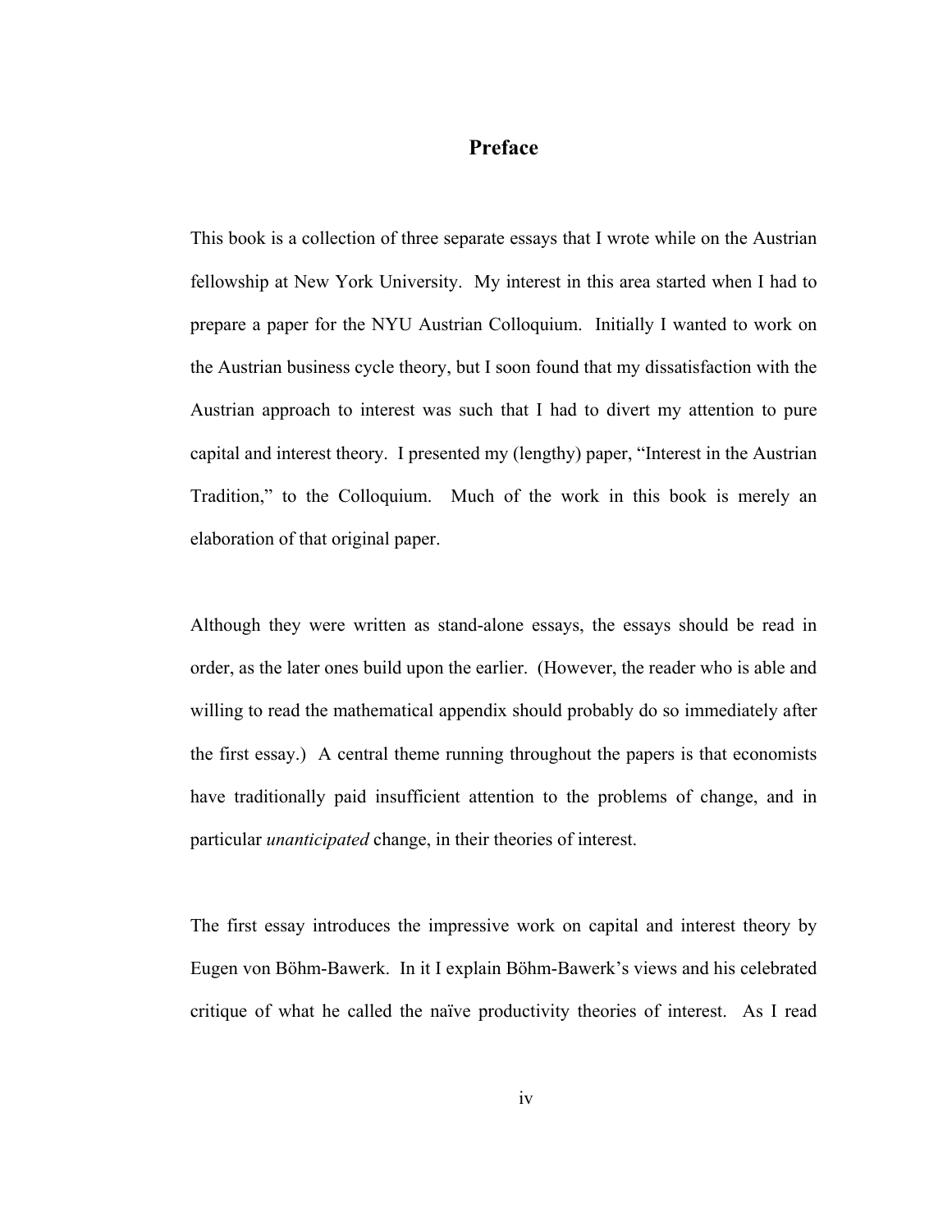# Preface

This book is a collection of three separate essays that I wrote while on the Austrian fellowship at New York University. My interest in this area started when I had to prepare a paper for the NYU Austrian Colloquium. Initially I wanted to work on the Austrian business cycle theory, but I soon found that my dissatisfaction with the Austrian approach to interest was such that I had to divert my attention to pure capital and interest theory. I presented my (lengthy) paper, "Interest in the Austrian Tradition," to the Colloquium. Much of the work in this book is merely an elaboration of that original paper.

Although they were written as stand-alone essays, the essays should be read in order, as the later ones build upon the earlier. (However, the reader who is able and willing to read the mathematical appendix should probably do so immediately after the first essay.) A central theme running throughout the papers is that economists have traditionally paid insufficient attention to the problems of change, and in particular *unanticipated* change, in their theories of interest.

The first essay introduces the impressive work on capital and interest theory by Eugen von Böhm-Bawerk. In it I explain Böhm-Bawerk's views and his celebrated critique of what he called the naïve productivity theories of interest. As I read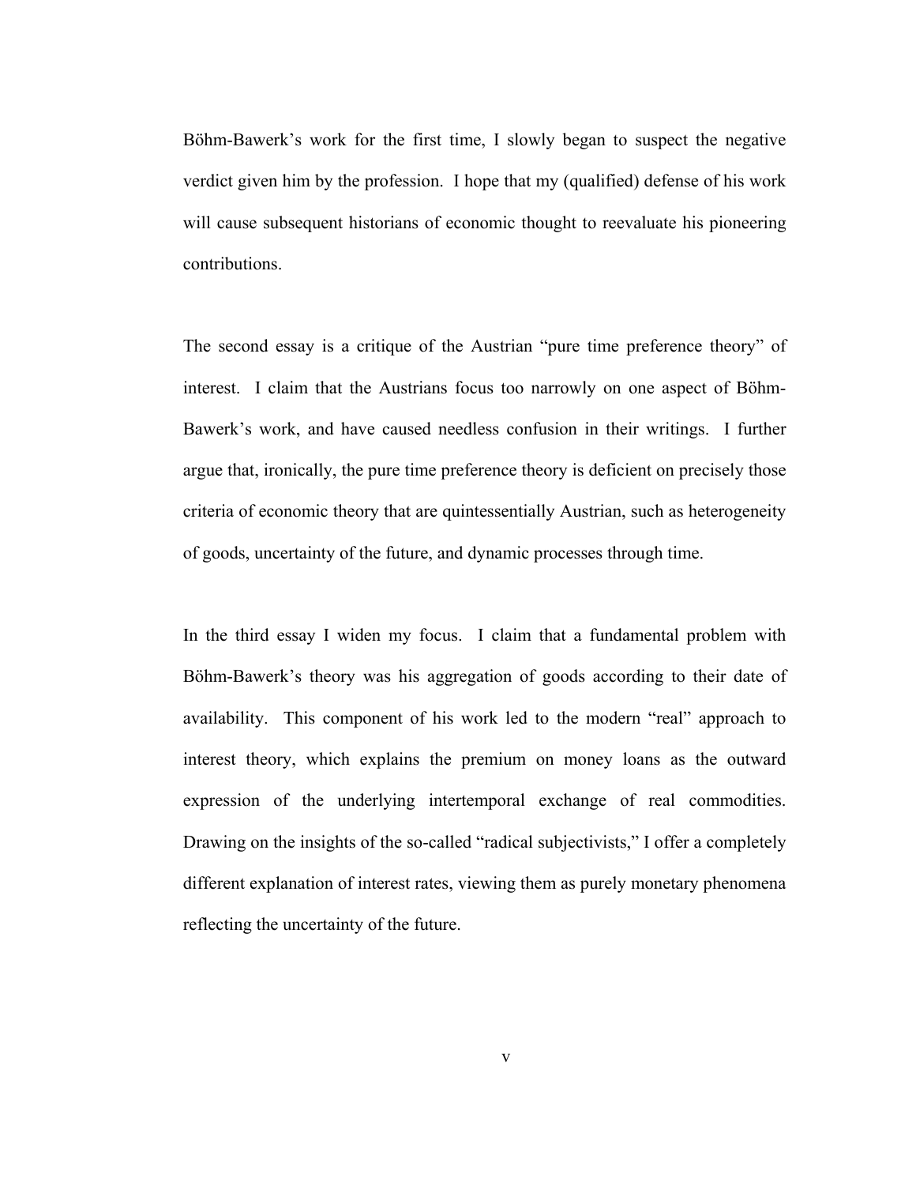Böhm-Bawerk's work for the first time, I slowly began to suspect the negative verdict given him by the profession. I hope that my (qualified) defense of his work will cause subsequent historians of economic thought to reevaluate his pioneering contributions.

The second essay is a critique of the Austrian "pure time preference theory" of interest. I claim that the Austrians focus too narrowly on one aspect of Böhm-Bawerk's work, and have caused needless confusion in their writings. I further argue that, ironically, the pure time preference theory is deficient on precisely those criteria of economic theory that are quintessentially Austrian, such as heterogeneity of goods, uncertainty of the future, and dynamic processes through time.

In the third essay I widen my focus. I claim that a fundamental problem with Böhm-Bawerk's theory was his aggregation of goods according to their date of availability. This component of his work led to the modern "real" approach to interest theory, which explains the premium on money loans as the outward expression of the underlying intertemporal exchange of real commodities. Drawing on the insights of the so-called "radical subjectivists," I offer a completely different explanation of interest rates, viewing them as purely monetary phenomena reflecting the uncertainty of the future.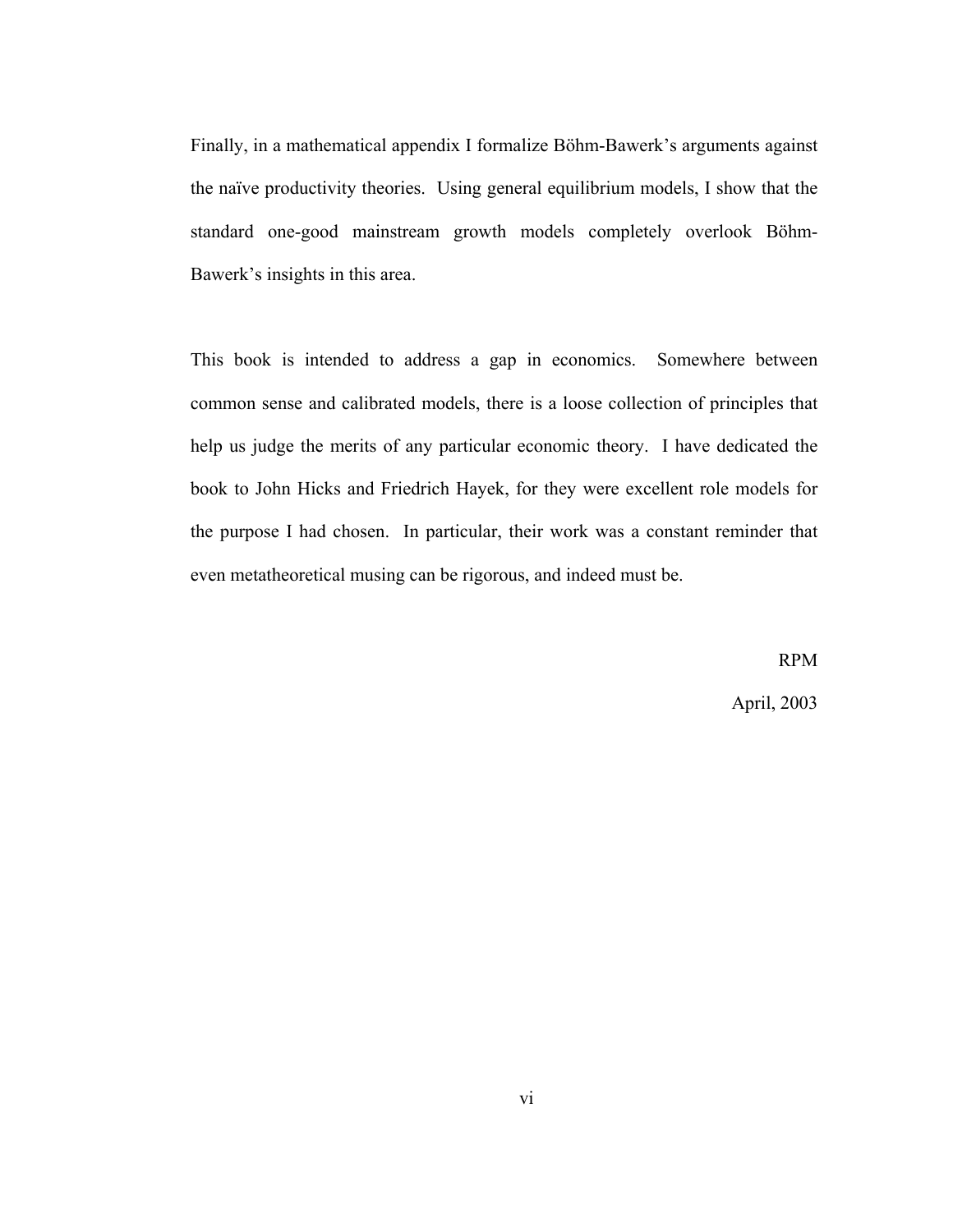Finally, in a mathematical appendix I formalize Böhm-Bawerk's arguments against the naïve productivity theories. Using general equilibrium models, I show that the standard one-good mainstream growth models completely overlook Böhm-Bawerk's insights in this area.

This book is intended to address a gap in economics. Somewhere between common sense and calibrated models, there is a loose collection of principles that help us judge the merits of any particular economic theory. I have dedicated the book to John Hicks and Friedrich Hayek, for they were excellent role models for the purpose I had chosen. In particular, their work was a constant reminder that even metatheoretical musing can be rigorous, and indeed must be.

RPM

April, 2003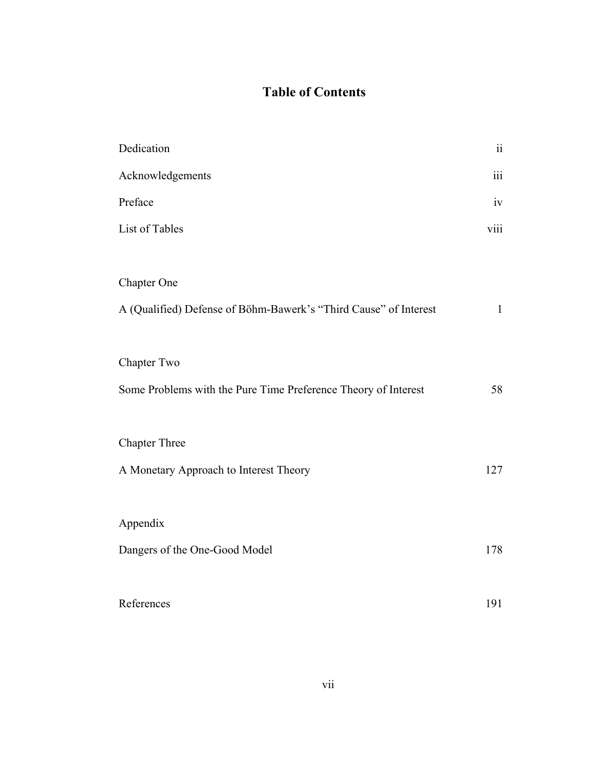# Table of Contents

| | |
|---|---|
| Dedication | ii |
| Acknowledgements | iii |
| Preface | iv |
| List of Tables | viii |
| Chapter One | |
| A (Qualified) Defense of Böhm-Bawerk's "Third Cause" of Interest | 1 |
| Chapter Two | |
| Some Problems with the Pure Time Preference Theory of Interest | 58 |
| Chapter Three | |
| A Monetary Approach to Interest Theory | 127 |
| Appendix | |
| Dangers of the One-Good Model | 178 |
| References | 191 |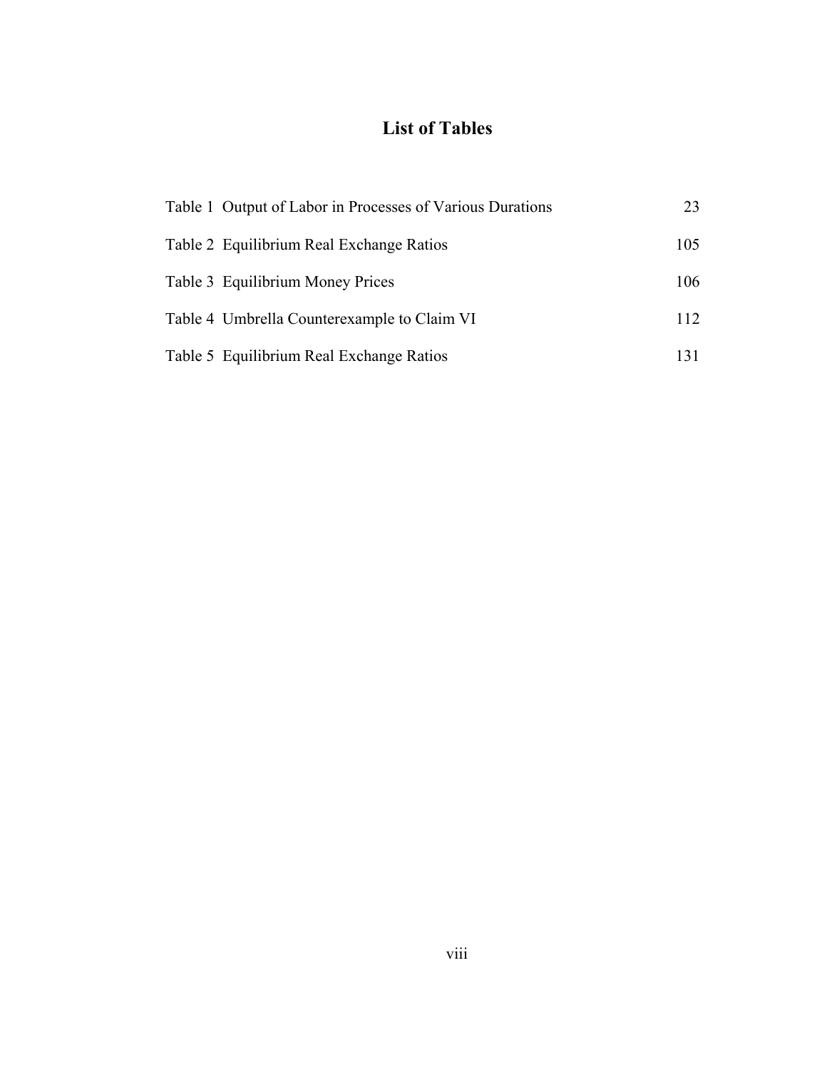# List of Tables

Table 1 Output of Labor in Processes of Various Durations 23

Table 2 Equilibrium Real Exchange Ratios 105

Table 3 Equilibrium Money Prices 106

Table 4 Umbrella Counterexample to Claim VI 112

Table 5 Equilibrium Real Exchange Ratios 131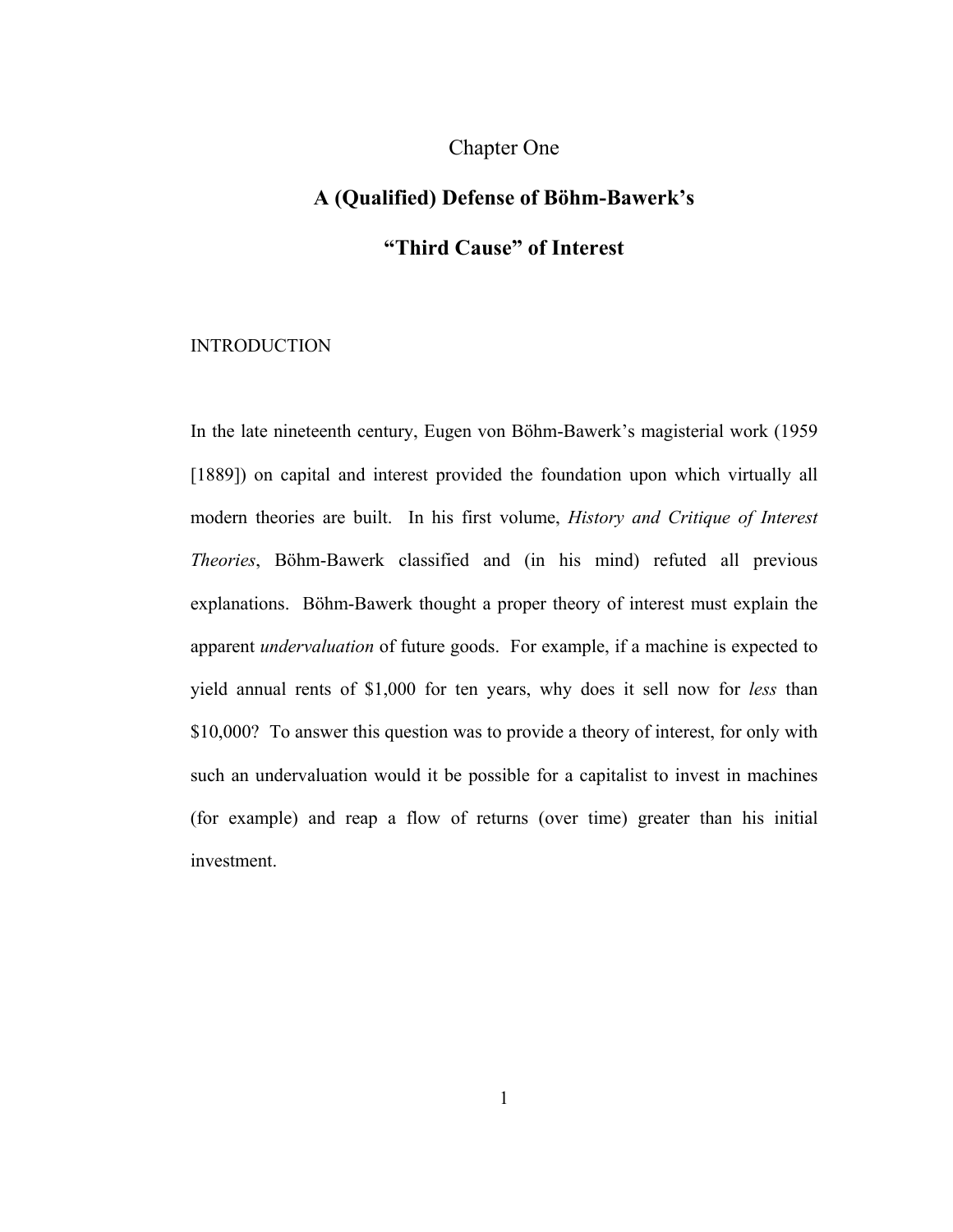# Chapter One

## A (Qualified) Defense of Böhm-Bawerk's "Third Cause" of Interest

### INTRODUCTION

In the late nineteenth century, Eugen von Böhm-Bawerk's magisterial work (1959 [1889]) on capital and interest provided the foundation upon which virtually all modern theories are built. In his first volume, *History and Critique of Interest Theories*, Böhm-Bawerk classified and (in his mind) refuted all previous explanations. Böhm-Bawerk thought a proper theory of interest must explain the apparent *undervaluation* of future goods. For example, if a machine is expected to yield annual rents of $1,000 for ten years, why does it sell now for *less* than $10,000? To answer this question was to provide a theory of interest, for only with such an undervaluation would it be possible for a capitalist to invest in machines (for example) and reap a flow of returns (over time) greater than his initial investment.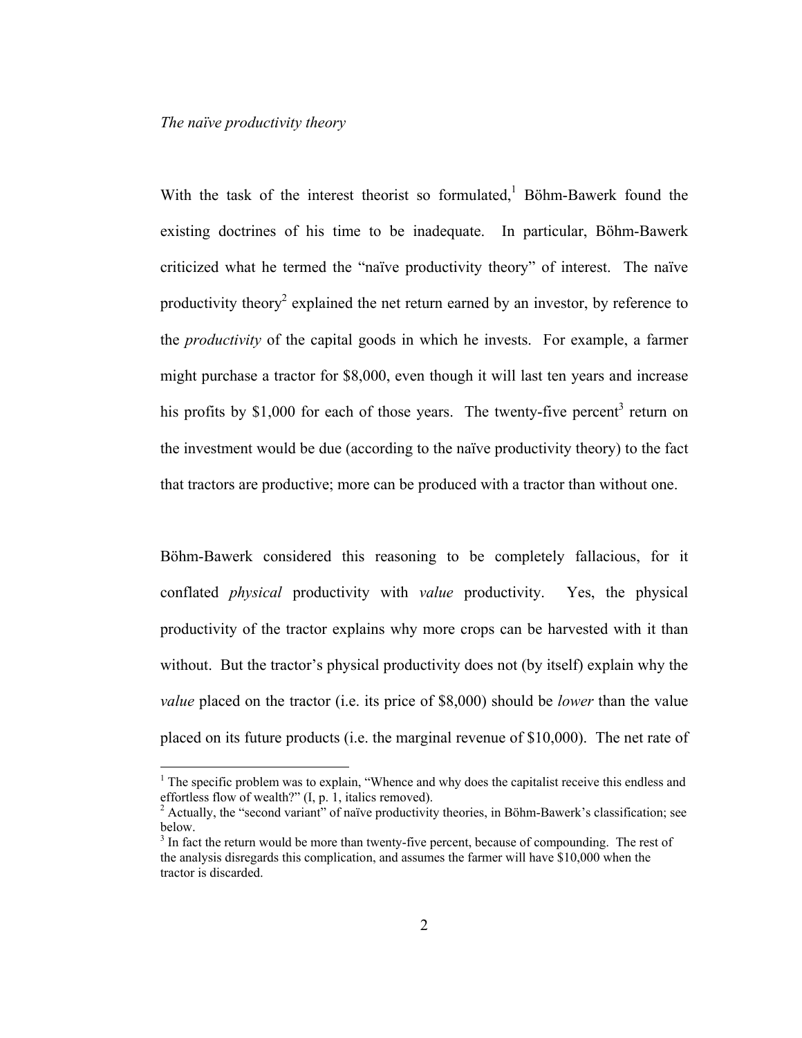*The naïve productivity theory*

With the task of the interest theorist so formulated,[1] Böhm-Bawerk found the existing doctrines of his time to be inadequate. In particular, Böhm-Bawerk criticized what he termed the "naïve productivity theory" of interest. The naïve productivity theory[2] explained the net return earned by an investor, by reference to the *productivity* of the capital goods in which he invests. For example, a farmer might purchase a tractor for $8,000, even though it will last ten years and increase his profits by $1,000 for each of those years. The twenty-five percent[3] return on the investment would be due (according to the naïve productivity theory) to the fact that tractors are productive; more can be produced with a tractor than without one.

Böhm-Bawerk considered this reasoning to be completely fallacious, for it conflated *physical* productivity with *value* productivity. Yes, the physical productivity of the tractor explains why more crops can be harvested with it than without. But the tractor's physical productivity does not (by itself) explain why the *value* placed on the tractor (i.e. its price of $8,000) should be *lower* than the value placed on its future products (i.e. the marginal revenue of $10,000). The net rate of

---

[1] The specific problem was to explain, "Whence and why does the capitalist receive this endless and effortless flow of wealth?" (I, p. 1, italics removed).

[2] Actually, the "second variant" of naïve productivity theories, in Böhm-Bawerk's classification; see below.

[3] In fact the return would be more than twenty-five percent, because of compounding. The rest of the analysis disregards this complication, and assumes the farmer will have $10,000 when the tractor is discarded.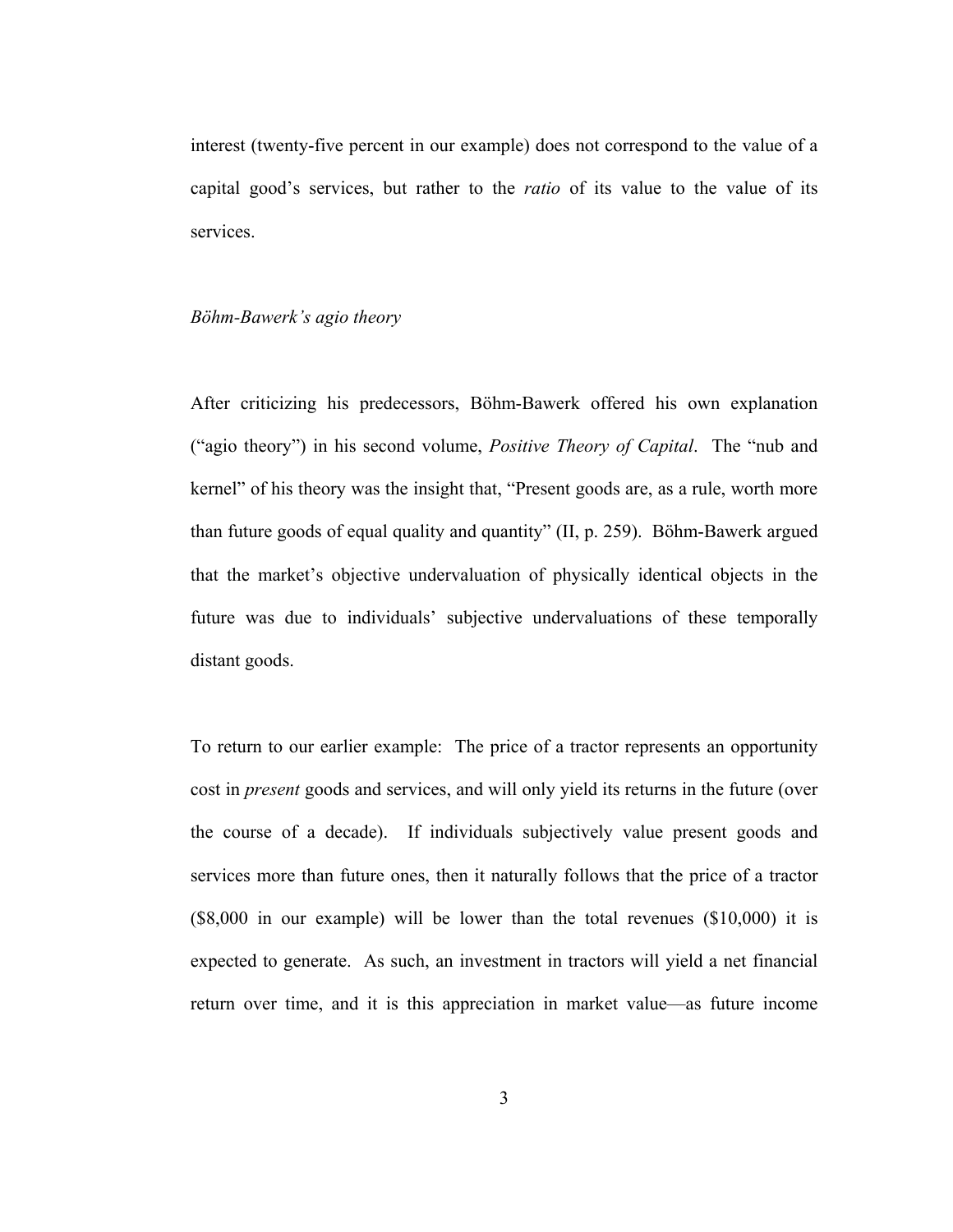interest (twenty-five percent in our example) does not correspond to the value of a capital good's services, but rather to the *ratio* of its value to the value of its services.

### *Böhm-Bawerk's agio theory*

After criticizing his predecessors, Böhm-Bawerk offered his own explanation ("agio theory") in his second volume, *Positive Theory of Capital*. The "nub and kernel" of his theory was the insight that, "Present goods are, as a rule, worth more than future goods of equal quality and quantity" (II, p. 259). Böhm-Bawerk argued that the market's objective undervaluation of physically identical objects in the future was due to individuals' subjective undervaluations of these temporally distant goods.

To return to our earlier example: The price of a tractor represents an opportunity cost in *present* goods and services, and will only yield its returns in the future (over the course of a decade). If individuals subjectively value present goods and services more than future ones, then it naturally follows that the price of a tractor ($8,000 in our example) will be lower than the total revenues ($10,000) it is expected to generate. As such, an investment in tractors will yield a net financial return over time, and it is this appreciation in market value—as future income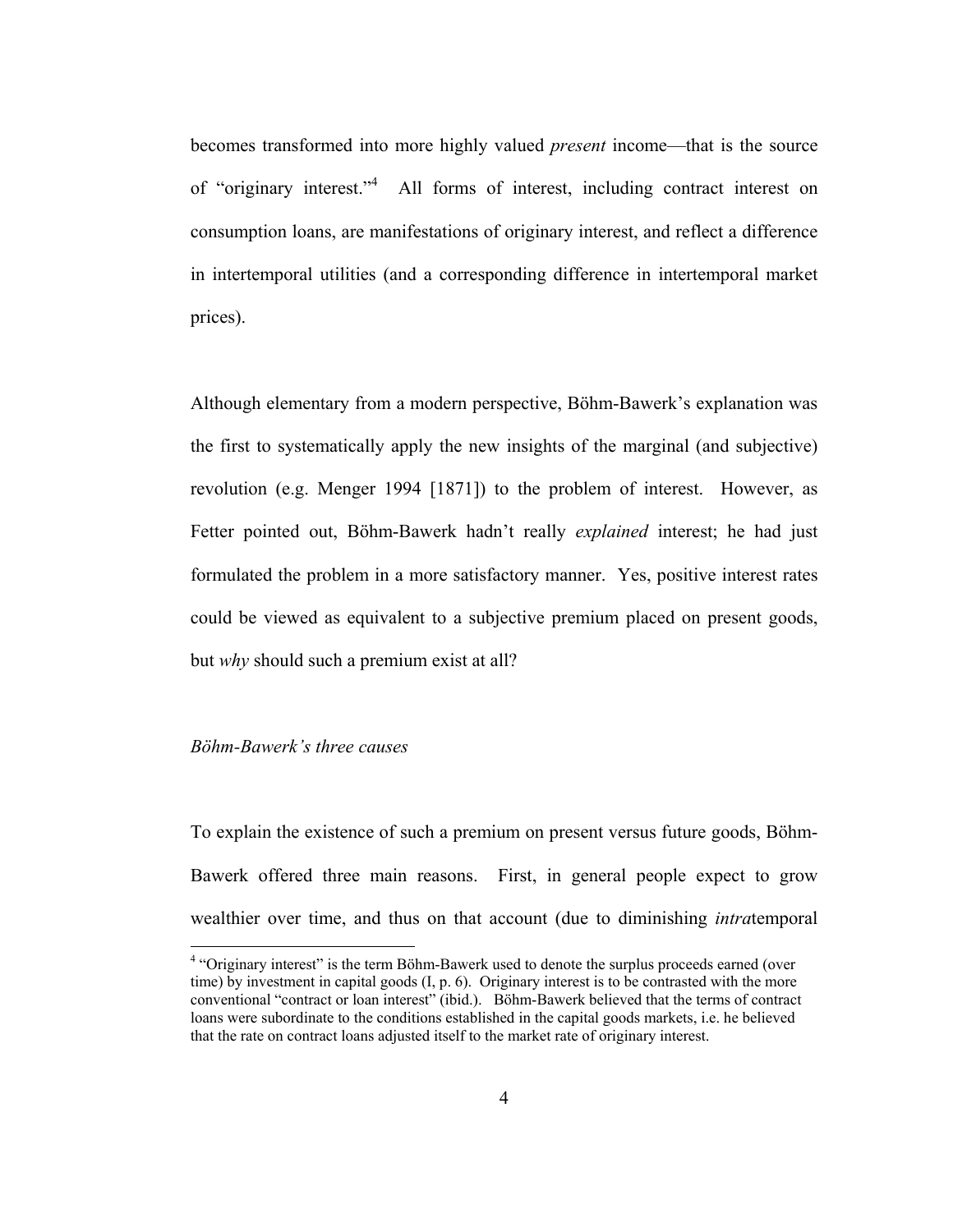becomes transformed into more highly valued *present* income—that is the source of "originary interest."[4] All forms of interest, including contract interest on consumption loans, are manifestations of originary interest, and reflect a difference in intertemporal utilities (and a corresponding difference in intertemporal market prices).

Although elementary from a modern perspective, Böhm-Bawerk's explanation was the first to systematically apply the new insights of the marginal (and subjective) revolution (e.g. Menger 1994 [1871]) to the problem of interest. However, as Fetter pointed out, Böhm-Bawerk hadn't really *explained* interest; he had just formulated the problem in a more satisfactory manner. Yes, positive interest rates could be viewed as equivalent to a subjective premium placed on present goods, but *why* should such a premium exist at all?

### *Böhm-Bawerk's three causes*

To explain the existence of such a premium on present versus future goods, Böhm-Bawerk offered three main reasons. First, in general people expect to grow wealthier over time, and thus on that account (due to diminishing *intra*temporal

[4] "Originary interest" is the term Böhm-Bawerk used to denote the surplus proceeds earned (over time) by investment in capital goods (I, p. 6). Originary interest is to be contrasted with the more conventional "contract or loan interest" (ibid.). Böhm-Bawerk believed that the terms of contract loans were subordinate to the conditions established in the capital goods markets, i.e. he believed that the rate on contract loans adjusted itself to the market rate of originary interest.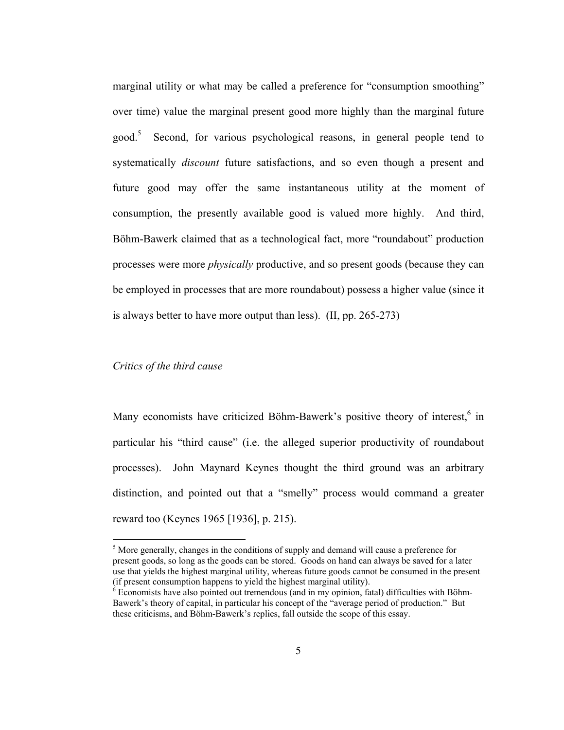marginal utility or what may be called a preference for "consumption smoothing" over time) value the marginal present good more highly than the marginal future good.[5] Second, for various psychological reasons, in general people tend to systematically *discount* future satisfactions, and so even though a present and future good may offer the same instantaneous utility at the moment of consumption, the presently available good is valued more highly. And third, Böhm-Bawerk claimed that as a technological fact, more "roundabout" production processes were more *physically* productive, and so present goods (because they can be employed in processes that are more roundabout) possess a higher value (since it is always better to have more output than less). (II, pp. 265-273)

### *Critics of the third cause*

Many economists have criticized Böhm-Bawerk's positive theory of interest,[6] in particular his "third cause" (i.e. the alleged superior productivity of roundabout processes). John Maynard Keynes thought the third ground was an arbitrary distinction, and pointed out that a "smelly" process would command a greater reward too (Keynes 1965 [1936], p. 215).

---

[5] More generally, changes in the conditions of supply and demand will cause a preference for present goods, so long as the goods can be stored. Goods on hand can always be saved for a later use that yields the highest marginal utility, whereas future goods cannot be consumed in the present (if present consumption happens to yield the highest marginal utility).

[6] Economists have also pointed out tremendous (and in my opinion, fatal) difficulties with Böhm-Bawerk's theory of capital, in particular his concept of the "average period of production." But these criticisms, and Böhm-Bawerk's replies, fall outside the scope of this essay.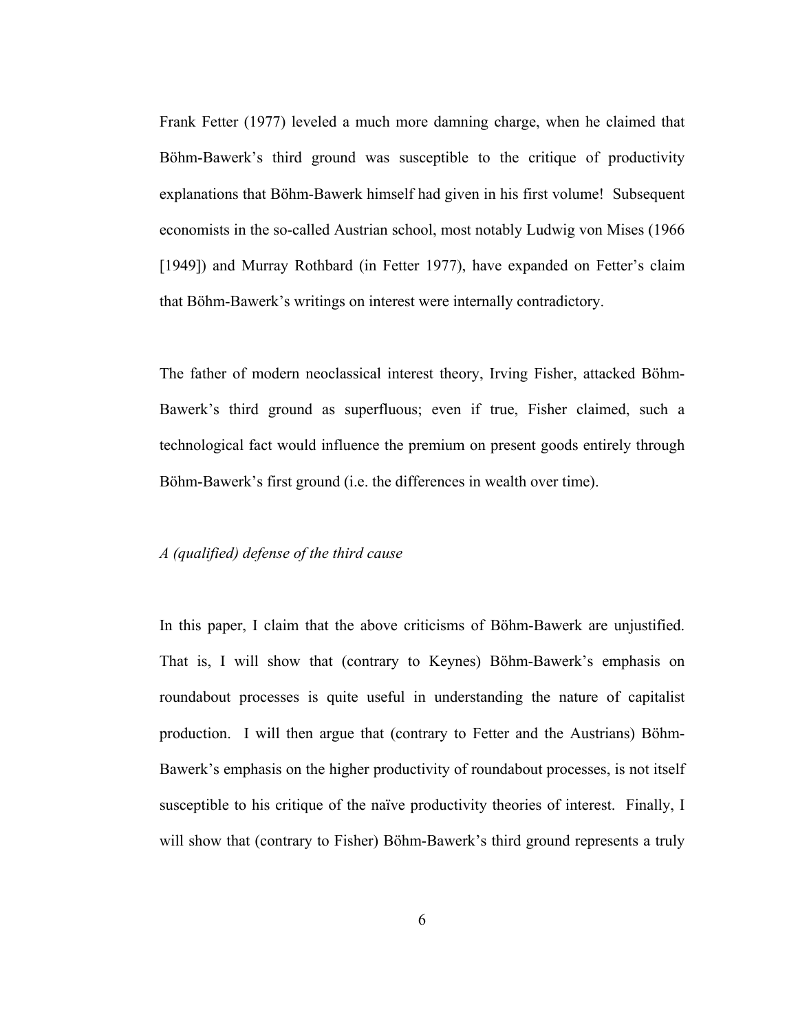Frank Fetter (1977) leveled a much more damning charge, when he claimed that Böhm-Bawerk's third ground was susceptible to the critique of productivity explanations that Böhm-Bawerk himself had given in his first volume! Subsequent economists in the so-called Austrian school, most notably Ludwig von Mises (1966 [1949]) and Murray Rothbard (in Fetter 1977), have expanded on Fetter's claim that Böhm-Bawerk's writings on interest were internally contradictory.

The father of modern neoclassical interest theory, Irving Fisher, attacked Böhm-Bawerk's third ground as superfluous; even if true, Fisher claimed, such a technological fact would influence the premium on present goods entirely through Böhm-Bawerk's first ground (i.e. the differences in wealth over time).

*A (qualified) defense of the third cause*

In this paper, I claim that the above criticisms of Böhm-Bawerk are unjustified. That is, I will show that (contrary to Keynes) Böhm-Bawerk's emphasis on roundabout processes is quite useful in understanding the nature of capitalist production. I will then argue that (contrary to Fetter and the Austrians) Böhm-Bawerk's emphasis on the higher productivity of roundabout processes, is not itself susceptible to his critique of the naïve productivity theories of interest. Finally, I will show that (contrary to Fisher) Böhm-Bawerk's third ground represents a truly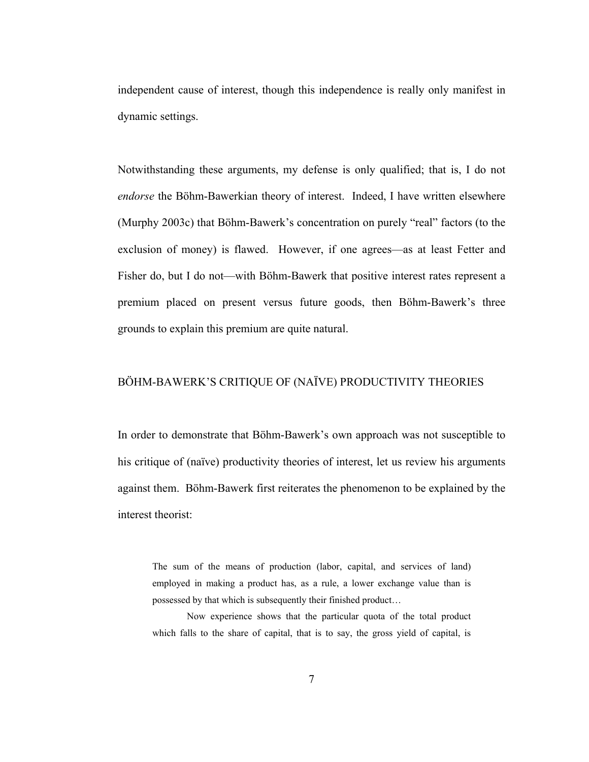independent cause of interest, though this independence is really only manifest in dynamic settings.

Notwithstanding these arguments, my defense is only qualified; that is, I do not *endorse* the Böhm-Bawerkian theory of interest. Indeed, I have written elsewhere (Murphy 2003c) that Böhm-Bawerk's concentration on purely "real" factors (to the exclusion of money) is flawed. However, if one agrees—as at least Fetter and Fisher do, but I do not—with Böhm-Bawerk that positive interest rates represent a premium placed on present versus future goods, then Böhm-Bawerk's three grounds to explain this premium are quite natural.

## BÖHM-BAWERK'S CRITIQUE OF (NAÏVE) PRODUCTIVITY THEORIES

In order to demonstrate that Böhm-Bawerk's own approach was not susceptible to his critique of (naïve) productivity theories of interest, let us review his arguments against them. Böhm-Bawerk first reiterates the phenomenon to be explained by the interest theorist:

> The sum of the means of production (labor, capital, and services of land) employed in making a product has, as a rule, a lower exchange value than is possessed by that which is subsequently their finished product…
>
> Now experience shows that the particular quota of the total product which falls to the share of capital, that is to say, the gross yield of capital, is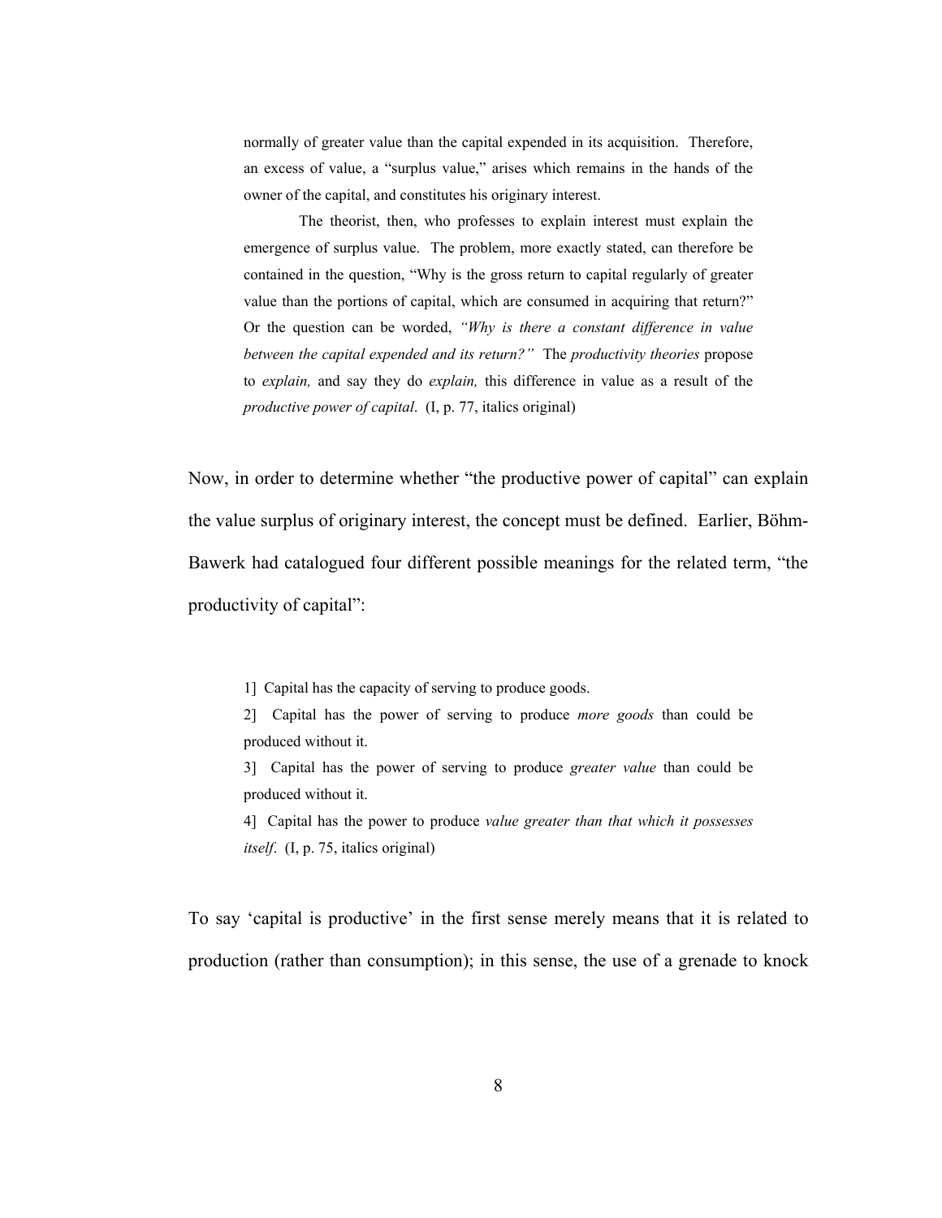> normally of greater value than the capital expended in its acquisition. Therefore, an excess of value, a "surplus value," arises which remains in the hands of the owner of the capital, and constitutes his originary interest.
>
> The theorist, then, who professes to explain interest must explain the emergence of surplus value. The problem, more exactly stated, can therefore be contained in the question, "Why is the gross return to capital regularly of greater value than the portions of capital, which are consumed in acquiring that return?" Or the question can be worded, *"Why is there a constant difference in value between the capital expended and its return?"* The *productivity theories* propose to *explain,* and say they do *explain,* this difference in value as a result of the *productive power of capital*. (I, p. 77, italics original)

Now, in order to determine whether "the productive power of capital" can explain the value surplus of originary interest, the concept must be defined. Earlier, Böhm-Bawerk had catalogued four different possible meanings for the related term, "the productivity of capital":

> 1] Capital has the capacity of serving to produce goods.
>
> 2] Capital has the power of serving to produce *more goods* than could be produced without it.
>
> 3] Capital has the power of serving to produce *greater value* than could be produced without it.
>
> 4] Capital has the power to produce *value greater than that which it possesses itself*. (I, p. 75, italics original)

To say 'capital is productive' in the first sense merely means that it is related to production (rather than consumption); in this sense, the use of a grenade to knock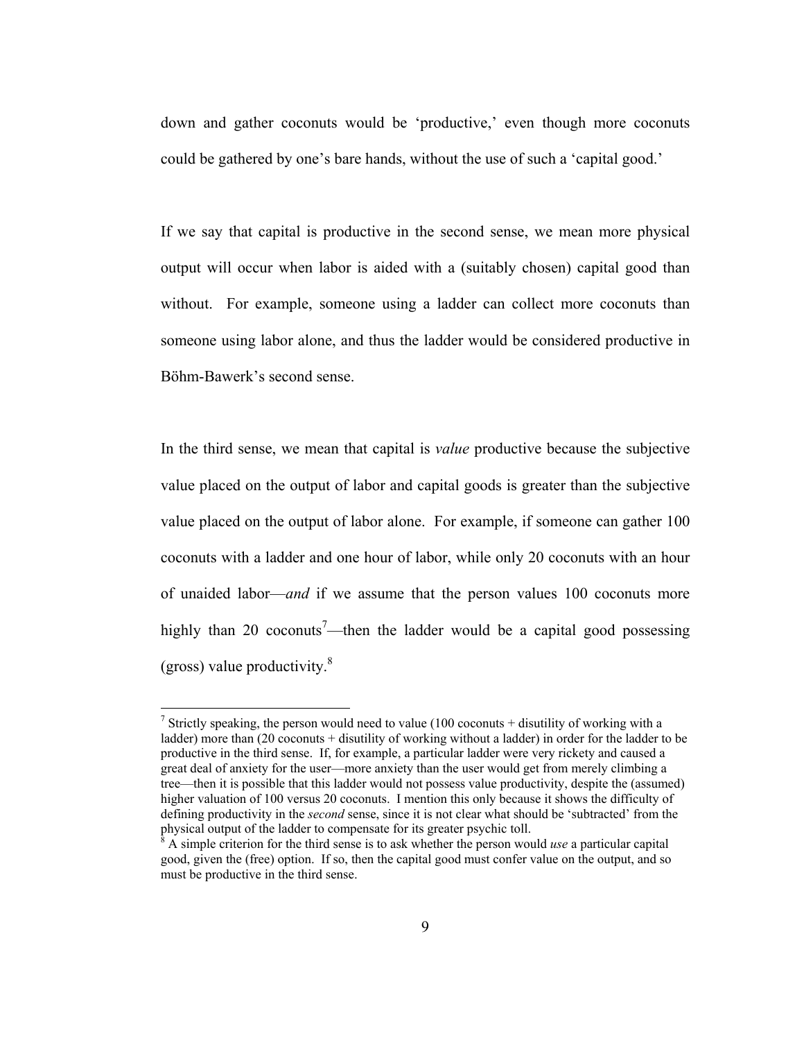down and gather coconuts would be 'productive,' even though more coconuts could be gathered by one's bare hands, without the use of such a 'capital good.'

If we say that capital is productive in the second sense, we mean more physical output will occur when labor is aided with a (suitably chosen) capital good than without. For example, someone using a ladder can collect more coconuts than someone using labor alone, and thus the ladder would be considered productive in Böhm-Bawerk's second sense.

In the third sense, we mean that capital is *value* productive because the subjective value placed on the output of labor and capital goods is greater than the subjective value placed on the output of labor alone. For example, if someone can gather 100 coconuts with a ladder and one hour of labor, while only 20 coconuts with an hour of unaided labor—*and* if we assume that the person values 100 coconuts more highly than 20 coconuts[7]—then the ladder would be a capital good possessing (gross) value productivity.[8]

---

[7] Strictly speaking, the person would need to value (100 coconuts + disutility of working with a ladder) more than (20 coconuts + disutility of working without a ladder) in order for the ladder to be productive in the third sense. If, for example, a particular ladder were very rickety and caused a great deal of anxiety for the user—more anxiety than the user would get from merely climbing a tree—then it is possible that this ladder would not possess value productivity, despite the (assumed) higher valuation of 100 versus 20 coconuts. I mention this only because it shows the difficulty of defining productivity in the *second* sense, since it is not clear what should be 'subtracted' from the physical output of the ladder to compensate for its greater psychic toll.

[8] A simple criterion for the third sense is to ask whether the person would *use* a particular capital good, given the (free) option. If so, then the capital good must confer value on the output, and so must be productive in the third sense.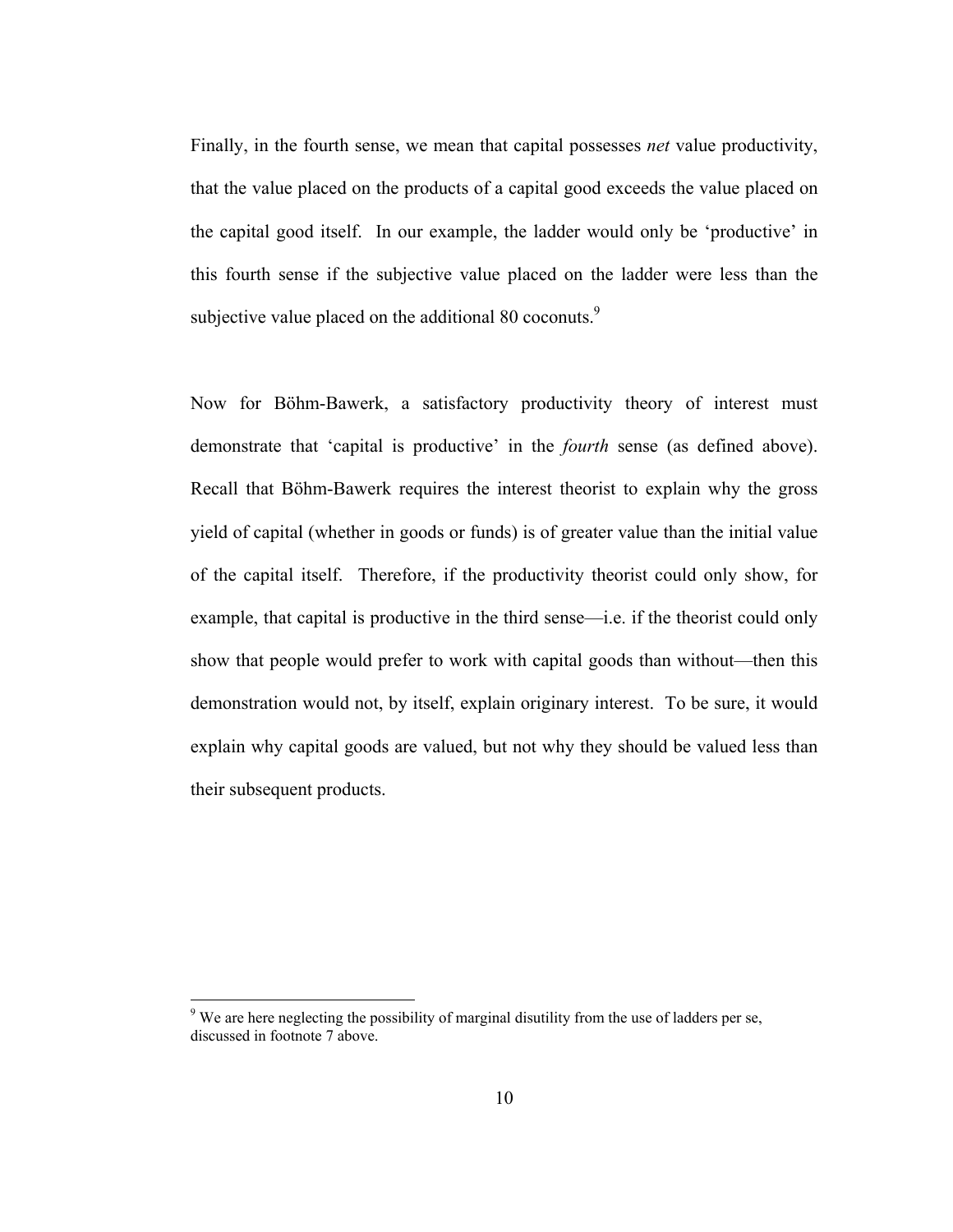Finally, in the fourth sense, we mean that capital possesses *net* value productivity, that the value placed on the products of a capital good exceeds the value placed on the capital good itself. In our example, the ladder would only be 'productive' in this fourth sense if the subjective value placed on the ladder were less than the subjective value placed on the additional 80 coconuts.[9]

Now for Böhm-Bawerk, a satisfactory productivity theory of interest must demonstrate that 'capital is productive' in the *fourth* sense (as defined above). Recall that Böhm-Bawerk requires the interest theorist to explain why the gross yield of capital (whether in goods or funds) is of greater value than the initial value of the capital itself. Therefore, if the productivity theorist could only show, for example, that capital is productive in the third sense—i.e. if the theorist could only show that people would prefer to work with capital goods than without—then this demonstration would not, by itself, explain originary interest. To be sure, it would explain why capital goods are valued, but not why they should be valued less than their subsequent products.

---

[9] We are here neglecting the possibility of marginal disutility from the use of ladders per se, discussed in footnote 7 above.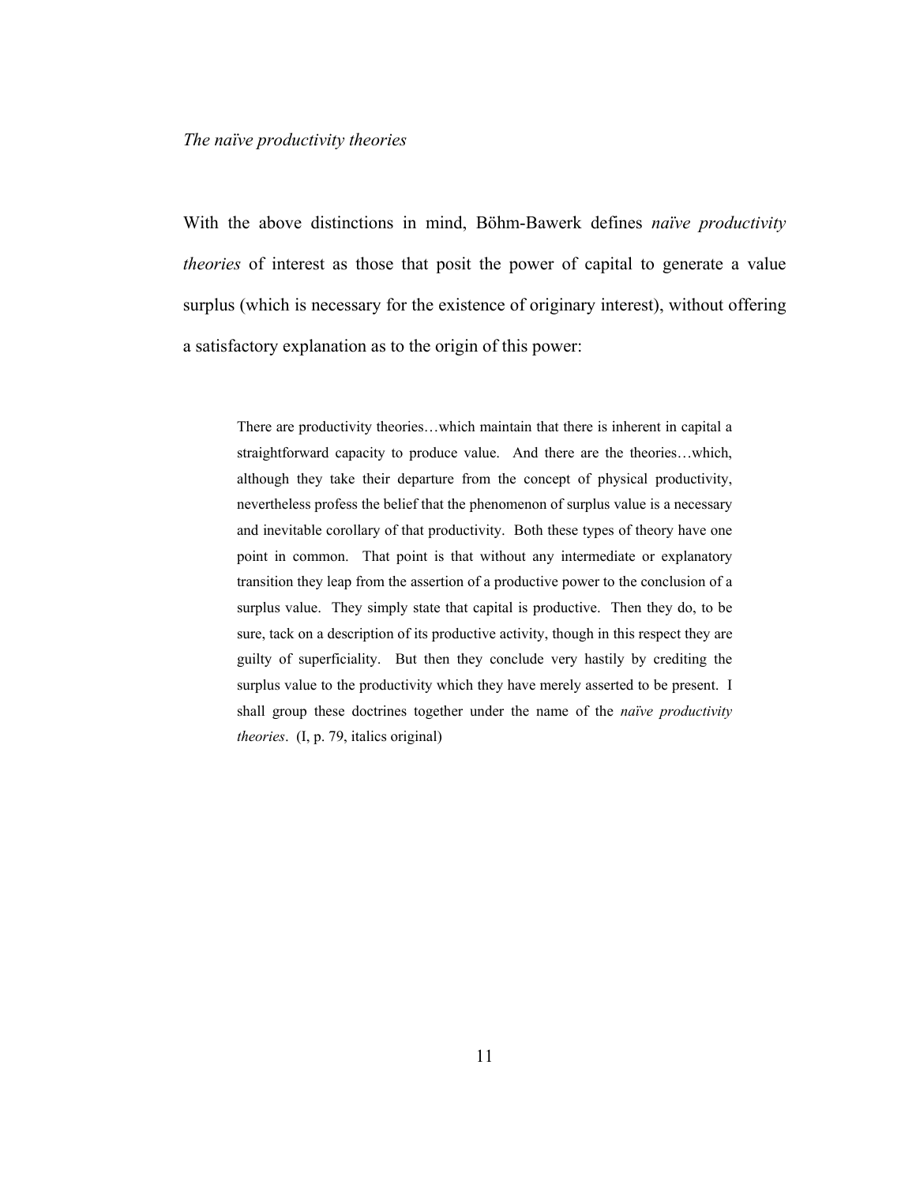*The naïve productivity theories*

With the above distinctions in mind, Böhm-Bawerk defines *naïve productivity theories* of interest as those that posit the power of capital to generate a value surplus (which is necessary for the existence of originary interest), without offering a satisfactory explanation as to the origin of this power:

> There are productivity theories…which maintain that there is inherent in capital a straightforward capacity to produce value. And there are the theories…which, although they take their departure from the concept of physical productivity, nevertheless profess the belief that the phenomenon of surplus value is a necessary and inevitable corollary of that productivity. Both these types of theory have one point in common. That point is that without any intermediate or explanatory transition they leap from the assertion of a productive power to the conclusion of a surplus value. They simply state that capital is productive. Then they do, to be sure, tack on a description of its productive activity, though in this respect they are guilty of superficiality. But then they conclude very hastily by crediting the surplus value to the productivity which they have merely asserted to be present. I shall group these doctrines together under the name of the *naïve productivity theories*. (I, p. 79, italics original)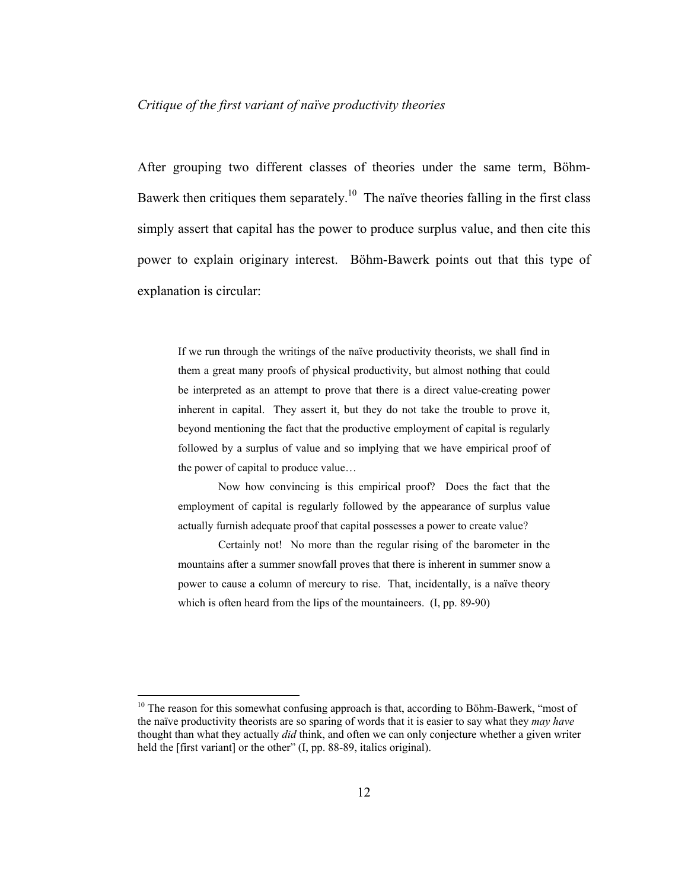*Critique of the first variant of naïve productivity theories*

After grouping two different classes of theories under the same term, Böhm-Bawerk then critiques them separately.[10] The naïve theories falling in the first class simply assert that capital has the power to produce surplus value, and then cite this power to explain originary interest. Böhm-Bawerk points out that this type of explanation is circular:

> If we run through the writings of the naïve productivity theorists, we shall find in them a great many proofs of physical productivity, but almost nothing that could be interpreted as an attempt to prove that there is a direct value-creating power inherent in capital. They assert it, but they do not take the trouble to prove it, beyond mentioning the fact that the productive employment of capital is regularly followed by a surplus of value and so implying that we have empirical proof of the power of capital to produce value…
>
> Now how convincing is this empirical proof? Does the fact that the employment of capital is regularly followed by the appearance of surplus value actually furnish adequate proof that capital possesses a power to create value?
>
> Certainly not! No more than the regular rising of the barometer in the mountains after a summer snowfall proves that there is inherent in summer snow a power to cause a column of mercury to rise. That, incidentally, is a naïve theory which is often heard from the lips of the mountaineers. (I, pp. 89-90)

---

[10] The reason for this somewhat confusing approach is that, according to Böhm-Bawerk, "most of the naïve productivity theorists are so sparing of words that it is easier to say what they *may have* thought than what they actually *did* think, and often we can only conjecture whether a given writer held the [first variant] or the other" (I, pp. 88-89, italics original).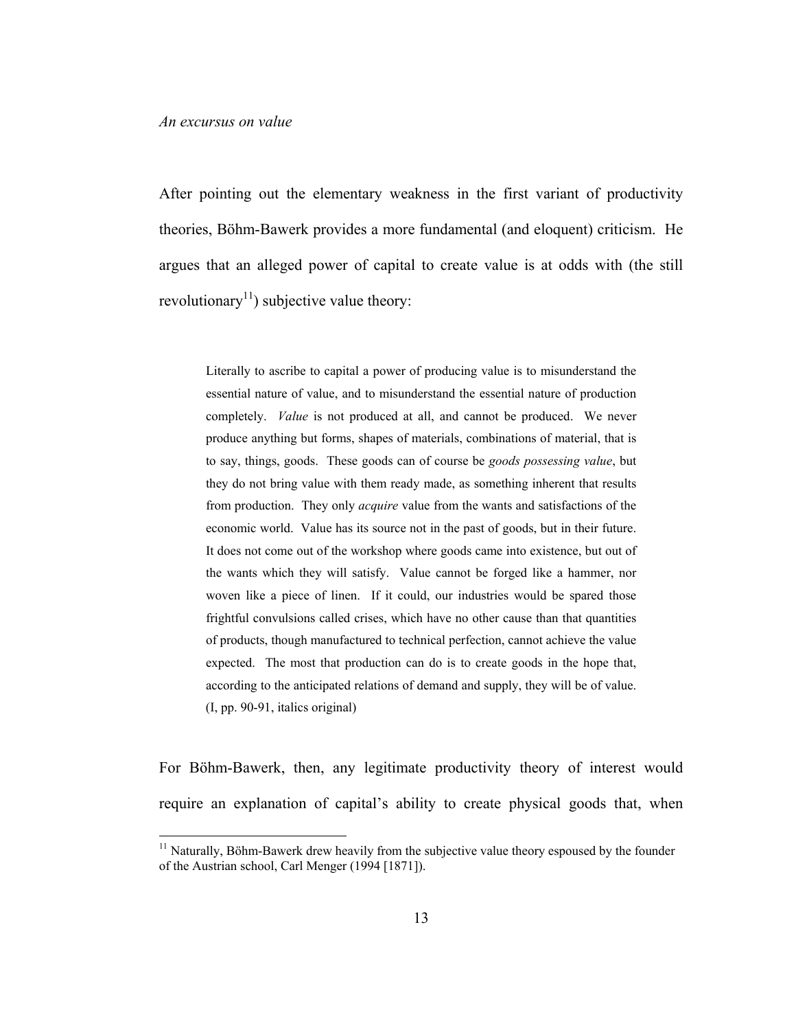*An excursus on value*

After pointing out the elementary weakness in the first variant of productivity theories, Böhm-Bawerk provides a more fundamental (and eloquent) criticism. He argues that an alleged power of capital to create value is at odds with (the still revolutionary[11]) subjective value theory:

> Literally to ascribe to capital a power of producing value is to misunderstand the essential nature of value, and to misunderstand the essential nature of production completely. *Value* is not produced at all, and cannot be produced. We never produce anything but forms, shapes of materials, combinations of material, that is to say, things, goods. These goods can of course be *goods possessing value*, but they do not bring value with them ready made, as something inherent that results from production. They only *acquire* value from the wants and satisfactions of the economic world. Value has its source not in the past of goods, but in their future. It does not come out of the workshop where goods came into existence, but out of the wants which they will satisfy. Value cannot be forged like a hammer, nor woven like a piece of linen. If it could, our industries would be spared those frightful convulsions called crises, which have no other cause than that quantities of products, though manufactured to technical perfection, cannot achieve the value expected. The most that production can do is to create goods in the hope that, according to the anticipated relations of demand and supply, they will be of value. (I, pp. 90-91, italics original)

For Böhm-Bawerk, then, any legitimate productivity theory of interest would require an explanation of capital's ability to create physical goods that, when

[11] Naturally, Böhm-Bawerk drew heavily from the subjective value theory espoused by the founder of the Austrian school, Carl Menger (1994 [1871]).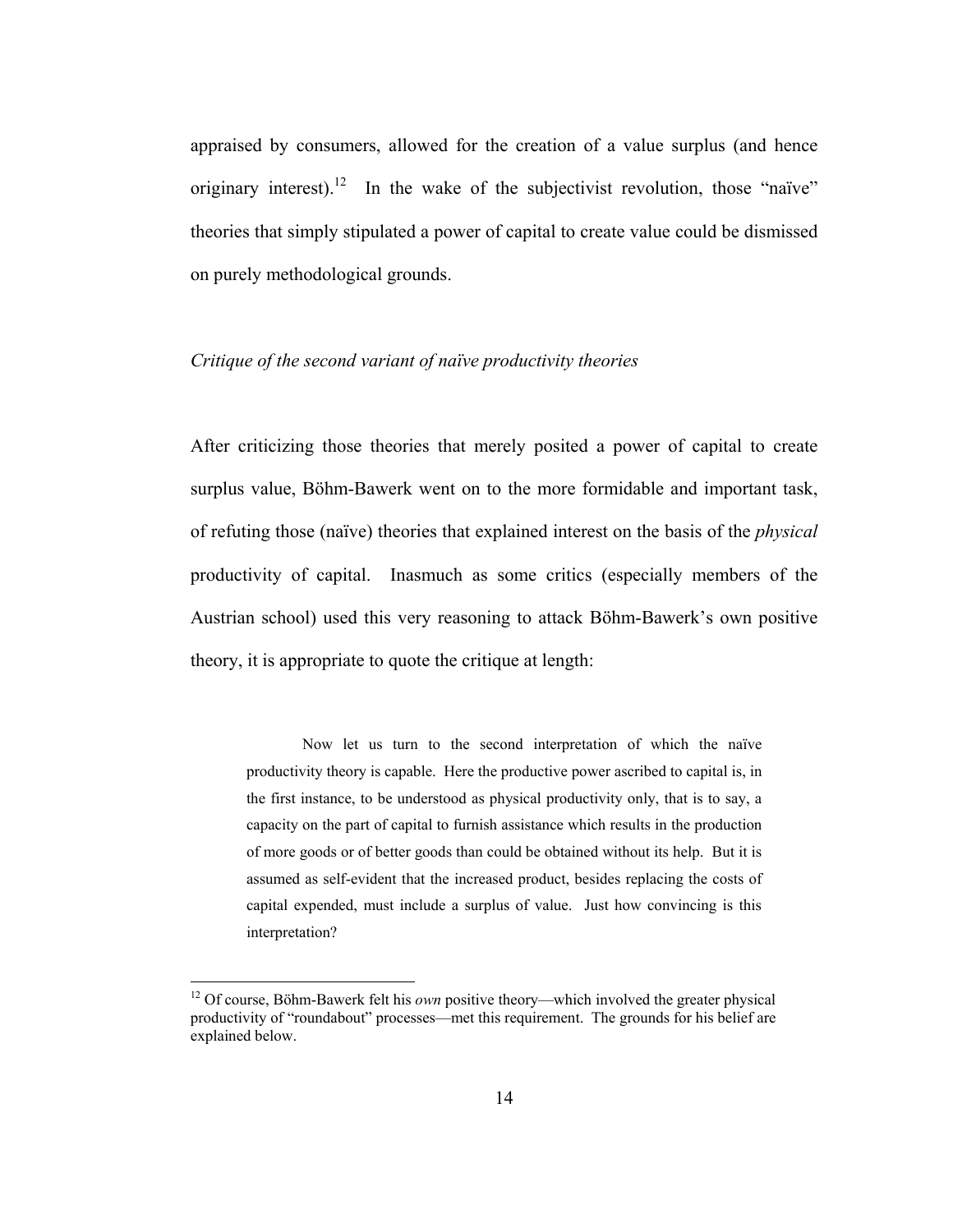appraised by consumers, allowed for the creation of a value surplus (and hence originary interest).[12] In the wake of the subjectivist revolution, those "naïve" theories that simply stipulated a power of capital to create value could be dismissed on purely methodological grounds.

### *Critique of the second variant of naïve productivity theories*

After criticizing those theories that merely posited a power of capital to create surplus value, Böhm-Bawerk went on to the more formidable and important task, of refuting those (naïve) theories that explained interest on the basis of the *physical* productivity of capital. Inasmuch as some critics (especially members of the Austrian school) used this very reasoning to attack Böhm-Bawerk's own positive theory, it is appropriate to quote the critique at length:

> Now let us turn to the second interpretation of which the naïve productivity theory is capable. Here the productive power ascribed to capital is, in the first instance, to be understood as physical productivity only, that is to say, a capacity on the part of capital to furnish assistance which results in the production of more goods or of better goods than could be obtained without its help. But it is assumed as self-evident that the increased product, besides replacing the costs of capital expended, must include a surplus of value. Just how convincing is this interpretation?

---

[12] Of course, Böhm-Bawerk felt his *own* positive theory—which involved the greater physical productivity of "roundabout" processes—met this requirement. The grounds for his belief are explained below.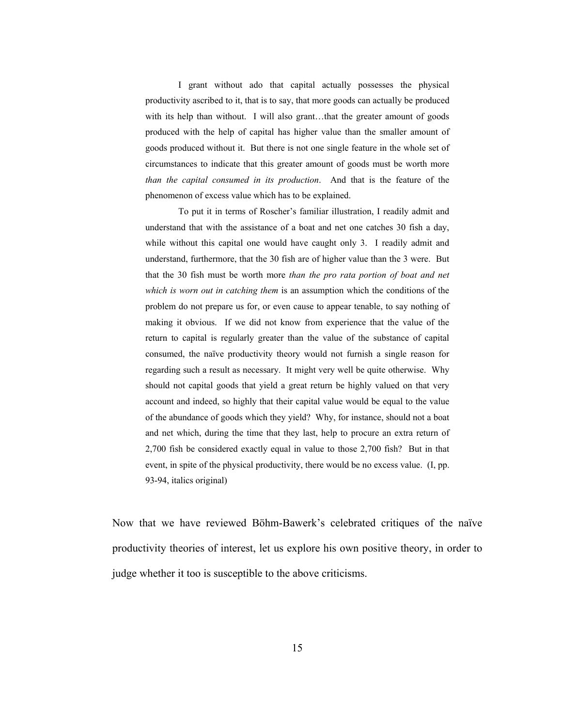> I grant without ado that capital actually possesses the physical productivity ascribed to it, that is to say, that more goods can actually be produced with its help than without. I will also grant…that the greater amount of goods produced with the help of capital has higher value than the smaller amount of goods produced without it. But there is not one single feature in the whole set of circumstances to indicate that this greater amount of goods must be worth more *than the capital consumed in its production*. And that is the feature of the phenomenon of excess value which has to be explained.
>
> To put it in terms of Roscher's familiar illustration, I readily admit and understand that with the assistance of a boat and net one catches 30 fish a day, while without this capital one would have caught only 3. I readily admit and understand, furthermore, that the 30 fish are of higher value than the 3 were. But that the 30 fish must be worth more *than the pro rata portion of boat and net which is worn out in catching them* is an assumption which the conditions of the problem do not prepare us for, or even cause to appear tenable, to say nothing of making it obvious. If we did not know from experience that the value of the return to capital is regularly greater than the value of the substance of capital consumed, the naïve productivity theory would not furnish a single reason for regarding such a result as necessary. It might very well be quite otherwise. Why should not capital goods that yield a great return be highly valued on that very account and indeed, so highly that their capital value would be equal to the value of the abundance of goods which they yield? Why, for instance, should not a boat and net which, during the time that they last, help to procure an extra return of 2,700 fish be considered exactly equal in value to those 2,700 fish? But in that event, in spite of the physical productivity, there would be no excess value. (I, pp. 93-94, italics original)

Now that we have reviewed Böhm-Bawerk's celebrated critiques of the naïve productivity theories of interest, let us explore his own positive theory, in order to judge whether it too is susceptible to the above criticisms.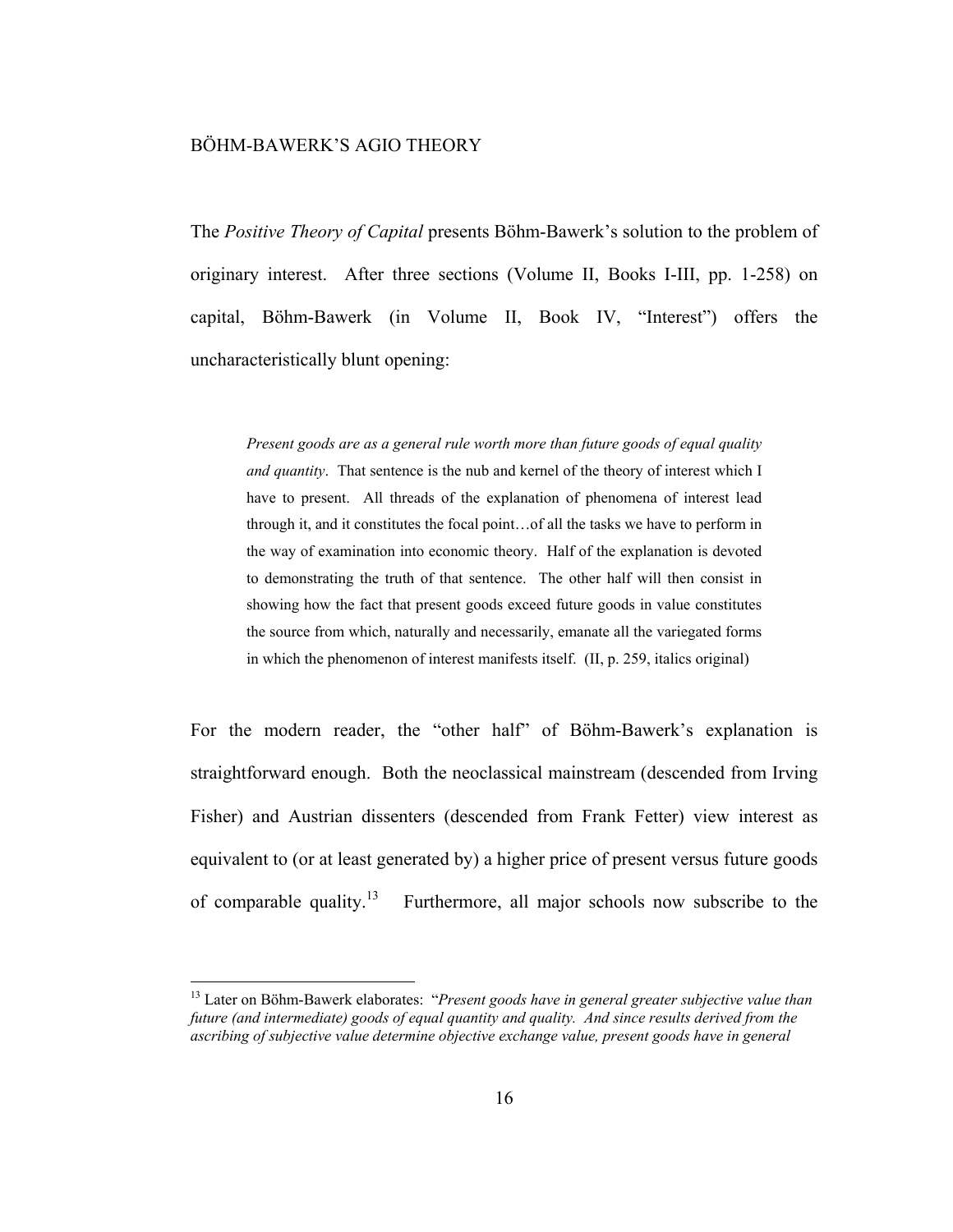## BÖHM-BAWERK'S AGIO THEORY

The *Positive Theory of Capital* presents Böhm-Bawerk's solution to the problem of originary interest. After three sections (Volume II, Books I-III, pp. 1-258) on capital, Böhm-Bawerk (in Volume II, Book IV, "Interest") offers the uncharacteristically blunt opening:

> *Present goods are as a general rule worth more than future goods of equal quality and quantity*. That sentence is the nub and kernel of the theory of interest which I have to present. All threads of the explanation of phenomena of interest lead through it, and it constitutes the focal point…of all the tasks we have to perform in the way of examination into economic theory. Half of the explanation is devoted to demonstrating the truth of that sentence. The other half will then consist in showing how the fact that present goods exceed future goods in value constitutes the source from which, naturally and necessarily, emanate all the variegated forms in which the phenomenon of interest manifests itself. (II, p. 259, italics original)

For the modern reader, the "other half" of Böhm-Bawerk's explanation is straightforward enough. Both the neoclassical mainstream (descended from Irving Fisher) and Austrian dissenters (descended from Frank Fetter) view interest as equivalent to (or at least generated by) a higher price of present versus future goods of comparable quality.[13] Furthermore, all major schools now subscribe to the

[13] Later on Böhm-Bawerk elaborates: "*Present goods have in general greater subjective value than future (and intermediate) goods of equal quantity and quality. And since results derived from the ascribing of subjective value determine objective exchange value, present goods have in general*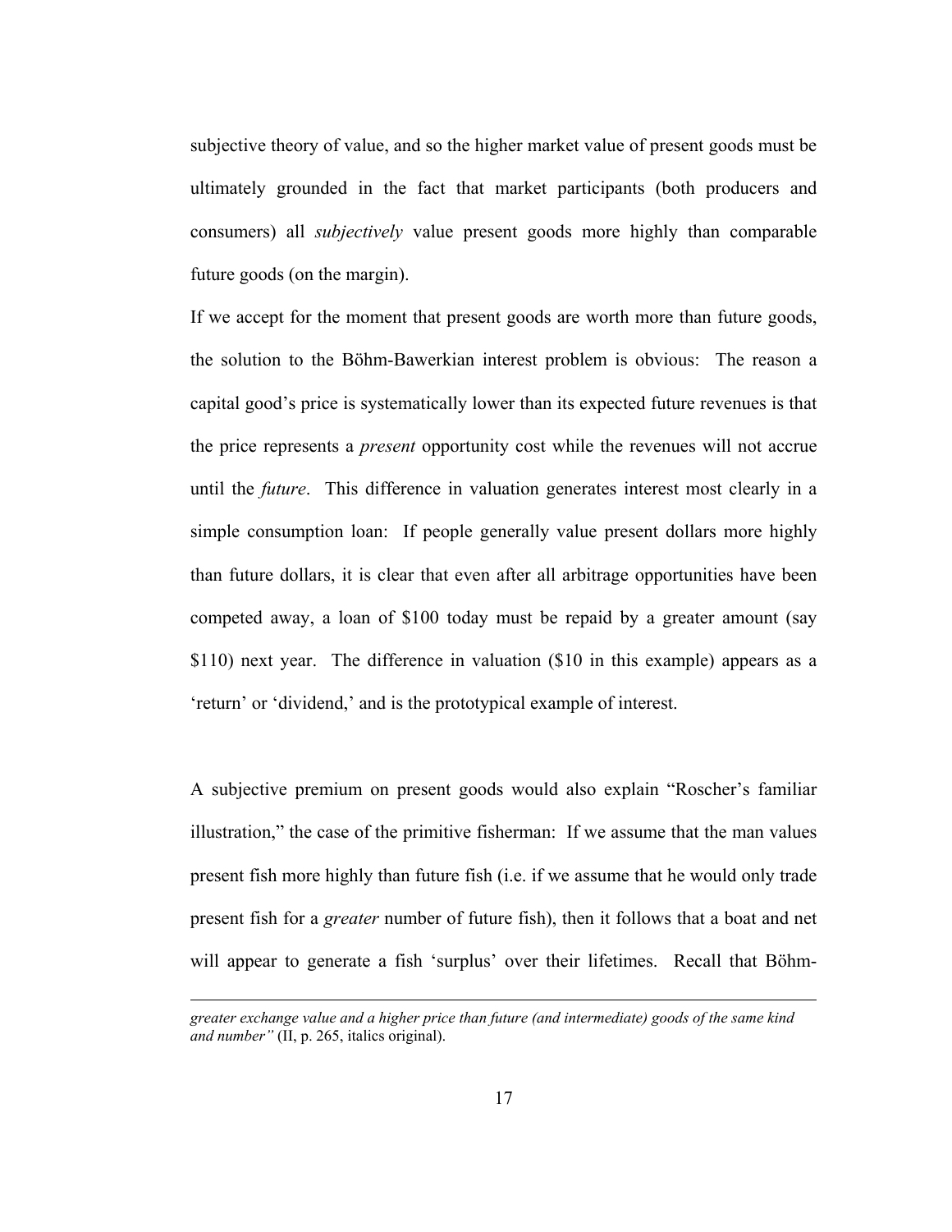subjective theory of value, and so the higher market value of present goods must be ultimately grounded in the fact that market participants (both producers and consumers) all *subjectively* value present goods more highly than comparable future goods (on the margin).

If we accept for the moment that present goods are worth more than future goods, the solution to the Böhm-Bawerkian interest problem is obvious: The reason a capital good's price is systematically lower than its expected future revenues is that the price represents a *present* opportunity cost while the revenues will not accrue until the *future*. This difference in valuation generates interest most clearly in a simple consumption loan: If people generally value present dollars more highly than future dollars, it is clear that even after all arbitrage opportunities have been competed away, a loan of $100 today must be repaid by a greater amount (say $110) next year. The difference in valuation ($10 in this example) appears as a 'return' or 'dividend,' and is the prototypical example of interest.

A subjective premium on present goods would also explain "Roscher's familiar illustration," the case of the primitive fisherman: If we assume that the man values present fish more highly than future fish (i.e. if we assume that he would only trade present fish for a *greater* number of future fish), then it follows that a boat and net will appear to generate a fish 'surplus' over their lifetimes. Recall that Böhm-

---

*greater exchange value and a higher price than future (and intermediate) goods of the same kind and number"* (II, p. 265, italics original).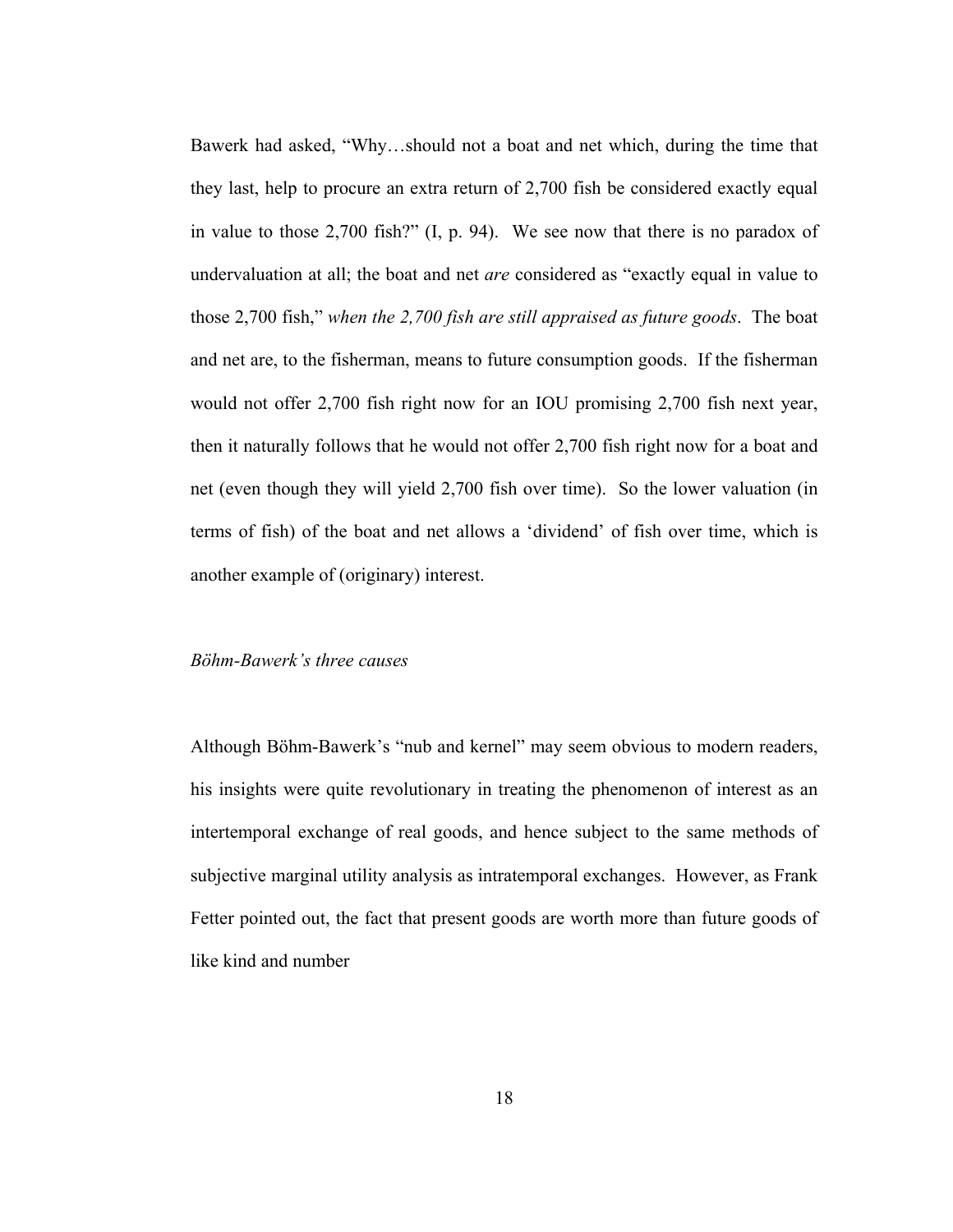Bawerk had asked, "Why…should not a boat and net which, during the time that they last, help to procure an extra return of 2,700 fish be considered exactly equal in value to those 2,700 fish?" (I, p. 94). We see now that there is no paradox of undervaluation at all; the boat and net *are* considered as "exactly equal in value to those 2,700 fish," *when the 2,700 fish are still appraised as future goods*. The boat and net are, to the fisherman, means to future consumption goods. If the fisherman would not offer 2,700 fish right now for an IOU promising 2,700 fish next year, then it naturally follows that he would not offer 2,700 fish right now for a boat and net (even though they will yield 2,700 fish over time). So the lower valuation (in terms of fish) of the boat and net allows a 'dividend' of fish over time, which is another example of (originary) interest.

### *Böhm-Bawerk's three causes*

Although Böhm-Bawerk's "nub and kernel" may seem obvious to modern readers, his insights were quite revolutionary in treating the phenomenon of interest as an intertemporal exchange of real goods, and hence subject to the same methods of subjective marginal utility analysis as intratemporal exchanges. However, as Frank Fetter pointed out, the fact that present goods are worth more than future goods of like kind and number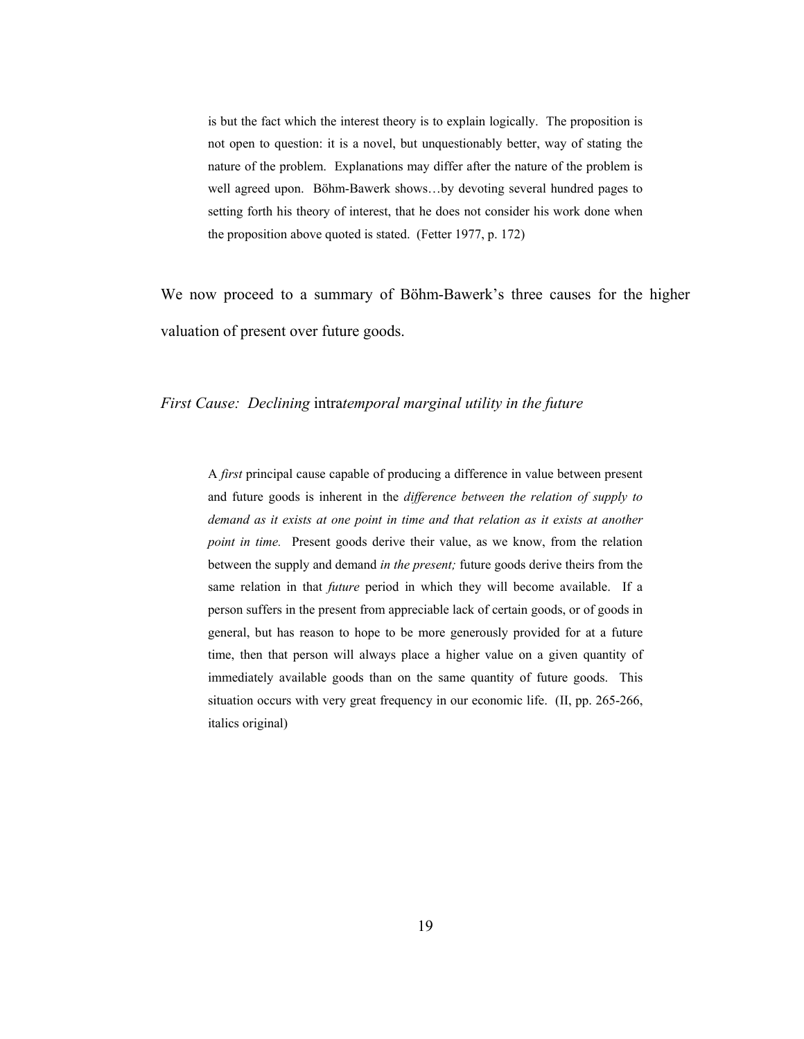> is but the fact which the interest theory is to explain logically. The proposition is not open to question: it is a novel, but unquestionably better, way of stating the nature of the problem. Explanations may differ after the nature of the problem is well agreed upon. Böhm-Bawerk shows…by devoting several hundred pages to setting forth his theory of interest, that he does not consider his work done when the proposition above quoted is stated. (Fetter 1977, p. 172)

We now proceed to a summary of Böhm-Bawerk's three causes for the higher valuation of present over future goods.

*First Cause: Declining* intra*temporal marginal utility in the future*

> A *first* principal cause capable of producing a difference in value between present and future goods is inherent in the *difference between the relation of supply to demand as it exists at one point in time and that relation as it exists at another point in time.* Present goods derive their value, as we know, from the relation between the supply and demand *in the present;* future goods derive theirs from the same relation in that *future* period in which they will become available. If a person suffers in the present from appreciable lack of certain goods, or of goods in general, but has reason to hope to be more generously provided for at a future time, then that person will always place a higher value on a given quantity of immediately available goods than on the same quantity of future goods. This situation occurs with very great frequency in our economic life. (II, pp. 265-266, italics original)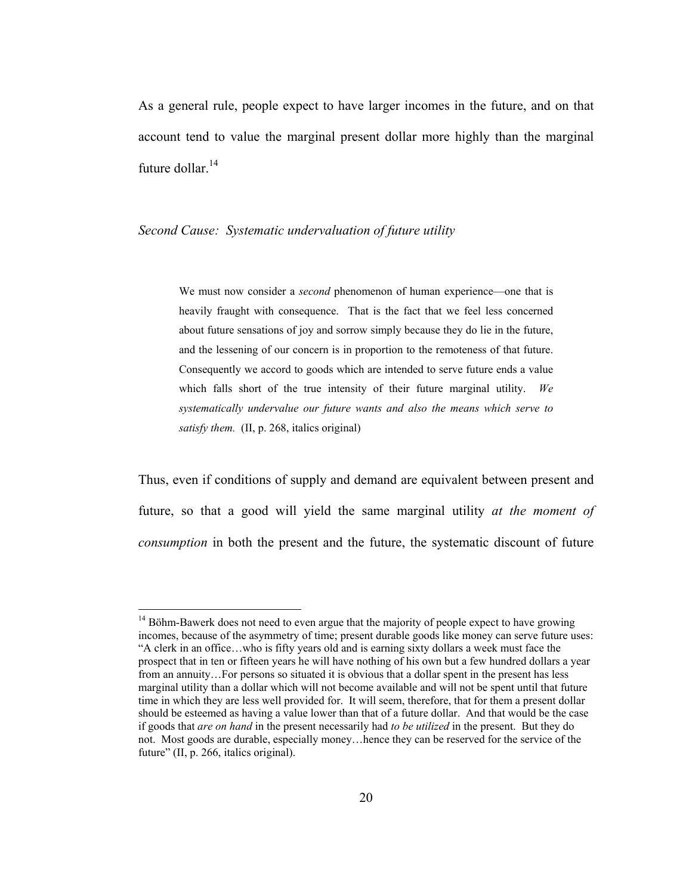As a general rule, people expect to have larger incomes in the future, and on that account tend to value the marginal present dollar more highly than the marginal future dollar.[14]

*Second Cause: Systematic undervaluation of future utility*

> We must now consider a *second* phenomenon of human experience—one that is heavily fraught with consequence. That is the fact that we feel less concerned about future sensations of joy and sorrow simply because they do lie in the future, and the lessening of our concern is in proportion to the remoteness of that future. Consequently we accord to goods which are intended to serve future ends a value which falls short of the true intensity of their future marginal utility. *We systematically undervalue our future wants and also the means which serve to satisfy them.* (II, p. 268, italics original)

Thus, even if conditions of supply and demand are equivalent between present and future, so that a good will yield the same marginal utility *at the moment of consumption* in both the present and the future, the systematic discount of future

---

[14] Böhm-Bawerk does not need to even argue that the majority of people expect to have growing incomes, because of the asymmetry of time; present durable goods like money can serve future uses: "A clerk in an office…who is fifty years old and is earning sixty dollars a week must face the prospect that in ten or fifteen years he will have nothing of his own but a few hundred dollars a year from an annuity…For persons so situated it is obvious that a dollar spent in the present has less marginal utility than a dollar which will not become available and will not be spent until that future time in which they are less well provided for. It will seem, therefore, that for them a present dollar should be esteemed as having a value lower than that of a future dollar. And that would be the case if goods that *are on hand* in the present necessarily had *to be utilized* in the present. But they do not. Most goods are durable, especially money…hence they can be reserved for the service of the future" (II, p. 266, italics original).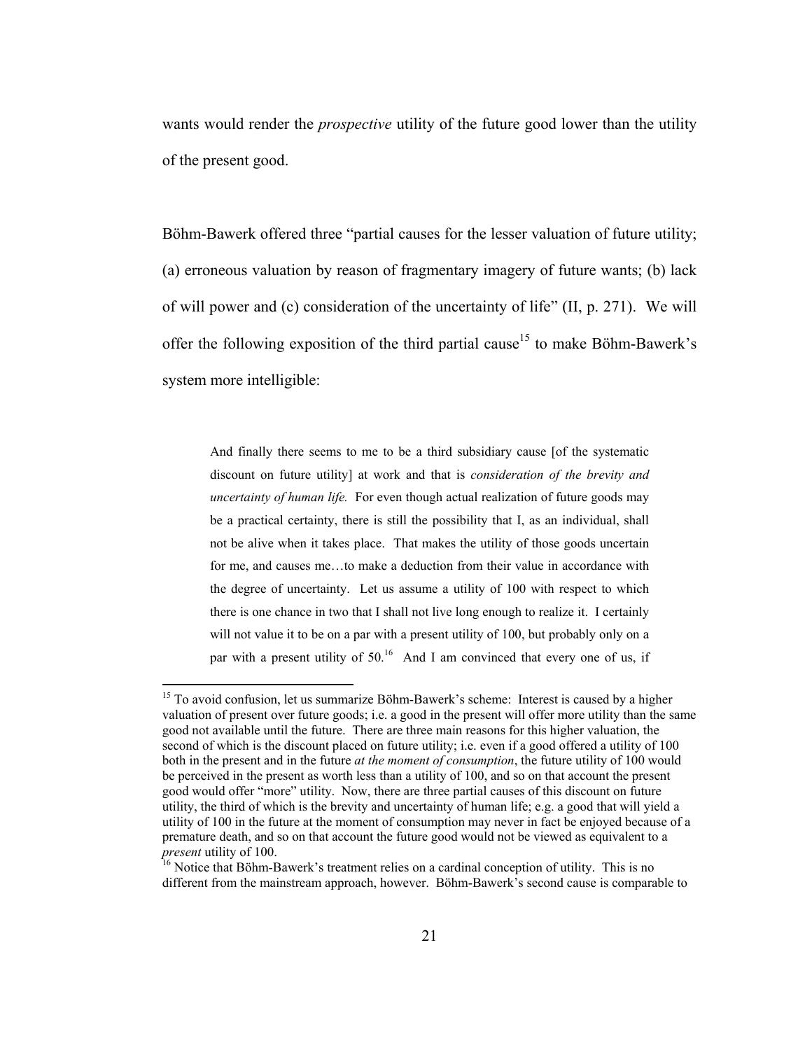wants would render the *prospective* utility of the future good lower than the utility of the present good.

Böhm-Bawerk offered three "partial causes for the lesser valuation of future utility; (a) erroneous valuation by reason of fragmentary imagery of future wants; (b) lack of will power and (c) consideration of the uncertainty of life" (II, p. 271). We will offer the following exposition of the third partial cause[15] to make Böhm-Bawerk's system more intelligible:

> And finally there seems to me to be a third subsidiary cause [of the systematic discount on future utility] at work and that is *consideration of the brevity and uncertainty of human life.* For even though actual realization of future goods may be a practical certainty, there is still the possibility that I, as an individual, shall not be alive when it takes place. That makes the utility of those goods uncertain for me, and causes me…to make a deduction from their value in accordance with the degree of uncertainty. Let us assume a utility of 100 with respect to which there is one chance in two that I shall not live long enough to realize it. I certainly will not value it to be on a par with a present utility of 100, but probably only on a par with a present utility of 50.[16] And I am convinced that every one of us, if

[15] To avoid confusion, let us summarize Böhm-Bawerk's scheme: Interest is caused by a higher valuation of present over future goods; i.e. a good in the present will offer more utility than the same good not available until the future. There are three main reasons for this higher valuation, the second of which is the discount placed on future utility; i.e. even if a good offered a utility of 100 both in the present and in the future *at the moment of consumption*, the future utility of 100 would be perceived in the present as worth less than a utility of 100, and so on that account the present good would offer "more" utility. Now, there are three partial causes of this discount on future utility, the third of which is the brevity and uncertainty of human life; e.g. a good that will yield a utility of 100 in the future at the moment of consumption may never in fact be enjoyed because of a premature death, and so on that account the future good would not be viewed as equivalent to a *present* utility of 100.

[16] Notice that Böhm-Bawerk's treatment relies on a cardinal conception of utility. This is no different from the mainstream approach, however. Böhm-Bawerk's second cause is comparable to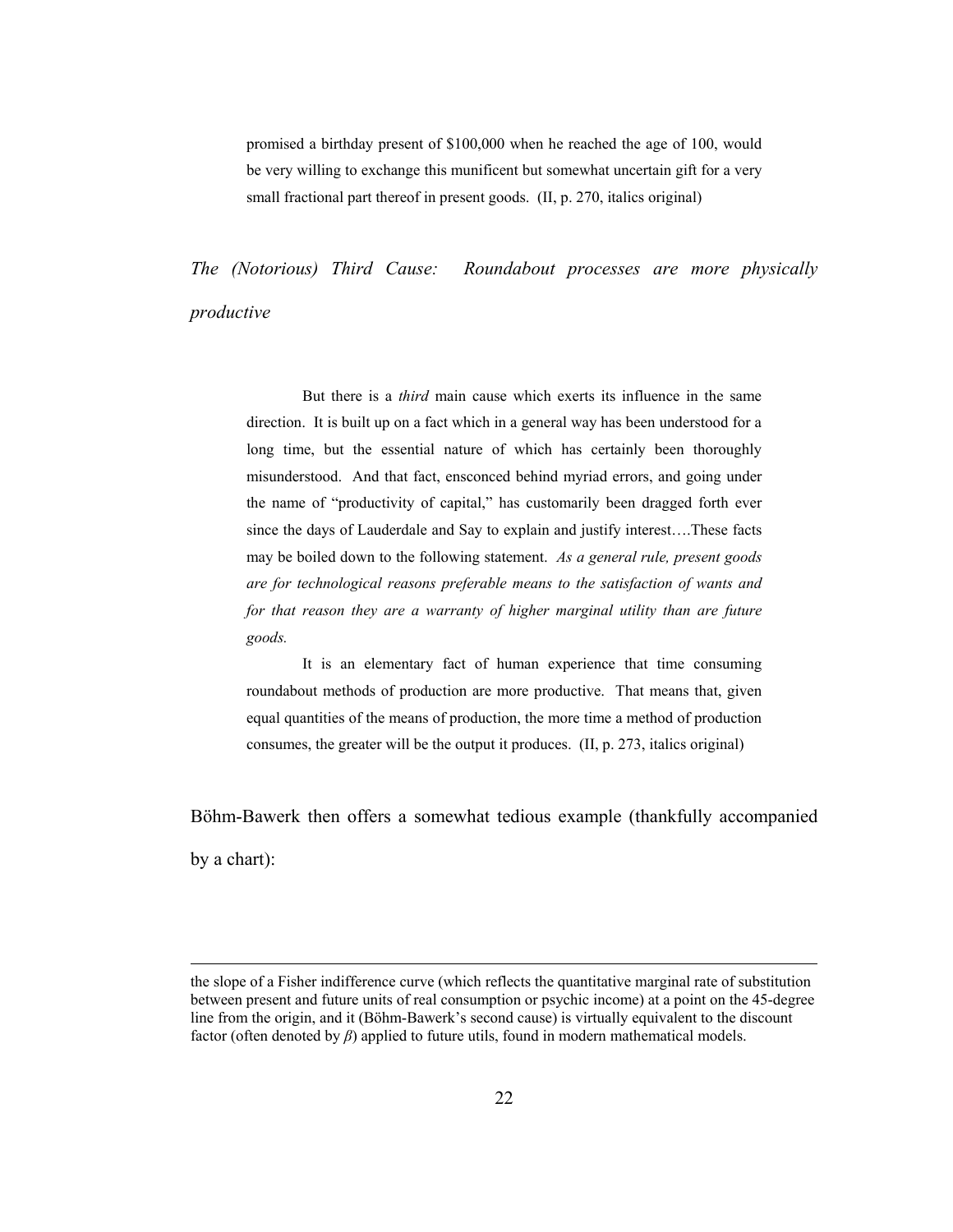> promised a birthday present of $100,000 when he reached the age of 100, would be very willing to exchange this munificent but somewhat uncertain gift for a very small fractional part thereof in present goods. (II, p. 270, italics original)

*The (Notorious) Third Cause: Roundabout processes are more physically productive*

> But there is a *third* main cause which exerts its influence in the same direction. It is built up on a fact which in a general way has been understood for a long time, but the essential nature of which has certainly been thoroughly misunderstood. And that fact, ensconced behind myriad errors, and going under the name of "productivity of capital," has customarily been dragged forth ever since the days of Lauderdale and Say to explain and justify interest….These facts may be boiled down to the following statement. *As a general rule, present goods are for technological reasons preferable means to the satisfaction of wants and for that reason they are a warranty of higher marginal utility than are future goods.*
>
> It is an elementary fact of human experience that time consuming roundabout methods of production are more productive. That means that, given equal quantities of the means of production, the more time a method of production consumes, the greater will be the output it produces. (II, p. 273, italics original)

Böhm-Bawerk then offers a somewhat tedious example (thankfully accompanied by a chart):

---

the slope of a Fisher indifference curve (which reflects the quantitative marginal rate of substitution between present and future units of real consumption or psychic income) at a point on the 45-degree line from the origin, and it (Böhm-Bawerk's second cause) is virtually equivalent to the discount factor (often denoted by *β*) applied to future utils, found in modern mathematical models.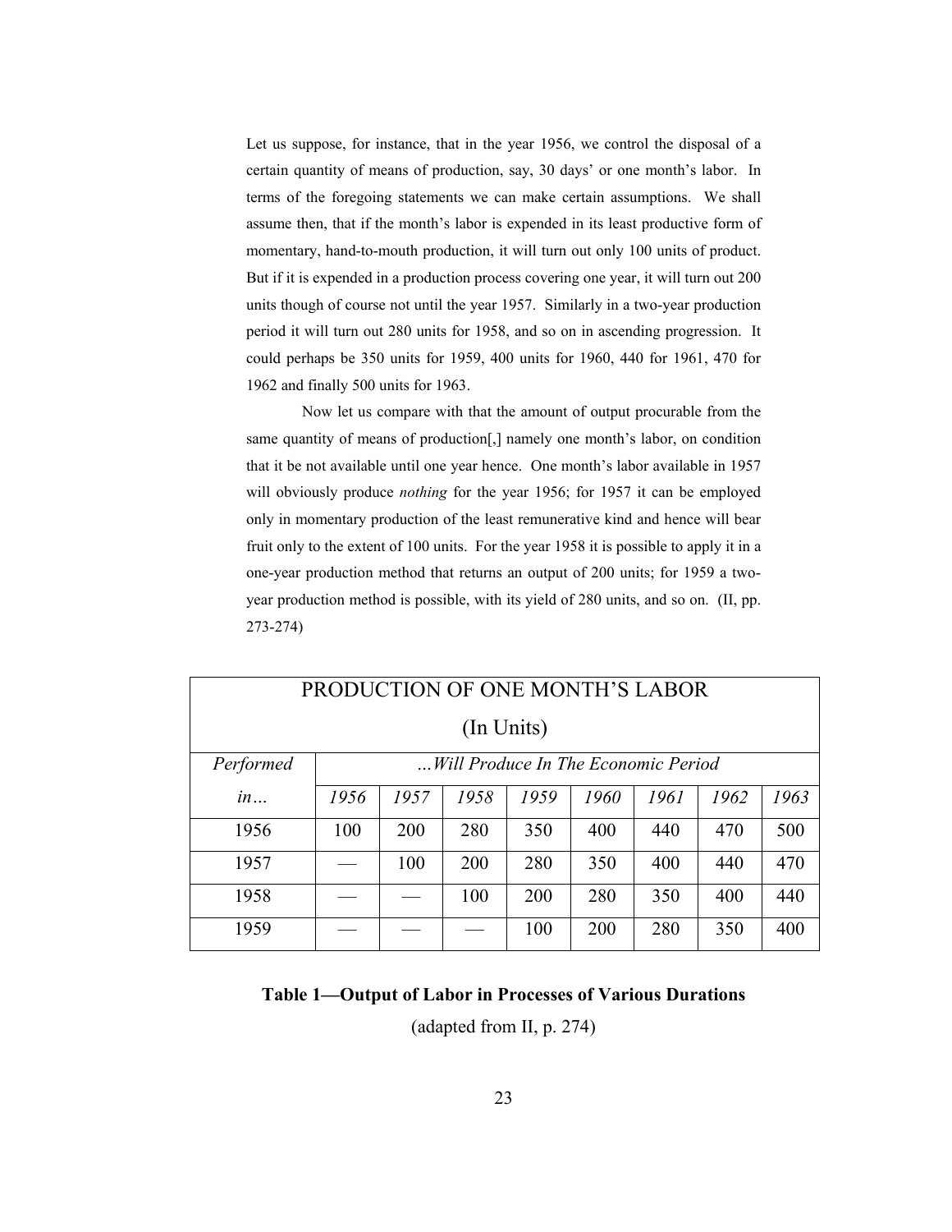Let us suppose, for instance, that in the year 1956, we control the disposal of a certain quantity of means of production, say, 30 days' or one month's labor. In terms of the foregoing statements we can make certain assumptions. We shall assume then, that if the month's labor is expended in its least productive form of momentary, hand-to-mouth production, it will turn out only 100 units of product. But if it is expended in a production process covering one year, it will turn out 200 units though of course not until the year 1957. Similarly in a two-year production period it will turn out 280 units for 1958, and so on in ascending progression. It could perhaps be 350 units for 1959, 400 units for 1960, 440 for 1961, 470 for 1962 and finally 500 units for 1963.

Now let us compare with that the amount of output procurable from the same quantity of means of production[,] namely one month's labor, on condition that it be not available until one year hence. One month's labor available in 1957 will obviously produce *nothing* for the year 1956; for 1957 it can be employed only in momentary production of the least remunerative kind and hence will bear fruit only to the extent of 100 units. For the year 1958 it is possible to apply it in a one-year production method that returns an output of 200 units; for 1959 a two-year production method is possible, with its yield of 280 units, and so on. (II, pp. 273-274)

| PRODUCTION OF ONE MONTH'S LABOR (In Units) | | | | | | | | |
|---|---|---|---|---|---|---|---|---|
| *Performed* | *…Will Produce In The Economic Period* | | | | | | | |
| *in…* | *1956* | *1957* | *1958* | *1959* | *1960* | *1961* | *1962* | *1963* |
| 1956 | 100 | 200 | 280 | 350 | 400 | 440 | 470 | 500 |
| 1957 | — | 100 | 200 | 280 | 350 | 400 | 440 | 470 |
| 1958 | — | — | 100 | 200 | 280 | 350 | 400 | 440 |
| 1959 | — | — | — | 100 | 200 | 280 | 350 | 400 |

**Table 1—Output of Labor in Processes of Various Durations**

(adapted from II, p. 274)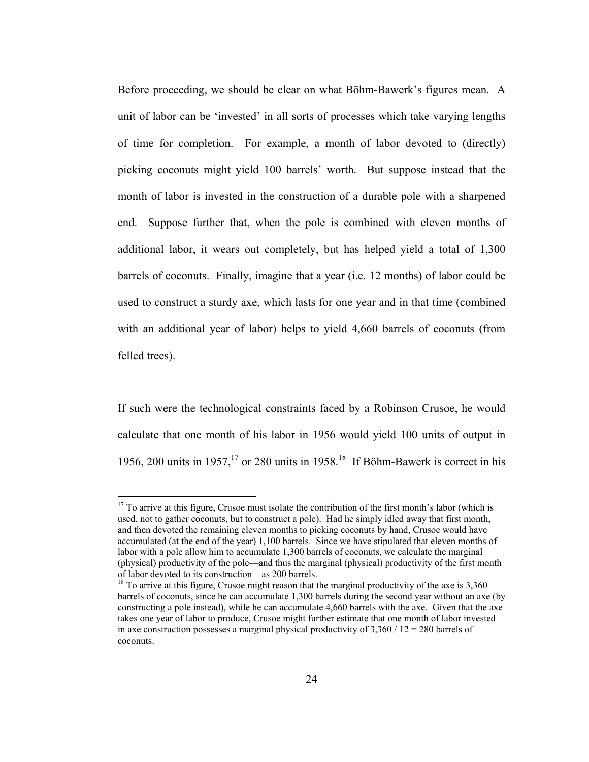Before proceeding, we should be clear on what Böhm-Bawerk's figures mean. A unit of labor can be 'invested' in all sorts of processes which take varying lengths of time for completion. For example, a month of labor devoted to (directly) picking coconuts might yield 100 barrels' worth. But suppose instead that the month of labor is invested in the construction of a durable pole with a sharpened end. Suppose further that, when the pole is combined with eleven months of additional labor, it wears out completely, but has helped yield a total of 1,300 barrels of coconuts. Finally, imagine that a year (i.e. 12 months) of labor could be used to construct a sturdy axe, which lasts for one year and in that time (combined with an additional year of labor) helps to yield 4,660 barrels of coconuts (from felled trees).

If such were the technological constraints faced by a Robinson Crusoe, he would calculate that one month of his labor in 1956 would yield 100 units of output in 1956, 200 units in 1957,[17] or 280 units in 1958.[18] If Böhm-Bawerk is correct in his

---

[17] To arrive at this figure, Crusoe must isolate the contribution of the first month's labor (which is used, not to gather coconuts, but to construct a pole). Had he simply idled away that first month, and then devoted the remaining eleven months to picking coconuts by hand, Crusoe would have accumulated (at the end of the year) 1,100 barrels. Since we have stipulated that eleven months of labor with a pole allow him to accumulate 1,300 barrels of coconuts, we calculate the marginal (physical) productivity of the pole—and thus the marginal (physical) productivity of the first month of labor devoted to its construction—as 200 barrels.

[18] To arrive at this figure, Crusoe might reason that the marginal productivity of the axe is 3,360 barrels of coconuts, since he can accumulate 1,300 barrels during the second year without an axe (by constructing a pole instead), while he can accumulate 4,660 barrels with the axe. Given that the axe takes one year of labor to produce, Crusoe might further estimate that one month of labor invested in axe construction possesses a marginal physical productivity of 3,360 / 12 = 280 barrels of coconuts.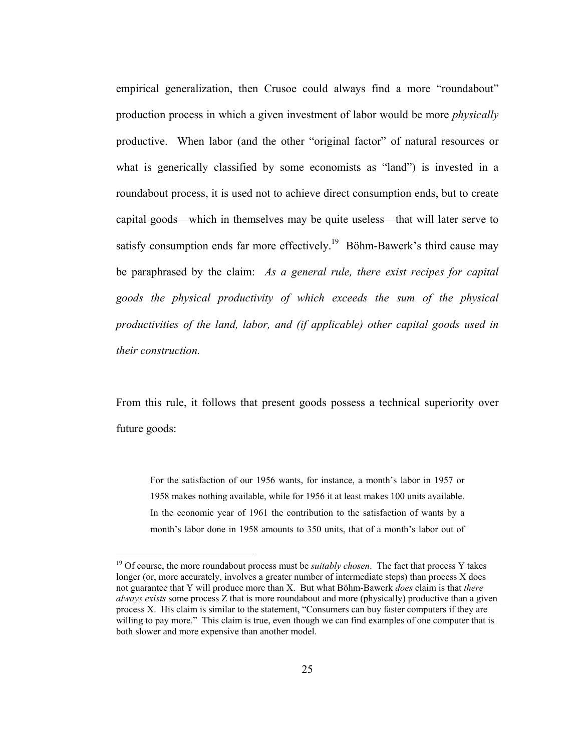empirical generalization, then Crusoe could always find a more "roundabout" production process in which a given investment of labor would be more *physically* productive. When labor (and the other "original factor" of natural resources or what is generically classified by some economists as "land") is invested in a roundabout process, it is used not to achieve direct consumption ends, but to create capital goods—which in themselves may be quite useless—that will later serve to satisfy consumption ends far more effectively.[19] Böhm-Bawerk's third cause may be paraphrased by the claim: *As a general rule, there exist recipes for capital goods the physical productivity of which exceeds the sum of the physical productivities of the land, labor, and (if applicable) other capital goods used in their construction.*

From this rule, it follows that present goods possess a technical superiority over future goods:

> For the satisfaction of our 1956 wants, for instance, a month's labor in 1957 or 1958 makes nothing available, while for 1956 it at least makes 100 units available. In the economic year of 1961 the contribution to the satisfaction of wants by a month's labor done in 1958 amounts to 350 units, that of a month's labor out of

[19] Of course, the more roundabout process must be *suitably chosen*. The fact that process Y takes longer (or, more accurately, involves a greater number of intermediate steps) than process X does not guarantee that Y will produce more than X. But what Böhm-Bawerk *does* claim is that *there always exists* some process Z that is more roundabout and more (physically) productive than a given process X. His claim is similar to the statement, "Consumers can buy faster computers if they are willing to pay more." This claim is true, even though we can find examples of one computer that is both slower and more expensive than another model.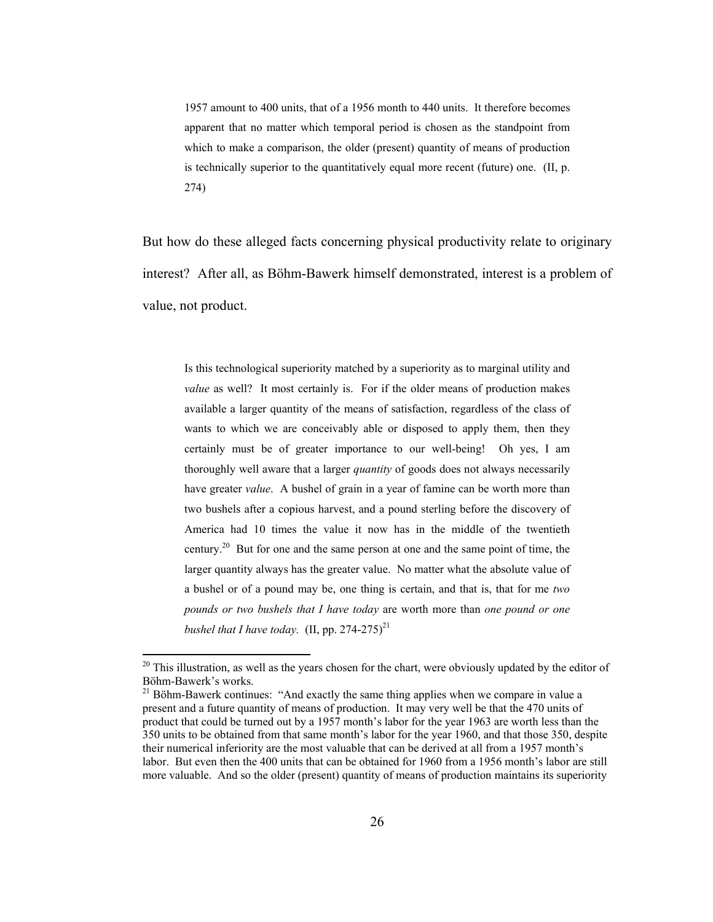> 1957 amount to 400 units, that of a 1956 month to 440 units. It therefore becomes apparent that no matter which temporal period is chosen as the standpoint from which to make a comparison, the older (present) quantity of means of production is technically superior to the quantitatively equal more recent (future) one. (II, p. 274)

But how do these alleged facts concerning physical productivity relate to originary interest? After all, as Böhm-Bawerk himself demonstrated, interest is a problem of value, not product.

> Is this technological superiority matched by a superiority as to marginal utility and *value* as well? It most certainly is. For if the older means of production makes available a larger quantity of the means of satisfaction, regardless of the class of wants to which we are conceivably able or disposed to apply them, then they certainly must be of greater importance to our well-being! Oh yes, I am thoroughly well aware that a larger *quantity* of goods does not always necessarily have greater *value*. A bushel of grain in a year of famine can be worth more than two bushels after a copious harvest, and a pound sterling before the discovery of America had 10 times the value it now has in the middle of the twentieth century.[20] But for one and the same person at one and the same point of time, the larger quantity always has the greater value. No matter what the absolute value of a bushel or of a pound may be, one thing is certain, and that is, that for me *two pounds or two bushels that I have today* are worth more than *one pound or one bushel that I have today.* (II, pp. 274-275)[21]

---

[20] This illustration, as well as the years chosen for the chart, were obviously updated by the editor of Böhm-Bawerk's works.

[21] Böhm-Bawerk continues: "And exactly the same thing applies when we compare in value a present and a future quantity of means of production. It may very well be that the 470 units of product that could be turned out by a 1957 month's labor for the year 1963 are worth less than the 350 units to be obtained from that same month's labor for the year 1960, and that those 350, despite their numerical inferiority are the most valuable that can be derived at all from a 1957 month's labor. But even then the 400 units that can be obtained for 1960 from a 1956 month's labor are still more valuable. And so the older (present) quantity of means of production maintains its superiority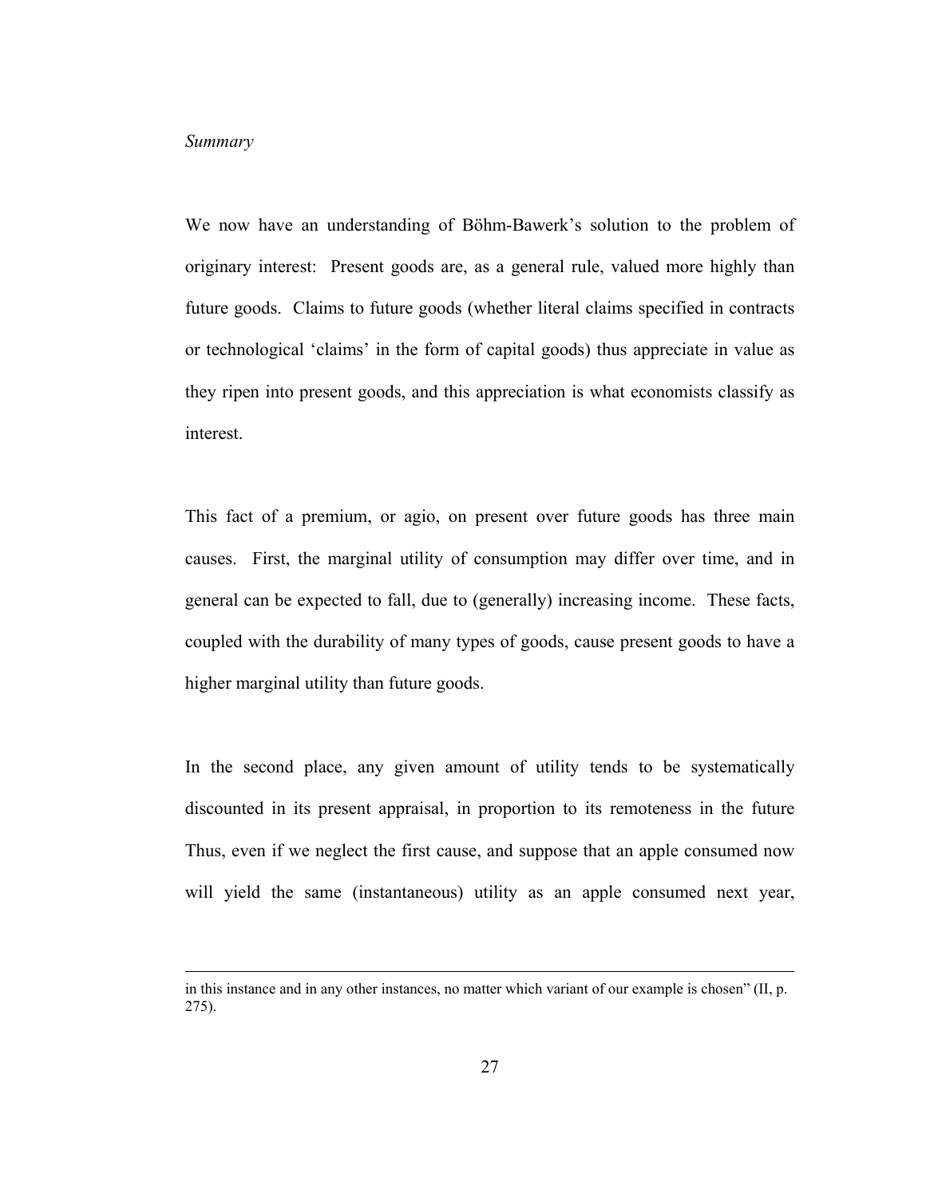*Summary*

We now have an understanding of Böhm-Bawerk's solution to the problem of originary interest: Present goods are, as a general rule, valued more highly than future goods. Claims to future goods (whether literal claims specified in contracts or technological 'claims' in the form of capital goods) thus appreciate in value as they ripen into present goods, and this appreciation is what economists classify as interest.

This fact of a premium, or agio, on present over future goods has three main causes. First, the marginal utility of consumption may differ over time, and in general can be expected to fall, due to (generally) increasing income. These facts, coupled with the durability of many types of goods, cause present goods to have a higher marginal utility than future goods.

In the second place, any given amount of utility tends to be systematically discounted in its present appraisal, in proportion to its remoteness in the future Thus, even if we neglect the first cause, and suppose that an apple consumed now will yield the same (instantaneous) utility as an apple consumed next year,

---

in this instance and in any other instances, no matter which variant of our example is chosen" (II, p. 275).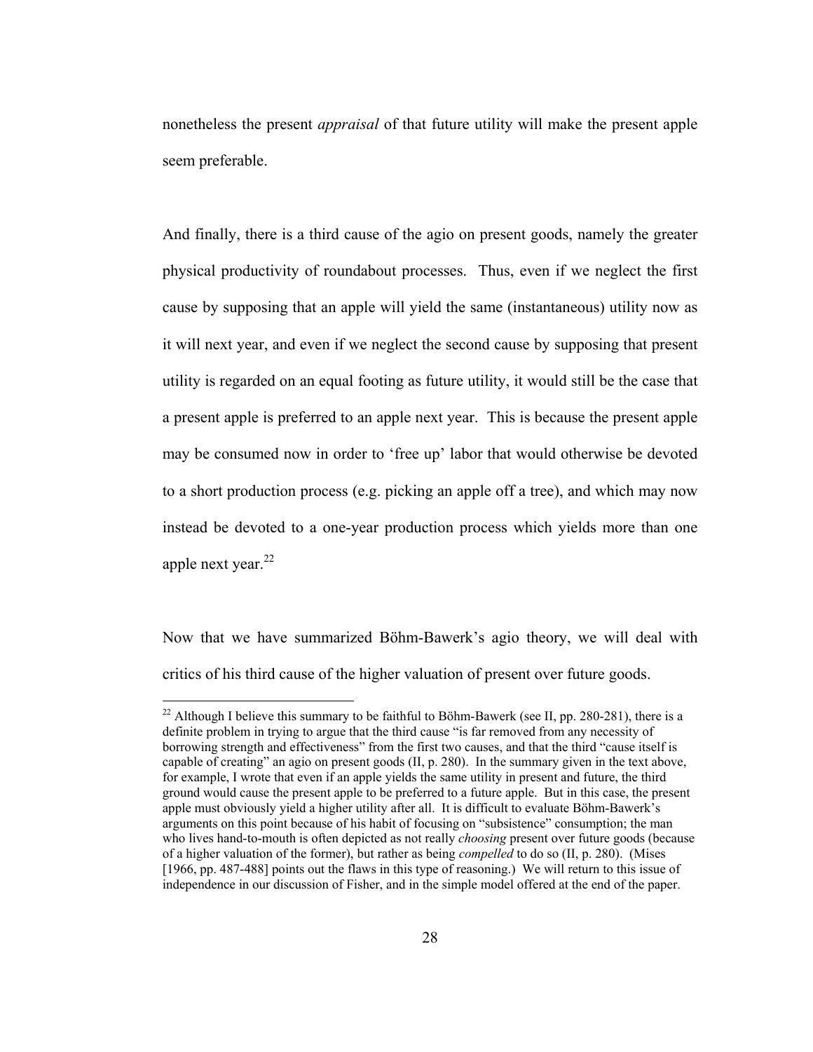nonetheless the present *appraisal* of that future utility will make the present apple seem preferable.

And finally, there is a third cause of the agio on present goods, namely the greater physical productivity of roundabout processes. Thus, even if we neglect the first cause by supposing that an apple will yield the same (instantaneous) utility now as it will next year, and even if we neglect the second cause by supposing that present utility is regarded on an equal footing as future utility, it would still be the case that a present apple is preferred to an apple next year. This is because the present apple may be consumed now in order to 'free up' labor that would otherwise be devoted to a short production process (e.g. picking an apple off a tree), and which may now instead be devoted to a one-year production process which yields more than one apple next year.[22]

Now that we have summarized Böhm-Bawerk's agio theory, we will deal with critics of his third cause of the higher valuation of present over future goods.

[22] Although I believe this summary to be faithful to Böhm-Bawerk (see II, pp. 280-281), there is a definite problem in trying to argue that the third cause "is far removed from any necessity of borrowing strength and effectiveness" from the first two causes, and that the third "cause itself is capable of creating" an agio on present goods (II, p. 280). In the summary given in the text above, for example, I wrote that even if an apple yields the same utility in present and future, the third ground would cause the present apple to be preferred to a future apple. But in this case, the present apple must obviously yield a higher utility after all. It is difficult to evaluate Böhm-Bawerk's arguments on this point because of his habit of focusing on "subsistence" consumption; the man who lives hand-to-mouth is often depicted as not really *choosing* present over future goods (because of a higher valuation of the former), but rather as being *compelled* to do so (II, p. 280). (Mises [1966, pp. 487-488] points out the flaws in this type of reasoning.) We will return to this issue of independence in our discussion of Fisher, and in the simple model offered at the end of the paper.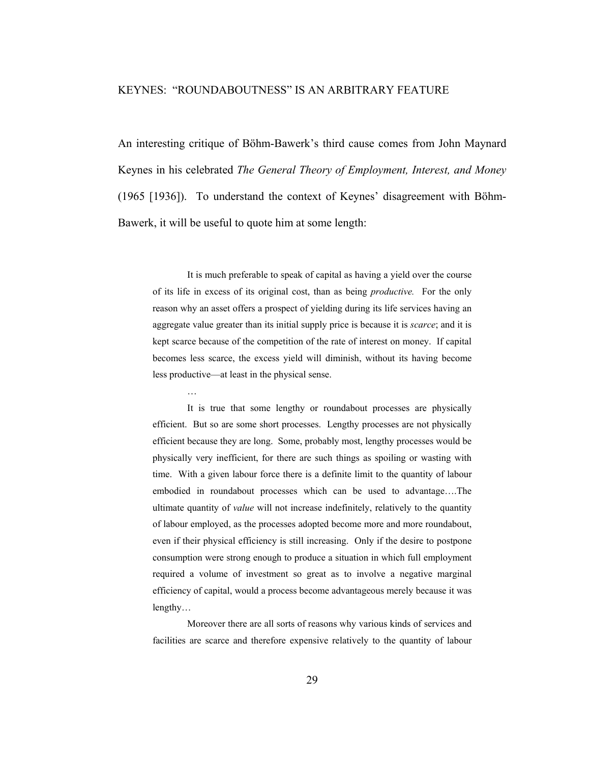## KEYNES: "ROUNDABOUTNESS" IS AN ARBITRARY FEATURE

An interesting critique of Böhm-Bawerk's third cause comes from John Maynard Keynes in his celebrated *The General Theory of Employment, Interest, and Money* (1965 [1936]). To understand the context of Keynes' disagreement with Böhm-Bawerk, it will be useful to quote him at some length:

> It is much preferable to speak of capital as having a yield over the course of its life in excess of its original cost, than as being *productive.* For the only reason why an asset offers a prospect of yielding during its life services having an aggregate value greater than its initial supply price is because it is *scarce*; and it is kept scarce because of the competition of the rate of interest on money. If capital becomes less scarce, the excess yield will diminish, without its having become less productive—at least in the physical sense.
>
> …
>
> It is true that some lengthy or roundabout processes are physically efficient. But so are some short processes. Lengthy processes are not physically efficient because they are long. Some, probably most, lengthy processes would be physically very inefficient, for there are such things as spoiling or wasting with time. With a given labour force there is a definite limit to the quantity of labour embodied in roundabout processes which can be used to advantage….The ultimate quantity of *value* will not increase indefinitely, relatively to the quantity of labour employed, as the processes adopted become more and more roundabout, even if their physical efficiency is still increasing. Only if the desire to postpone consumption were strong enough to produce a situation in which full employment required a volume of investment so great as to involve a negative marginal efficiency of capital, would a process become advantageous merely because it was lengthy…
>
> Moreover there are all sorts of reasons why various kinds of services and facilities are scarce and therefore expensive relatively to the quantity of labour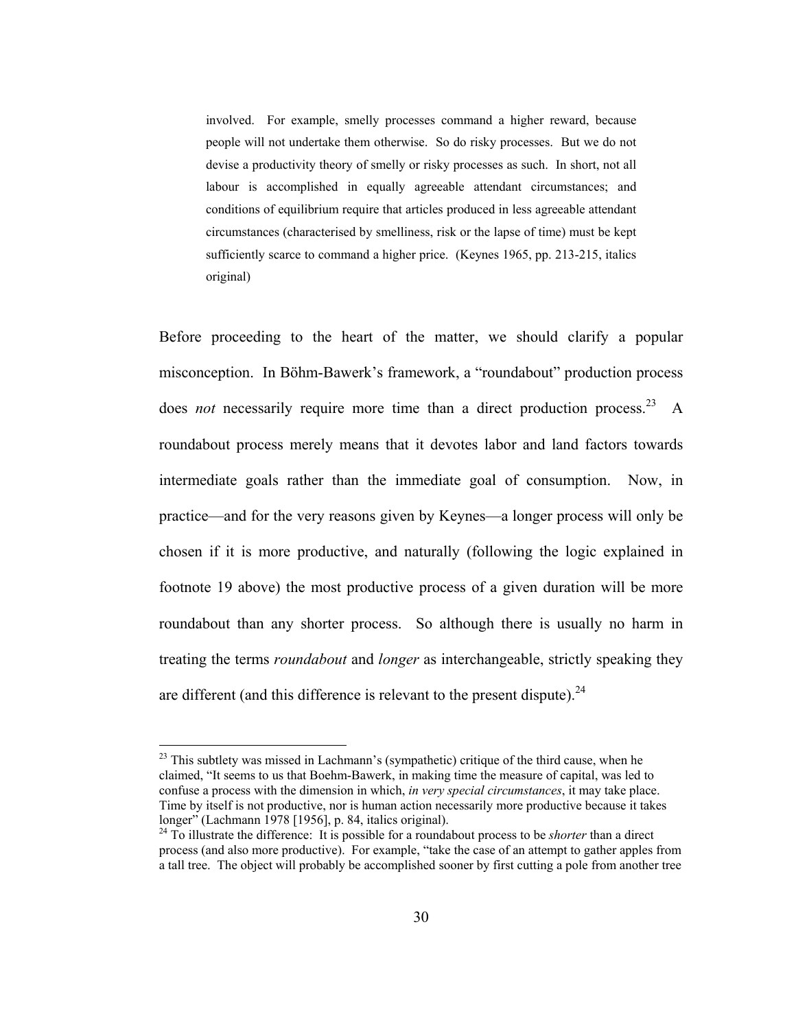> involved. For example, smelly processes command a higher reward, because people will not undertake them otherwise. So do risky processes. But we do not devise a productivity theory of smelly or risky processes as such. In short, not all labour is accomplished in equally agreeable attendant circumstances; and conditions of equilibrium require that articles produced in less agreeable attendant circumstances (characterised by smelliness, risk or the lapse of time) must be kept sufficiently scarce to command a higher price. (Keynes 1965, pp. 213-215, italics original)

Before proceeding to the heart of the matter, we should clarify a popular misconception. In Böhm-Bawerk's framework, a "roundabout" production process does *not* necessarily require more time than a direct production process.[23] A roundabout process merely means that it devotes labor and land factors towards intermediate goals rather than the immediate goal of consumption. Now, in practice—and for the very reasons given by Keynes—a longer process will only be chosen if it is more productive, and naturally (following the logic explained in footnote 19 above) the most productive process of a given duration will be more roundabout than any shorter process. So although there is usually no harm in treating the terms *roundabout* and *longer* as interchangeable, strictly speaking they are different (and this difference is relevant to the present dispute).[24]

---

[23] This subtlety was missed in Lachmann's (sympathetic) critique of the third cause, when he claimed, "It seems to us that Boehm-Bawerk, in making time the measure of capital, was led to confuse a process with the dimension in which, *in very special circumstances*, it may take place. Time by itself is not productive, nor is human action necessarily more productive because it takes longer" (Lachmann 1978 [1956], p. 84, italics original).

[24] To illustrate the difference: It is possible for a roundabout process to be *shorter* than a direct process (and also more productive). For example, "take the case of an attempt to gather apples from a tall tree. The object will probably be accomplished sooner by first cutting a pole from another tree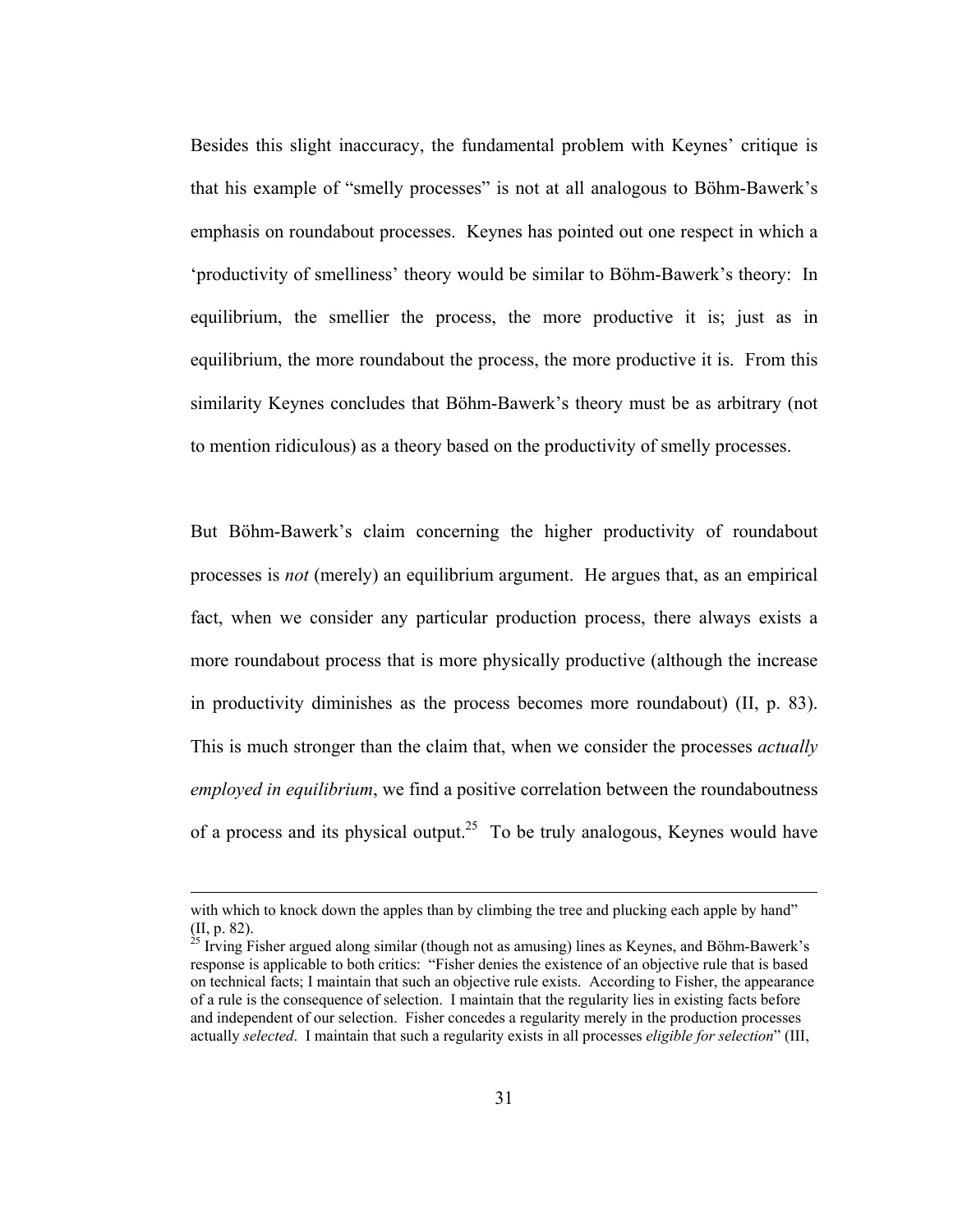Besides this slight inaccuracy, the fundamental problem with Keynes' critique is that his example of "smelly processes" is not at all analogous to Böhm-Bawerk's emphasis on roundabout processes. Keynes has pointed out one respect in which a 'productivity of smelliness' theory would be similar to Böhm-Bawerk's theory: In equilibrium, the smellier the process, the more productive it is; just as in equilibrium, the more roundabout the process, the more productive it is. From this similarity Keynes concludes that Böhm-Bawerk's theory must be as arbitrary (not to mention ridiculous) as a theory based on the productivity of smelly processes.

But Böhm-Bawerk's claim concerning the higher productivity of roundabout processes is *not* (merely) an equilibrium argument. He argues that, as an empirical fact, when we consider any particular production process, there always exists a more roundabout process that is more physically productive (although the increase in productivity diminishes as the process becomes more roundabout) (II, p. 83). This is much stronger than the claim that, when we consider the processes *actually employed in equilibrium*, we find a positive correlation between the roundaboutness of a process and its physical output.[25] To be truly analogous, Keynes would have

---

with which to knock down the apples than by climbing the tree and plucking each apple by hand" (II, p. 82).

[25] Irving Fisher argued along similar (though not as amusing) lines as Keynes, and Böhm-Bawerk's response is applicable to both critics: "Fisher denies the existence of an objective rule that is based on technical facts; I maintain that such an objective rule exists. According to Fisher, the appearance of a rule is the consequence of selection. I maintain that the regularity lies in existing facts before and independent of our selection. Fisher concedes a regularity merely in the production processes actually *selected*. I maintain that such a regularity exists in all processes *eligible for selection*" (III,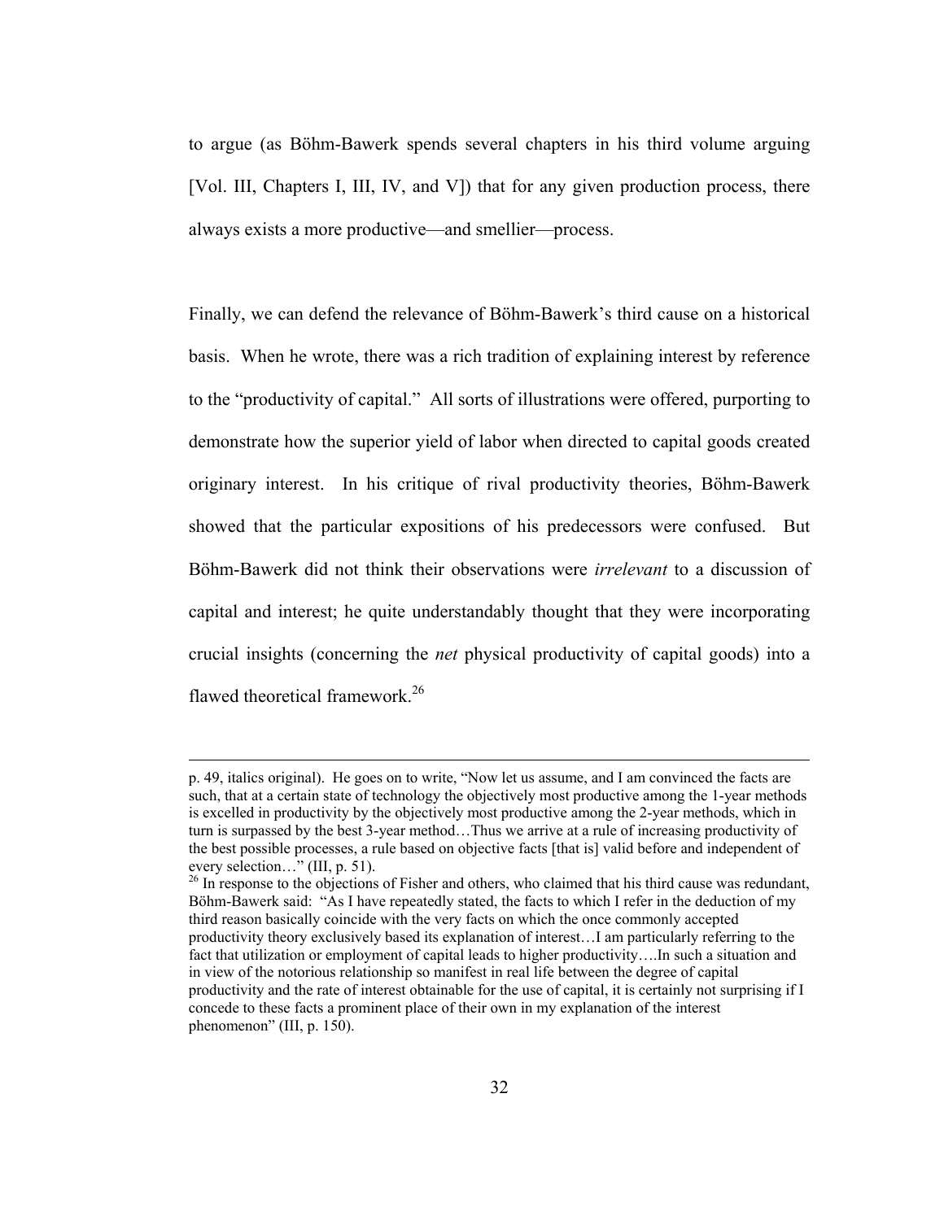to argue (as Böhm-Bawerk spends several chapters in his third volume arguing [Vol. III, Chapters I, III, IV, and V]) that for any given production process, there always exists a more productive—and smellier—process.

Finally, we can defend the relevance of Böhm-Bawerk's third cause on a historical basis. When he wrote, there was a rich tradition of explaining interest by reference to the "productivity of capital." All sorts of illustrations were offered, purporting to demonstrate how the superior yield of labor when directed to capital goods created originary interest. In his critique of rival productivity theories, Böhm-Bawerk showed that the particular expositions of his predecessors were confused. But Böhm-Bawerk did not think their observations were *irrelevant* to a discussion of capital and interest; he quite understandably thought that they were incorporating crucial insights (concerning the *net* physical productivity of capital goods) into a flawed theoretical framework.[26]

---

p. 49, italics original). He goes on to write, "Now let us assume, and I am convinced the facts are such, that at a certain state of technology the objectively most productive among the 1-year methods is excelled in productivity by the objectively most productive among the 2-year methods, which in turn is surpassed by the best 3-year method…Thus we arrive at a rule of increasing productivity of the best possible processes, a rule based on objective facts [that is] valid before and independent of every selection…" (III, p. 51).

[26] In response to the objections of Fisher and others, who claimed that his third cause was redundant, Böhm-Bawerk said: "As I have repeatedly stated, the facts to which I refer in the deduction of my third reason basically coincide with the very facts on which the once commonly accepted productivity theory exclusively based its explanation of interest…I am particularly referring to the fact that utilization or employment of capital leads to higher productivity….In such a situation and in view of the notorious relationship so manifest in real life between the degree of capital productivity and the rate of interest obtainable for the use of capital, it is certainly not surprising if I concede to these facts a prominent place of their own in my explanation of the interest phenomenon" (III, p. 150).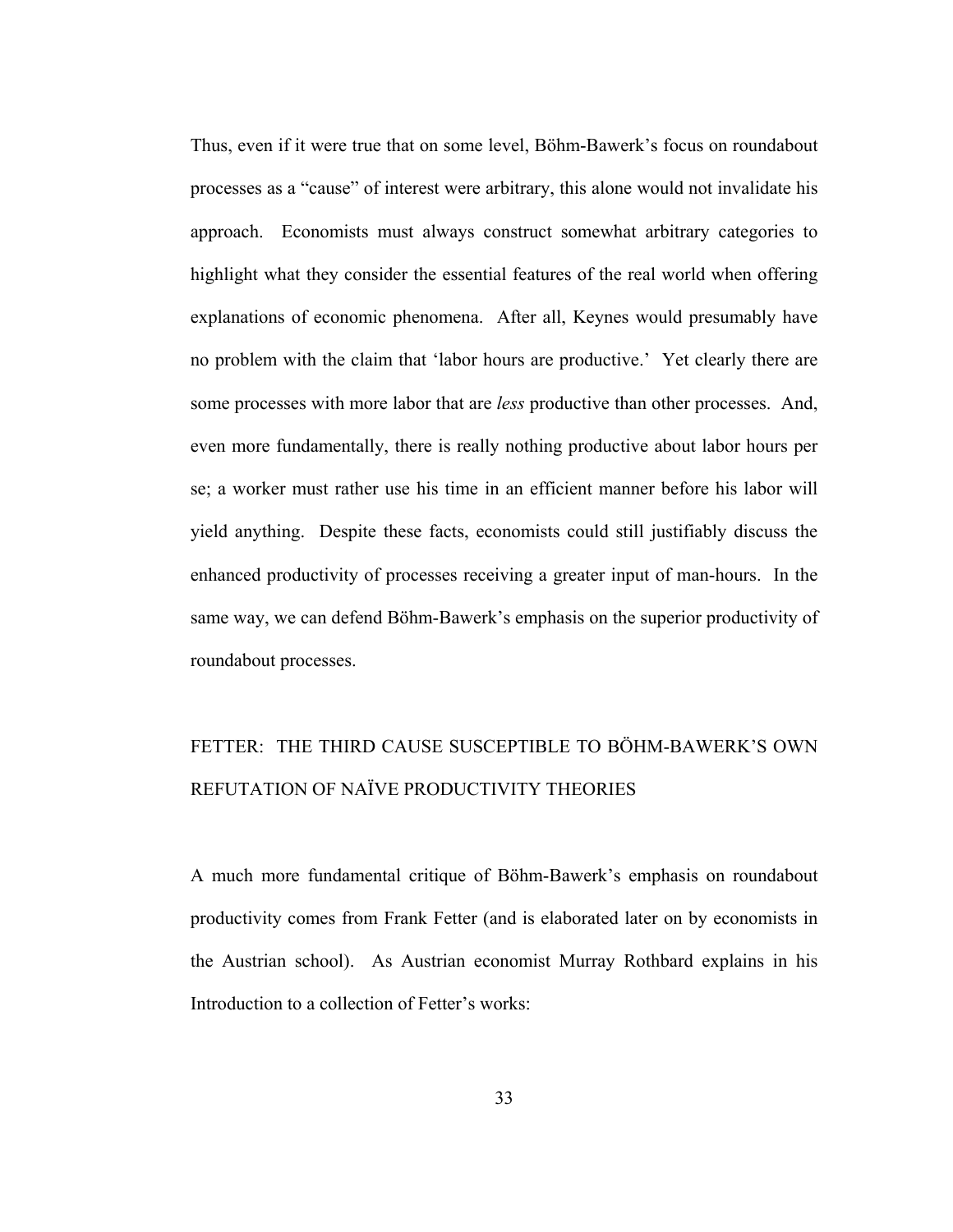Thus, even if it were true that on some level, Böhm-Bawerk's focus on roundabout processes as a "cause" of interest were arbitrary, this alone would not invalidate his approach. Economists must always construct somewhat arbitrary categories to highlight what they consider the essential features of the real world when offering explanations of economic phenomena. After all, Keynes would presumably have no problem with the claim that 'labor hours are productive.' Yet clearly there are some processes with more labor that are *less* productive than other processes. And, even more fundamentally, there is really nothing productive about labor hours per se; a worker must rather use his time in an efficient manner before his labor will yield anything. Despite these facts, economists could still justifiably discuss the enhanced productivity of processes receiving a greater input of man-hours. In the same way, we can defend Böhm-Bawerk's emphasis on the superior productivity of roundabout processes.

## FETTER: THE THIRD CAUSE SUSCEPTIBLE TO BÖHM-BAWERK'S OWN REFUTATION OF NAÏVE PRODUCTIVITY THEORIES

A much more fundamental critique of Böhm-Bawerk's emphasis on roundabout productivity comes from Frank Fetter (and is elaborated later on by economists in the Austrian school). As Austrian economist Murray Rothbard explains in his Introduction to a collection of Fetter's works: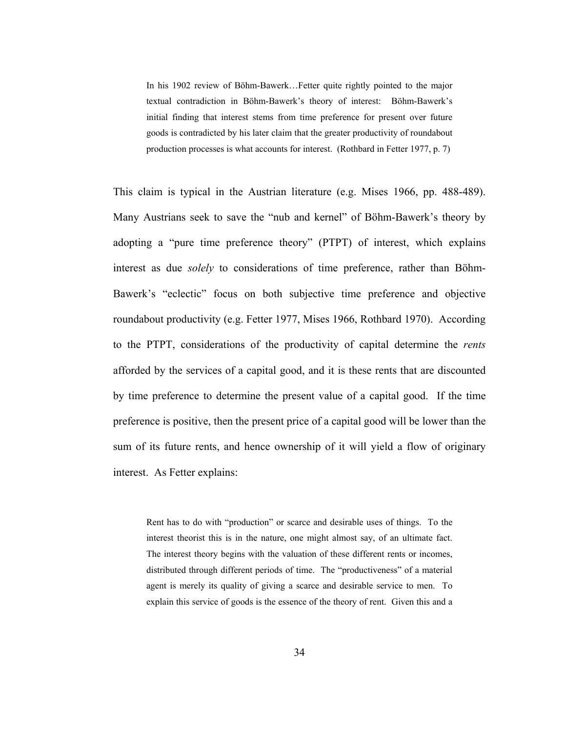> In his 1902 review of Böhm-Bawerk…Fetter quite rightly pointed to the major textual contradiction in Böhm-Bawerk's theory of interest: Böhm-Bawerk's initial finding that interest stems from time preference for present over future goods is contradicted by his later claim that the greater productivity of roundabout production processes is what accounts for interest. (Rothbard in Fetter 1977, p. 7)

This claim is typical in the Austrian literature (e.g. Mises 1966, pp. 488-489). Many Austrians seek to save the "nub and kernel" of Böhm-Bawerk's theory by adopting a "pure time preference theory" (PTPT) of interest, which explains interest as due *solely* to considerations of time preference, rather than Böhm-Bawerk's "eclectic" focus on both subjective time preference and objective roundabout productivity (e.g. Fetter 1977, Mises 1966, Rothbard 1970). According to the PTPT, considerations of the productivity of capital determine the *rents* afforded by the services of a capital good, and it is these rents that are discounted by time preference to determine the present value of a capital good. If the time preference is positive, then the present price of a capital good will be lower than the sum of its future rents, and hence ownership of it will yield a flow of originary interest. As Fetter explains:

> Rent has to do with "production" or scarce and desirable uses of things. To the interest theorist this is in the nature, one might almost say, of an ultimate fact. The interest theory begins with the valuation of these different rents or incomes, distributed through different periods of time. The "productiveness" of a material agent is merely its quality of giving a scarce and desirable service to men. To explain this service of goods is the essence of the theory of rent. Given this and a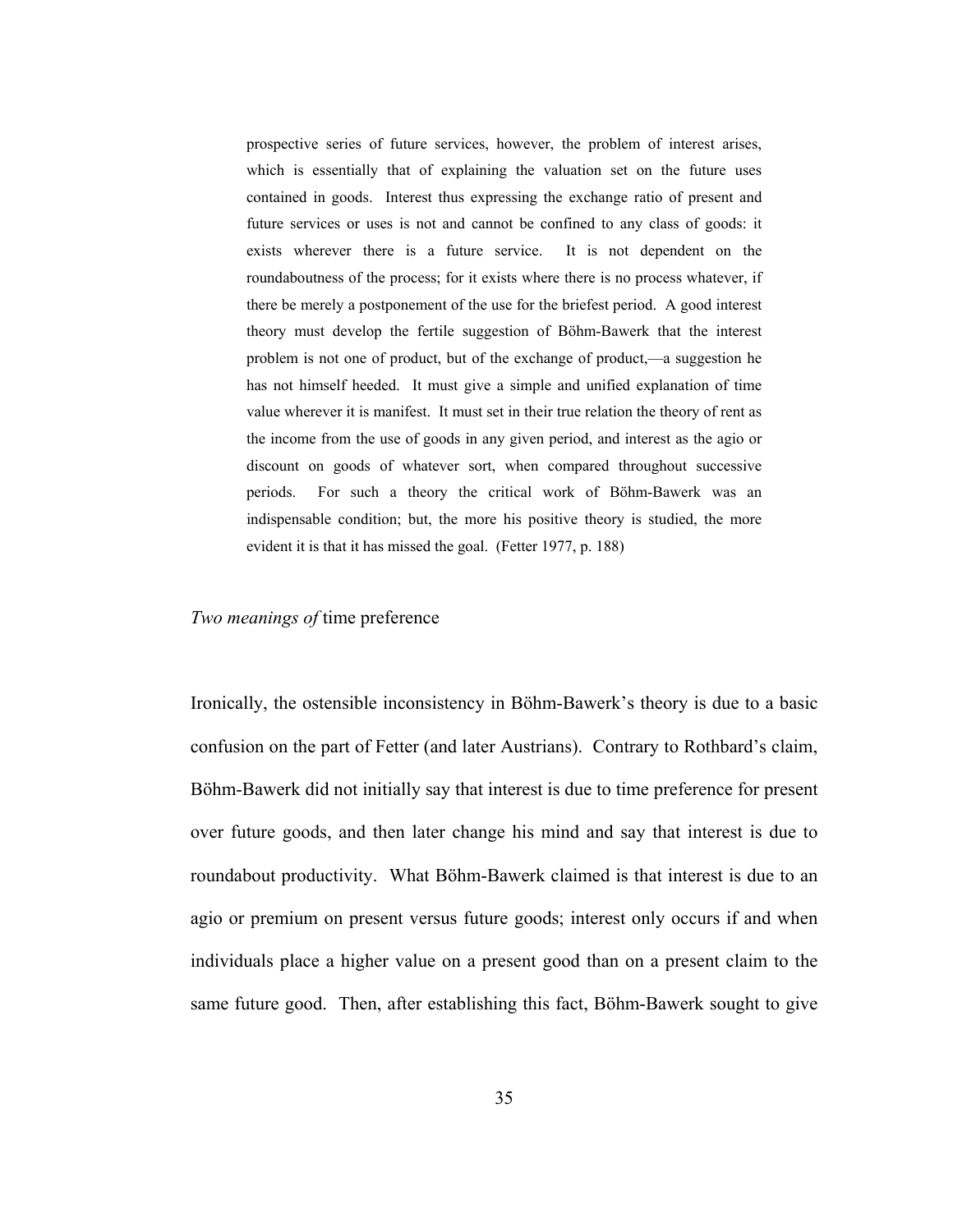> prospective series of future services, however, the problem of interest arises, which is essentially that of explaining the valuation set on the future uses contained in goods. Interest thus expressing the exchange ratio of present and future services or uses is not and cannot be confined to any class of goods: it exists wherever there is a future service. It is not dependent on the roundaboutness of the process; for it exists where there is no process whatever, if there be merely a postponement of the use for the briefest period. A good interest theory must develop the fertile suggestion of Böhm-Bawerk that the interest problem is not one of product, but of the exchange of product,—a suggestion he has not himself heeded. It must give a simple and unified explanation of time value wherever it is manifest. It must set in their true relation the theory of rent as the income from the use of goods in any given period, and interest as the agio or discount on goods of whatever sort, when compared throughout successive periods. For such a theory the critical work of Böhm-Bawerk was an indispensable condition; but, the more his positive theory is studied, the more evident it is that it has missed the goal. (Fetter 1977, p. 188)

### *Two meanings of* time preference

Ironically, the ostensible inconsistency in Böhm-Bawerk's theory is due to a basic confusion on the part of Fetter (and later Austrians). Contrary to Rothbard's claim, Böhm-Bawerk did not initially say that interest is due to time preference for present over future goods, and then later change his mind and say that interest is due to roundabout productivity. What Böhm-Bawerk claimed is that interest is due to an agio or premium on present versus future goods; interest only occurs if and when individuals place a higher value on a present good than on a present claim to the same future good. Then, after establishing this fact, Böhm-Bawerk sought to give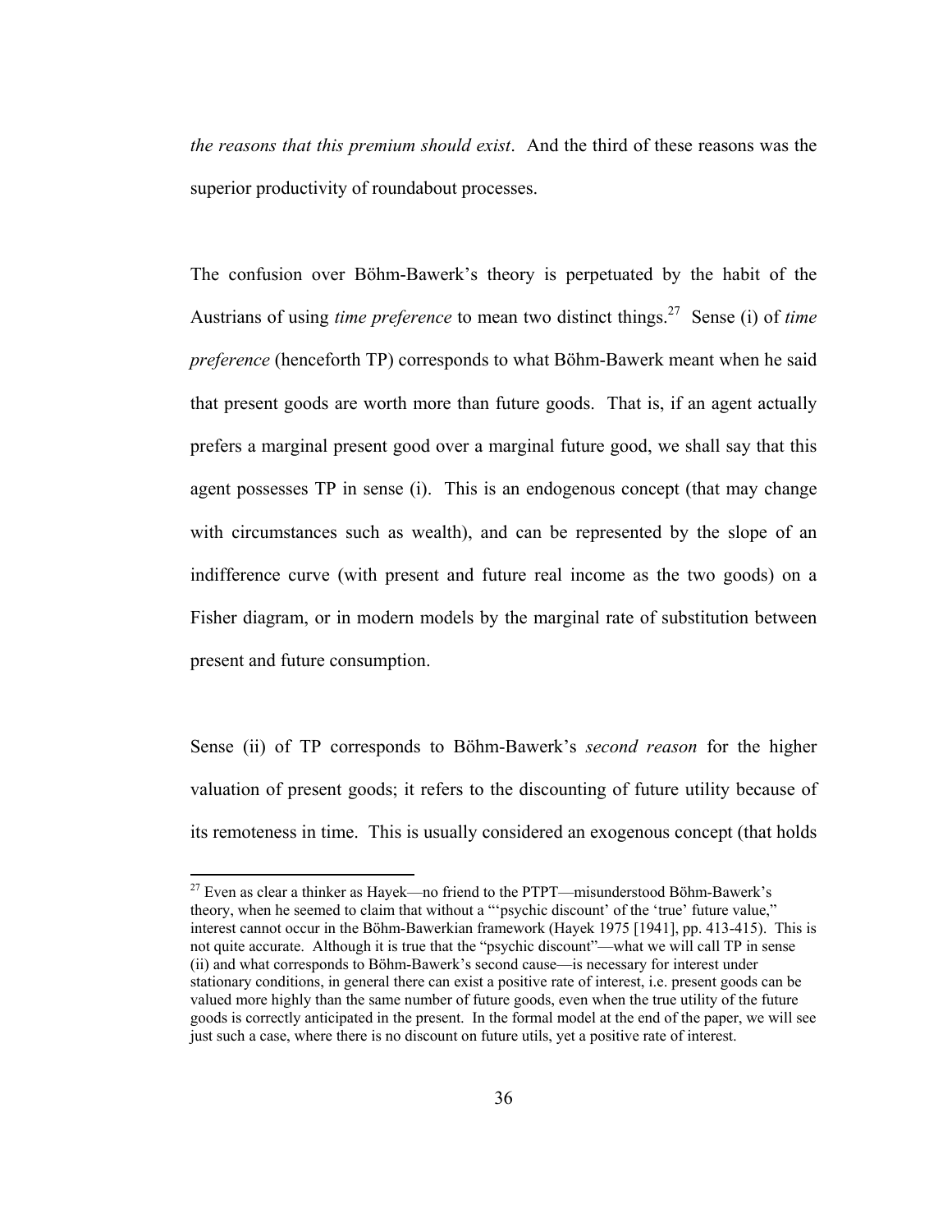*the reasons that this premium should exist*. And the third of these reasons was the superior productivity of roundabout processes.

The confusion over Böhm-Bawerk's theory is perpetuated by the habit of the Austrians of using *time preference* to mean two distinct things.[27] Sense (i) of *time preference* (henceforth TP) corresponds to what Böhm-Bawerk meant when he said that present goods are worth more than future goods. That is, if an agent actually prefers a marginal present good over a marginal future good, we shall say that this agent possesses TP in sense (i). This is an endogenous concept (that may change with circumstances such as wealth), and can be represented by the slope of an indifference curve (with present and future real income as the two goods) on a Fisher diagram, or in modern models by the marginal rate of substitution between present and future consumption.

Sense (ii) of TP corresponds to Böhm-Bawerk's *second reason* for the higher valuation of present goods; it refers to the discounting of future utility because of its remoteness in time. This is usually considered an exogenous concept (that holds

[27] Even as clear a thinker as Hayek—no friend to the PTPT—misunderstood Böhm-Bawerk's theory, when he seemed to claim that without a "'psychic discount' of the 'true' future value," interest cannot occur in the Böhm-Bawerkian framework (Hayek 1975 [1941], pp. 413-415). This is not quite accurate. Although it is true that the "psychic discount"—what we will call TP in sense (ii) and what corresponds to Böhm-Bawerk's second cause—is necessary for interest under stationary conditions, in general there can exist a positive rate of interest, i.e. present goods can be valued more highly than the same number of future goods, even when the true utility of the future goods is correctly anticipated in the present. In the formal model at the end of the paper, we will see just such a case, where there is no discount on future utils, yet a positive rate of interest.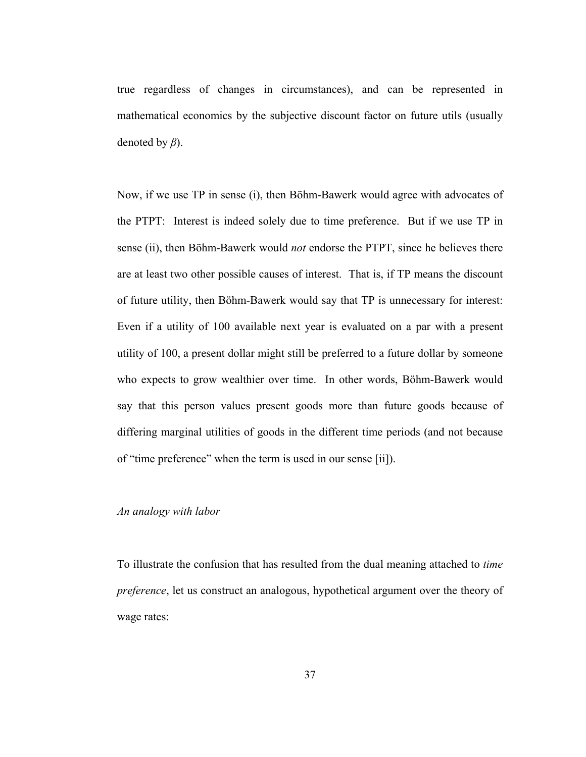true regardless of changes in circumstances), and can be represented in mathematical economics by the subjective discount factor on future utils (usually denoted by $\beta$).

Now, if we use TP in sense (i), then Böhm-Bawerk would agree with advocates of the PTPT: Interest is indeed solely due to time preference. But if we use TP in sense (ii), then Böhm-Bawerk would *not* endorse the PTPT, since he believes there are at least two other possible causes of interest. That is, if TP means the discount of future utility, then Böhm-Bawerk would say that TP is unnecessary for interest: Even if a utility of 100 available next year is evaluated on a par with a present utility of 100, a present dollar might still be preferred to a future dollar by someone who expects to grow wealthier over time. In other words, Böhm-Bawerk would say that this person values present goods more than future goods because of differing marginal utilities of goods in the different time periods (and not because of "time preference" when the term is used in our sense [ii]).

*An analogy with labor*

To illustrate the confusion that has resulted from the dual meaning attached to *time preference*, let us construct an analogous, hypothetical argument over the theory of wage rates: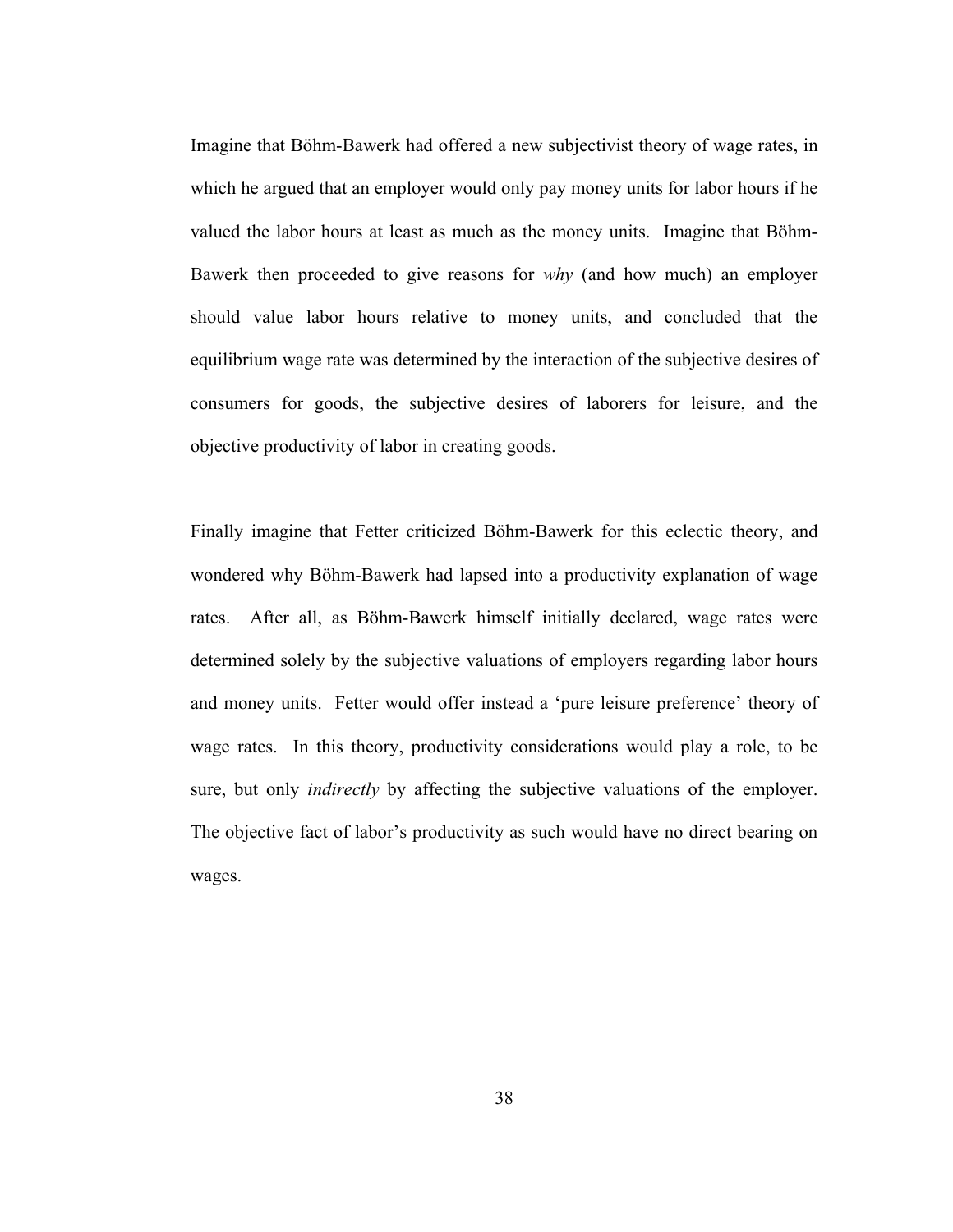Imagine that Böhm-Bawerk had offered a new subjectivist theory of wage rates, in which he argued that an employer would only pay money units for labor hours if he valued the labor hours at least as much as the money units. Imagine that Böhm-Bawerk then proceeded to give reasons for *why* (and how much) an employer should value labor hours relative to money units, and concluded that the equilibrium wage rate was determined by the interaction of the subjective desires of consumers for goods, the subjective desires of laborers for leisure, and the objective productivity of labor in creating goods.

Finally imagine that Fetter criticized Böhm-Bawerk for this eclectic theory, and wondered why Böhm-Bawerk had lapsed into a productivity explanation of wage rates. After all, as Böhm-Bawerk himself initially declared, wage rates were determined solely by the subjective valuations of employers regarding labor hours and money units. Fetter would offer instead a 'pure leisure preference' theory of wage rates. In this theory, productivity considerations would play a role, to be sure, but only *indirectly* by affecting the subjective valuations of the employer. The objective fact of labor's productivity as such would have no direct bearing on wages.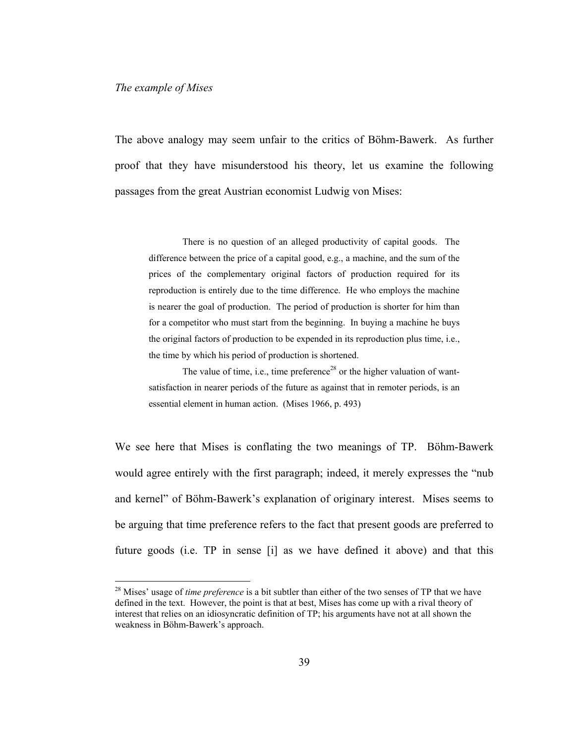*The example of Mises*

The above analogy may seem unfair to the critics of Böhm-Bawerk. As further proof that they have misunderstood his theory, let us examine the following passages from the great Austrian economist Ludwig von Mises:

> There is no question of an alleged productivity of capital goods. The difference between the price of a capital good, e.g., a machine, and the sum of the prices of the complementary original factors of production required for its reproduction is entirely due to the time difference. He who employs the machine is nearer the goal of production. The period of production is shorter for him than for a competitor who must start from the beginning. In buying a machine he buys the original factors of production to be expended in its reproduction plus time, i.e., the time by which his period of production is shortened.
>
> The value of time, i.e., time preference[28] or the higher valuation of want-satisfaction in nearer periods of the future as against that in remoter periods, is an essential element in human action. (Mises 1966, p. 493)

We see here that Mises is conflating the two meanings of TP. Böhm-Bawerk would agree entirely with the first paragraph; indeed, it merely expresses the "nub and kernel" of Böhm-Bawerk's explanation of originary interest. Mises seems to be arguing that time preference refers to the fact that present goods are preferred to future goods (i.e. TP in sense [i] as we have defined it above) and that this

---

[28] Mises' usage of *time preference* is a bit subtler than either of the two senses of TP that we have defined in the text. However, the point is that at best, Mises has come up with a rival theory of interest that relies on an idiosyncratic definition of TP; his arguments have not at all shown the weakness in Böhm-Bawerk's approach.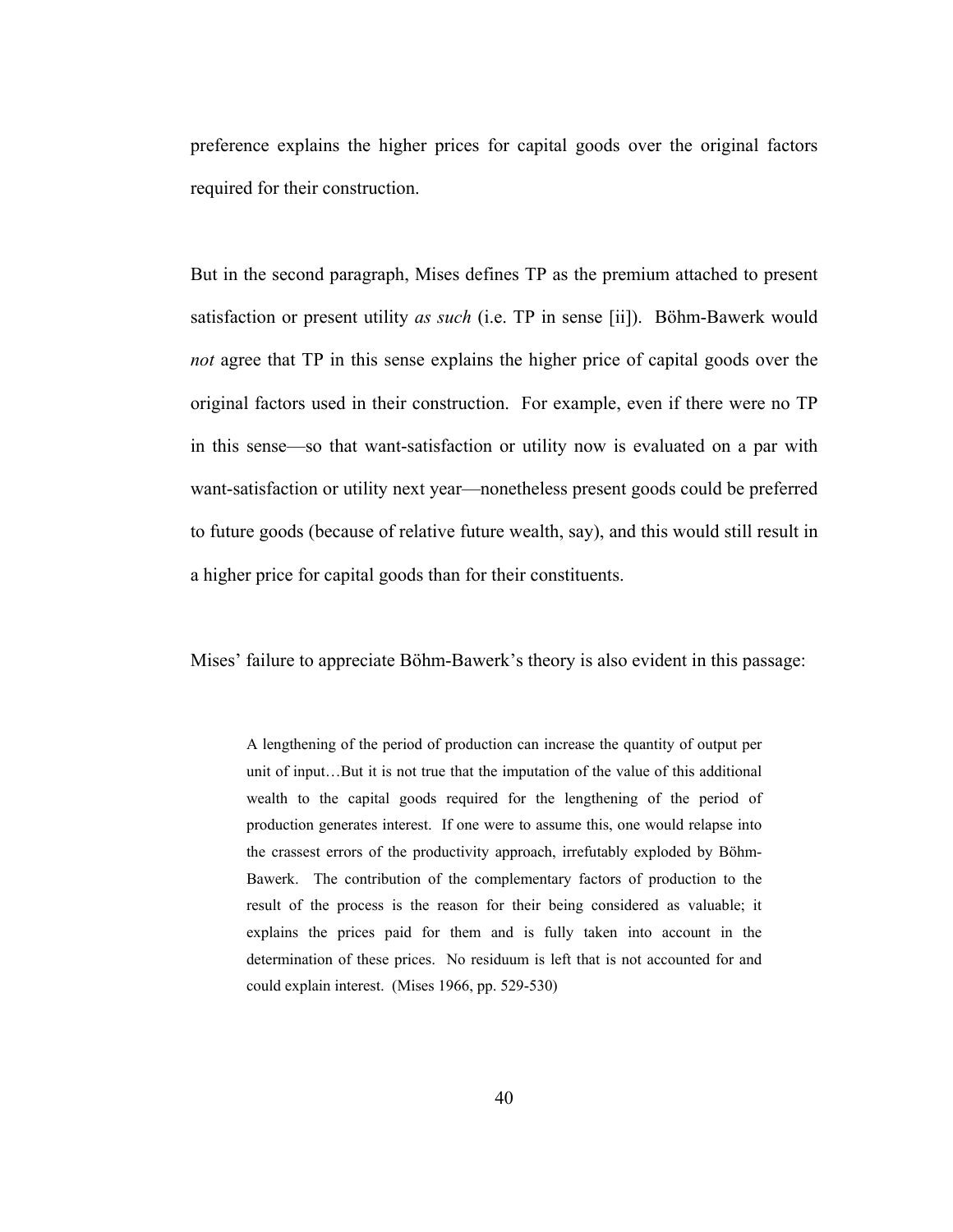preference explains the higher prices for capital goods over the original factors required for their construction.

But in the second paragraph, Mises defines TP as the premium attached to present satisfaction or present utility *as such* (i.e. TP in sense [ii]). Böhm-Bawerk would *not* agree that TP in this sense explains the higher price of capital goods over the original factors used in their construction. For example, even if there were no TP in this sense—so that want-satisfaction or utility now is evaluated on a par with want-satisfaction or utility next year—nonetheless present goods could be preferred to future goods (because of relative future wealth, say), and this would still result in a higher price for capital goods than for their constituents.

Mises' failure to appreciate Böhm-Bawerk's theory is also evident in this passage:

> A lengthening of the period of production can increase the quantity of output per unit of input…But it is not true that the imputation of the value of this additional wealth to the capital goods required for the lengthening of the period of production generates interest. If one were to assume this, one would relapse into the crassest errors of the productivity approach, irrefutably exploded by Böhm-Bawerk. The contribution of the complementary factors of production to the result of the process is the reason for their being considered as valuable; it explains the prices paid for them and is fully taken into account in the determination of these prices. No residuum is left that is not accounted for and could explain interest. (Mises 1966, pp. 529-530)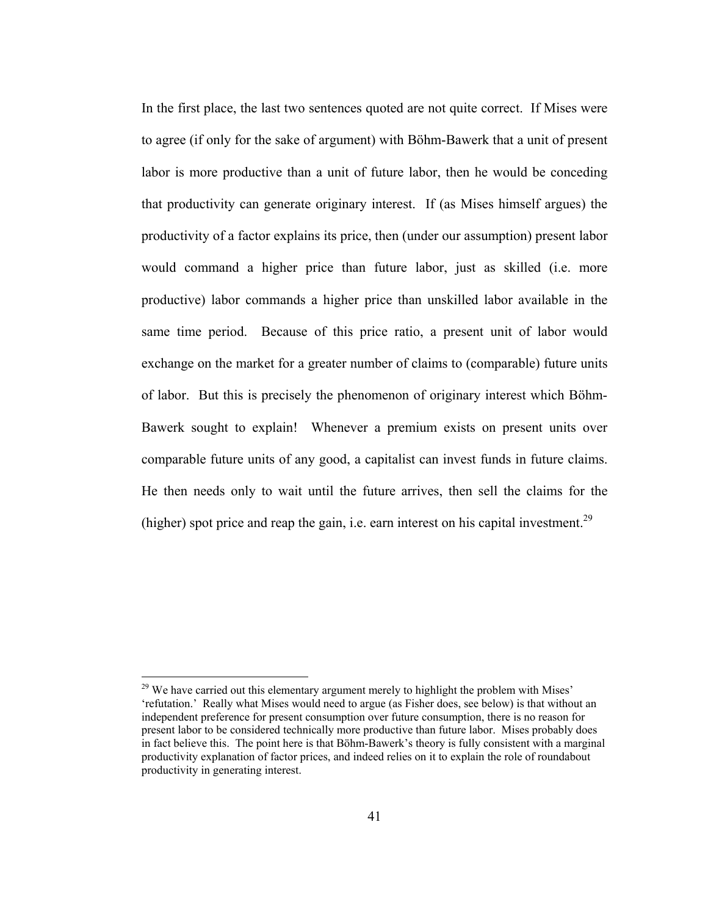In the first place, the last two sentences quoted are not quite correct. If Mises were to agree (if only for the sake of argument) with Böhm-Bawerk that a unit of present labor is more productive than a unit of future labor, then he would be conceding that productivity can generate originary interest. If (as Mises himself argues) the productivity of a factor explains its price, then (under our assumption) present labor would command a higher price than future labor, just as skilled (i.e. more productive) labor commands a higher price than unskilled labor available in the same time period. Because of this price ratio, a present unit of labor would exchange on the market for a greater number of claims to (comparable) future units of labor. But this is precisely the phenomenon of originary interest which Böhm-Bawerk sought to explain! Whenever a premium exists on present units over comparable future units of any good, a capitalist can invest funds in future claims. He then needs only to wait until the future arrives, then sell the claims for the (higher) spot price and reap the gain, i.e. earn interest on his capital investment.[29]

---

[29] We have carried out this elementary argument merely to highlight the problem with Mises' 'refutation.' Really what Mises would need to argue (as Fisher does, see below) is that without an independent preference for present consumption over future consumption, there is no reason for present labor to be considered technically more productive than future labor. Mises probably does in fact believe this. The point here is that Böhm-Bawerk's theory is fully consistent with a marginal productivity explanation of factor prices, and indeed relies on it to explain the role of roundabout productivity in generating interest.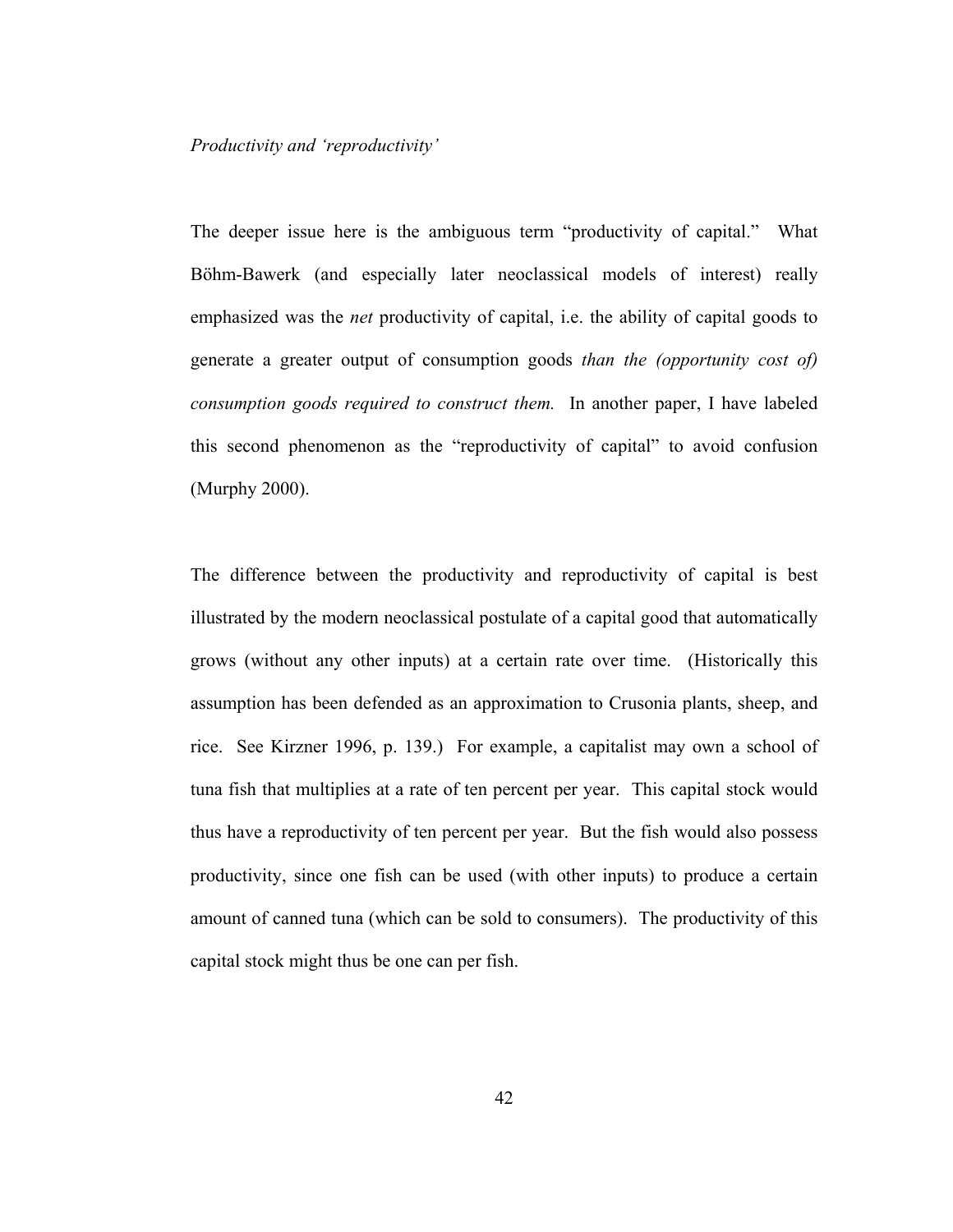*Productivity and 'reproductivity'*

The deeper issue here is the ambiguous term "productivity of capital." What Böhm-Bawerk (and especially later neoclassical models of interest) really emphasized was the *net* productivity of capital, i.e. the ability of capital goods to generate a greater output of consumption goods *than the (opportunity cost of) consumption goods required to construct them.* In another paper, I have labeled this second phenomenon as the "reproductivity of capital" to avoid confusion (Murphy 2000).

The difference between the productivity and reproductivity of capital is best illustrated by the modern neoclassical postulate of a capital good that automatically grows (without any other inputs) at a certain rate over time. (Historically this assumption has been defended as an approximation to Crusonia plants, sheep, and rice. See Kirzner 1996, p. 139.) For example, a capitalist may own a school of tuna fish that multiplies at a rate of ten percent per year. This capital stock would thus have a reproductivity of ten percent per year. But the fish would also possess productivity, since one fish can be used (with other inputs) to produce a certain amount of canned tuna (which can be sold to consumers). The productivity of this capital stock might thus be one can per fish.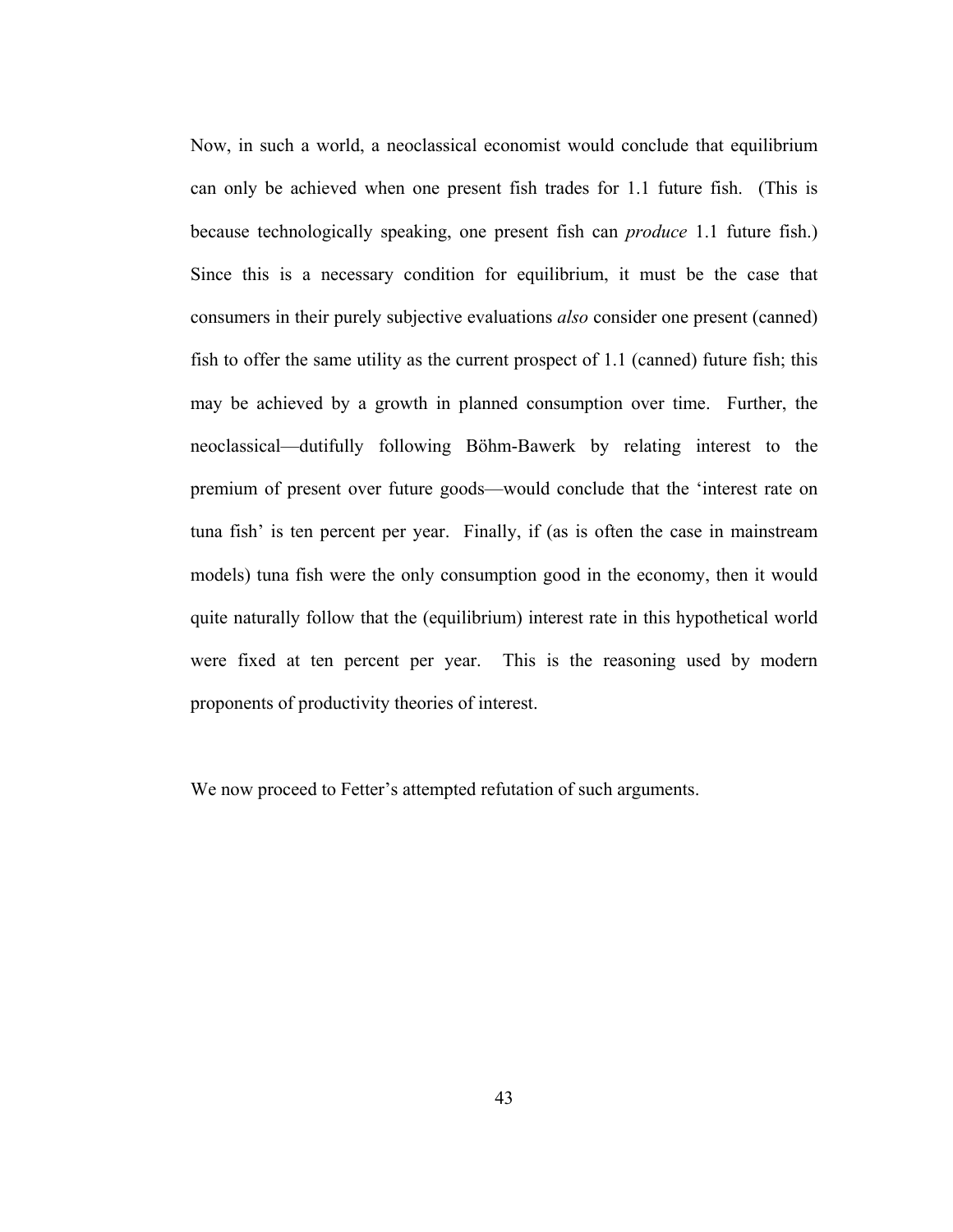Now, in such a world, a neoclassical economist would conclude that equilibrium can only be achieved when one present fish trades for 1.1 future fish. (This is because technologically speaking, one present fish can *produce* 1.1 future fish.) Since this is a necessary condition for equilibrium, it must be the case that consumers in their purely subjective evaluations *also* consider one present (canned) fish to offer the same utility as the current prospect of 1.1 (canned) future fish; this may be achieved by a growth in planned consumption over time. Further, the neoclassical—dutifully following Böhm-Bawerk by relating interest to the premium of present over future goods—would conclude that the 'interest rate on tuna fish' is ten percent per year. Finally, if (as is often the case in mainstream models) tuna fish were the only consumption good in the economy, then it would quite naturally follow that the (equilibrium) interest rate in this hypothetical world were fixed at ten percent per year. This is the reasoning used by modern proponents of productivity theories of interest.

We now proceed to Fetter's attempted refutation of such arguments.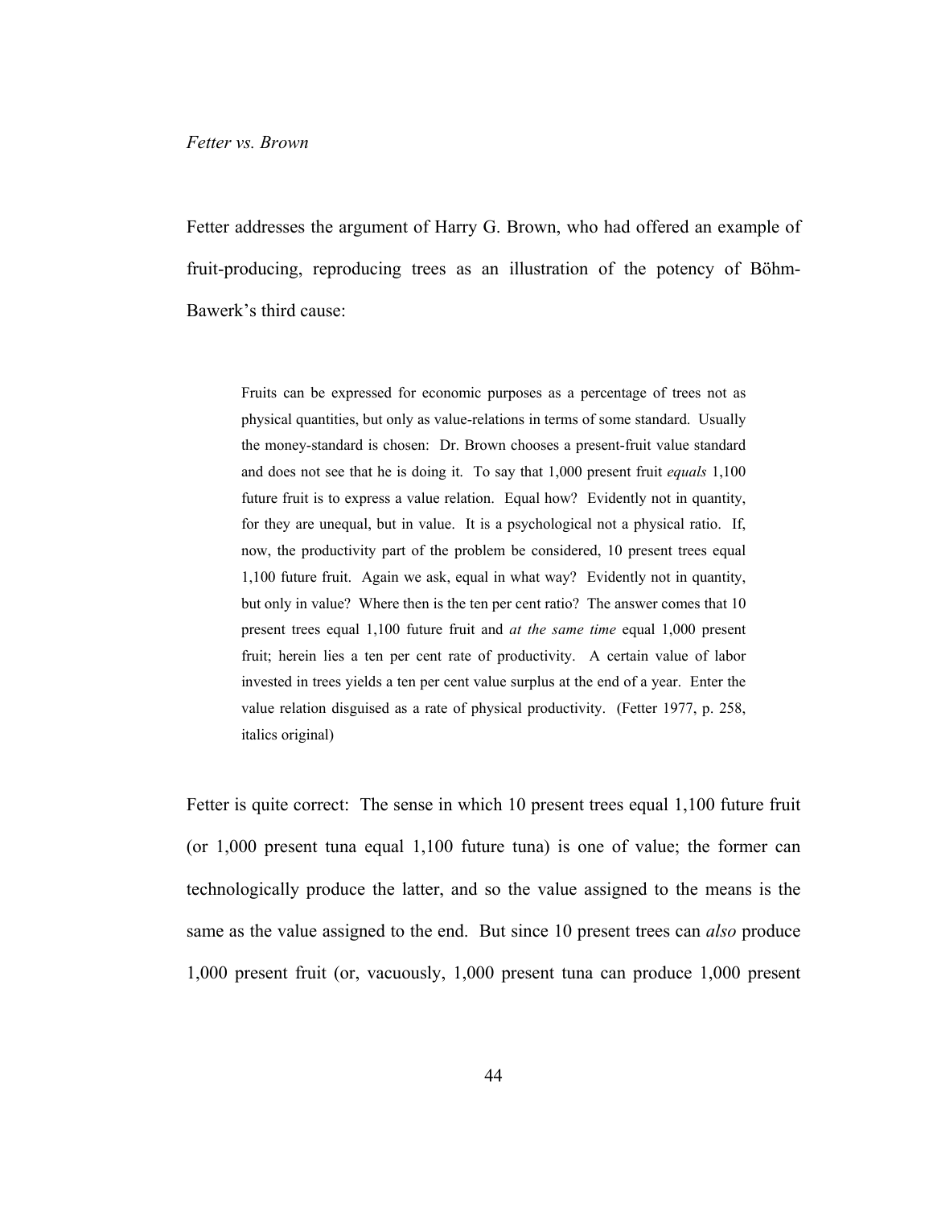*Fetter vs. Brown*

Fetter addresses the argument of Harry G. Brown, who had offered an example of fruit-producing, reproducing trees as an illustration of the potency of Böhm-Bawerk's third cause:

> Fruits can be expressed for economic purposes as a percentage of trees not as physical quantities, but only as value-relations in terms of some standard. Usually the money-standard is chosen: Dr. Brown chooses a present-fruit value standard and does not see that he is doing it. To say that 1,000 present fruit *equals* 1,100 future fruit is to express a value relation. Equal how? Evidently not in quantity, for they are unequal, but in value. It is a psychological not a physical ratio. If, now, the productivity part of the problem be considered, 10 present trees equal 1,100 future fruit. Again we ask, equal in what way? Evidently not in quantity, but only in value? Where then is the ten per cent ratio? The answer comes that 10 present trees equal 1,100 future fruit and *at the same time* equal 1,000 present fruit; herein lies a ten per cent rate of productivity. A certain value of labor invested in trees yields a ten per cent value surplus at the end of a year. Enter the value relation disguised as a rate of physical productivity. (Fetter 1977, p. 258, italics original)

Fetter is quite correct: The sense in which 10 present trees equal 1,100 future fruit (or 1,000 present tuna equal 1,100 future tuna) is one of value; the former can technologically produce the latter, and so the value assigned to the means is the same as the value assigned to the end. But since 10 present trees can *also* produce 1,000 present fruit (or, vacuously, 1,000 present tuna can produce 1,000 present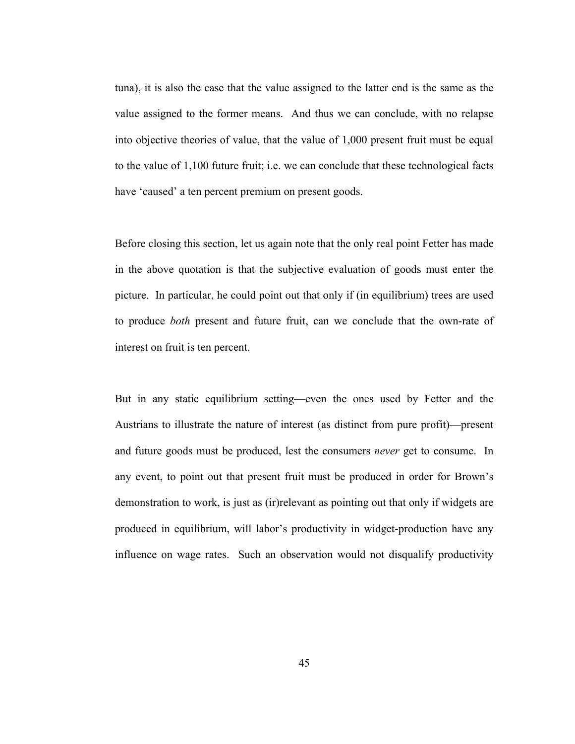tuna), it is also the case that the value assigned to the latter end is the same as the value assigned to the former means. And thus we can conclude, with no relapse into objective theories of value, that the value of 1,000 present fruit must be equal to the value of 1,100 future fruit; i.e. we can conclude that these technological facts have 'caused' a ten percent premium on present goods.

Before closing this section, let us again note that the only real point Fetter has made in the above quotation is that the subjective evaluation of goods must enter the picture. In particular, he could point out that only if (in equilibrium) trees are used to produce *both* present and future fruit, can we conclude that the own-rate of interest on fruit is ten percent.

But in any static equilibrium setting—even the ones used by Fetter and the Austrians to illustrate the nature of interest (as distinct from pure profit)—present and future goods must be produced, lest the consumers *never* get to consume. In any event, to point out that present fruit must be produced in order for Brown's demonstration to work, is just as (ir)relevant as pointing out that only if widgets are produced in equilibrium, will labor's productivity in widget-production have any influence on wage rates. Such an observation would not disqualify productivity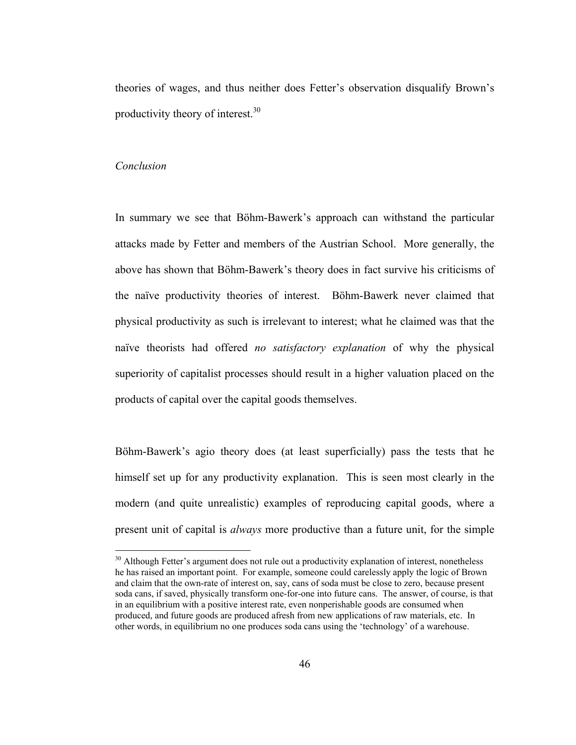theories of wages, and thus neither does Fetter's observation disqualify Brown's productivity theory of interest.[30]

*Conclusion*

In summary we see that Böhm-Bawerk's approach can withstand the particular attacks made by Fetter and members of the Austrian School. More generally, the above has shown that Böhm-Bawerk's theory does in fact survive his criticisms of the naïve productivity theories of interest. Böhm-Bawerk never claimed that physical productivity as such is irrelevant to interest; what he claimed was that the naïve theorists had offered *no satisfactory explanation* of why the physical superiority of capitalist processes should result in a higher valuation placed on the products of capital over the capital goods themselves.

Böhm-Bawerk's agio theory does (at least superficially) pass the tests that he himself set up for any productivity explanation. This is seen most clearly in the modern (and quite unrealistic) examples of reproducing capital goods, where a present unit of capital is *always* more productive than a future unit, for the simple

[30] Although Fetter's argument does not rule out a productivity explanation of interest, nonetheless he has raised an important point. For example, someone could carelessly apply the logic of Brown and claim that the own-rate of interest on, say, cans of soda must be close to zero, because present soda cans, if saved, physically transform one-for-one into future cans. The answer, of course, is that in an equilibrium with a positive interest rate, even nonperishable goods are consumed when produced, and future goods are produced afresh from new applications of raw materials, etc. In other words, in equilibrium no one produces soda cans using the 'technology' of a warehouse.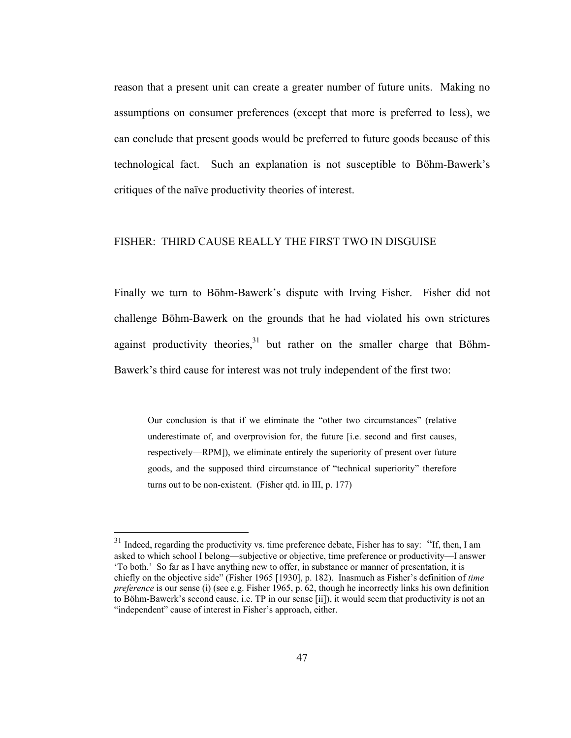reason that a present unit can create a greater number of future units. Making no assumptions on consumer preferences (except that more is preferred to less), we can conclude that present goods would be preferred to future goods because of this technological fact. Such an explanation is not susceptible to Böhm-Bawerk's critiques of the naïve productivity theories of interest.

## FISHER: THIRD CAUSE REALLY THE FIRST TWO IN DISGUISE

Finally we turn to Böhm-Bawerk's dispute with Irving Fisher. Fisher did not challenge Böhm-Bawerk on the grounds that he had violated his own strictures against productivity theories,[31] but rather on the smaller charge that Böhm-Bawerk's third cause for interest was not truly independent of the first two:

> Our conclusion is that if we eliminate the "other two circumstances" (relative underestimate of, and overprovision for, the future [i.e. second and first causes, respectively—RPM]), we eliminate entirely the superiority of present over future goods, and the supposed third circumstance of "technical superiority" therefore turns out to be non-existent. (Fisher qtd. in III, p. 177)

---

[31] Indeed, regarding the productivity vs. time preference debate, Fisher has to say: "If, then, I am asked to which school I belong—subjective or objective, time preference or productivity—I answer 'To both.' So far as I have anything new to offer, in substance or manner of presentation, it is chiefly on the objective side" (Fisher 1965 [1930], p. 182). Inasmuch as Fisher's definition of *time preference* is our sense (i) (see e.g. Fisher 1965, p. 62, though he incorrectly links his own definition to Böhm-Bawerk's second cause, i.e. TP in our sense [ii]), it would seem that productivity is not an "independent" cause of interest in Fisher's approach, either.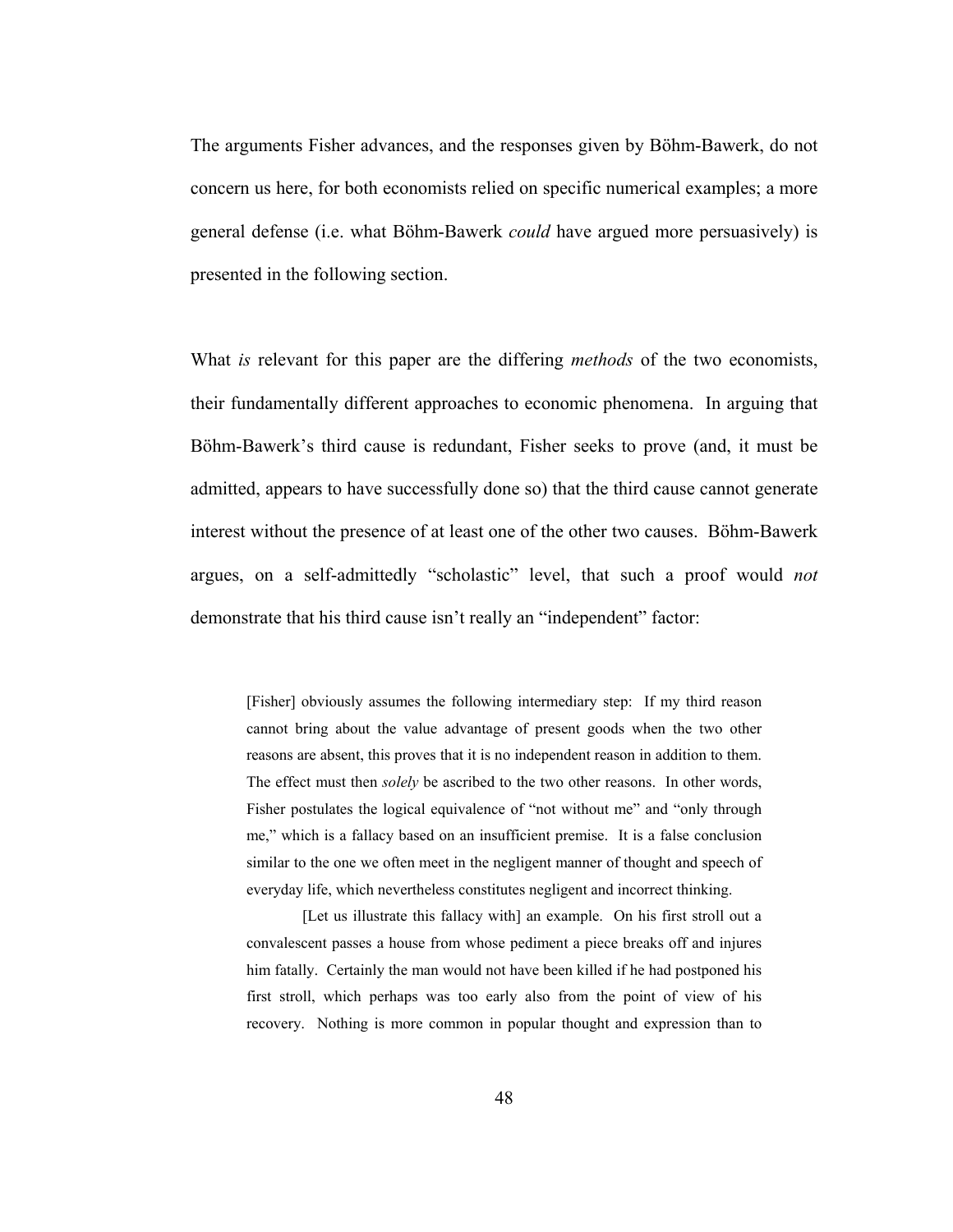The arguments Fisher advances, and the responses given by Böhm-Bawerk, do not concern us here, for both economists relied on specific numerical examples; a more general defense (i.e. what Böhm-Bawerk *could* have argued more persuasively) is presented in the following section.

What *is* relevant for this paper are the differing *methods* of the two economists, their fundamentally different approaches to economic phenomena. In arguing that Böhm-Bawerk's third cause is redundant, Fisher seeks to prove (and, it must be admitted, appears to have successfully done so) that the third cause cannot generate interest without the presence of at least one of the other two causes. Böhm-Bawerk argues, on a self-admittedly "scholastic" level, that such a proof would *not* demonstrate that his third cause isn't really an "independent" factor:

> [Fisher] obviously assumes the following intermediary step: If my third reason cannot bring about the value advantage of present goods when the two other reasons are absent, this proves that it is no independent reason in addition to them. The effect must then *solely* be ascribed to the two other reasons. In other words, Fisher postulates the logical equivalence of "not without me" and "only through me," which is a fallacy based on an insufficient premise. It is a false conclusion similar to the one we often meet in the negligent manner of thought and speech of everyday life, which nevertheless constitutes negligent and incorrect thinking.
>
> [Let us illustrate this fallacy with] an example. On his first stroll out a convalescent passes a house from whose pediment a piece breaks off and injures him fatally. Certainly the man would not have been killed if he had postponed his first stroll, which perhaps was too early also from the point of view of his recovery. Nothing is more common in popular thought and expression than to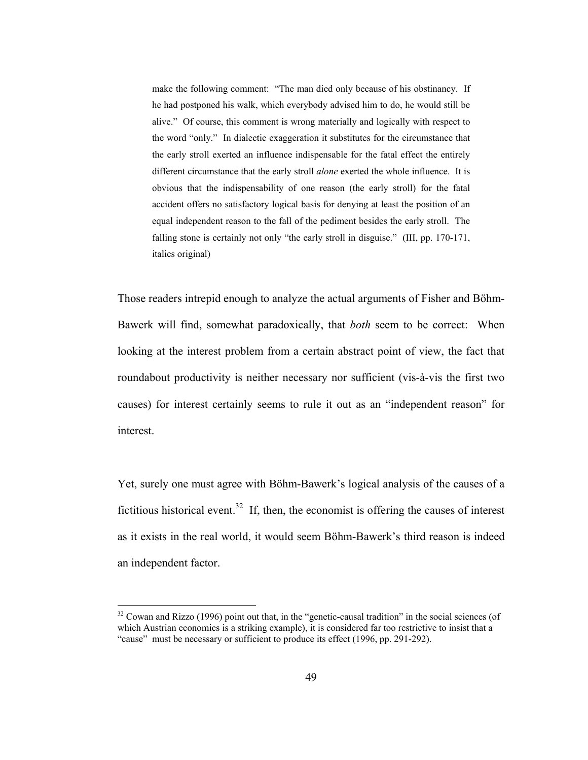> make the following comment: "The man died only because of his obstinancy. If he had postponed his walk, which everybody advised him to do, he would still be alive." Of course, this comment is wrong materially and logically with respect to the word "only." In dialectic exaggeration it substitutes for the circumstance that the early stroll exerted an influence indispensable for the fatal effect the entirely different circumstance that the early stroll *alone* exerted the whole influence. It is obvious that the indispensability of one reason (the early stroll) for the fatal accident offers no satisfactory logical basis for denying at least the position of an equal independent reason to the fall of the pediment besides the early stroll. The falling stone is certainly not only "the early stroll in disguise." (III, pp. 170-171, italics original)

Those readers intrepid enough to analyze the actual arguments of Fisher and Böhm-Bawerk will find, somewhat paradoxically, that *both* seem to be correct: When looking at the interest problem from a certain abstract point of view, the fact that roundabout productivity is neither necessary nor sufficient (vis-à-vis the first two causes) for interest certainly seems to rule it out as an "independent reason" for interest.

Yet, surely one must agree with Böhm-Bawerk's logical analysis of the causes of a fictitious historical event.[32] If, then, the economist is offering the causes of interest as it exists in the real world, it would seem Böhm-Bawerk's third reason is indeed an independent factor.

---

[32] Cowan and Rizzo (1996) point out that, in the "genetic-causal tradition" in the social sciences (of which Austrian economics is a striking example), it is considered far too restrictive to insist that a "cause" must be necessary or sufficient to produce its effect (1996, pp. 291-292).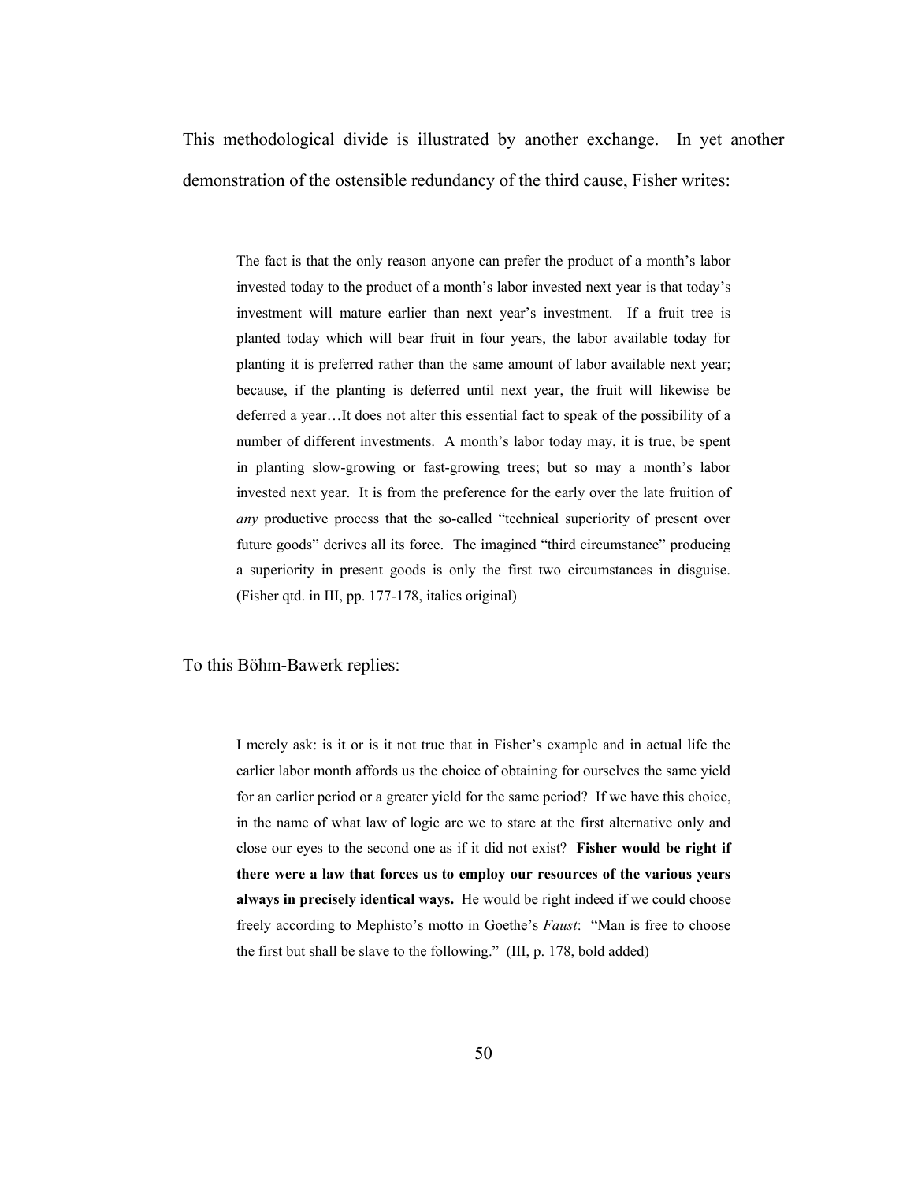This methodological divide is illustrated by another exchange. In yet another demonstration of the ostensible redundancy of the third cause, Fisher writes:

> The fact is that the only reason anyone can prefer the product of a month's labor invested today to the product of a month's labor invested next year is that today's investment will mature earlier than next year's investment. If a fruit tree is planted today which will bear fruit in four years, the labor available today for planting it is preferred rather than the same amount of labor available next year; because, if the planting is deferred until next year, the fruit will likewise be deferred a year…It does not alter this essential fact to speak of the possibility of a number of different investments. A month's labor today may, it is true, be spent in planting slow-growing or fast-growing trees; but so may a month's labor invested next year. It is from the preference for the early over the late fruition of *any* productive process that the so-called "technical superiority of present over future goods" derives all its force. The imagined "third circumstance" producing a superiority in present goods is only the first two circumstances in disguise. (Fisher qtd. in III, pp. 177-178, italics original)

To this Böhm-Bawerk replies:

> I merely ask: is it or is it not true that in Fisher's example and in actual life the earlier labor month affords us the choice of obtaining for ourselves the same yield for an earlier period or a greater yield for the same period? If we have this choice, in the name of what law of logic are we to stare at the first alternative only and close our eyes to the second one as if it did not exist? **Fisher would be right if there were a law that forces us to employ our resources of the various years always in precisely identical ways.** He would be right indeed if we could choose freely according to Mephisto's motto in Goethe's *Faust*: "Man is free to choose the first but shall be slave to the following." (III, p. 178, bold added)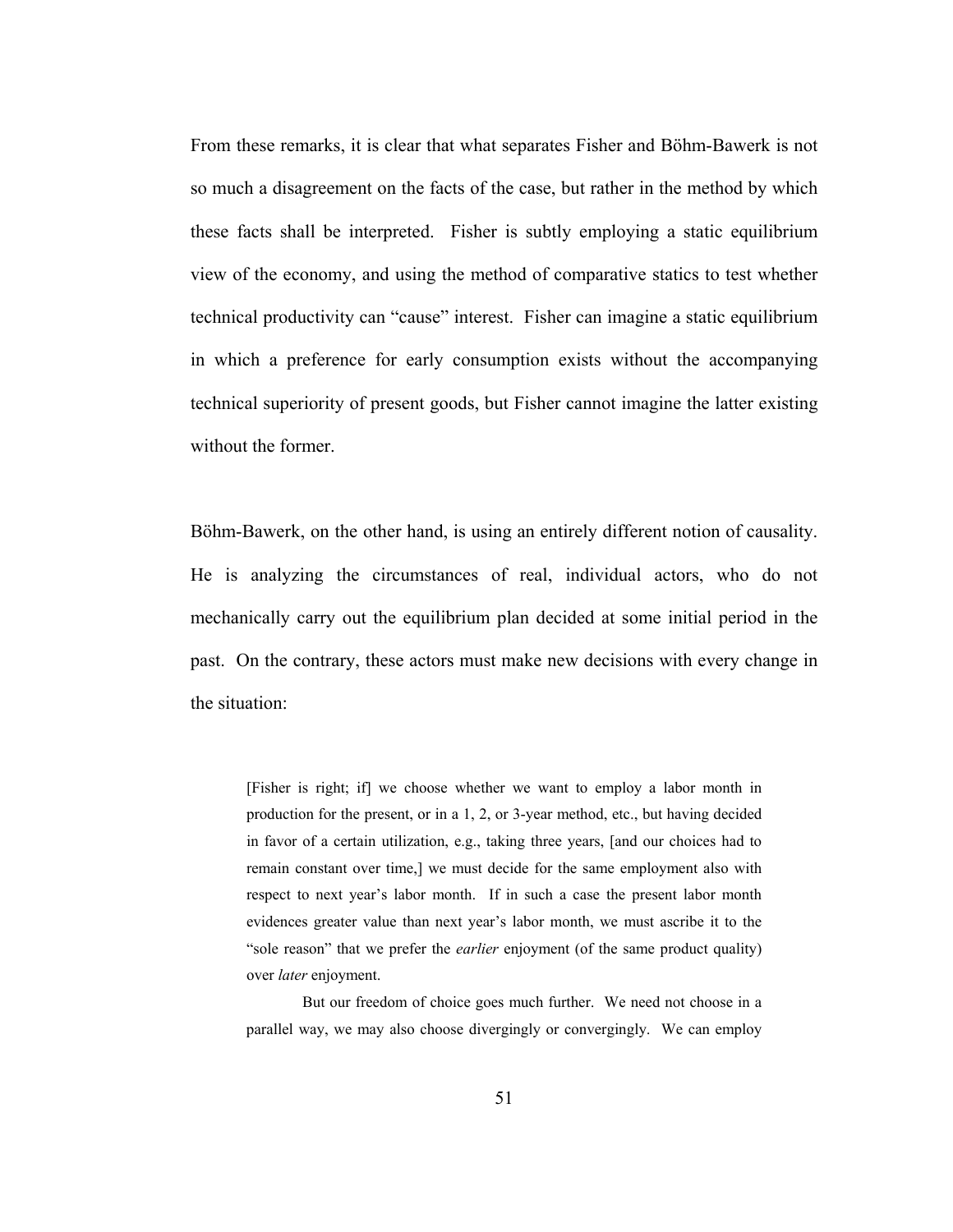From these remarks, it is clear that what separates Fisher and Böhm-Bawerk is not so much a disagreement on the facts of the case, but rather in the method by which these facts shall be interpreted. Fisher is subtly employing a static equilibrium view of the economy, and using the method of comparative statics to test whether technical productivity can "cause" interest. Fisher can imagine a static equilibrium in which a preference for early consumption exists without the accompanying technical superiority of present goods, but Fisher cannot imagine the latter existing without the former.

Böhm-Bawerk, on the other hand, is using an entirely different notion of causality. He is analyzing the circumstances of real, individual actors, who do not mechanically carry out the equilibrium plan decided at some initial period in the past. On the contrary, these actors must make new decisions with every change in the situation:

> [Fisher is right; if] we choose whether we want to employ a labor month in production for the present, or in a 1, 2, or 3-year method, etc., but having decided in favor of a certain utilization, e.g., taking three years, [and our choices had to remain constant over time,] we must decide for the same employment also with respect to next year's labor month. If in such a case the present labor month evidences greater value than next year's labor month, we must ascribe it to the "sole reason" that we prefer the *earlier* enjoyment (of the same product quality) over *later* enjoyment.
>
> But our freedom of choice goes much further. We need not choose in a parallel way, we may also choose divergingly or convergingly. We can employ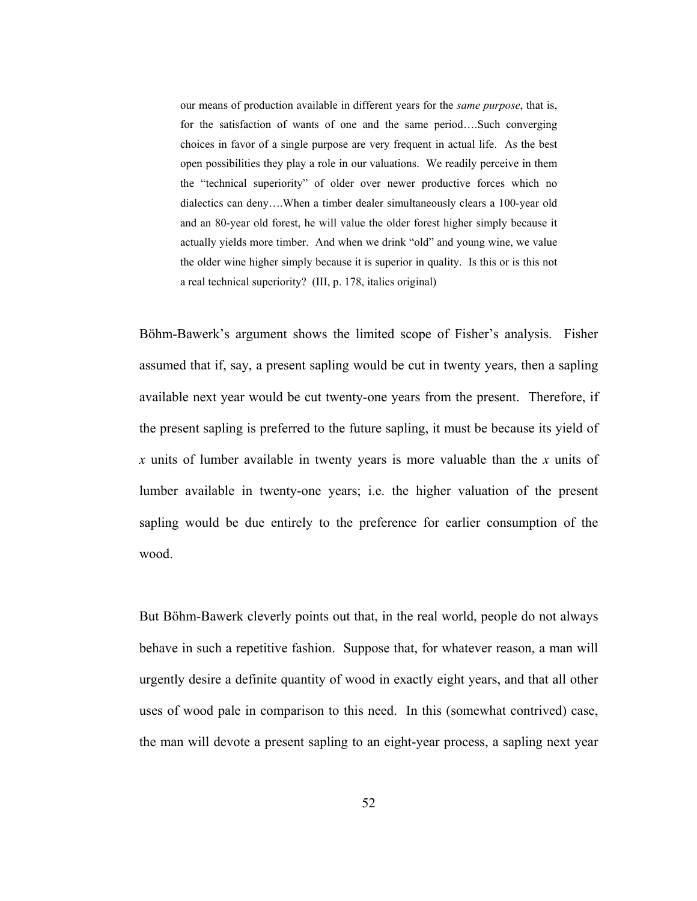> our means of production available in different years for the *same purpose*, that is, for the satisfaction of wants of one and the same period….Such converging choices in favor of a single purpose are very frequent in actual life. As the best open possibilities they play a role in our valuations. We readily perceive in them the "technical superiority" of older over newer productive forces which no dialectics can deny….When a timber dealer simultaneously clears a 100-year old and an 80-year old forest, he will value the older forest higher simply because it actually yields more timber. And when we drink "old" and young wine, we value the older wine higher simply because it is superior in quality. Is this or is this not a real technical superiority? (III, p. 178, italics original)

Böhm-Bawerk's argument shows the limited scope of Fisher's analysis. Fisher assumed that if, say, a present sapling would be cut in twenty years, then a sapling available next year would be cut twenty-one years from the present. Therefore, if the present sapling is preferred to the future sapling, it must be because its yield of $x$ units of lumber available in twenty years is more valuable than the $x$ units of lumber available in twenty-one years; i.e. the higher valuation of the present sapling would be due entirely to the preference for earlier consumption of the wood.

But Böhm-Bawerk cleverly points out that, in the real world, people do not always behave in such a repetitive fashion. Suppose that, for whatever reason, a man will urgently desire a definite quantity of wood in exactly eight years, and that all other uses of wood pale in comparison to this need. In this (somewhat contrived) case, the man will devote a present sapling to an eight-year process, a sapling next year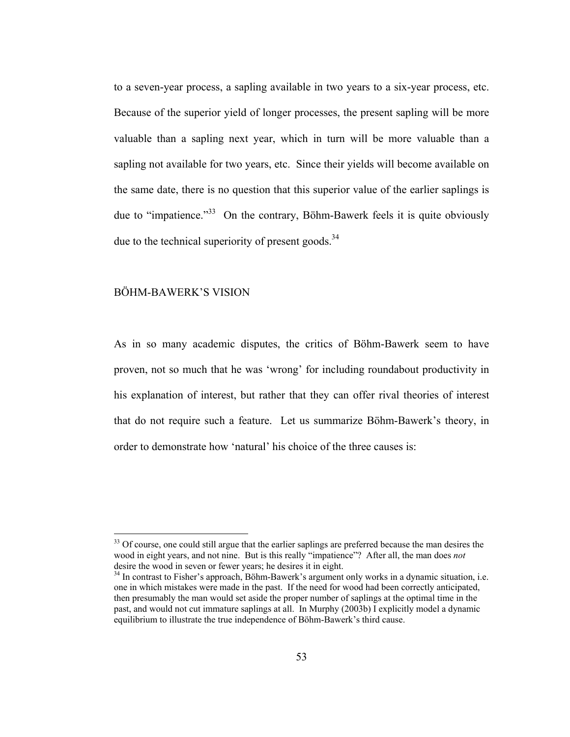to a seven-year process, a sapling available in two years to a six-year process, etc. Because of the superior yield of longer processes, the present sapling will be more valuable than a sapling next year, which in turn will be more valuable than a sapling not available for two years, etc. Since their yields will become available on the same date, there is no question that this superior value of the earlier saplings is due to "impatience."[33] On the contrary, Böhm-Bawerk feels it is quite obviously due to the technical superiority of present goods.[34]

## BÖHM-BAWERK'S VISION

As in so many academic disputes, the critics of Böhm-Bawerk seem to have proven, not so much that he was 'wrong' for including roundabout productivity in his explanation of interest, but rather that they can offer rival theories of interest that do not require such a feature. Let us summarize Böhm-Bawerk's theory, in order to demonstrate how 'natural' his choice of the three causes is:

---

[33] Of course, one could still argue that the earlier saplings are preferred because the man desires the wood in eight years, and not nine. But is this really "impatience"? After all, the man does *not* desire the wood in seven or fewer years; he desires it in eight.

[34] In contrast to Fisher's approach, Böhm-Bawerk's argument only works in a dynamic situation, i.e. one in which mistakes were made in the past. If the need for wood had been correctly anticipated, then presumably the man would set aside the proper number of saplings at the optimal time in the past, and would not cut immature saplings at all. In Murphy (2003b) I explicitly model a dynamic equilibrium to illustrate the true independence of Böhm-Bawerk's third cause.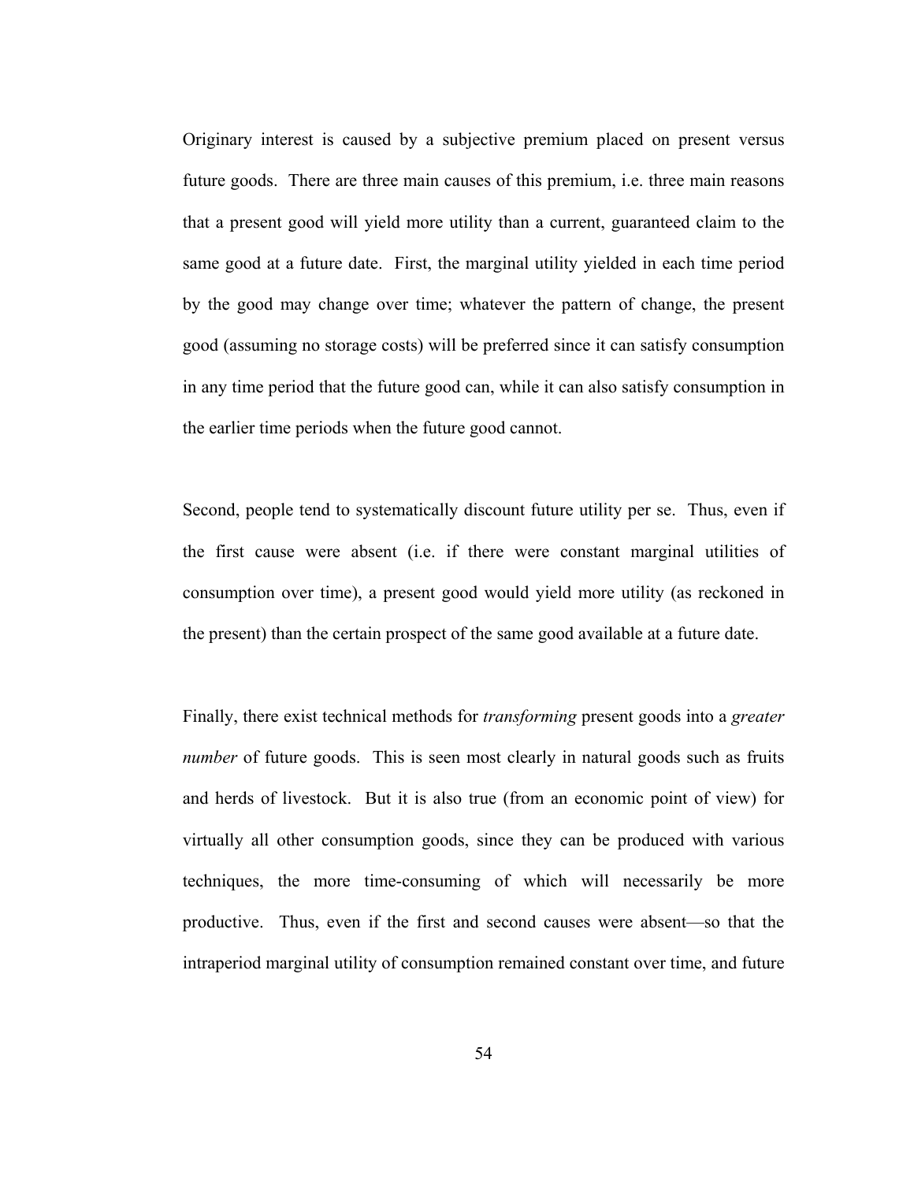Originary interest is caused by a subjective premium placed on present versus future goods. There are three main causes of this premium, i.e. three main reasons that a present good will yield more utility than a current, guaranteed claim to the same good at a future date. First, the marginal utility yielded in each time period by the good may change over time; whatever the pattern of change, the present good (assuming no storage costs) will be preferred since it can satisfy consumption in any time period that the future good can, while it can also satisfy consumption in the earlier time periods when the future good cannot.

Second, people tend to systematically discount future utility per se. Thus, even if the first cause were absent (i.e. if there were constant marginal utilities of consumption over time), a present good would yield more utility (as reckoned in the present) than the certain prospect of the same good available at a future date.

Finally, there exist technical methods for *transforming* present goods into a *greater number* of future goods. This is seen most clearly in natural goods such as fruits and herds of livestock. But it is also true (from an economic point of view) for virtually all other consumption goods, since they can be produced with various techniques, the more time-consuming of which will necessarily be more productive. Thus, even if the first and second causes were absent—so that the intraperiod marginal utility of consumption remained constant over time, and future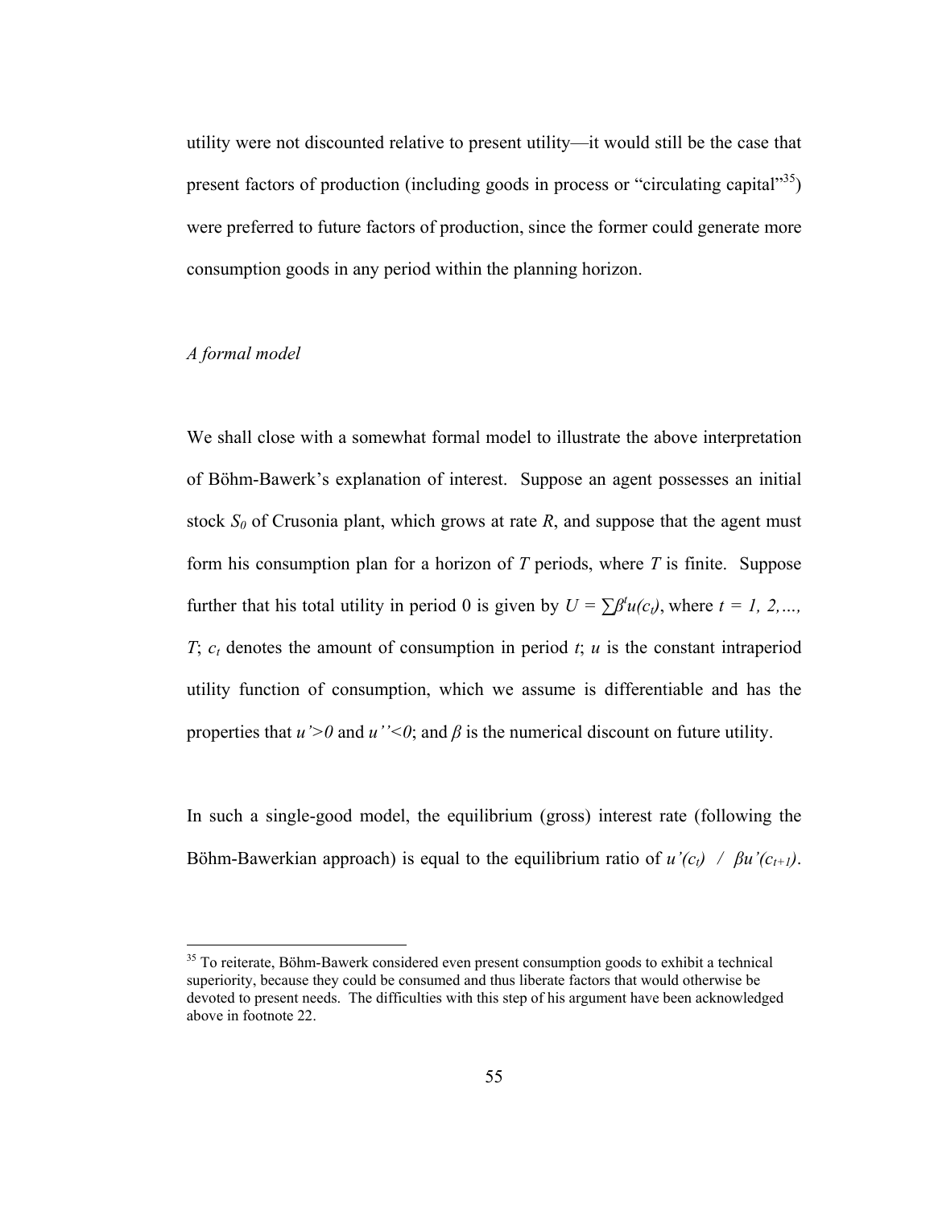utility were not discounted relative to present utility—it would still be the case that present factors of production (including goods in process or "circulating capital"[35]) were preferred to future factors of production, since the former could generate more consumption goods in any period within the planning horizon.

*A formal model*

We shall close with a somewhat formal model to illustrate the above interpretation of Böhm-Bawerk's explanation of interest. Suppose an agent possesses an initial stock $S_0$ of Crusonia plant, which grows at rate $R$, and suppose that the agent must form his consumption plan for a horizon of $T$ periods, where $T$ is finite. Suppose further that his total utility in period 0 is given by $U = \sum\beta^t u(c_t)$, where $t = 1, 2, \ldots, T$; $c_t$ denotes the amount of consumption in period $t$; $u$ is the constant intraperiod utility function of consumption, which we assume is differentiable and has the properties that $u'>0$ and $u''<0$; and $\beta$ is the numerical discount on future utility.

In such a single-good model, the equilibrium (gross) interest rate (following the Böhm-Bawerkian approach) is equal to the equilibrium ratio of $u'(c_t) \;/\; \beta u'(c_{t+1})$.

[35] To reiterate, Böhm-Bawerk considered even present consumption goods to exhibit a technical superiority, because they could be consumed and thus liberate factors that would otherwise be devoted to present needs. The difficulties with this step of his argument have been acknowledged above in footnote 22.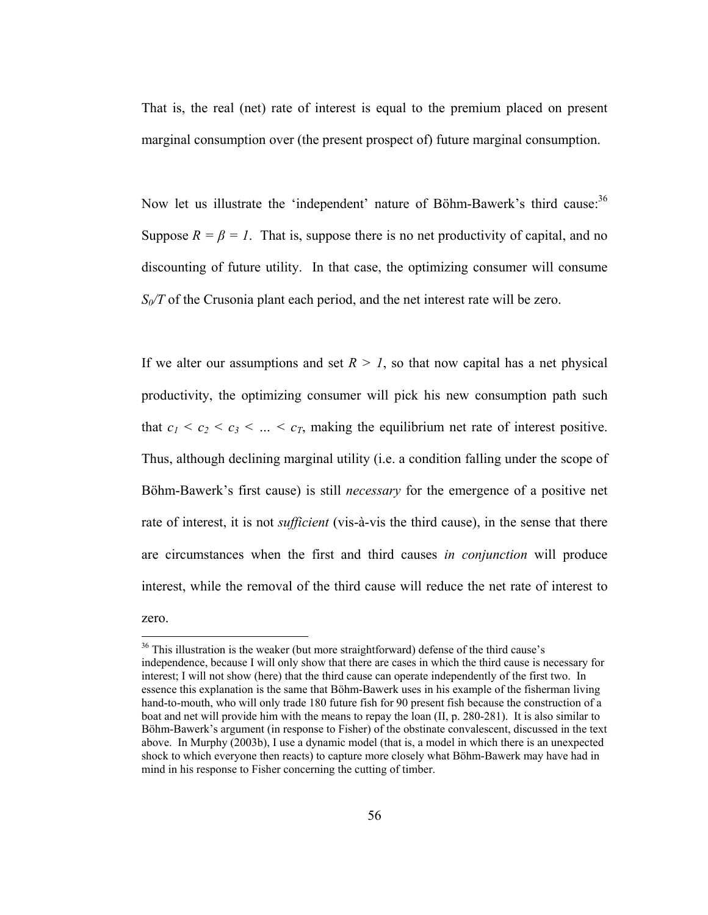That is, the real (net) rate of interest is equal to the premium placed on present marginal consumption over (the present prospect of) future marginal consumption.

Now let us illustrate the 'independent' nature of Böhm-Bawerk's third cause:[36] Suppose $R = \beta = 1$. That is, suppose there is no net productivity of capital, and no discounting of future utility. In that case, the optimizing consumer will consume $S_0/T$ of the Crusonia plant each period, and the net interest rate will be zero.

If we alter our assumptions and set $R > 1$, so that now capital has a net physical productivity, the optimizing consumer will pick his new consumption path such that $c_1 < c_2 < c_3 < \ldots < c_T$, making the equilibrium net rate of interest positive. Thus, although declining marginal utility (i.e. a condition falling under the scope of Böhm-Bawerk's first cause) is still *necessary* for the emergence of a positive net rate of interest, it is not *sufficient* (vis-à-vis the third cause), in the sense that there are circumstances when the first and third causes *in conjunction* will produce interest, while the removal of the third cause will reduce the net rate of interest to zero.

[36] This illustration is the weaker (but more straightforward) defense of the third cause's independence, because I will only show that there are cases in which the third cause is necessary for interest; I will not show (here) that the third cause can operate independently of the first two. In essence this explanation is the same that Böhm-Bawerk uses in his example of the fisherman living hand-to-mouth, who will only trade 180 future fish for 90 present fish because the construction of a boat and net will provide him with the means to repay the loan (II, p. 280-281). It is also similar to Böhm-Bawerk's argument (in response to Fisher) of the obstinate convalescent, discussed in the text above. In Murphy (2003b), I use a dynamic model (that is, a model in which there is an unexpected shock to which everyone then reacts) to capture more closely what Böhm-Bawerk may have had in mind in his response to Fisher concerning the cutting of timber.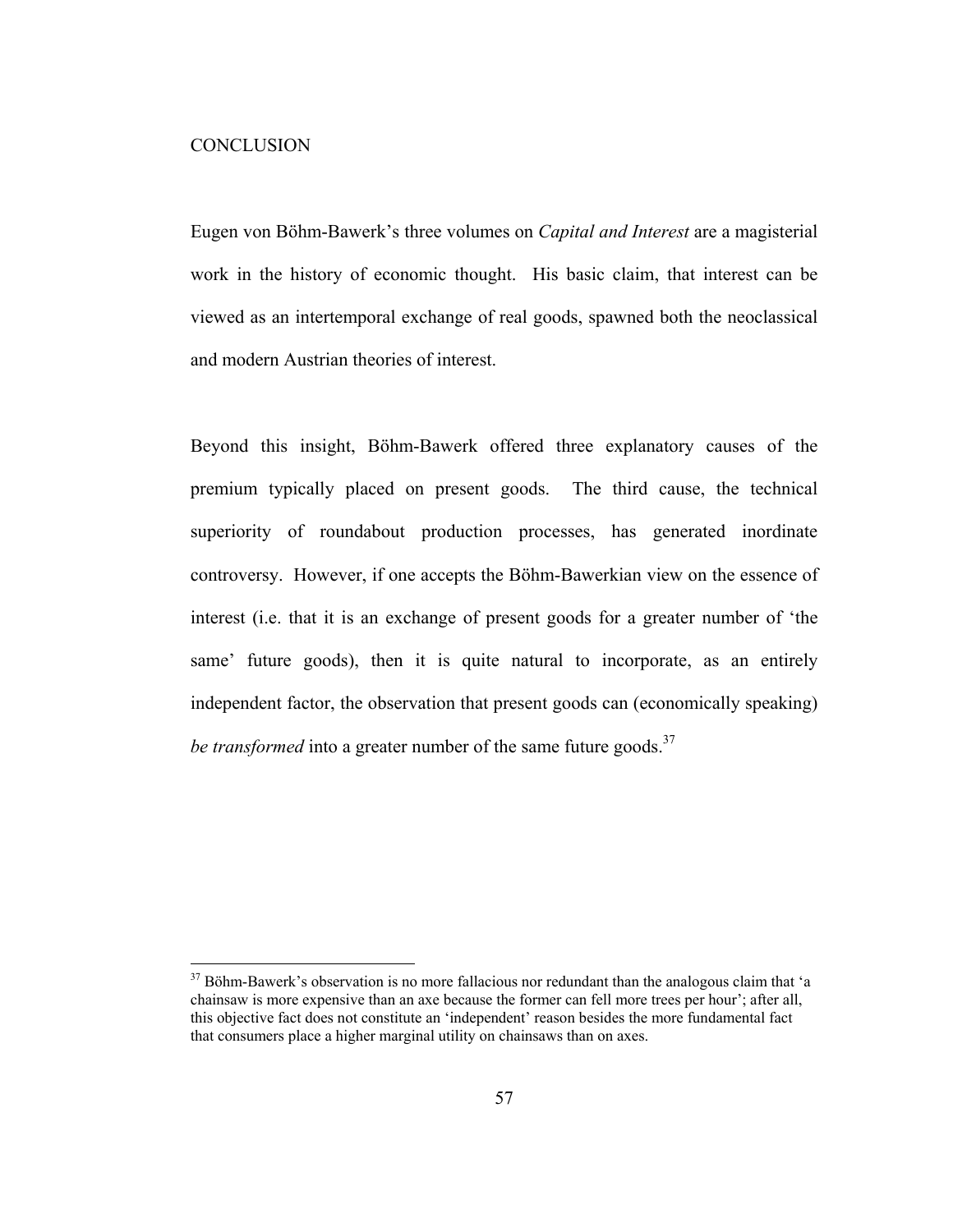# CONCLUSION

Eugen von Böhm-Bawerk's three volumes on *Capital and Interest* are a magisterial work in the history of economic thought. His basic claim, that interest can be viewed as an intertemporal exchange of real goods, spawned both the neoclassical and modern Austrian theories of interest.

Beyond this insight, Böhm-Bawerk offered three explanatory causes of the premium typically placed on present goods. The third cause, the technical superiority of roundabout production processes, has generated inordinate controversy. However, if one accepts the Böhm-Bawerkian view on the essence of interest (i.e. that it is an exchange of present goods for a greater number of 'the same' future goods), then it is quite natural to incorporate, as an entirely independent factor, the observation that present goods can (economically speaking) *be transformed* into a greater number of the same future goods.[37]

---

[37] Böhm-Bawerk's observation is no more fallacious nor redundant than the analogous claim that 'a chainsaw is more expensive than an axe because the former can fell more trees per hour'; after all, this objective fact does not constitute an 'independent' reason besides the more fundamental fact that consumers place a higher marginal utility on chainsaws than on axes.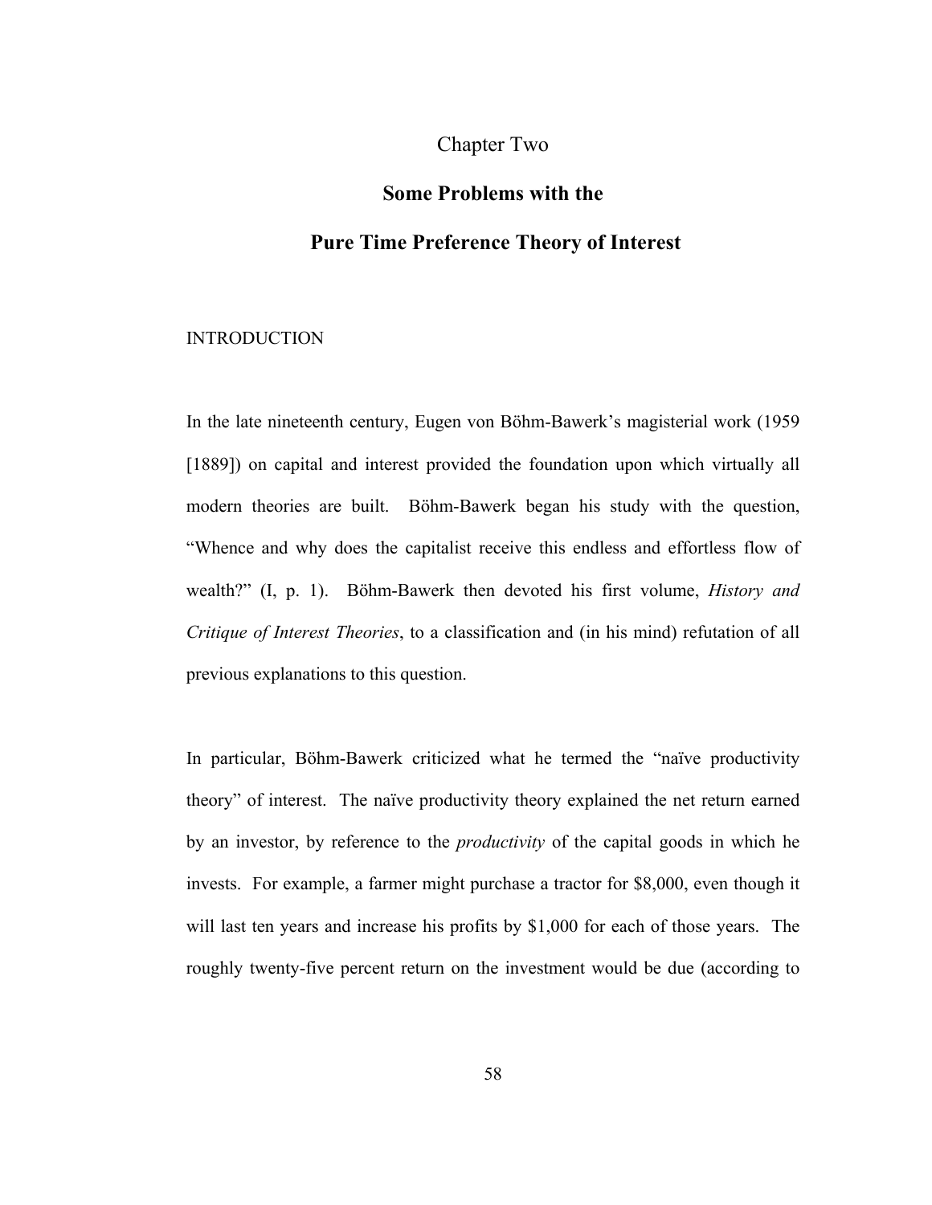# Chapter Two

## Some Problems with the Pure Time Preference Theory of Interest

### INTRODUCTION

In the late nineteenth century, Eugen von Böhm-Bawerk's magisterial work (1959 [1889]) on capital and interest provided the foundation upon which virtually all modern theories are built. Böhm-Bawerk began his study with the question, "Whence and why does the capitalist receive this endless and effortless flow of wealth?" (I, p. 1). Böhm-Bawerk then devoted his first volume, *History and Critique of Interest Theories*, to a classification and (in his mind) refutation of all previous explanations to this question.

In particular, Böhm-Bawerk criticized what he termed the "naïve productivity theory" of interest. The naïve productivity theory explained the net return earned by an investor, by reference to the *productivity* of the capital goods in which he invests. For example, a farmer might purchase a tractor for $8,000, even though it will last ten years and increase his profits by $1,000 for each of those years. The roughly twenty-five percent return on the investment would be due (according to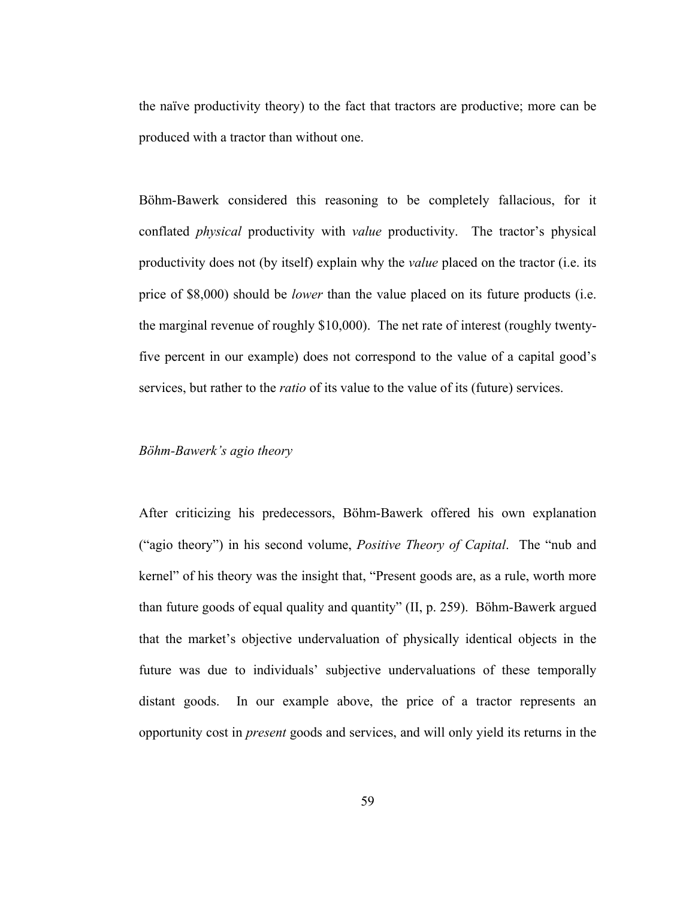the naïve productivity theory) to the fact that tractors are productive; more can be produced with a tractor than without one.

Böhm-Bawerk considered this reasoning to be completely fallacious, for it conflated *physical* productivity with *value* productivity. The tractor's physical productivity does not (by itself) explain why the *value* placed on the tractor (i.e. its price of $8,000) should be *lower* than the value placed on its future products (i.e. the marginal revenue of roughly $10,000). The net rate of interest (roughly twenty-five percent in our example) does not correspond to the value of a capital good's services, but rather to the *ratio* of its value to the value of its (future) services.

### *Böhm-Bawerk's agio theory*

After criticizing his predecessors, Böhm-Bawerk offered his own explanation ("agio theory") in his second volume, *Positive Theory of Capital*. The "nub and kernel" of his theory was the insight that, "Present goods are, as a rule, worth more than future goods of equal quality and quantity" (II, p. 259). Böhm-Bawerk argued that the market's objective undervaluation of physically identical objects in the future was due to individuals' subjective undervaluations of these temporally distant goods. In our example above, the price of a tractor represents an opportunity cost in *present* goods and services, and will only yield its returns in the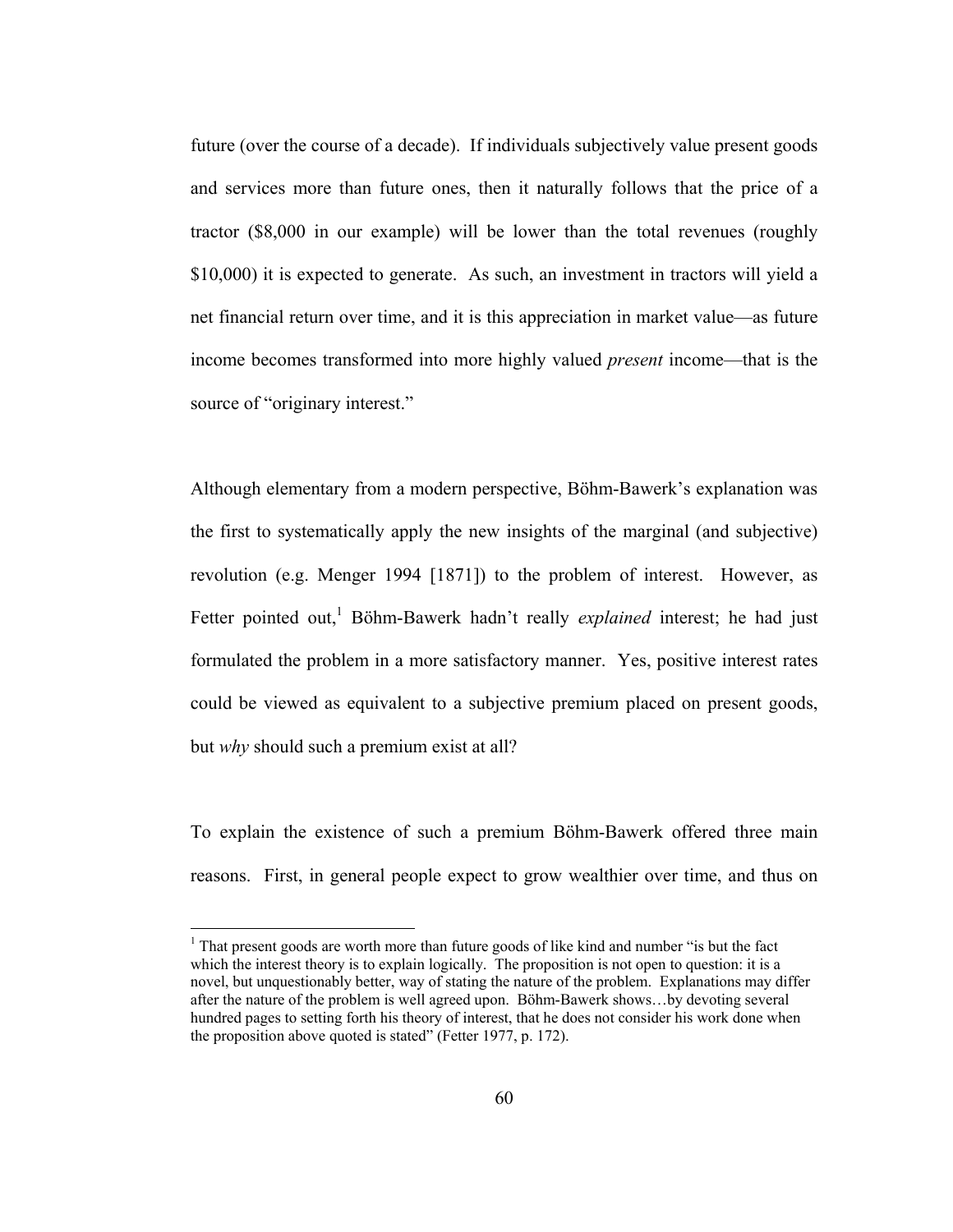future (over the course of a decade). If individuals subjectively value present goods and services more than future ones, then it naturally follows that the price of a tractor ($8,000 in our example) will be lower than the total revenues (roughly $10,000) it is expected to generate. As such, an investment in tractors will yield a net financial return over time, and it is this appreciation in market value—as future income becomes transformed into more highly valued *present* income—that is the source of "originary interest."

Although elementary from a modern perspective, Böhm-Bawerk's explanation was the first to systematically apply the new insights of the marginal (and subjective) revolution (e.g. Menger 1994 [1871]) to the problem of interest. However, as Fetter pointed out,[1] Böhm-Bawerk hadn't really *explained* interest; he had just formulated the problem in a more satisfactory manner. Yes, positive interest rates could be viewed as equivalent to a subjective premium placed on present goods, but *why* should such a premium exist at all?

To explain the existence of such a premium Böhm-Bawerk offered three main reasons. First, in general people expect to grow wealthier over time, and thus on

---

[1] That present goods are worth more than future goods of like kind and number "is but the fact which the interest theory is to explain logically. The proposition is not open to question: it is a novel, but unquestionably better, way of stating the nature of the problem. Explanations may differ after the nature of the problem is well agreed upon. Böhm-Bawerk shows…by devoting several hundred pages to setting forth his theory of interest, that he does not consider his work done when the proposition above quoted is stated" (Fetter 1977, p. 172).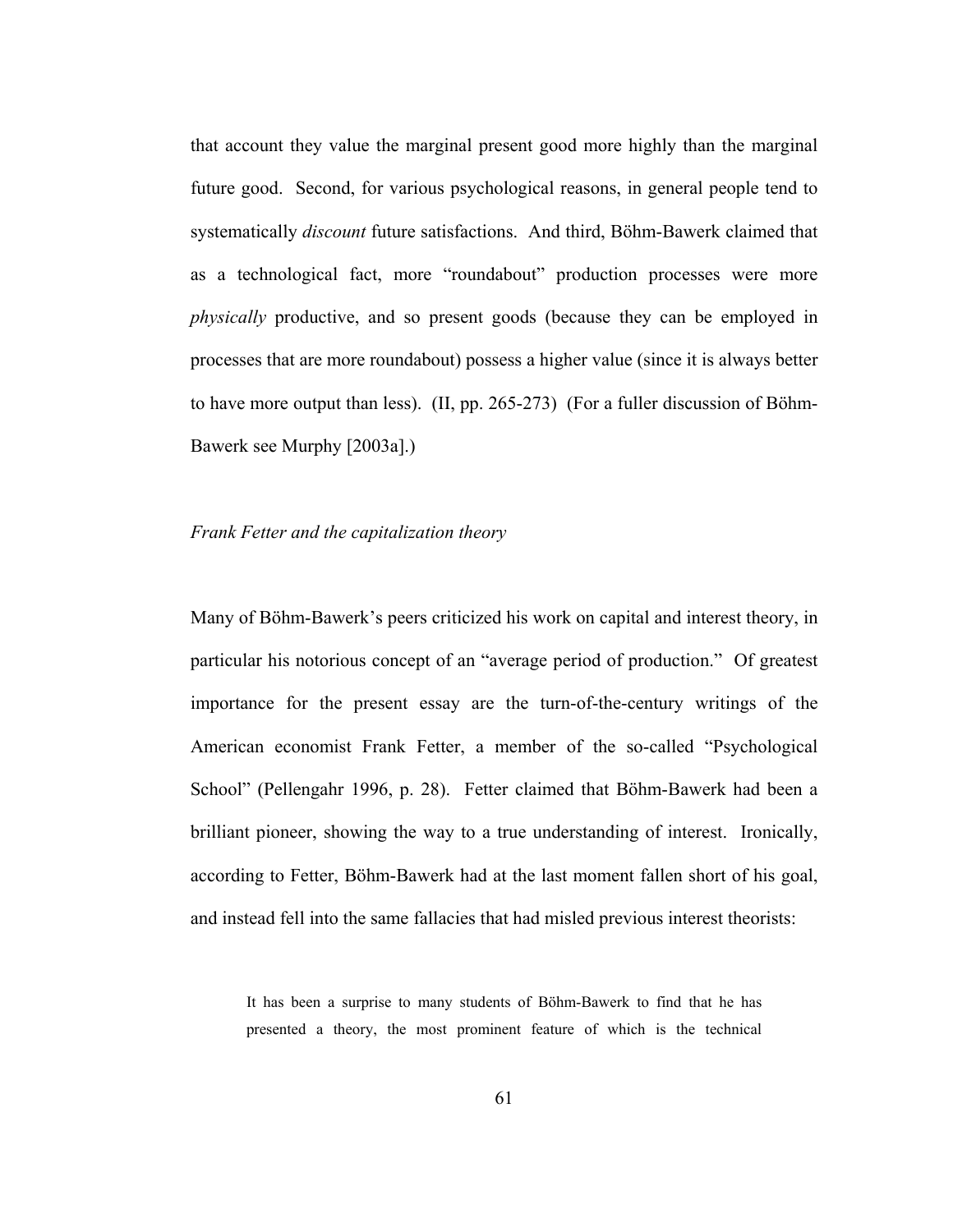that account they value the marginal present good more highly than the marginal future good. Second, for various psychological reasons, in general people tend to systematically *discount* future satisfactions. And third, Böhm-Bawerk claimed that as a technological fact, more "roundabout" production processes were more *physically* productive, and so present goods (because they can be employed in processes that are more roundabout) possess a higher value (since it is always better to have more output than less). (II, pp. 265-273) (For a fuller discussion of Böhm-Bawerk see Murphy [2003a].)

### *Frank Fetter and the capitalization theory*

Many of Böhm-Bawerk's peers criticized his work on capital and interest theory, in particular his notorious concept of an "average period of production." Of greatest importance for the present essay are the turn-of-the-century writings of the American economist Frank Fetter, a member of the so-called "Psychological School" (Pellengahr 1996, p. 28). Fetter claimed that Böhm-Bawerk had been a brilliant pioneer, showing the way to a true understanding of interest. Ironically, according to Fetter, Böhm-Bawerk had at the last moment fallen short of his goal, and instead fell into the same fallacies that had misled previous interest theorists:

> It has been a surprise to many students of Böhm-Bawerk to find that he has presented a theory, the most prominent feature of which is the technical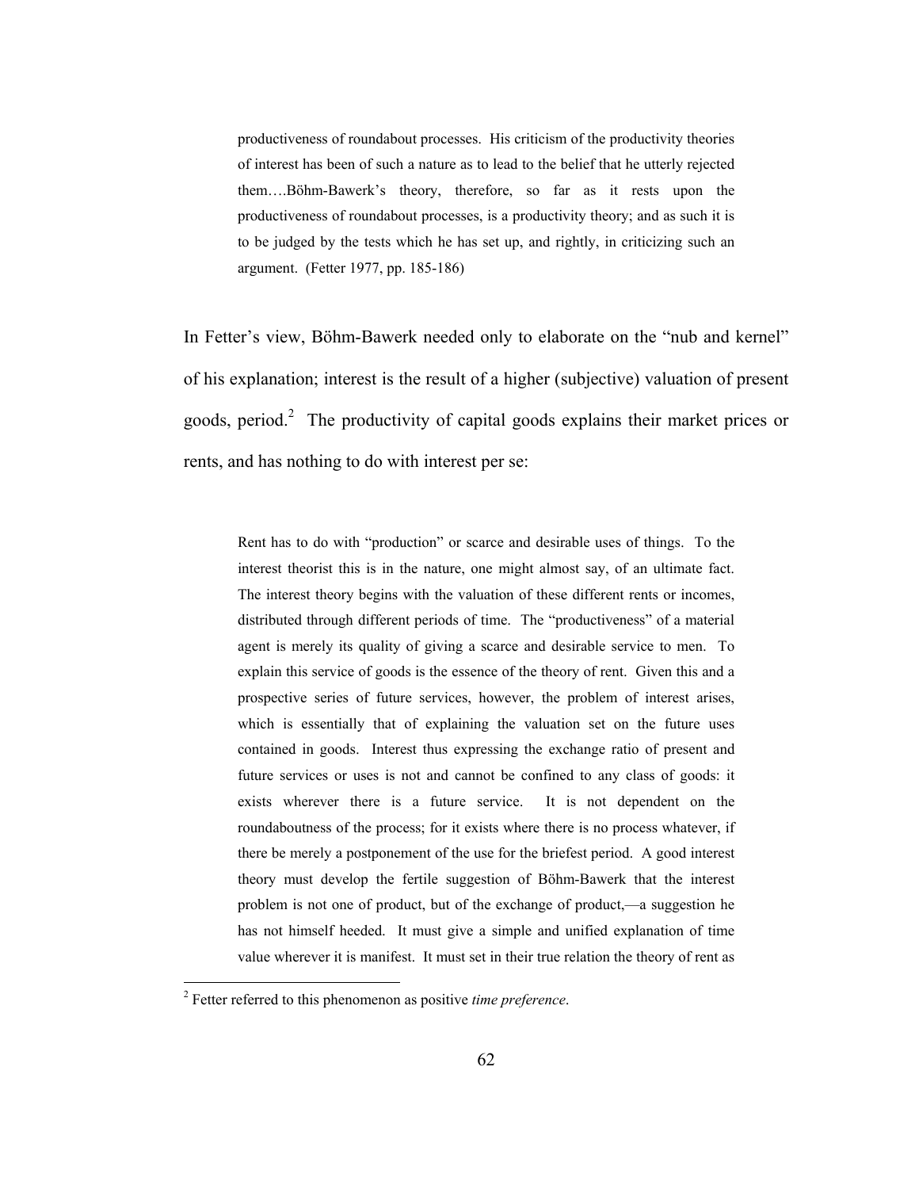> productiveness of roundabout processes. His criticism of the productivity theories of interest has been of such a nature as to lead to the belief that he utterly rejected them….Böhm-Bawerk's theory, therefore, so far as it rests upon the productiveness of roundabout processes, is a productivity theory; and as such it is to be judged by the tests which he has set up, and rightly, in criticizing such an argument. (Fetter 1977, pp. 185-186)

In Fetter's view, Böhm-Bawerk needed only to elaborate on the "nub and kernel" of his explanation; interest is the result of a higher (subjective) valuation of present goods, period.[2] The productivity of capital goods explains their market prices or rents, and has nothing to do with interest per se:

> Rent has to do with "production" or scarce and desirable uses of things. To the interest theorist this is in the nature, one might almost say, of an ultimate fact. The interest theory begins with the valuation of these different rents or incomes, distributed through different periods of time. The "productiveness" of a material agent is merely its quality of giving a scarce and desirable service to men. To explain this service of goods is the essence of the theory of rent. Given this and a prospective series of future services, however, the problem of interest arises, which is essentially that of explaining the valuation set on the future uses contained in goods. Interest thus expressing the exchange ratio of present and future services or uses is not and cannot be confined to any class of goods: it exists wherever there is a future service. It is not dependent on the roundaboutness of the process; for it exists where there is no process whatever, if there be merely a postponement of the use for the briefest period. A good interest theory must develop the fertile suggestion of Böhm-Bawerk that the interest problem is not one of product, but of the exchange of product,—a suggestion he has not himself heeded. It must give a simple and unified explanation of time value wherever it is manifest. It must set in their true relation the theory of rent as

[2] Fetter referred to this phenomenon as positive *time preference*.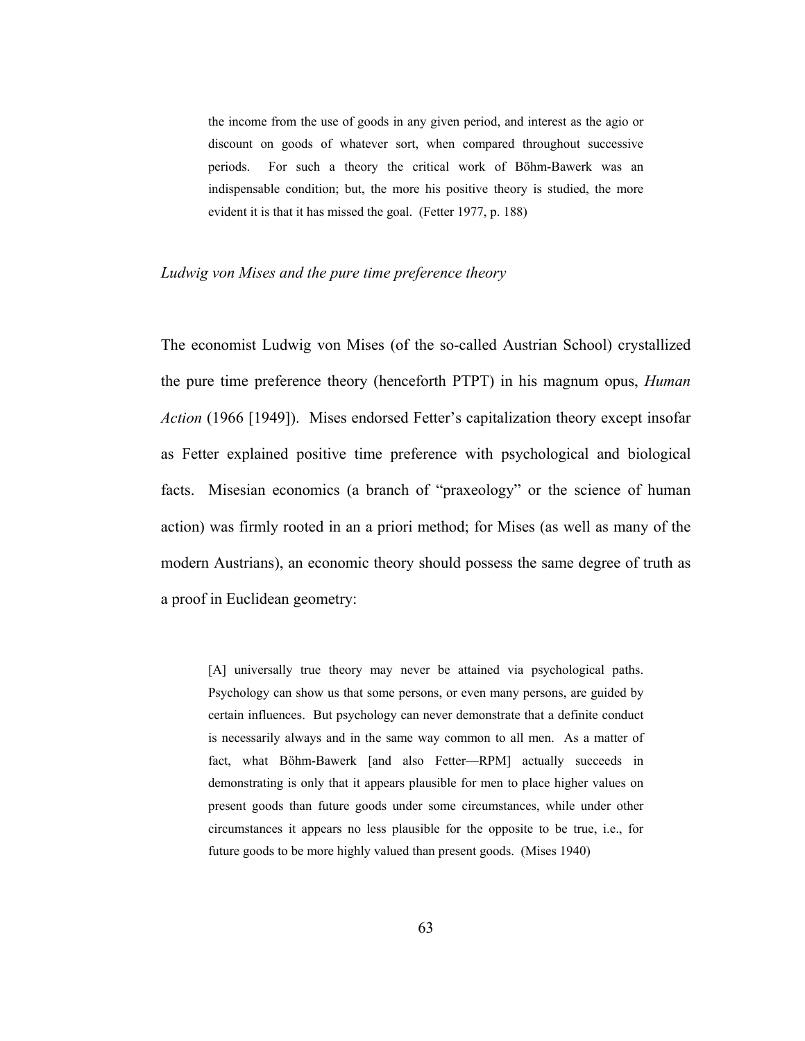> the income from the use of goods in any given period, and interest as the agio or discount on goods of whatever sort, when compared throughout successive periods. For such a theory the critical work of Böhm-Bawerk was an indispensable condition; but, the more his positive theory is studied, the more evident it is that it has missed the goal. (Fetter 1977, p. 188)

### *Ludwig von Mises and the pure time preference theory*

The economist Ludwig von Mises (of the so-called Austrian School) crystallized the pure time preference theory (henceforth PTPT) in his magnum opus, *Human Action* (1966 [1949]). Mises endorsed Fetter's capitalization theory except insofar as Fetter explained positive time preference with psychological and biological facts. Misesian economics (a branch of "praxeology" or the science of human action) was firmly rooted in an a priori method; for Mises (as well as many of the modern Austrians), an economic theory should possess the same degree of truth as a proof in Euclidean geometry:

> [A] universally true theory may never be attained via psychological paths. Psychology can show us that some persons, or even many persons, are guided by certain influences. But psychology can never demonstrate that a definite conduct is necessarily always and in the same way common to all men. As a matter of fact, what Böhm-Bawerk [and also Fetter—RPM] actually succeeds in demonstrating is only that it appears plausible for men to place higher values on present goods than future goods under some circumstances, while under other circumstances it appears no less plausible for the opposite to be true, i.e., for future goods to be more highly valued than present goods. (Mises 1940)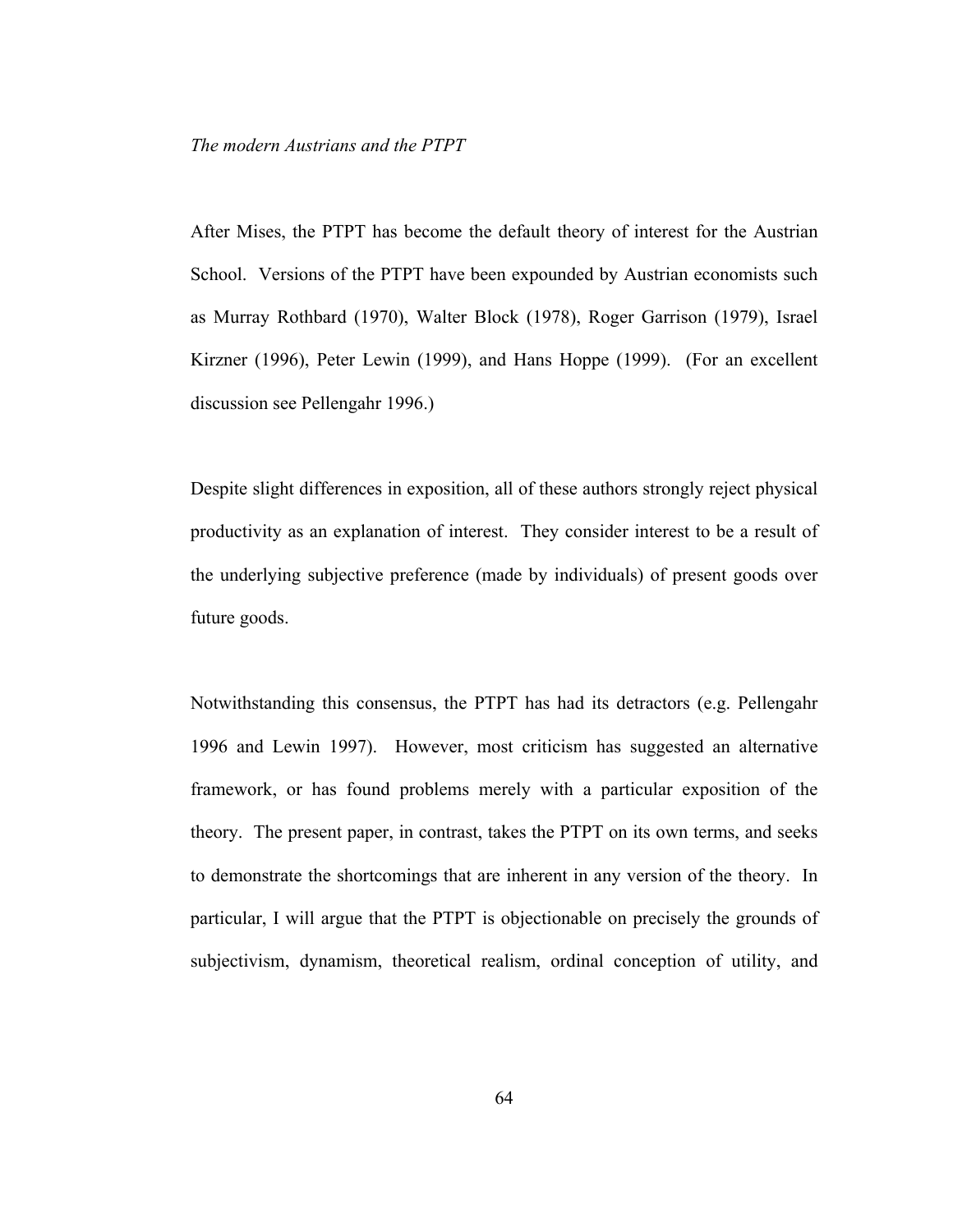*The modern Austrians and the PTPT*

After Mises, the PTPT has become the default theory of interest for the Austrian School. Versions of the PTPT have been expounded by Austrian economists such as Murray Rothbard (1970), Walter Block (1978), Roger Garrison (1979), Israel Kirzner (1996), Peter Lewin (1999), and Hans Hoppe (1999). (For an excellent discussion see Pellengahr 1996.)

Despite slight differences in exposition, all of these authors strongly reject physical productivity as an explanation of interest. They consider interest to be a result of the underlying subjective preference (made by individuals) of present goods over future goods.

Notwithstanding this consensus, the PTPT has had its detractors (e.g. Pellengahr 1996 and Lewin 1997). However, most criticism has suggested an alternative framework, or has found problems merely with a particular exposition of the theory. The present paper, in contrast, takes the PTPT on its own terms, and seeks to demonstrate the shortcomings that are inherent in any version of the theory. In particular, I will argue that the PTPT is objectionable on precisely the grounds of subjectivism, dynamism, theoretical realism, ordinal conception of utility, and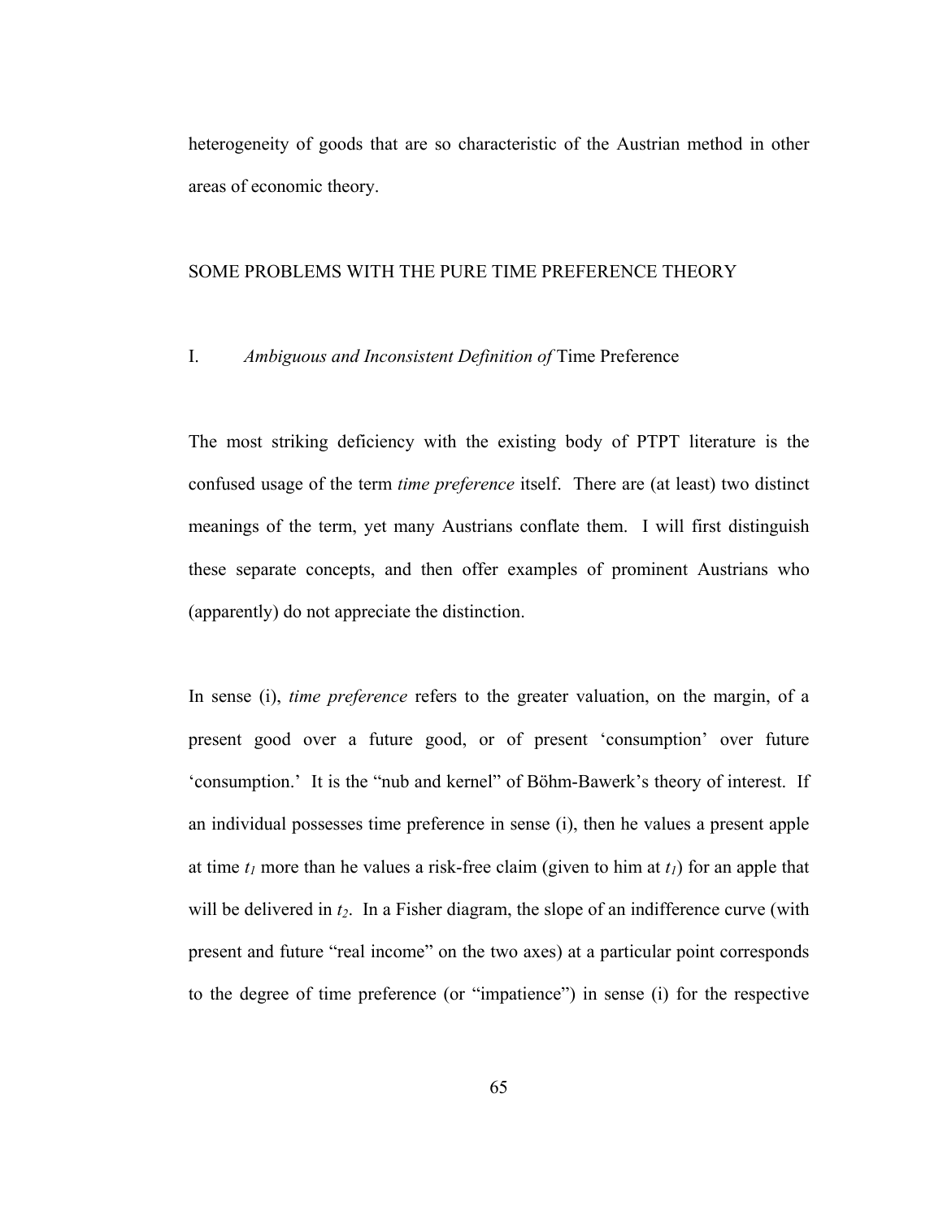heterogeneity of goods that are so characteristic of the Austrian method in other areas of economic theory.

## SOME PROBLEMS WITH THE PURE TIME PREFERENCE THEORY

### I. *Ambiguous and Inconsistent Definition of* Time Preference

The most striking deficiency with the existing body of PTPT literature is the confused usage of the term *time preference* itself. There are (at least) two distinct meanings of the term, yet many Austrians conflate them. I will first distinguish these separate concepts, and then offer examples of prominent Austrians who (apparently) do not appreciate the distinction.

In sense (i), *time preference* refers to the greater valuation, on the margin, of a present good over a future good, or of present 'consumption' over future 'consumption.' It is the "nub and kernel" of Böhm-Bawerk's theory of interest. If an individual possesses time preference in sense (i), then he values a present apple at time $t_1$ more than he values a risk-free claim (given to him at $t_1$) for an apple that will be delivered in $t_2$. In a Fisher diagram, the slope of an indifference curve (with present and future "real income" on the two axes) at a particular point corresponds to the degree of time preference (or "impatience") in sense (i) for the respective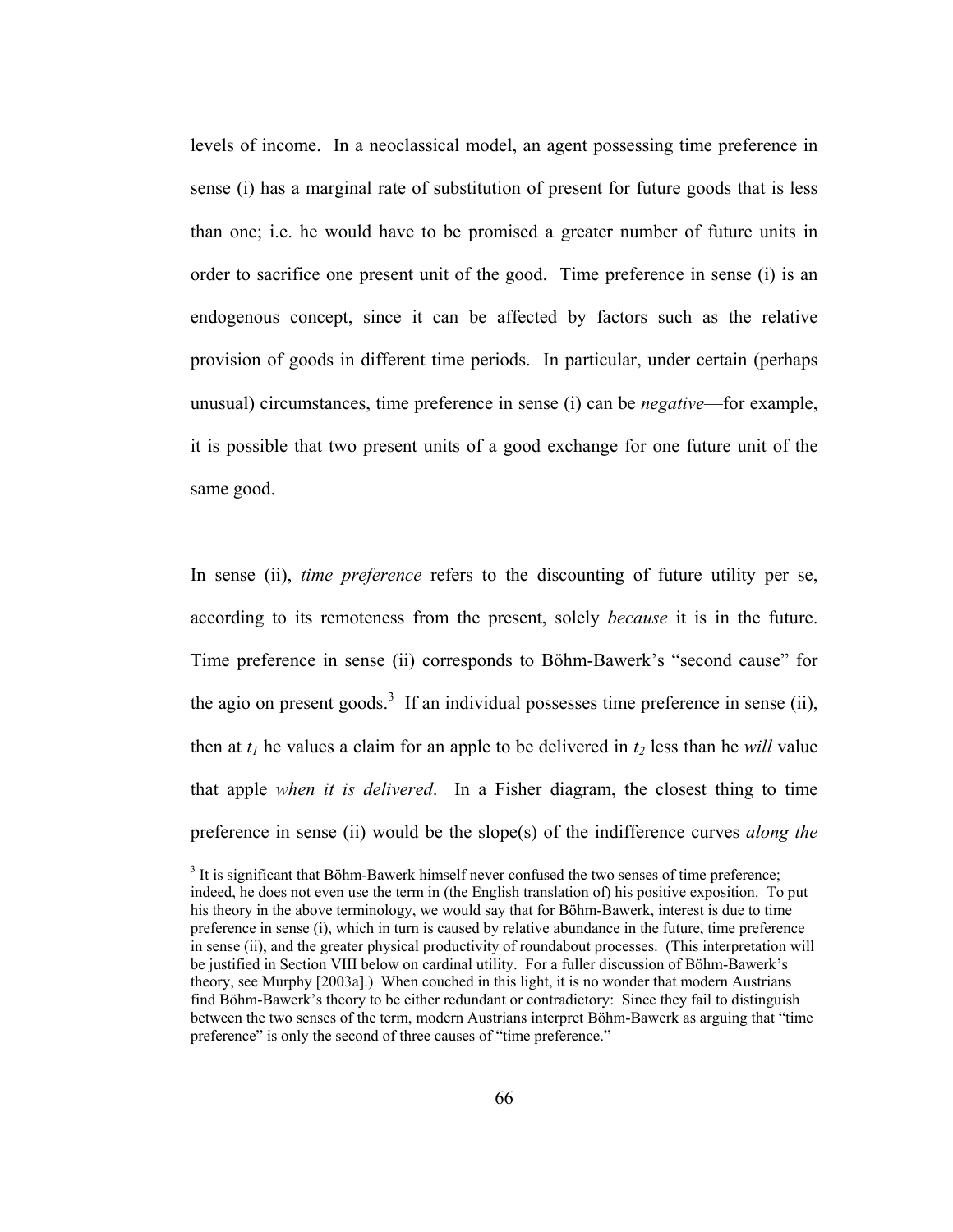levels of income. In a neoclassical model, an agent possessing time preference in sense (i) has a marginal rate of substitution of present for future goods that is less than one; i.e. he would have to be promised a greater number of future units in order to sacrifice one present unit of the good. Time preference in sense (i) is an endogenous concept, since it can be affected by factors such as the relative provision of goods in different time periods. In particular, under certain (perhaps unusual) circumstances, time preference in sense (i) can be *negative*—for example, it is possible that two present units of a good exchange for one future unit of the same good.

In sense (ii), *time preference* refers to the discounting of future utility per se, according to its remoteness from the present, solely *because* it is in the future. Time preference in sense (ii) corresponds to Böhm-Bawerk's "second cause" for the agio on present goods.[3] If an individual possesses time preference in sense (ii), then at $t_1$ he values a claim for an apple to be delivered in $t_2$ less than he *will* value that apple *when it is delivered*. In a Fisher diagram, the closest thing to time preference in sense (ii) would be the slope(s) of the indifference curves *along the*

[3] It is significant that Böhm-Bawerk himself never confused the two senses of time preference; indeed, he does not even use the term in (the English translation of) his positive exposition. To put his theory in the above terminology, we would say that for Böhm-Bawerk, interest is due to time preference in sense (i), which in turn is caused by relative abundance in the future, time preference in sense (ii), and the greater physical productivity of roundabout processes. (This interpretation will be justified in Section VIII below on cardinal utility. For a fuller discussion of Böhm-Bawerk's theory, see Murphy [2003a].) When couched in this light, it is no wonder that modern Austrians find Böhm-Bawerk's theory to be either redundant or contradictory: Since they fail to distinguish between the two senses of the term, modern Austrians interpret Böhm-Bawerk as arguing that "time preference" is only the second of three causes of "time preference."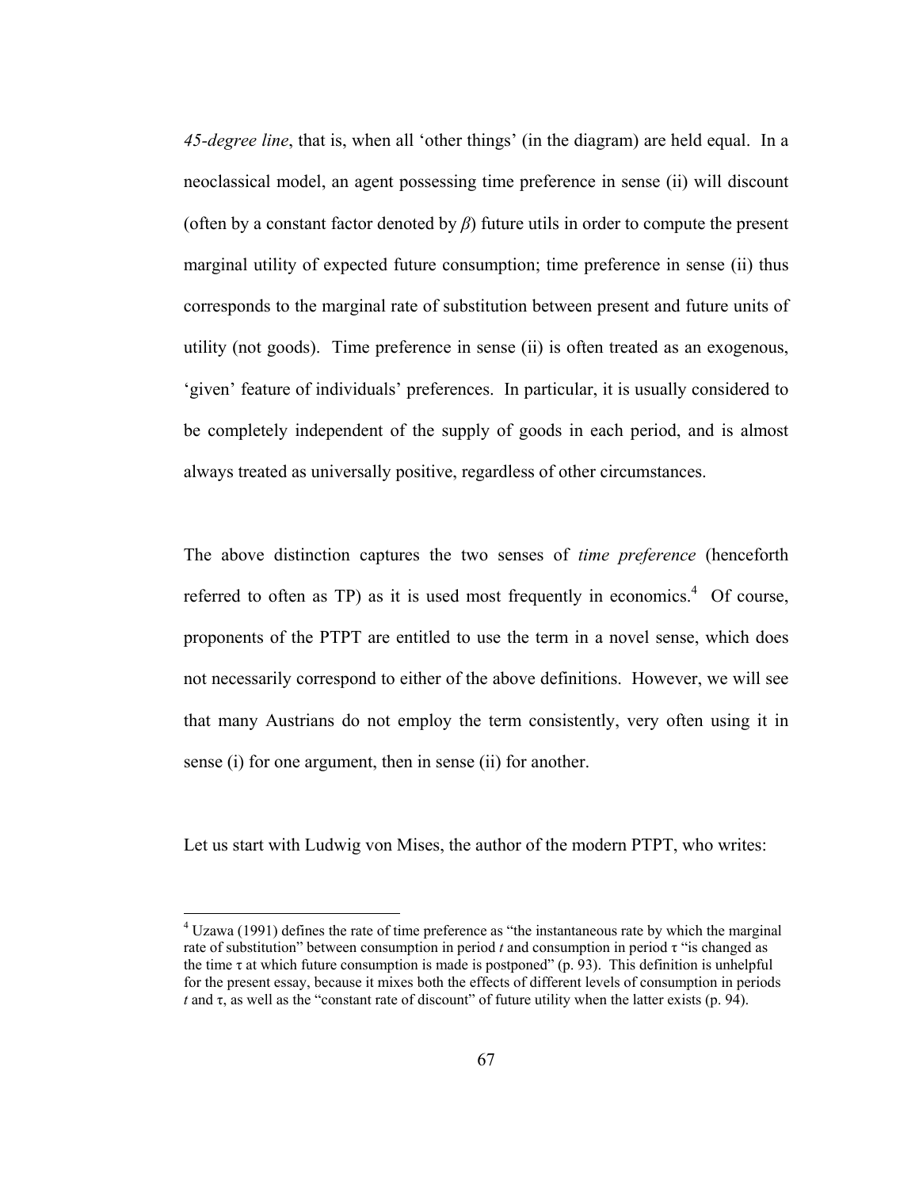*45-degree line*, that is, when all 'other things' (in the diagram) are held equal. In a neoclassical model, an agent possessing time preference in sense (ii) will discount (often by a constant factor denoted by $\beta$) future utils in order to compute the present marginal utility of expected future consumption; time preference in sense (ii) thus corresponds to the marginal rate of substitution between present and future units of utility (not goods). Time preference in sense (ii) is often treated as an exogenous, 'given' feature of individuals' preferences. In particular, it is usually considered to be completely independent of the supply of goods in each period, and is almost always treated as universally positive, regardless of other circumstances.

The above distinction captures the two senses of *time preference* (henceforth referred to often as TP) as it is used most frequently in economics.[4] Of course, proponents of the PTPT are entitled to use the term in a novel sense, which does not necessarily correspond to either of the above definitions. However, we will see that many Austrians do not employ the term consistently, very often using it in sense (i) for one argument, then in sense (ii) for another.

Let us start with Ludwig von Mises, the author of the modern PTPT, who writes:

[4] Uzawa (1991) defines the rate of time preference as "the instantaneous rate by which the marginal rate of substitution" between consumption in period $t$ and consumption in period $\tau$ "is changed as the time $\tau$ at which future consumption is made is postponed" (p. 93). This definition is unhelpful for the present essay, because it mixes both the effects of different levels of consumption in periods $t$ and $\tau$, as well as the "constant rate of discount" of future utility when the latter exists (p. 94).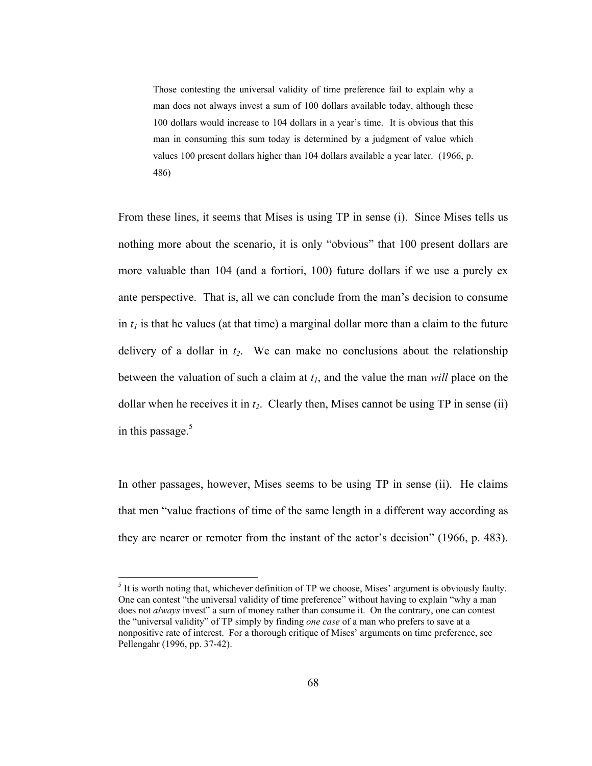> Those contesting the universal validity of time preference fail to explain why a man does not always invest a sum of 100 dollars available today, although these 100 dollars would increase to 104 dollars in a year's time. It is obvious that this man in consuming this sum today is determined by a judgment of value which values 100 present dollars higher than 104 dollars available a year later. (1966, p. 486)

From these lines, it seems that Mises is using TP in sense (i). Since Mises tells us nothing more about the scenario, it is only "obvious" that 100 present dollars are more valuable than 104 (and a fortiori, 100) future dollars if we use a purely ex ante perspective. That is, all we can conclude from the man's decision to consume in $t_1$ is that he values (at that time) a marginal dollar more than a claim to the future delivery of a dollar in $t_2$. We can make no conclusions about the relationship between the valuation of such a claim at $t_1$, and the value the man *will* place on the dollar when he receives it in $t_2$. Clearly then, Mises cannot be using TP in sense (ii) in this passage.[5]

In other passages, however, Mises seems to be using TP in sense (ii). He claims that men "value fractions of time of the same length in a different way according as they are nearer or remoter from the instant of the actor's decision" (1966, p. 483).

[5] It is worth noting that, whichever definition of TP we choose, Mises' argument is obviously faulty. One can contest "the universal validity of time preference" without having to explain "why a man does not *always* invest" a sum of money rather than consume it. On the contrary, one can contest the "universal validity" of TP simply by finding *one case* of a man who prefers to save at a nonpositive rate of interest. For a thorough critique of Mises' arguments on time preference, see Pellengahr (1996, pp. 37-42).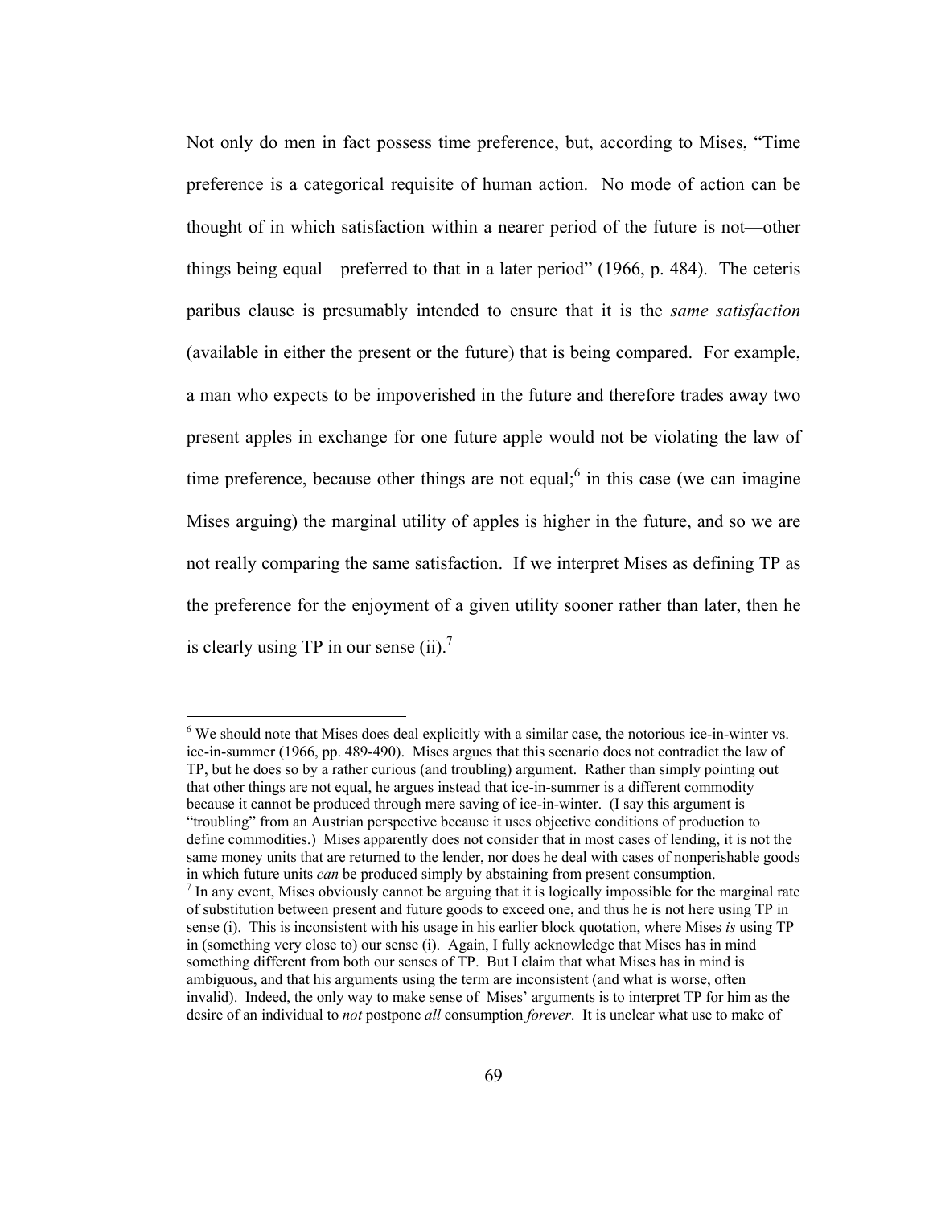Not only do men in fact possess time preference, but, according to Mises, "Time preference is a categorical requisite of human action. No mode of action can be thought of in which satisfaction within a nearer period of the future is not—other things being equal—preferred to that in a later period" (1966, p. 484). The ceteris paribus clause is presumably intended to ensure that it is the *same satisfaction* (available in either the present or the future) that is being compared. For example, a man who expects to be impoverished in the future and therefore trades away two present apples in exchange for one future apple would not be violating the law of time preference, because other things are not equal;[6] in this case (we can imagine Mises arguing) the marginal utility of apples is higher in the future, and so we are not really comparing the same satisfaction. If we interpret Mises as defining TP as the preference for the enjoyment of a given utility sooner rather than later, then he is clearly using TP in our sense (ii).[7]

---

[6] We should note that Mises does deal explicitly with a similar case, the notorious ice-in-winter vs. ice-in-summer (1966, pp. 489-490). Mises argues that this scenario does not contradict the law of TP, but he does so by a rather curious (and troubling) argument. Rather than simply pointing out that other things are not equal, he argues instead that ice-in-summer is a different commodity because it cannot be produced through mere saving of ice-in-winter. (I say this argument is "troubling" from an Austrian perspective because it uses objective conditions of production to define commodities.) Mises apparently does not consider that in most cases of lending, it is not the same money units that are returned to the lender, nor does he deal with cases of nonperishable goods in which future units *can* be produced simply by abstaining from present consumption.

[7] In any event, Mises obviously cannot be arguing that it is logically impossible for the marginal rate of substitution between present and future goods to exceed one, and thus he is not here using TP in sense (i). This is inconsistent with his usage in his earlier block quotation, where Mises *is* using TP in (something very close to) our sense (i). Again, I fully acknowledge that Mises has in mind something different from both our senses of TP. But I claim that what Mises has in mind is ambiguous, and that his arguments using the term are inconsistent (and what is worse, often invalid). Indeed, the only way to make sense of Mises' arguments is to interpret TP for him as the desire of an individual to *not* postpone *all* consumption *forever*. It is unclear what use to make of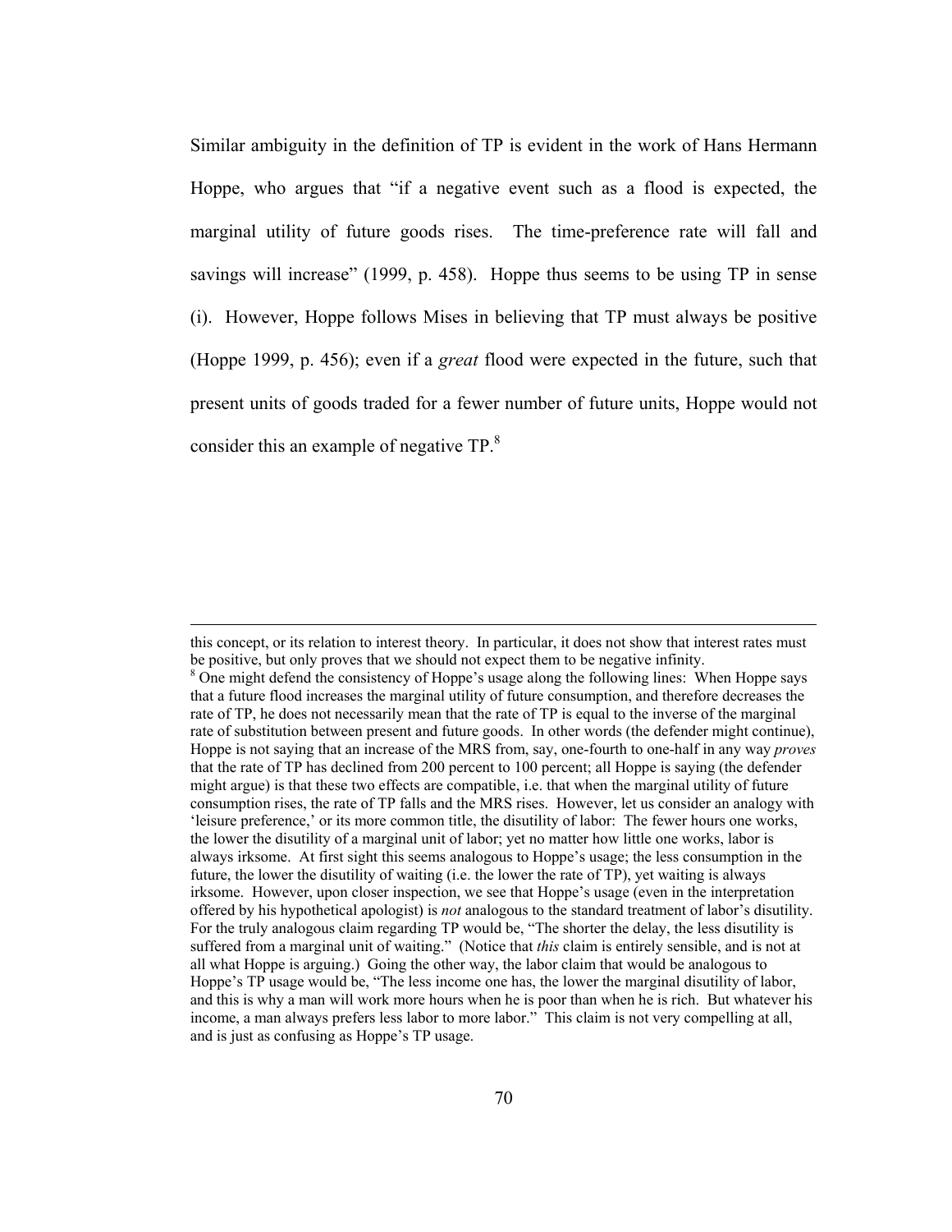Similar ambiguity in the definition of TP is evident in the work of Hans Hermann Hoppe, who argues that "if a negative event such as a flood is expected, the marginal utility of future goods rises. The time-preference rate will fall and savings will increase" (1999, p. 458). Hoppe thus seems to be using TP in sense (i). However, Hoppe follows Mises in believing that TP must always be positive (Hoppe 1999, p. 456); even if a *great* flood were expected in the future, such that present units of goods traded for a fewer number of future units, Hoppe would not consider this an example of negative TP.[8]

---

this concept, or its relation to interest theory. In particular, it does not show that interest rates must be positive, but only proves that we should not expect them to be negative infinity.

[8] One might defend the consistency of Hoppe's usage along the following lines: When Hoppe says that a future flood increases the marginal utility of future consumption, and therefore decreases the rate of TP, he does not necessarily mean that the rate of TP is equal to the inverse of the marginal rate of substitution between present and future goods. In other words (the defender might continue), Hoppe is not saying that an increase of the MRS from, say, one-fourth to one-half in any way *proves* that the rate of TP has declined from 200 percent to 100 percent; all Hoppe is saying (the defender might argue) is that these two effects are compatible, i.e. that when the marginal utility of future consumption rises, the rate of TP falls and the MRS rises. However, let us consider an analogy with 'leisure preference,' or its more common title, the disutility of labor: The fewer hours one works, the lower the disutility of a marginal unit of labor; yet no matter how little one works, labor is always irksome. At first sight this seems analogous to Hoppe's usage; the less consumption in the future, the lower the disutility of waiting (i.e. the lower the rate of TP), yet waiting is always irksome. However, upon closer inspection, we see that Hoppe's usage (even in the interpretation offered by his hypothetical apologist) is *not* analogous to the standard treatment of labor's disutility. For the truly analogous claim regarding TP would be, "The shorter the delay, the less disutility is suffered from a marginal unit of waiting." (Notice that *this* claim is entirely sensible, and is not at all what Hoppe is arguing.) Going the other way, the labor claim that would be analogous to Hoppe's TP usage would be, "The less income one has, the lower the marginal disutility of labor, and this is why a man will work more hours when he is poor than when he is rich. But whatever his income, a man always prefers less labor to more labor." This claim is not very compelling at all, and is just as confusing as Hoppe's TP usage.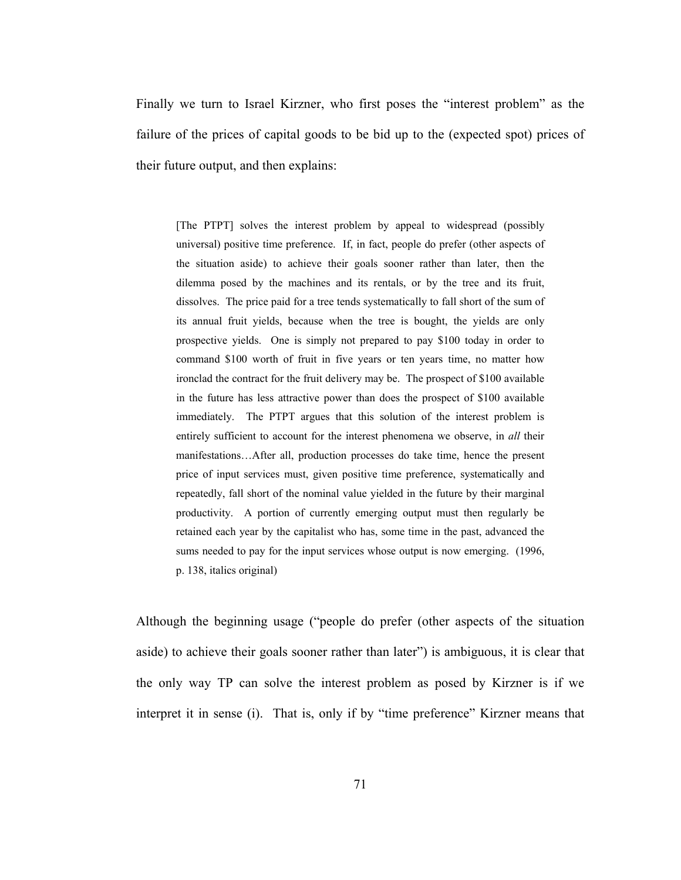Finally we turn to Israel Kirzner, who first poses the "interest problem" as the failure of the prices of capital goods to be bid up to the (expected spot) prices of their future output, and then explains:

> [The PTPT] solves the interest problem by appeal to widespread (possibly universal) positive time preference. If, in fact, people do prefer (other aspects of the situation aside) to achieve their goals sooner rather than later, then the dilemma posed by the machines and its rentals, or by the tree and its fruit, dissolves. The price paid for a tree tends systematically to fall short of the sum of its annual fruit yields, because when the tree is bought, the yields are only prospective yields. One is simply not prepared to pay $100 today in order to command $100 worth of fruit in five years or ten years time, no matter how ironclad the contract for the fruit delivery may be. The prospect of $100 available in the future has less attractive power than does the prospect of $100 available immediately. The PTPT argues that this solution of the interest problem is entirely sufficient to account for the interest phenomena we observe, in *all* their manifestations…After all, production processes do take time, hence the present price of input services must, given positive time preference, systematically and repeatedly, fall short of the nominal value yielded in the future by their marginal productivity. A portion of currently emerging output must then regularly be retained each year by the capitalist who has, some time in the past, advanced the sums needed to pay for the input services whose output is now emerging. (1996, p. 138, italics original)

Although the beginning usage ("people do prefer (other aspects of the situation aside) to achieve their goals sooner rather than later") is ambiguous, it is clear that the only way TP can solve the interest problem as posed by Kirzner is if we interpret it in sense (i). That is, only if by "time preference" Kirzner means that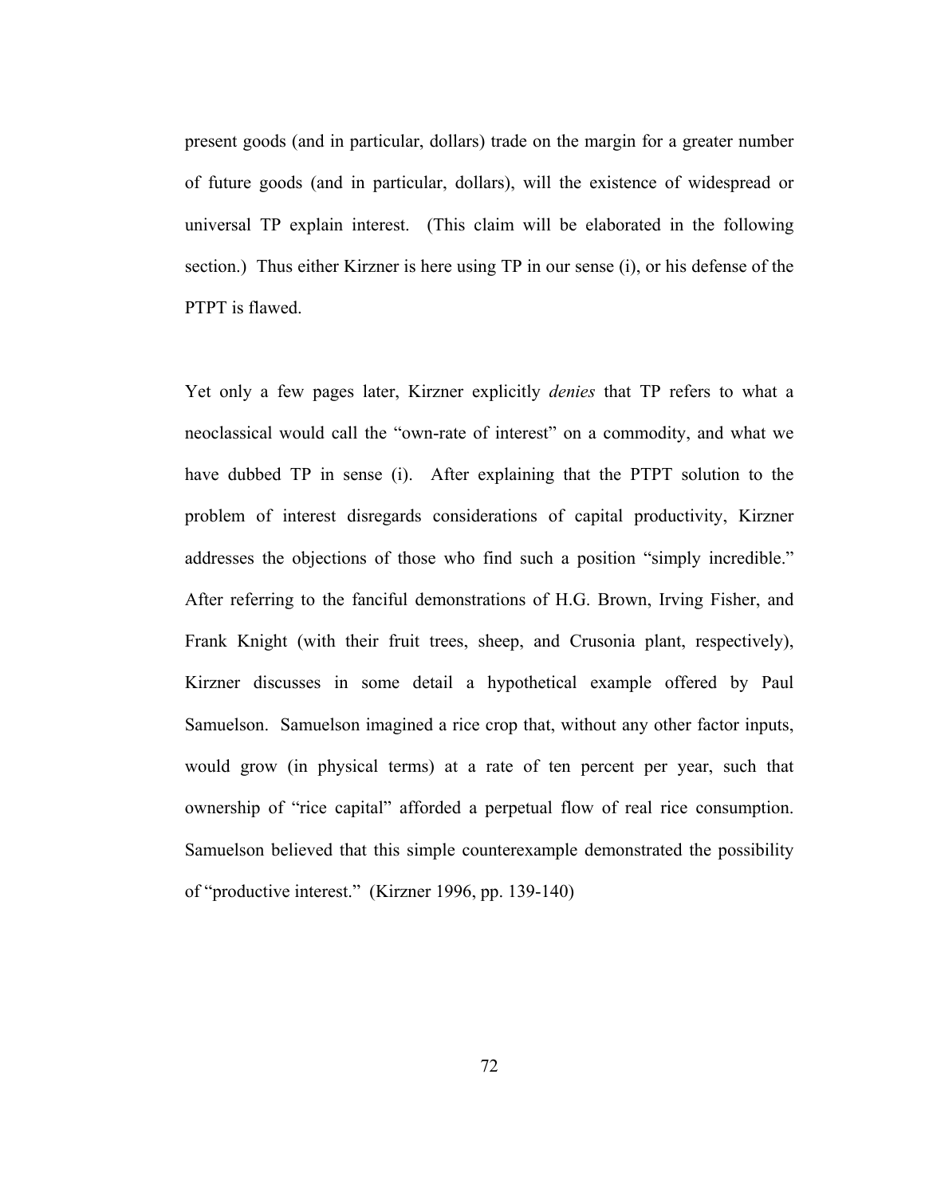present goods (and in particular, dollars) trade on the margin for a greater number of future goods (and in particular, dollars), will the existence of widespread or universal TP explain interest. (This claim will be elaborated in the following section.) Thus either Kirzner is here using TP in our sense (i), or his defense of the PTPT is flawed.

Yet only a few pages later, Kirzner explicitly *denies* that TP refers to what a neoclassical would call the "own-rate of interest" on a commodity, and what we have dubbed TP in sense (i). After explaining that the PTPT solution to the problem of interest disregards considerations of capital productivity, Kirzner addresses the objections of those who find such a position "simply incredible." After referring to the fanciful demonstrations of H.G. Brown, Irving Fisher, and Frank Knight (with their fruit trees, sheep, and Crusonia plant, respectively), Kirzner discusses in some detail a hypothetical example offered by Paul Samuelson. Samuelson imagined a rice crop that, without any other factor inputs, would grow (in physical terms) at a rate of ten percent per year, such that ownership of "rice capital" afforded a perpetual flow of real rice consumption. Samuelson believed that this simple counterexample demonstrated the possibility of "productive interest." (Kirzner 1996, pp. 139-140)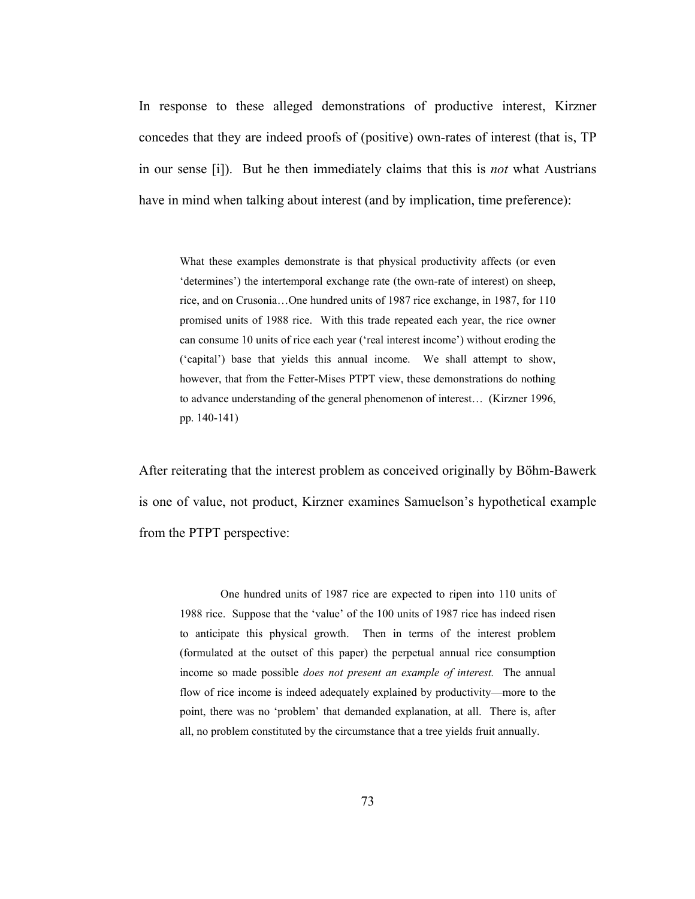In response to these alleged demonstrations of productive interest, Kirzner concedes that they are indeed proofs of (positive) own-rates of interest (that is, TP in our sense [i]). But he then immediately claims that this is *not* what Austrians have in mind when talking about interest (and by implication, time preference):

> What these examples demonstrate is that physical productivity affects (or even 'determines') the intertemporal exchange rate (the own-rate of interest) on sheep, rice, and on Crusonia…One hundred units of 1987 rice exchange, in 1987, for 110 promised units of 1988 rice. With this trade repeated each year, the rice owner can consume 10 units of rice each year ('real interest income') without eroding the ('capital') base that yields this annual income. We shall attempt to show, however, that from the Fetter-Mises PTPT view, these demonstrations do nothing to advance understanding of the general phenomenon of interest… (Kirzner 1996, pp. 140-141)

After reiterating that the interest problem as conceived originally by Böhm-Bawerk is one of value, not product, Kirzner examines Samuelson's hypothetical example from the PTPT perspective:

> One hundred units of 1987 rice are expected to ripen into 110 units of 1988 rice. Suppose that the 'value' of the 100 units of 1987 rice has indeed risen to anticipate this physical growth. Then in terms of the interest problem (formulated at the outset of this paper) the perpetual annual rice consumption income so made possible *does not present an example of interest.* The annual flow of rice income is indeed adequately explained by productivity—more to the point, there was no 'problem' that demanded explanation, at all. There is, after all, no problem constituted by the circumstance that a tree yields fruit annually.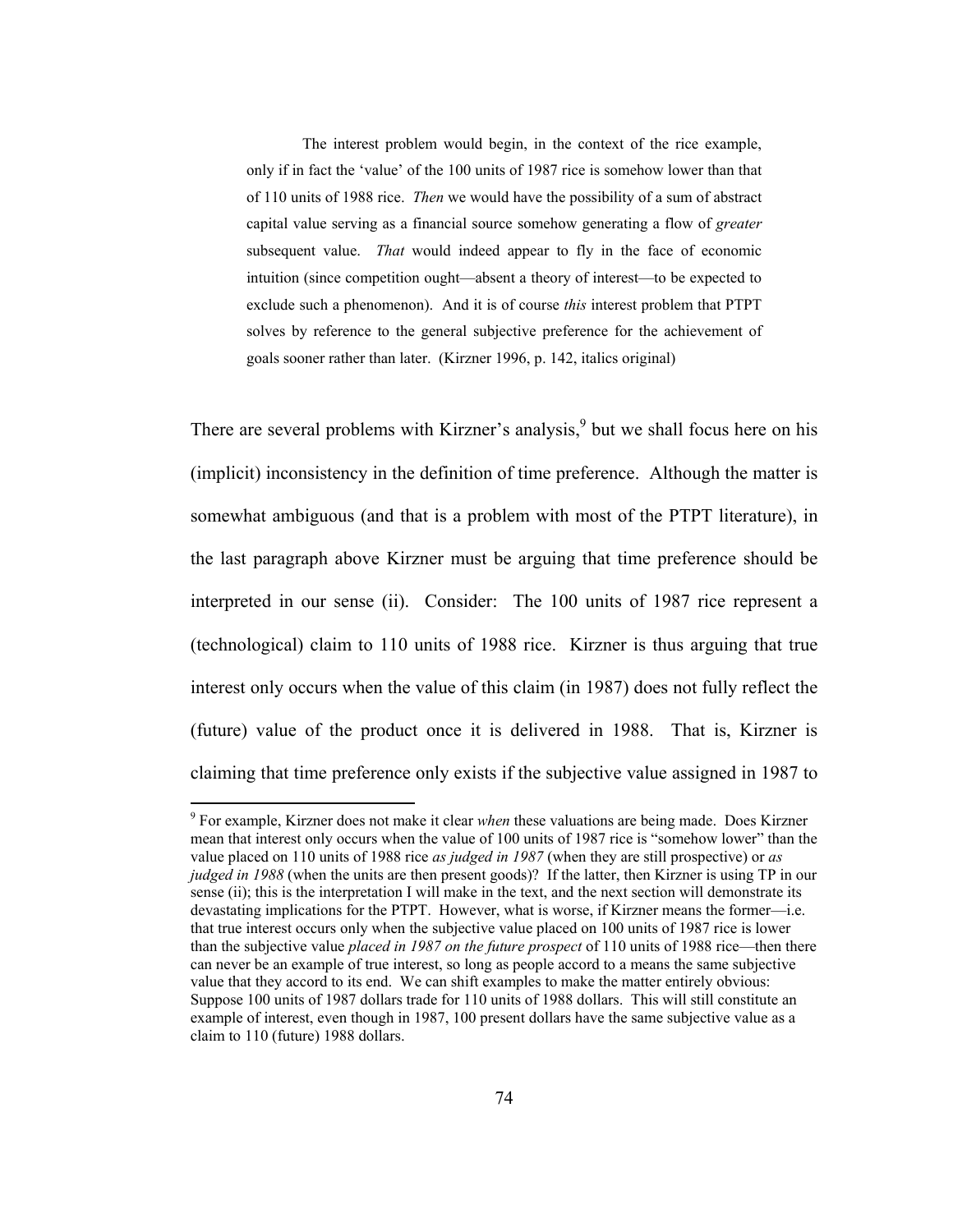> The interest problem would begin, in the context of the rice example, only if in fact the 'value' of the 100 units of 1987 rice is somehow lower than that of 110 units of 1988 rice. *Then* we would have the possibility of a sum of abstract capital value serving as a financial source somehow generating a flow of *greater* subsequent value. *That* would indeed appear to fly in the face of economic intuition (since competition ought—absent a theory of interest—to be expected to exclude such a phenomenon). And it is of course *this* interest problem that PTPT solves by reference to the general subjective preference for the achievement of goals sooner rather than later. (Kirzner 1996, p. 142, italics original)

There are several problems with Kirzner's analysis,[9] but we shall focus here on his (implicit) inconsistency in the definition of time preference. Although the matter is somewhat ambiguous (and that is a problem with most of the PTPT literature), in the last paragraph above Kirzner must be arguing that time preference should be interpreted in our sense (ii). Consider: The 100 units of 1987 rice represent a (technological) claim to 110 units of 1988 rice. Kirzner is thus arguing that true interest only occurs when the value of this claim (in 1987) does not fully reflect the (future) value of the product once it is delivered in 1988. That is, Kirzner is claiming that time preference only exists if the subjective value assigned in 1987 to

[9] For example, Kirzner does not make it clear *when* these valuations are being made. Does Kirzner mean that interest only occurs when the value of 100 units of 1987 rice is "somehow lower" than the value placed on 110 units of 1988 rice *as judged in 1987* (when they are still prospective) or *as judged in 1988* (when the units are then present goods)? If the latter, then Kirzner is using TP in our sense (ii); this is the interpretation I will make in the text, and the next section will demonstrate its devastating implications for the PTPT. However, what is worse, if Kirzner means the former—i.e. that true interest occurs only when the subjective value placed on 100 units of 1987 rice is lower than the subjective value *placed in 1987 on the future prospect* of 110 units of 1988 rice—then there can never be an example of true interest, so long as people accord to a means the same subjective value that they accord to its end. We can shift examples to make the matter entirely obvious: Suppose 100 units of 1987 dollars trade for 110 units of 1988 dollars. This will still constitute an example of interest, even though in 1987, 100 present dollars have the same subjective value as a claim to 110 (future) 1988 dollars.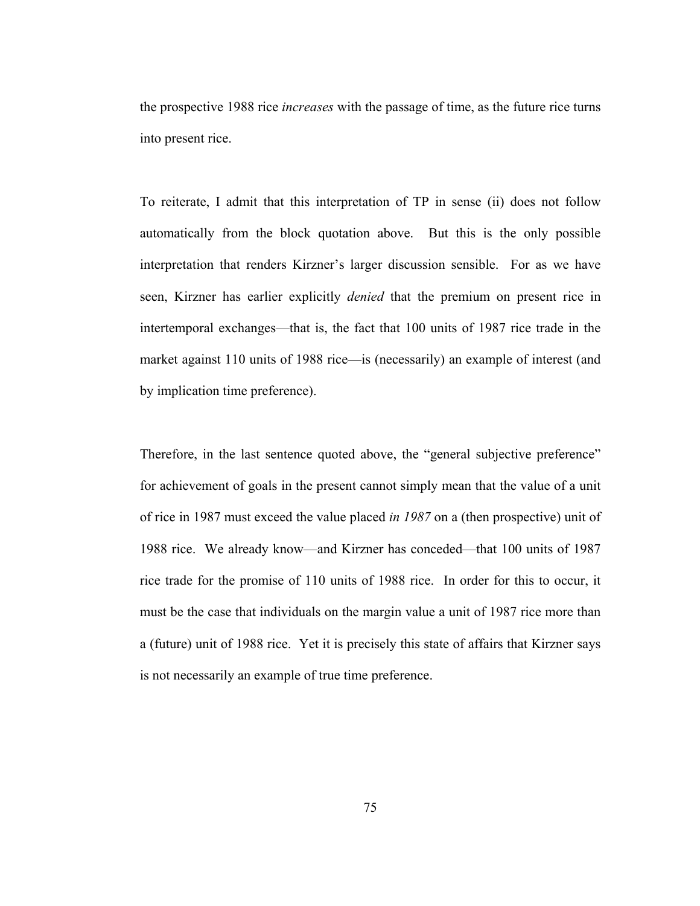the prospective 1988 rice *increases* with the passage of time, as the future rice turns into present rice.

To reiterate, I admit that this interpretation of TP in sense (ii) does not follow automatically from the block quotation above. But this is the only possible interpretation that renders Kirzner's larger discussion sensible. For as we have seen, Kirzner has earlier explicitly *denied* that the premium on present rice in intertemporal exchanges—that is, the fact that 100 units of 1987 rice trade in the market against 110 units of 1988 rice—is (necessarily) an example of interest (and by implication time preference).

Therefore, in the last sentence quoted above, the "general subjective preference" for achievement of goals in the present cannot simply mean that the value of a unit of rice in 1987 must exceed the value placed *in 1987* on a (then prospective) unit of 1988 rice. We already know—and Kirzner has conceded—that 100 units of 1987 rice trade for the promise of 110 units of 1988 rice. In order for this to occur, it must be the case that individuals on the margin value a unit of 1987 rice more than a (future) unit of 1988 rice. Yet it is precisely this state of affairs that Kirzner says is not necessarily an example of true time preference.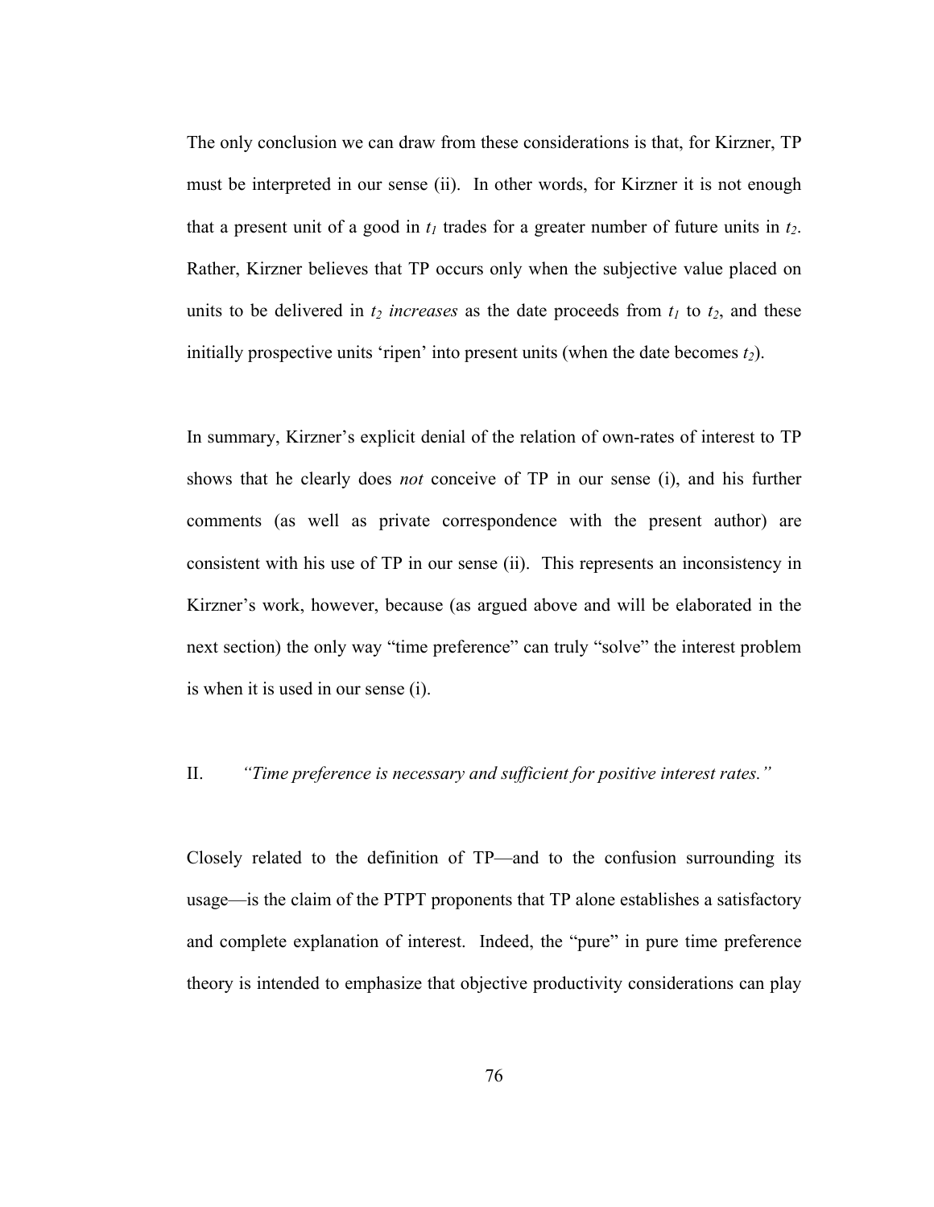The only conclusion we can draw from these considerations is that, for Kirzner, TP must be interpreted in our sense (ii). In other words, for Kirzner it is not enough that a present unit of a good in $t_1$ trades for a greater number of future units in $t_2$. Rather, Kirzner believes that TP occurs only when the subjective value placed on units to be delivered in $t_2$ *increases* as the date proceeds from $t_1$ to $t_2$, and these initially prospective units 'ripen' into present units (when the date becomes $t_2$).

In summary, Kirzner's explicit denial of the relation of own-rates of interest to TP shows that he clearly does *not* conceive of TP in our sense (i), and his further comments (as well as private correspondence with the present author) are consistent with his use of TP in our sense (ii). This represents an inconsistency in Kirzner's work, however, because (as argued above and will be elaborated in the next section) the only way "time preference" can truly "solve" the interest problem is when it is used in our sense (i).

## II. *"Time preference is necessary and sufficient for positive interest rates."*

Closely related to the definition of TP—and to the confusion surrounding its usage—is the claim of the PTPT proponents that TP alone establishes a satisfactory and complete explanation of interest. Indeed, the "pure" in pure time preference theory is intended to emphasize that objective productivity considerations can play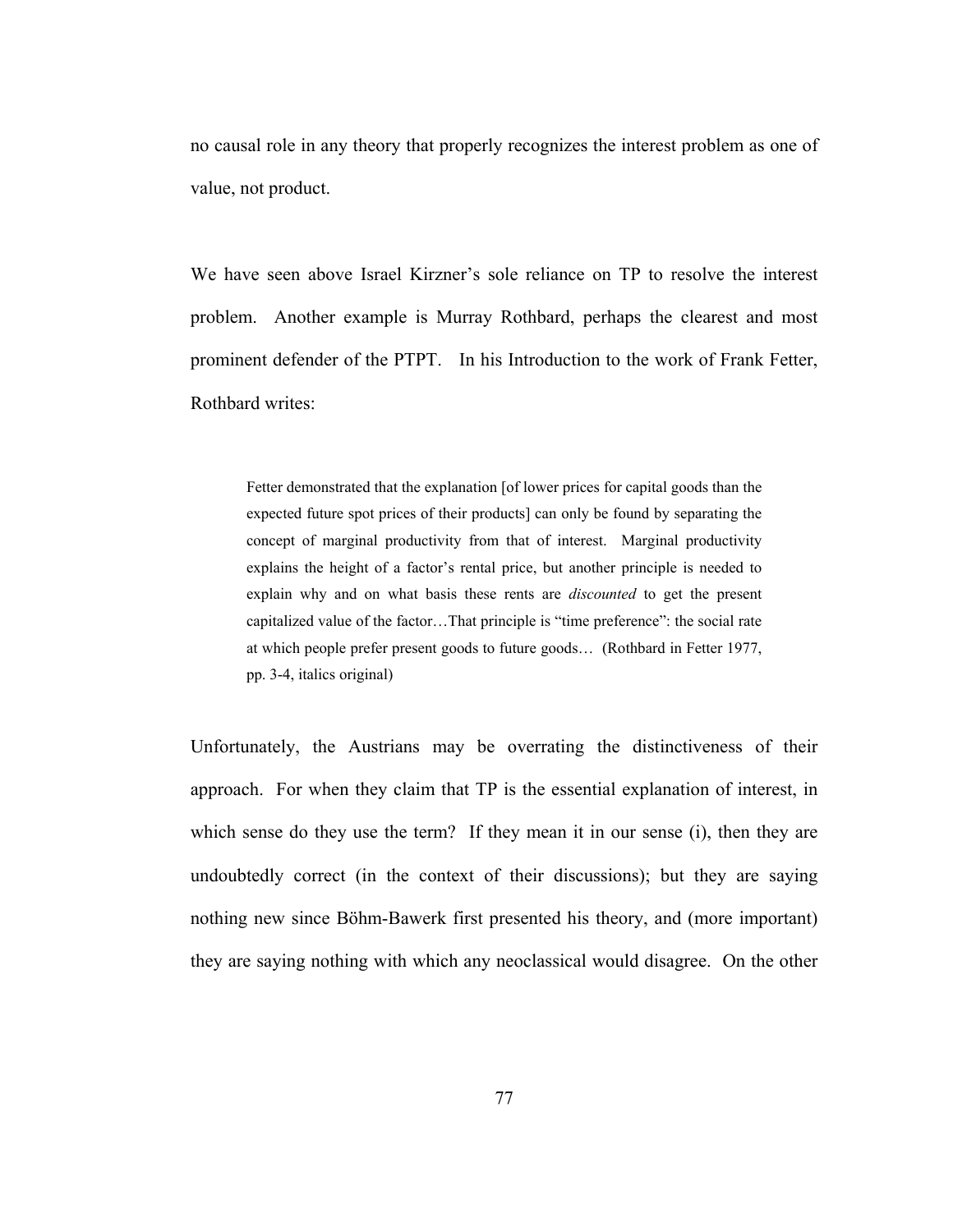no causal role in any theory that properly recognizes the interest problem as one of value, not product.

We have seen above Israel Kirzner's sole reliance on TP to resolve the interest problem. Another example is Murray Rothbard, perhaps the clearest and most prominent defender of the PTPT. In his Introduction to the work of Frank Fetter, Rothbard writes:

> Fetter demonstrated that the explanation [of lower prices for capital goods than the expected future spot prices of their products] can only be found by separating the concept of marginal productivity from that of interest. Marginal productivity explains the height of a factor's rental price, but another principle is needed to explain why and on what basis these rents are *discounted* to get the present capitalized value of the factor…That principle is "time preference": the social rate at which people prefer present goods to future goods… (Rothbard in Fetter 1977, pp. 3-4, italics original)

Unfortunately, the Austrians may be overrating the distinctiveness of their approach. For when they claim that TP is the essential explanation of interest, in which sense do they use the term? If they mean it in our sense (i), then they are undoubtedly correct (in the context of their discussions); but they are saying nothing new since Böhm-Bawerk first presented his theory, and (more important) they are saying nothing with which any neoclassical would disagree. On the other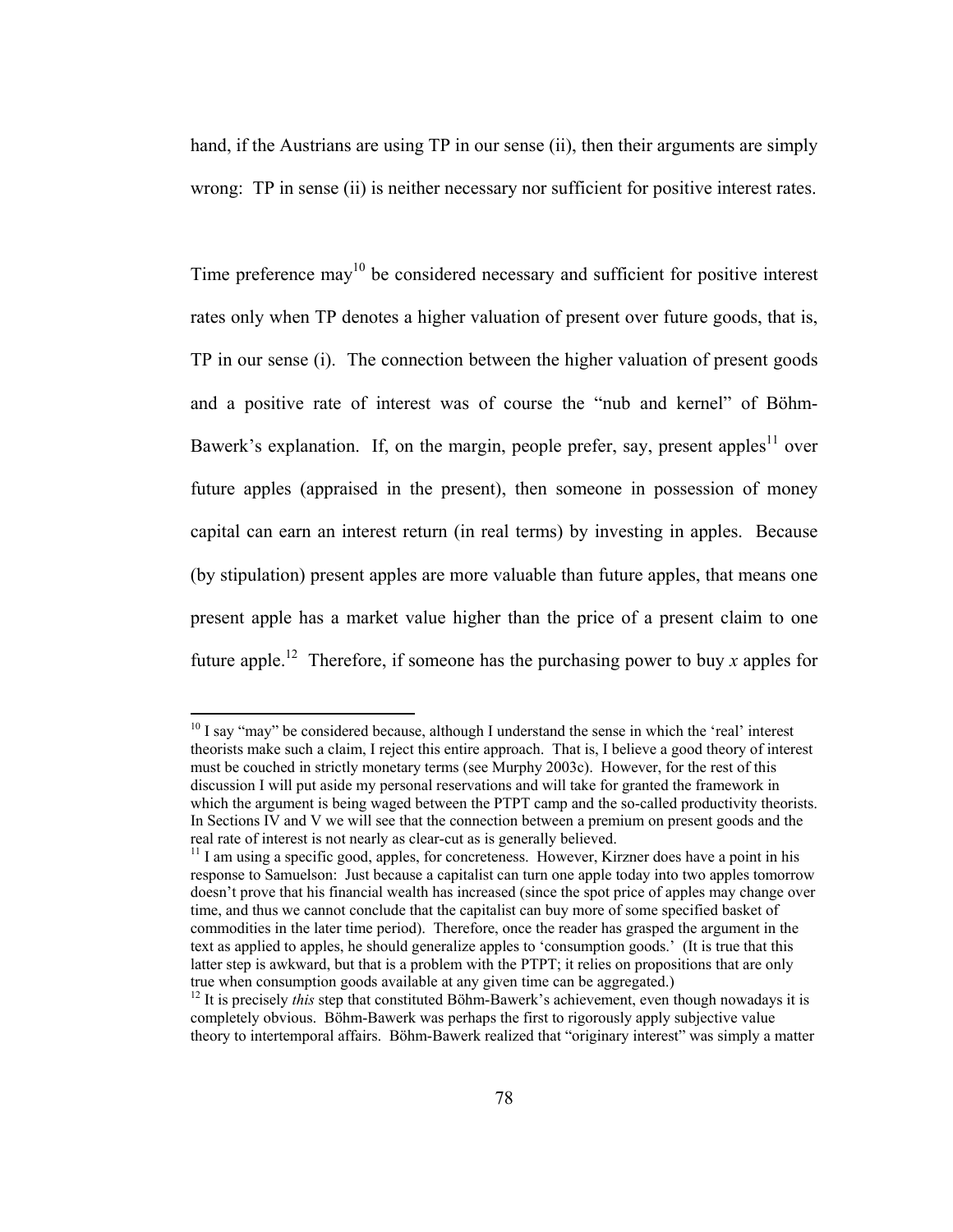hand, if the Austrians are using TP in our sense (ii), then their arguments are simply wrong: TP in sense (ii) is neither necessary nor sufficient for positive interest rates.

Time preference may[10] be considered necessary and sufficient for positive interest rates only when TP denotes a higher valuation of present over future goods, that is, TP in our sense (i). The connection between the higher valuation of present goods and a positive rate of interest was of course the "nub and kernel" of Böhm-Bawerk's explanation. If, on the margin, people prefer, say, present apples[11] over future apples (appraised in the present), then someone in possession of money capital can earn an interest return (in real terms) by investing in apples. Because (by stipulation) present apples are more valuable than future apples, that means one present apple has a market value higher than the price of a present claim to one future apple.[12] Therefore, if someone has the purchasing power to buy *x* apples for

---

[10] I say "may" be considered because, although I understand the sense in which the 'real' interest theorists make such a claim, I reject this entire approach. That is, I believe a good theory of interest must be couched in strictly monetary terms (see Murphy 2003c). However, for the rest of this discussion I will put aside my personal reservations and will take for granted the framework in which the argument is being waged between the PTPT camp and the so-called productivity theorists. In Sections IV and V we will see that the connection between a premium on present goods and the real rate of interest is not nearly as clear-cut as is generally believed.

[11] I am using a specific good, apples, for concreteness. However, Kirzner does have a point in his response to Samuelson: Just because a capitalist can turn one apple today into two apples tomorrow doesn't prove that his financial wealth has increased (since the spot price of apples may change over time, and thus we cannot conclude that the capitalist can buy more of some specified basket of commodities in the later time period). Therefore, once the reader has grasped the argument in the text as applied to apples, he should generalize apples to 'consumption goods.' (It is true that this latter step is awkward, but that is a problem with the PTPT; it relies on propositions that are only true when consumption goods available at any given time can be aggregated.)

[12] It is precisely *this* step that constituted Böhm-Bawerk's achievement, even though nowadays it is completely obvious. Böhm-Bawerk was perhaps the first to rigorously apply subjective value theory to intertemporal affairs. Böhm-Bawerk realized that "originary interest" was simply a matter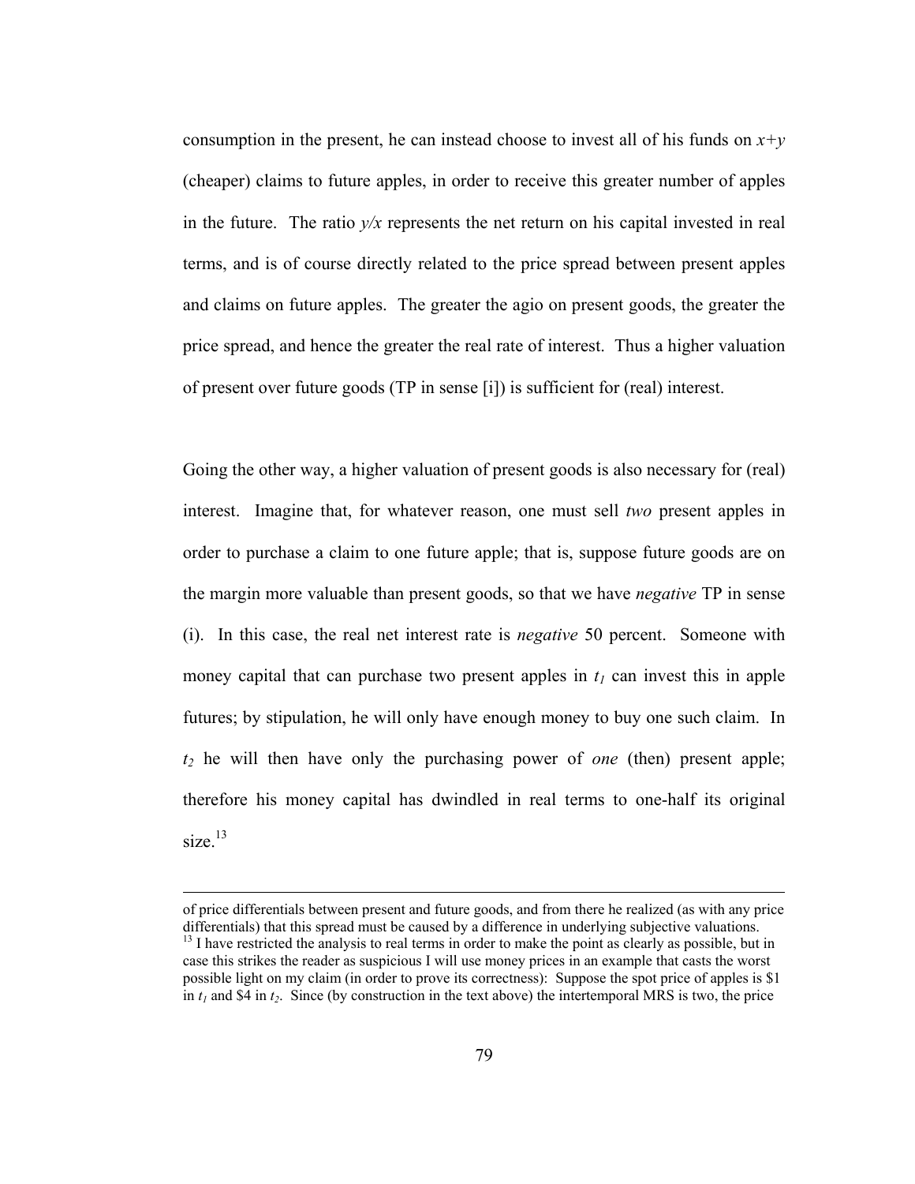consumption in the present, he can instead choose to invest all of his funds on $x+y$ (cheaper) claims to future apples, in order to receive this greater number of apples in the future. The ratio $y/x$ represents the net return on his capital invested in real terms, and is of course directly related to the price spread between present apples and claims on future apples. The greater the agio on present goods, the greater the price spread, and hence the greater the real rate of interest. Thus a higher valuation of present over future goods (TP in sense [i]) is sufficient for (real) interest.

Going the other way, a higher valuation of present goods is also necessary for (real) interest. Imagine that, for whatever reason, one must sell *two* present apples in order to purchase a claim to one future apple; that is, suppose future goods are on the margin more valuable than present goods, so that we have *negative* TP in sense (i). In this case, the real net interest rate is *negative* 50 percent. Someone with money capital that can purchase two present apples in $t_1$ can invest this in apple futures; by stipulation, he will only have enough money to buy one such claim. In $t_2$ he will then have only the purchasing power of *one* (then) present apple; therefore his money capital has dwindled in real terms to one-half its original size.[13]

---

of price differentials between present and future goods, and from there he realized (as with any price differentials) that this spread must be caused by a difference in underlying subjective valuations.

[13] I have restricted the analysis to real terms in order to make the point as clearly as possible, but in case this strikes the reader as suspicious I will use money prices in an example that casts the worst possible light on my claim (in order to prove its correctness): Suppose the spot price of apples is \$1 in $t_1$ and \$4 in $t_2$. Since (by construction in the text above) the intertemporal MRS is two, the price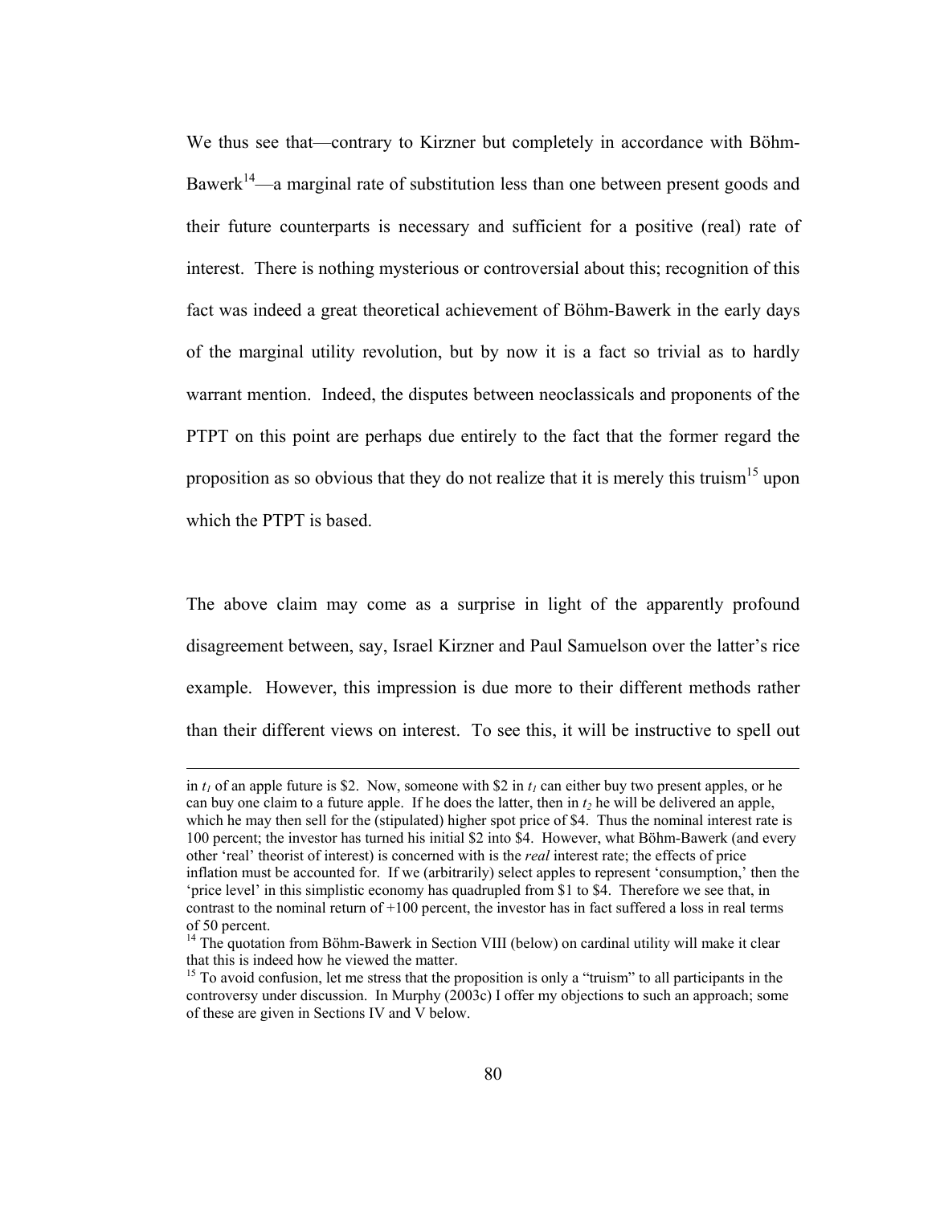We thus see that—contrary to Kirzner but completely in accordance with Böhm-Bawerk[14]—a marginal rate of substitution less than one between present goods and their future counterparts is necessary and sufficient for a positive (real) rate of interest. There is nothing mysterious or controversial about this; recognition of this fact was indeed a great theoretical achievement of Böhm-Bawerk in the early days of the marginal utility revolution, but by now it is a fact so trivial as to hardly warrant mention. Indeed, the disputes between neoclassicals and proponents of the PTPT on this point are perhaps due entirely to the fact that the former regard the proposition as so obvious that they do not realize that it is merely this truism[15] upon which the PTPT is based.

The above claim may come as a surprise in light of the apparently profound disagreement between, say, Israel Kirzner and Paul Samuelson over the latter's rice example. However, this impression is due more to their different methods rather than their different views on interest. To see this, it will be instructive to spell out

---

in $t_1$ of an apple future is \$2. Now, someone with \$2 in $t_1$ can either buy two present apples, or he can buy one claim to a future apple. If he does the latter, then in $t_2$ he will be delivered an apple, which he may then sell for the (stipulated) higher spot price of \$4. Thus the nominal interest rate is 100 percent; the investor has turned his initial \$2 into \$4. However, what Böhm-Bawerk (and every other 'real' theorist of interest) is concerned with is the *real* interest rate; the effects of price inflation must be accounted for. If we (arbitrarily) select apples to represent 'consumption,' then the 'price level' in this simplistic economy has quadrupled from \$1 to \$4. Therefore we see that, in contrast to the nominal return of +100 percent, the investor has in fact suffered a loss in real terms of 50 percent.

[14] The quotation from Böhm-Bawerk in Section VIII (below) on cardinal utility will make it clear that this is indeed how he viewed the matter.

[15] To avoid confusion, let me stress that the proposition is only a "truism" to all participants in the controversy under discussion. In Murphy (2003c) I offer my objections to such an approach; some of these are given in Sections IV and V below.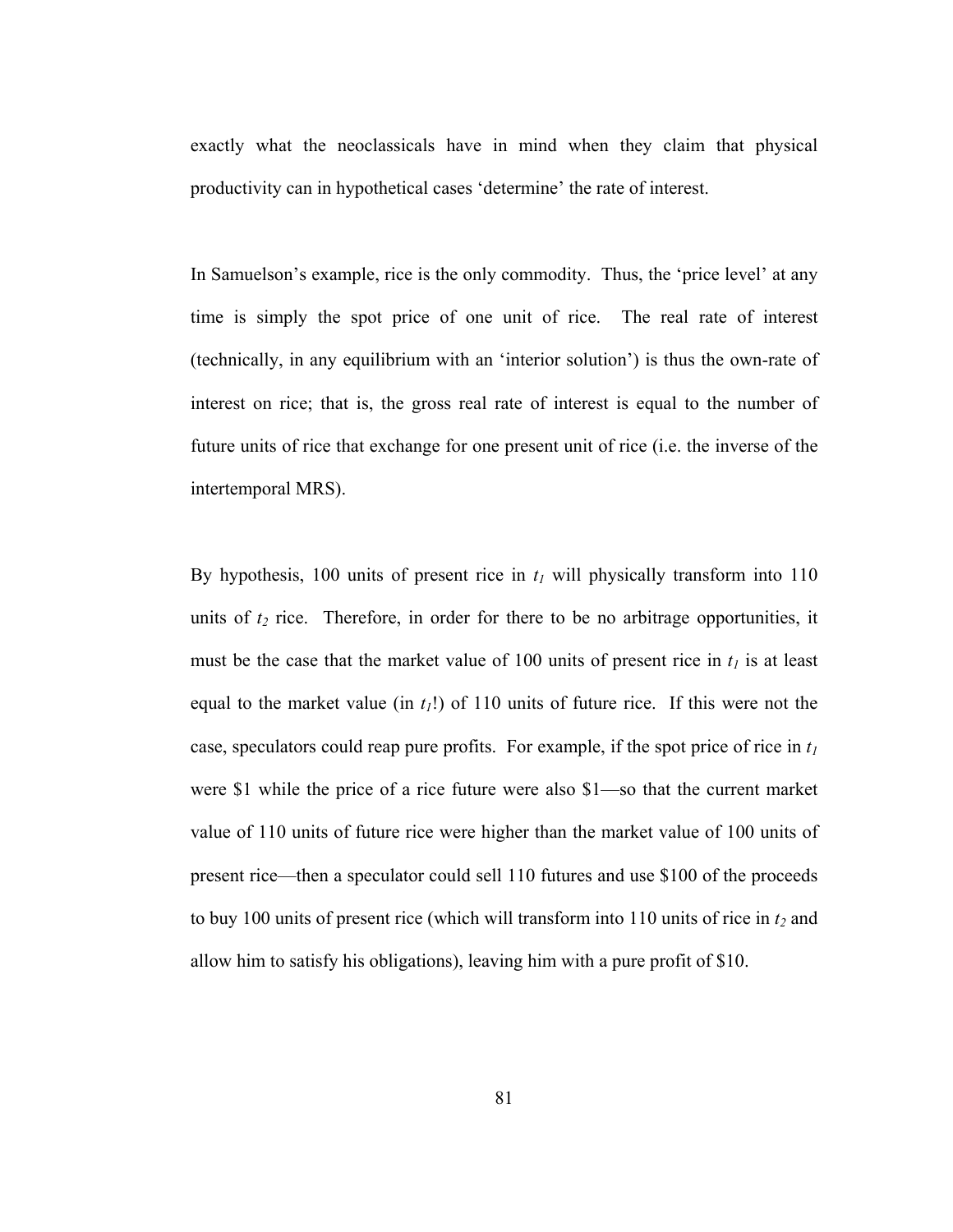exactly what the neoclassicals have in mind when they claim that physical productivity can in hypothetical cases 'determine' the rate of interest.

In Samuelson's example, rice is the only commodity. Thus, the 'price level' at any time is simply the spot price of one unit of rice. The real rate of interest (technically, in any equilibrium with an 'interior solution') is thus the own-rate of interest on rice; that is, the gross real rate of interest is equal to the number of future units of rice that exchange for one present unit of rice (i.e. the inverse of the intertemporal MRS).

By hypothesis, 100 units of present rice in $t_1$ will physically transform into 110 units of $t_2$ rice. Therefore, in order for there to be no arbitrage opportunities, it must be the case that the market value of 100 units of present rice in $t_1$ is at least equal to the market value (in $t_1$!) of 110 units of future rice. If this were not the case, speculators could reap pure profits. For example, if the spot price of rice in $t_1$ were \$1 while the price of a rice future were also \$1—so that the current market value of 110 units of future rice were higher than the market value of 100 units of present rice—then a speculator could sell 110 futures and use \$100 of the proceeds to buy 100 units of present rice (which will transform into 110 units of rice in $t_2$ and allow him to satisfy his obligations), leaving him with a pure profit of \$10.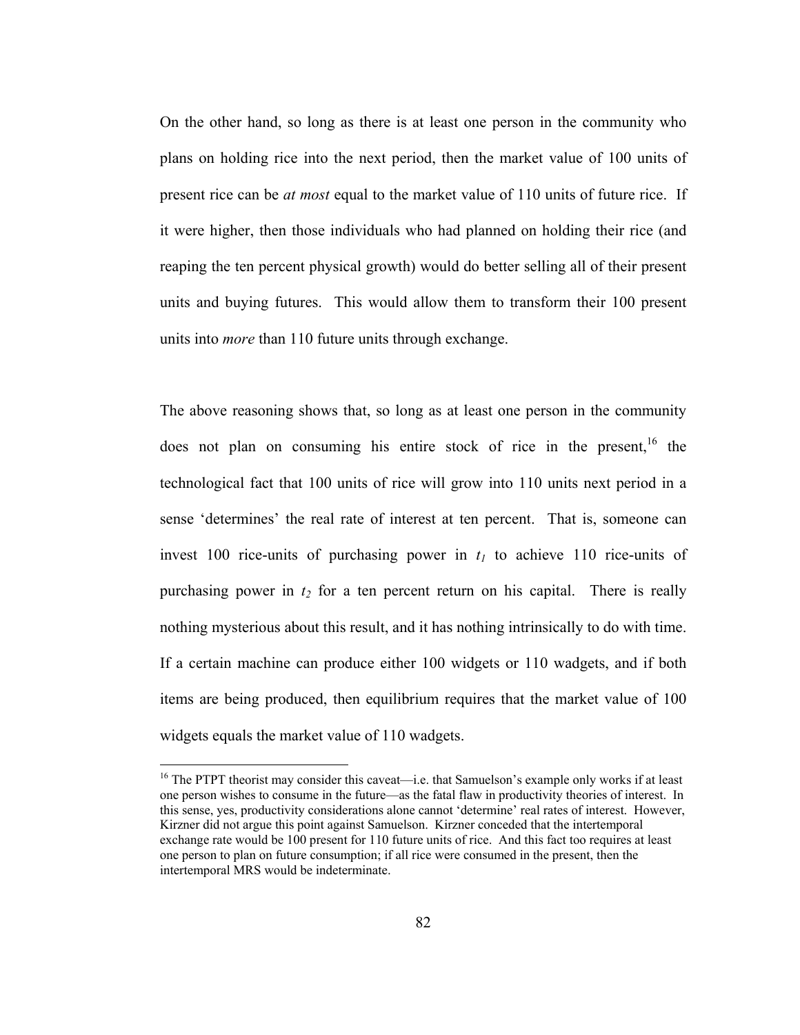On the other hand, so long as there is at least one person in the community who plans on holding rice into the next period, then the market value of 100 units of present rice can be *at most* equal to the market value of 110 units of future rice. If it were higher, then those individuals who had planned on holding their rice (and reaping the ten percent physical growth) would do better selling all of their present units and buying futures. This would allow them to transform their 100 present units into *more* than 110 future units through exchange.

The above reasoning shows that, so long as at least one person in the community does not plan on consuming his entire stock of rice in the present,[16] the technological fact that 100 units of rice will grow into 110 units next period in a sense 'determines' the real rate of interest at ten percent. That is, someone can invest 100 rice-units of purchasing power in $t_1$ to achieve 110 rice-units of purchasing power in $t_2$ for a ten percent return on his capital. There is really nothing mysterious about this result, and it has nothing intrinsically to do with time. If a certain machine can produce either 100 widgets or 110 wadgets, and if both items are being produced, then equilibrium requires that the market value of 100 widgets equals the market value of 110 wadgets.

[16] The PTPT theorist may consider this caveat—i.e. that Samuelson's example only works if at least one person wishes to consume in the future—as the fatal flaw in productivity theories of interest. In this sense, yes, productivity considerations alone cannot 'determine' real rates of interest. However, Kirzner did not argue this point against Samuelson. Kirzner conceded that the intertemporal exchange rate would be 100 present for 110 future units of rice. And this fact too requires at least one person to plan on future consumption; if all rice were consumed in the present, then the intertemporal MRS would be indeterminate.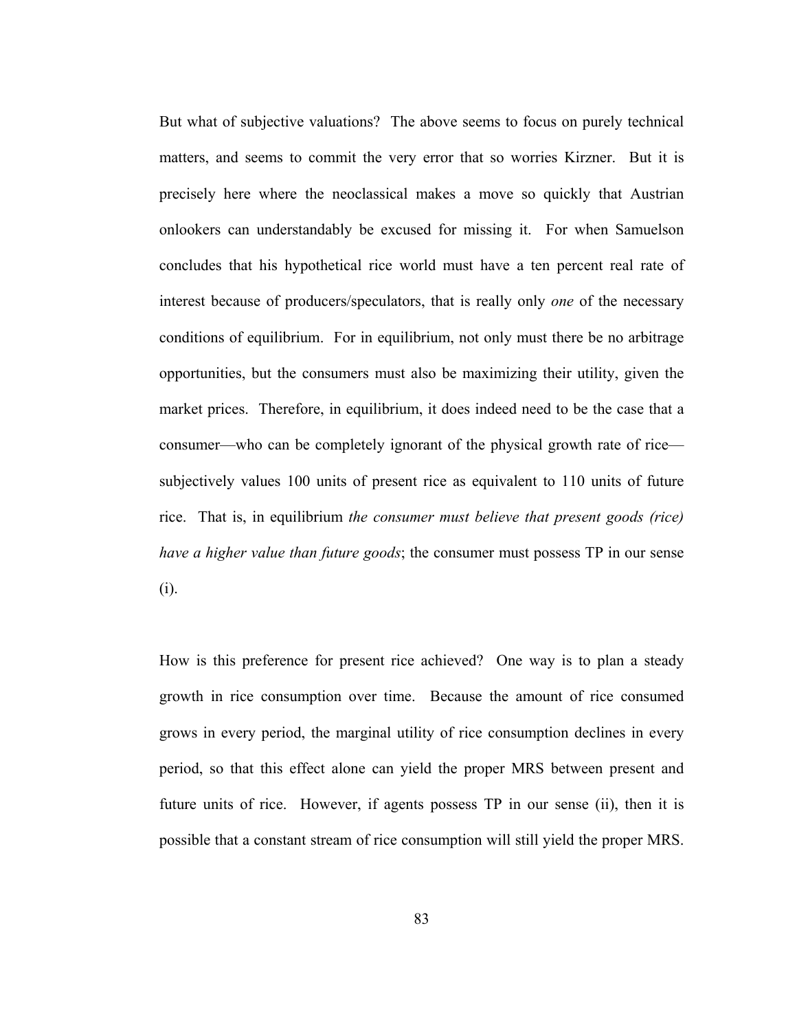But what of subjective valuations? The above seems to focus on purely technical matters, and seems to commit the very error that so worries Kirzner. But it is precisely here where the neoclassical makes a move so quickly that Austrian onlookers can understandably be excused for missing it. For when Samuelson concludes that his hypothetical rice world must have a ten percent real rate of interest because of producers/speculators, that is really only *one* of the necessary conditions of equilibrium. For in equilibrium, not only must there be no arbitrage opportunities, but the consumers must also be maximizing their utility, given the market prices. Therefore, in equilibrium, it does indeed need to be the case that a consumer—who can be completely ignorant of the physical growth rate of rice—subjectively values 100 units of present rice as equivalent to 110 units of future rice. That is, in equilibrium *the consumer must believe that present goods (rice) have a higher value than future goods*; the consumer must possess TP in our sense (i).

How is this preference for present rice achieved? One way is to plan a steady growth in rice consumption over time. Because the amount of rice consumed grows in every period, the marginal utility of rice consumption declines in every period, so that this effect alone can yield the proper MRS between present and future units of rice. However, if agents possess TP in our sense (ii), then it is possible that a constant stream of rice consumption will still yield the proper MRS.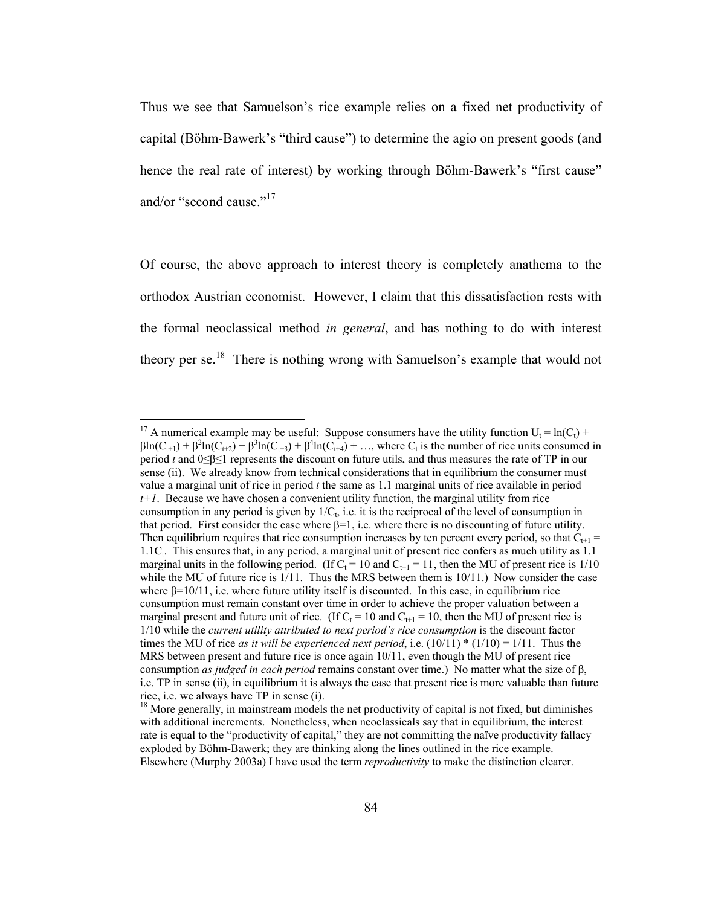Thus we see that Samuelson's rice example relies on a fixed net productivity of capital (Böhm-Bawerk's "third cause") to determine the agio on present goods (and hence the real rate of interest) by working through Böhm-Bawerk's "first cause" and/or "second cause."[17]

Of course, the above approach to interest theory is completely anathema to the orthodox Austrian economist. However, I claim that this dissatisfaction rests with the formal neoclassical method *in general*, and has nothing to do with interest theory per se.[18] There is nothing wrong with Samuelson's example that would not

---

[17] A numerical example may be useful: Suppose consumers have the utility function $U_t = \ln(C_t) + \beta\ln(C_{t+1}) + \beta^2\ln(C_{t+2}) + \beta^3\ln(C_{t+3}) + \beta^4\ln(C_{t+4}) + \ldots$, where $C_t$ is the number of rice units consumed in period *t* and $0 \leq \beta \leq 1$ represents the discount on future utils, and thus measures the rate of TP in our sense (ii). We already know from technical considerations that in equilibrium the consumer must value a marginal unit of rice in period *t* the same as 1.1 marginal units of rice available in period *t+1*. Because we have chosen a convenient utility function, the marginal utility from rice consumption in any period is given by $1/C_t$, i.e. it is the reciprocal of the level of consumption in that period. First consider the case where $\beta=1$, i.e. where there is no discounting of future utility. Then equilibrium requires that rice consumption increases by ten percent every period, so that $C_{t+1} = 1.1C_t$. This ensures that, in any period, a marginal unit of present rice confers as much utility as 1.1 marginal units in the following period. (If $C_t = 10$ and $C_{t+1} = 11$, then the MU of present rice is 1/10 while the MU of future rice is 1/11. Thus the MRS between them is 10/11.) Now consider the case where $\beta=10/11$, i.e. where future utility itself is discounted. In this case, in equilibrium rice consumption must remain constant over time in order to achieve the proper valuation between a marginal present and future unit of rice. (If $C_t = 10$ and $C_{t+1} = 10$, then the MU of present rice is 1/10 while the *current utility attributed to next period's rice consumption* is the discount factor times the MU of rice *as it will be experienced next period*, i.e. $(10/11) * (1/10) = 1/11$. Thus the MRS between present and future rice is once again 10/11, even though the MU of present rice consumption *as judged in each period* remains constant over time.) No matter what the size of $\beta$, i.e. TP in sense (ii), in equilibrium it is always the case that present rice is more valuable than future rice, i.e. we always have TP in sense (i).

[18] More generally, in mainstream models the net productivity of capital is not fixed, but diminishes with additional increments. Nonetheless, when neoclassicals say that in equilibrium, the interest rate is equal to the "productivity of capital," they are not committing the naïve productivity fallacy exploded by Böhm-Bawerk; they are thinking along the lines outlined in the rice example. Elsewhere (Murphy 2003a) I have used the term *reproductivity* to make the distinction clearer.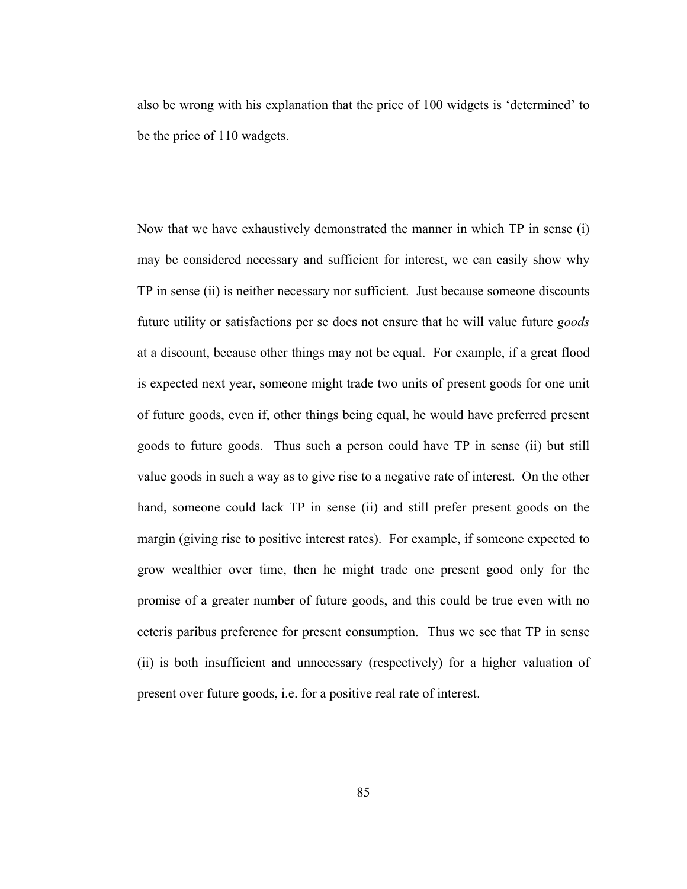also be wrong with his explanation that the price of 100 widgets is 'determined' to be the price of 110 wadgets.

Now that we have exhaustively demonstrated the manner in which TP in sense (i) may be considered necessary and sufficient for interest, we can easily show why TP in sense (ii) is neither necessary nor sufficient. Just because someone discounts future utility or satisfactions per se does not ensure that he will value future *goods* at a discount, because other things may not be equal. For example, if a great flood is expected next year, someone might trade two units of present goods for one unit of future goods, even if, other things being equal, he would have preferred present goods to future goods. Thus such a person could have TP in sense (ii) but still value goods in such a way as to give rise to a negative rate of interest. On the other hand, someone could lack TP in sense (ii) and still prefer present goods on the margin (giving rise to positive interest rates). For example, if someone expected to grow wealthier over time, then he might trade one present good only for the promise of a greater number of future goods, and this could be true even with no ceteris paribus preference for present consumption. Thus we see that TP in sense (ii) is both insufficient and unnecessary (respectively) for a higher valuation of present over future goods, i.e. for a positive real rate of interest.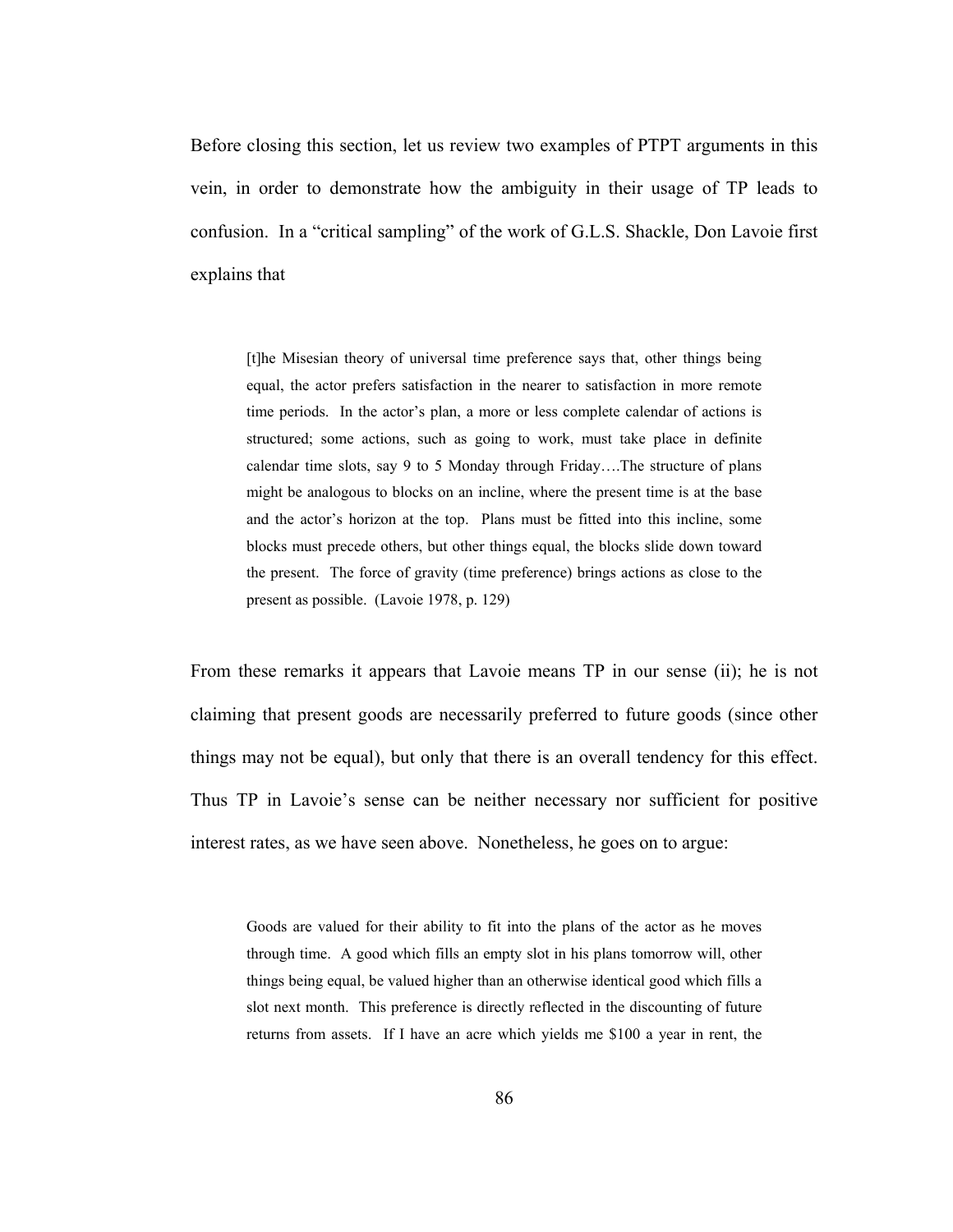Before closing this section, let us review two examples of PTPT arguments in this vein, in order to demonstrate how the ambiguity in their usage of TP leads to confusion. In a "critical sampling" of the work of G.L.S. Shackle, Don Lavoie first explains that

> [t]he Misesian theory of universal time preference says that, other things being equal, the actor prefers satisfaction in the nearer to satisfaction in more remote time periods. In the actor's plan, a more or less complete calendar of actions is structured; some actions, such as going to work, must take place in definite calendar time slots, say 9 to 5 Monday through Friday….The structure of plans might be analogous to blocks on an incline, where the present time is at the base and the actor's horizon at the top. Plans must be fitted into this incline, some blocks must precede others, but other things equal, the blocks slide down toward the present. The force of gravity (time preference) brings actions as close to the present as possible. (Lavoie 1978, p. 129)

From these remarks it appears that Lavoie means TP in our sense (ii); he is not claiming that present goods are necessarily preferred to future goods (since other things may not be equal), but only that there is an overall tendency for this effect. Thus TP in Lavoie's sense can be neither necessary nor sufficient for positive interest rates, as we have seen above. Nonetheless, he goes on to argue:

> Goods are valued for their ability to fit into the plans of the actor as he moves through time. A good which fills an empty slot in his plans tomorrow will, other things being equal, be valued higher than an otherwise identical good which fills a slot next month. This preference is directly reflected in the discounting of future returns from assets. If I have an acre which yields me $100 a year in rent, the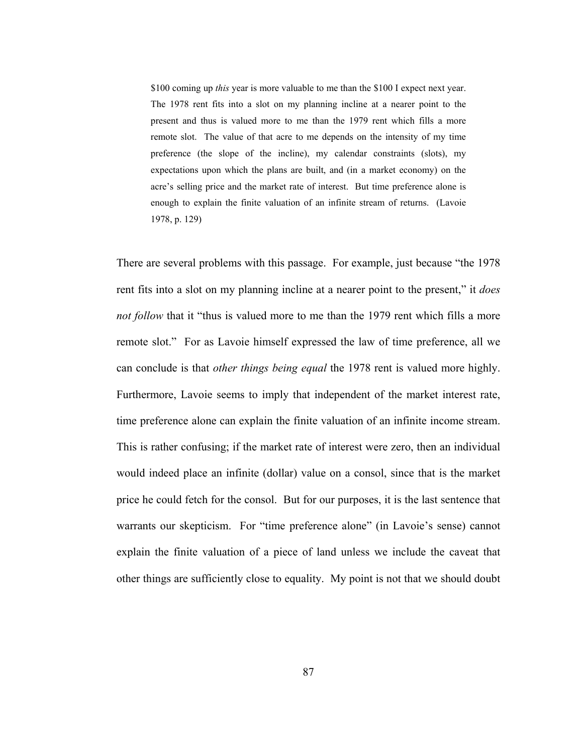> \$100 coming up *this* year is more valuable to me than the \$100 I expect next year. The 1978 rent fits into a slot on my planning incline at a nearer point to the present and thus is valued more to me than the 1979 rent which fills a more remote slot. The value of that acre to me depends on the intensity of my time preference (the slope of the incline), my calendar constraints (slots), my expectations upon which the plans are built, and (in a market economy) on the acre's selling price and the market rate of interest. But time preference alone is enough to explain the finite valuation of an infinite stream of returns. (Lavoie 1978, p. 129)

There are several problems with this passage. For example, just because "the 1978 rent fits into a slot on my planning incline at a nearer point to the present," it *does not follow* that it "thus is valued more to me than the 1979 rent which fills a more remote slot." For as Lavoie himself expressed the law of time preference, all we can conclude is that *other things being equal* the 1978 rent is valued more highly. Furthermore, Lavoie seems to imply that independent of the market interest rate, time preference alone can explain the finite valuation of an infinite income stream. This is rather confusing; if the market rate of interest were zero, then an individual would indeed place an infinite (dollar) value on a consol, since that is the market price he could fetch for the consol. But for our purposes, it is the last sentence that warrants our skepticism. For "time preference alone" (in Lavoie's sense) cannot explain the finite valuation of a piece of land unless we include the caveat that other things are sufficiently close to equality. My point is not that we should doubt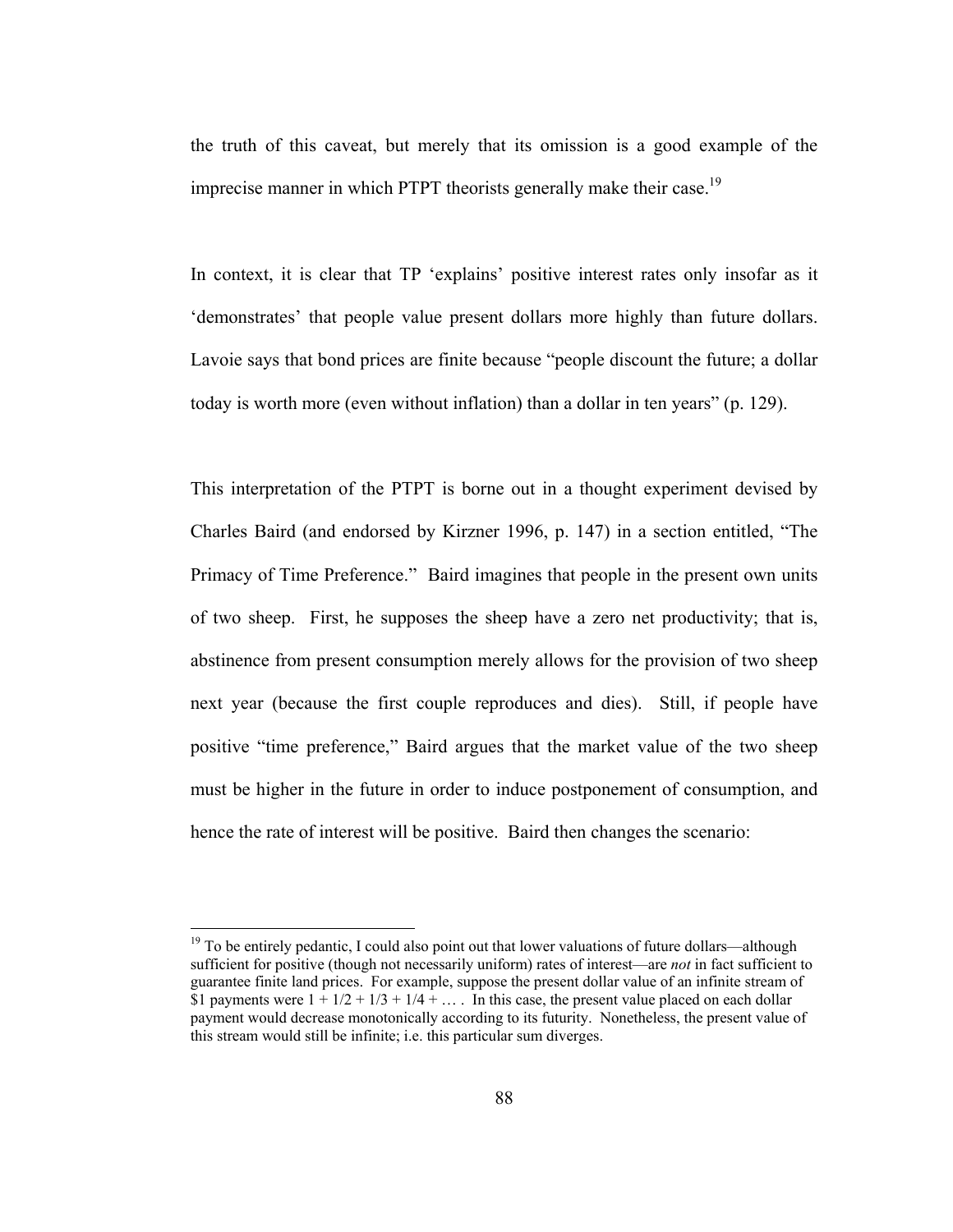the truth of this caveat, but merely that its omission is a good example of the imprecise manner in which PTPT theorists generally make their case.[19]

In context, it is clear that TP 'explains' positive interest rates only insofar as it 'demonstrates' that people value present dollars more highly than future dollars. Lavoie says that bond prices are finite because "people discount the future; a dollar today is worth more (even without inflation) than a dollar in ten years" (p. 129).

This interpretation of the PTPT is borne out in a thought experiment devised by Charles Baird (and endorsed by Kirzner 1996, p. 147) in a section entitled, "The Primacy of Time Preference." Baird imagines that people in the present own units of two sheep. First, he supposes the sheep have a zero net productivity; that is, abstinence from present consumption merely allows for the provision of two sheep next year (because the first couple reproduces and dies). Still, if people have positive "time preference," Baird argues that the market value of the two sheep must be higher in the future in order to induce postponement of consumption, and hence the rate of interest will be positive. Baird then changes the scenario:

---

[19] To be entirely pedantic, I could also point out that lower valuations of future dollars—although sufficient for positive (though not necessarily uniform) rates of interest—are *not* in fact sufficient to guarantee finite land prices. For example, suppose the present dollar value of an infinite stream of \$1 payments were $1 + 1/2 + 1/3 + 1/4 + \ldots$ . In this case, the present value placed on each dollar payment would decrease monotonically according to its futurity. Nonetheless, the present value of this stream would still be infinite; i.e. this particular sum diverges.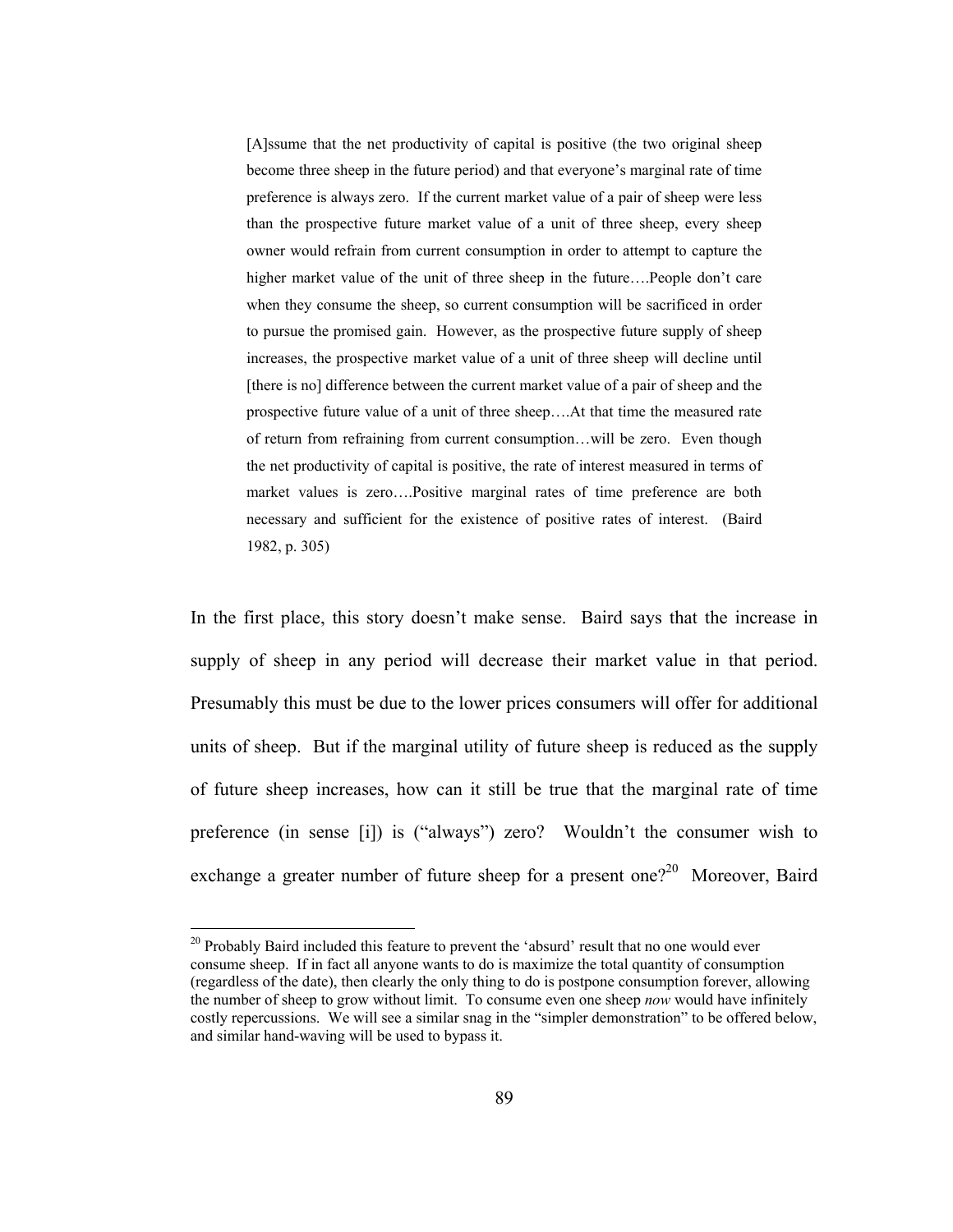> [A]ssume that the net productivity of capital is positive (the two original sheep become three sheep in the future period) and that everyone's marginal rate of time preference is always zero. If the current market value of a pair of sheep were less than the prospective future market value of a unit of three sheep, every sheep owner would refrain from current consumption in order to attempt to capture the higher market value of the unit of three sheep in the future….People don't care when they consume the sheep, so current consumption will be sacrificed in order to pursue the promised gain. However, as the prospective future supply of sheep increases, the prospective market value of a unit of three sheep will decline until [there is no] difference between the current market value of a pair of sheep and the prospective future value of a unit of three sheep….At that time the measured rate of return from refraining from current consumption…will be zero. Even though the net productivity of capital is positive, the rate of interest measured in terms of market values is zero….Positive marginal rates of time preference are both necessary and sufficient for the existence of positive rates of interest. (Baird 1982, p. 305)

In the first place, this story doesn't make sense. Baird says that the increase in supply of sheep in any period will decrease their market value in that period. Presumably this must be due to the lower prices consumers will offer for additional units of sheep. But if the marginal utility of future sheep is reduced as the supply of future sheep increases, how can it still be true that the marginal rate of time preference (in sense [i]) is ("always") zero? Wouldn't the consumer wish to exchange a greater number of future sheep for a present one?[20] Moreover, Baird

[20] Probably Baird included this feature to prevent the 'absurd' result that no one would ever consume sheep. If in fact all anyone wants to do is maximize the total quantity of consumption (regardless of the date), then clearly the only thing to do is postpone consumption forever, allowing the number of sheep to grow without limit. To consume even one sheep *now* would have infinitely costly repercussions. We will see a similar snag in the "simpler demonstration" to be offered below, and similar hand-waving will be used to bypass it.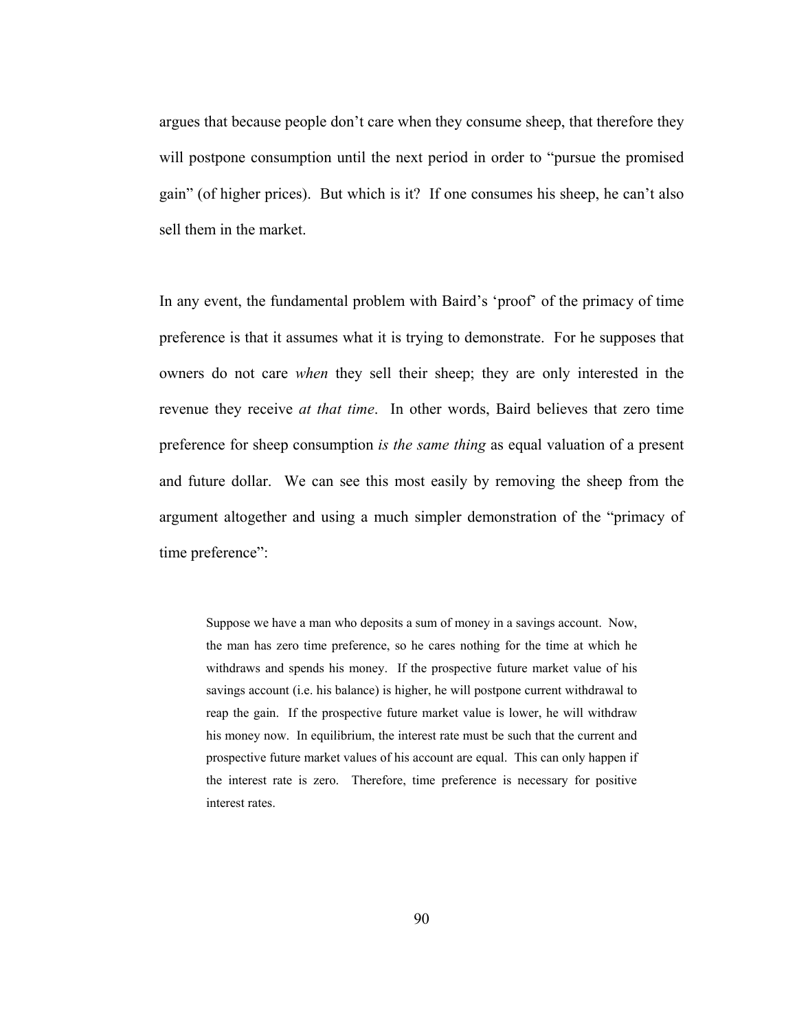argues that because people don't care when they consume sheep, that therefore they will postpone consumption until the next period in order to "pursue the promised gain" (of higher prices). But which is it? If one consumes his sheep, he can't also sell them in the market.

In any event, the fundamental problem with Baird's 'proof' of the primacy of time preference is that it assumes what it is trying to demonstrate. For he supposes that owners do not care *when* they sell their sheep; they are only interested in the revenue they receive *at that time*. In other words, Baird believes that zero time preference for sheep consumption *is the same thing* as equal valuation of a present and future dollar. We can see this most easily by removing the sheep from the argument altogether and using a much simpler demonstration of the "primacy of time preference":

> Suppose we have a man who deposits a sum of money in a savings account. Now, the man has zero time preference, so he cares nothing for the time at which he withdraws and spends his money. If the prospective future market value of his savings account (i.e. his balance) is higher, he will postpone current withdrawal to reap the gain. If the prospective future market value is lower, he will withdraw his money now. In equilibrium, the interest rate must be such that the current and prospective future market values of his account are equal. This can only happen if the interest rate is zero. Therefore, time preference is necessary for positive interest rates.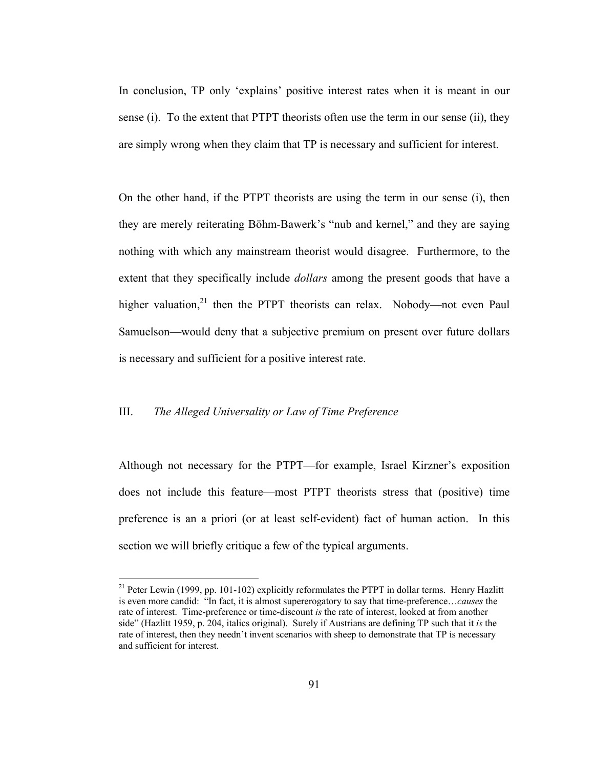In conclusion, TP only 'explains' positive interest rates when it is meant in our sense (i). To the extent that PTPT theorists often use the term in our sense (ii), they are simply wrong when they claim that TP is necessary and sufficient for interest.

On the other hand, if the PTPT theorists are using the term in our sense (i), then they are merely reiterating Böhm-Bawerk's "nub and kernel," and they are saying nothing with which any mainstream theorist would disagree. Furthermore, to the extent that they specifically include *dollars* among the present goods that have a higher valuation,[21] then the PTPT theorists can relax. Nobody—not even Paul Samuelson—would deny that a subjective premium on present over future dollars is necessary and sufficient for a positive interest rate.

## III. *The Alleged Universality or Law of Time Preference*

Although not necessary for the PTPT—for example, Israel Kirzner's exposition does not include this feature—most PTPT theorists stress that (positive) time preference is an a priori (or at least self-evident) fact of human action. In this section we will briefly critique a few of the typical arguments.

---

[21] Peter Lewin (1999, pp. 101-102) explicitly reformulates the PTPT in dollar terms. Henry Hazlitt is even more candid: "In fact, it is almost supererogatory to say that time-preference…*causes* the rate of interest. Time-preference or time-discount *is* the rate of interest, looked at from another side" (Hazlitt 1959, p. 204, italics original). Surely if Austrians are defining TP such that it *is* the rate of interest, then they needn't invent scenarios with sheep to demonstrate that TP is necessary and sufficient for interest.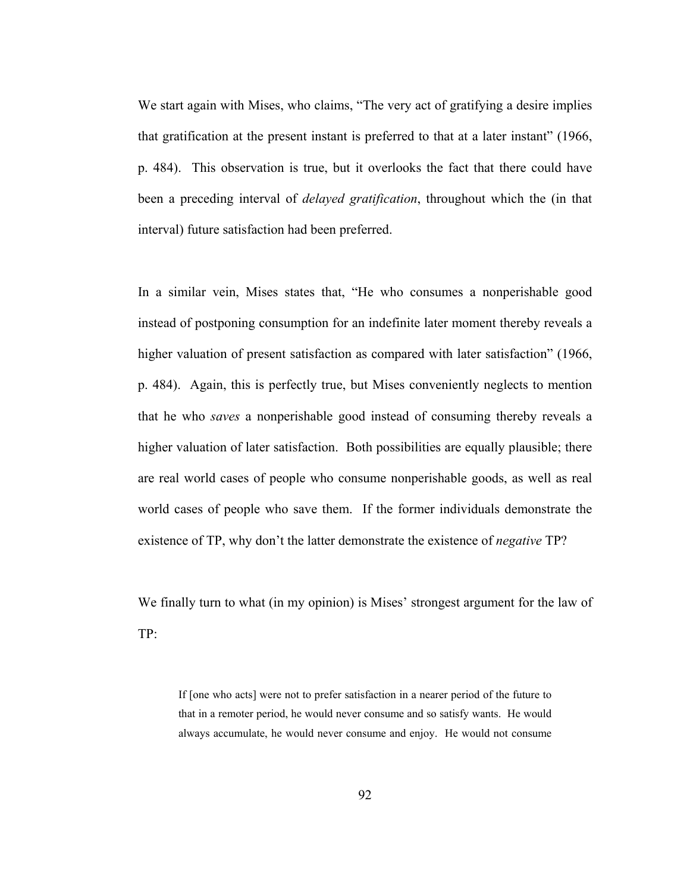We start again with Mises, who claims, "The very act of gratifying a desire implies that gratification at the present instant is preferred to that at a later instant" (1966, p. 484). This observation is true, but it overlooks the fact that there could have been a preceding interval of *delayed gratification*, throughout which the (in that interval) future satisfaction had been preferred.

In a similar vein, Mises states that, "He who consumes a nonperishable good instead of postponing consumption for an indefinite later moment thereby reveals a higher valuation of present satisfaction as compared with later satisfaction" (1966, p. 484). Again, this is perfectly true, but Mises conveniently neglects to mention that he who *saves* a nonperishable good instead of consuming thereby reveals a higher valuation of later satisfaction. Both possibilities are equally plausible; there are real world cases of people who consume nonperishable goods, as well as real world cases of people who save them. If the former individuals demonstrate the existence of TP, why don't the latter demonstrate the existence of *negative* TP?

We finally turn to what (in my opinion) is Mises' strongest argument for the law of TP:

> If [one who acts] were not to prefer satisfaction in a nearer period of the future to that in a remoter period, he would never consume and so satisfy wants. He would always accumulate, he would never consume and enjoy. He would not consume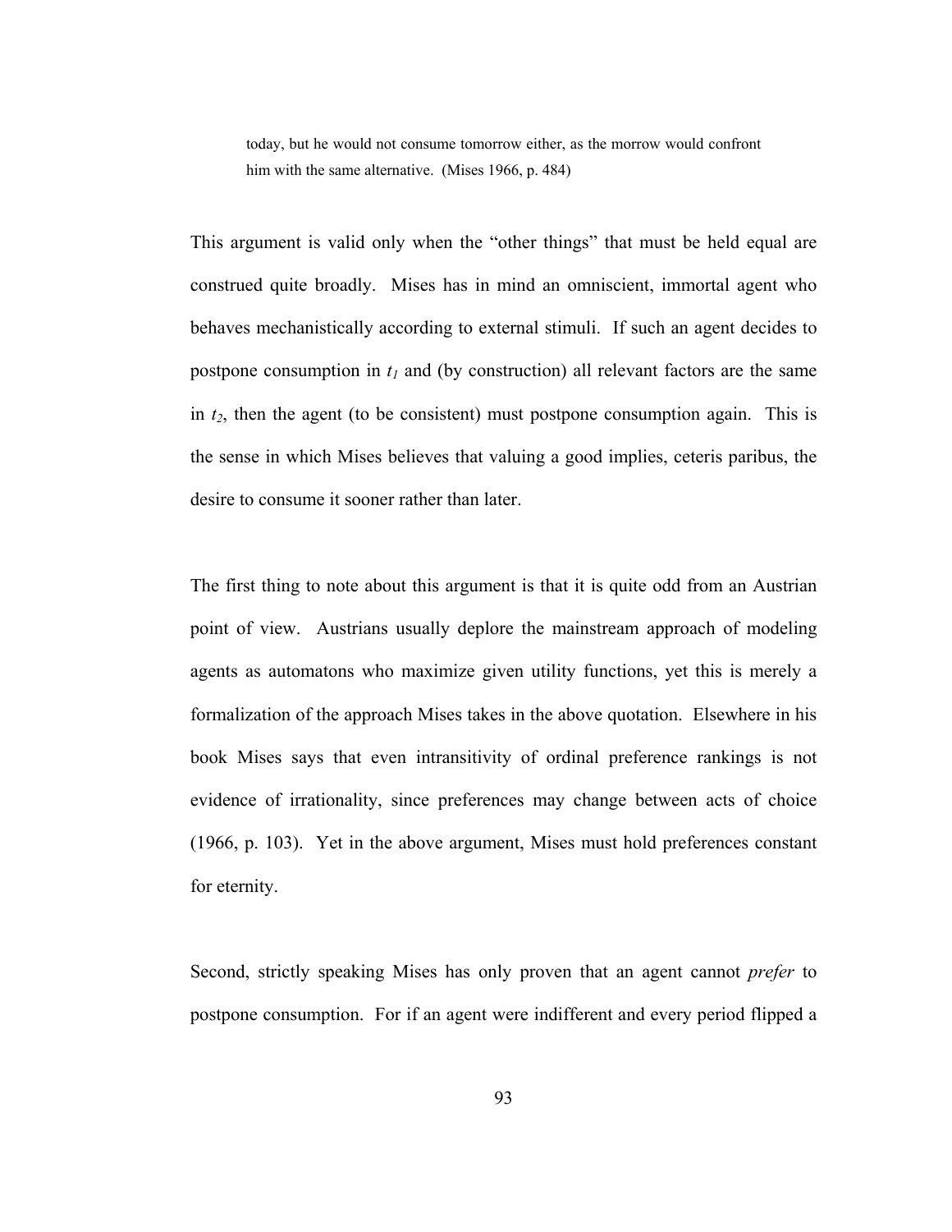> today, but he would not consume tomorrow either, as the morrow would confront him with the same alternative. (Mises 1966, p. 484)

This argument is valid only when the "other things" that must be held equal are construed quite broadly. Mises has in mind an omniscient, immortal agent who behaves mechanistically according to external stimuli. If such an agent decides to postpone consumption in $t_1$ and (by construction) all relevant factors are the same in $t_2$, then the agent (to be consistent) must postpone consumption again. This is the sense in which Mises believes that valuing a good implies, ceteris paribus, the desire to consume it sooner rather than later.

The first thing to note about this argument is that it is quite odd from an Austrian point of view. Austrians usually deplore the mainstream approach of modeling agents as automatons who maximize given utility functions, yet this is merely a formalization of the approach Mises takes in the above quotation. Elsewhere in his book Mises says that even intransitivity of ordinal preference rankings is not evidence of irrationality, since preferences may change between acts of choice (1966, p. 103). Yet in the above argument, Mises must hold preferences constant for eternity.

Second, strictly speaking Mises has only proven that an agent cannot *prefer* to postpone consumption. For if an agent were indifferent and every period flipped a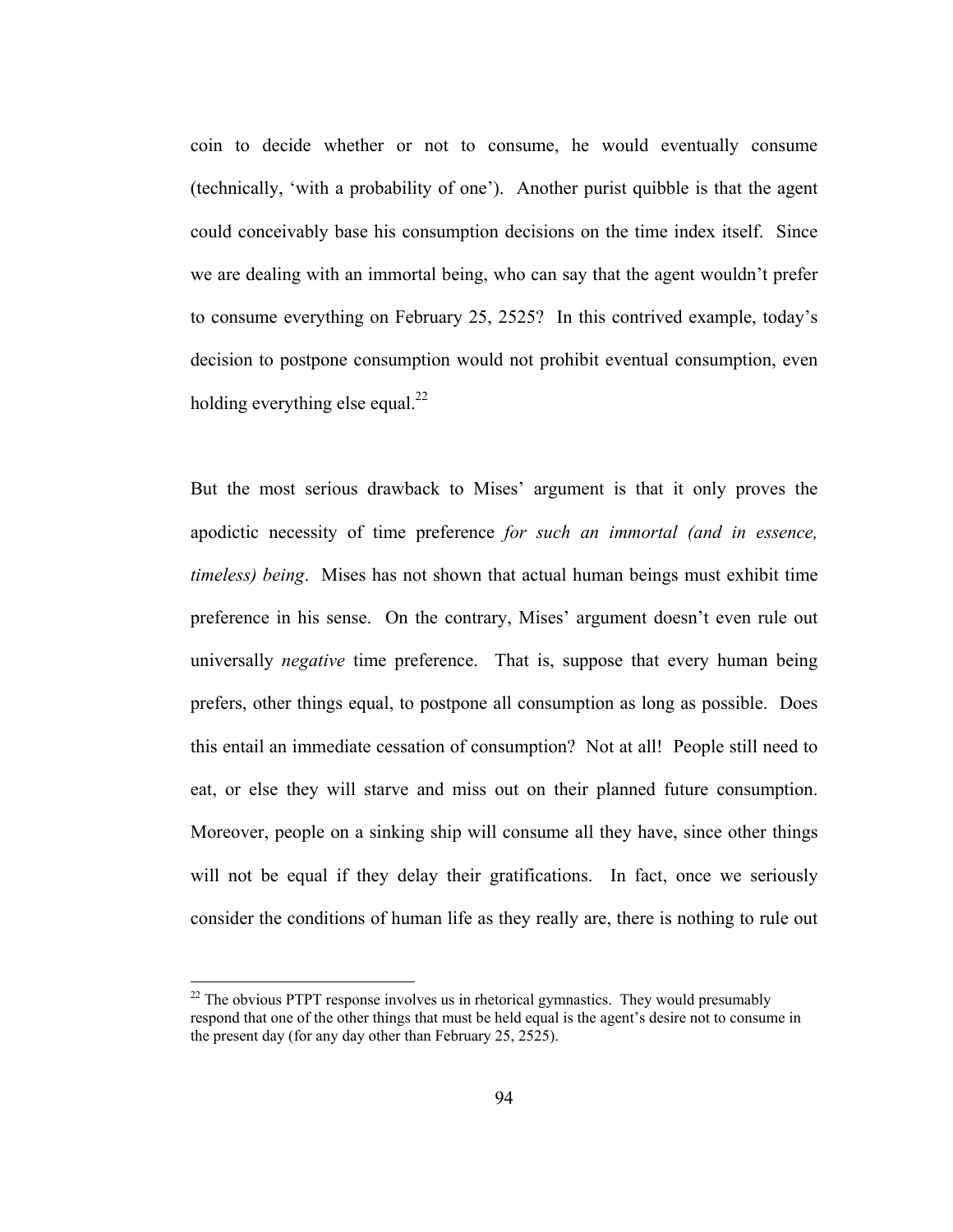coin to decide whether or not to consume, he would eventually consume (technically, 'with a probability of one'). Another purist quibble is that the agent could conceivably base his consumption decisions on the time index itself. Since we are dealing with an immortal being, who can say that the agent wouldn't prefer to consume everything on February 25, 2525? In this contrived example, today's decision to postpone consumption would not prohibit eventual consumption, even holding everything else equal.[22]

But the most serious drawback to Mises' argument is that it only proves the apodictic necessity of time preference *for such an immortal (and in essence, timeless) being*. Mises has not shown that actual human beings must exhibit time preference in his sense. On the contrary, Mises' argument doesn't even rule out universally *negative* time preference. That is, suppose that every human being prefers, other things equal, to postpone all consumption as long as possible. Does this entail an immediate cessation of consumption? Not at all! People still need to eat, or else they will starve and miss out on their planned future consumption. Moreover, people on a sinking ship will consume all they have, since other things will not be equal if they delay their gratifications. In fact, once we seriously consider the conditions of human life as they really are, there is nothing to rule out

[22] The obvious PTPT response involves us in rhetorical gymnastics. They would presumably respond that one of the other things that must be held equal is the agent's desire not to consume in the present day (for any day other than February 25, 2525).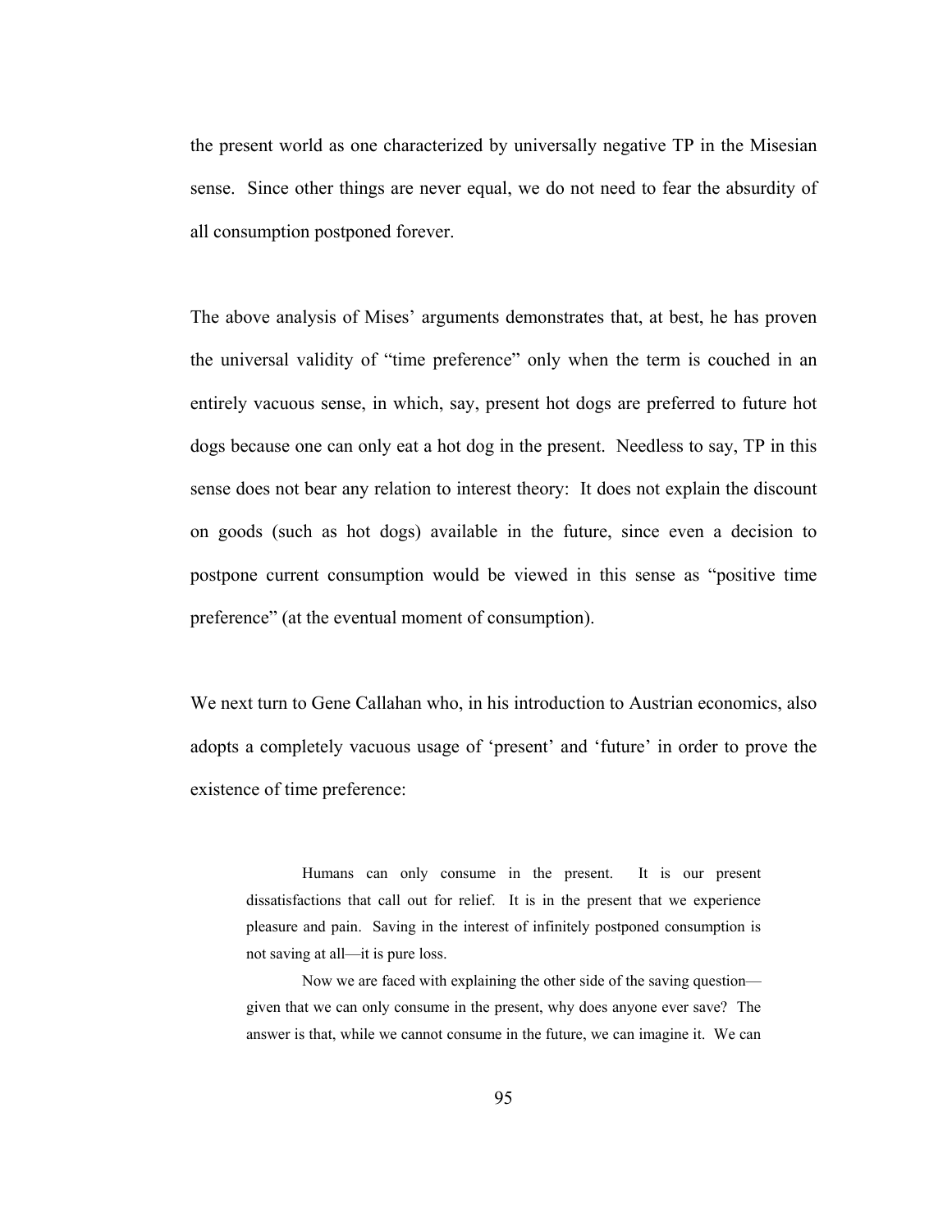the present world as one characterized by universally negative TP in the Misesian sense. Since other things are never equal, we do not need to fear the absurdity of all consumption postponed forever.

The above analysis of Mises' arguments demonstrates that, at best, he has proven the universal validity of "time preference" only when the term is couched in an entirely vacuous sense, in which, say, present hot dogs are preferred to future hot dogs because one can only eat a hot dog in the present. Needless to say, TP in this sense does not bear any relation to interest theory: It does not explain the discount on goods (such as hot dogs) available in the future, since even a decision to postpone current consumption would be viewed in this sense as "positive time preference" (at the eventual moment of consumption).

We next turn to Gene Callahan who, in his introduction to Austrian economics, also adopts a completely vacuous usage of 'present' and 'future' in order to prove the existence of time preference:

> Humans can only consume in the present. It is our present dissatisfactions that call out for relief. It is in the present that we experience pleasure and pain. Saving in the interest of infinitely postponed consumption is not saving at all—it is pure loss.
>
> Now we are faced with explaining the other side of the saving question—given that we can only consume in the present, why does anyone ever save? The answer is that, while we cannot consume in the future, we can imagine it. We can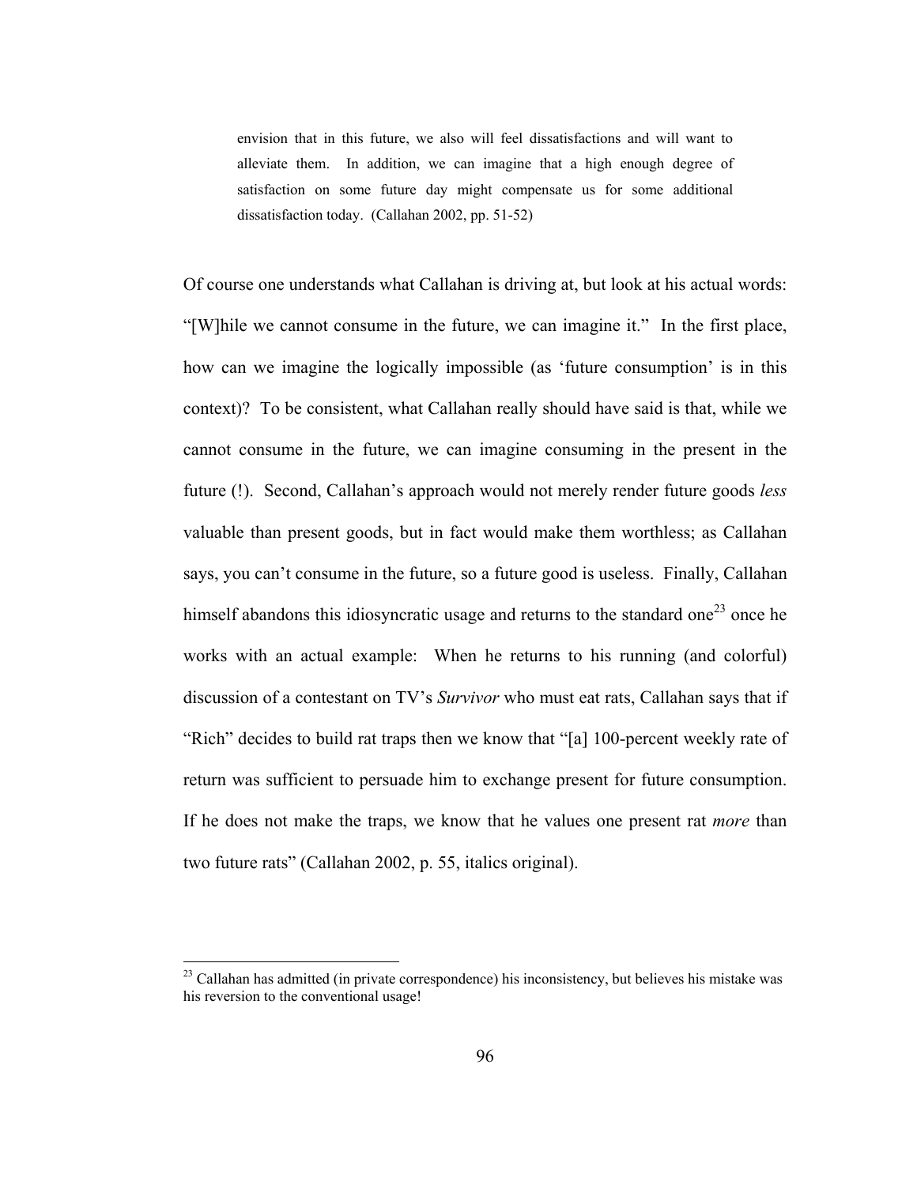> envision that in this future, we also will feel dissatisfactions and will want to alleviate them. In addition, we can imagine that a high enough degree of satisfaction on some future day might compensate us for some additional dissatisfaction today. (Callahan 2002, pp. 51-52)

Of course one understands what Callahan is driving at, but look at his actual words: "[W]hile we cannot consume in the future, we can imagine it." In the first place, how can we imagine the logically impossible (as 'future consumption' is in this context)? To be consistent, what Callahan really should have said is that, while we cannot consume in the future, we can imagine consuming in the present in the future (!). Second, Callahan's approach would not merely render future goods *less* valuable than present goods, but in fact would make them worthless; as Callahan says, you can't consume in the future, so a future good is useless. Finally, Callahan himself abandons this idiosyncratic usage and returns to the standard one[23] once he works with an actual example: When he returns to his running (and colorful) discussion of a contestant on TV's *Survivor* who must eat rats, Callahan says that if "Rich" decides to build rat traps then we know that "[a] 100-percent weekly rate of return was sufficient to persuade him to exchange present for future consumption. If he does not make the traps, we know that he values one present rat *more* than two future rats" (Callahan 2002, p. 55, italics original).

[23] Callahan has admitted (in private correspondence) his inconsistency, but believes his mistake was his reversion to the conventional usage!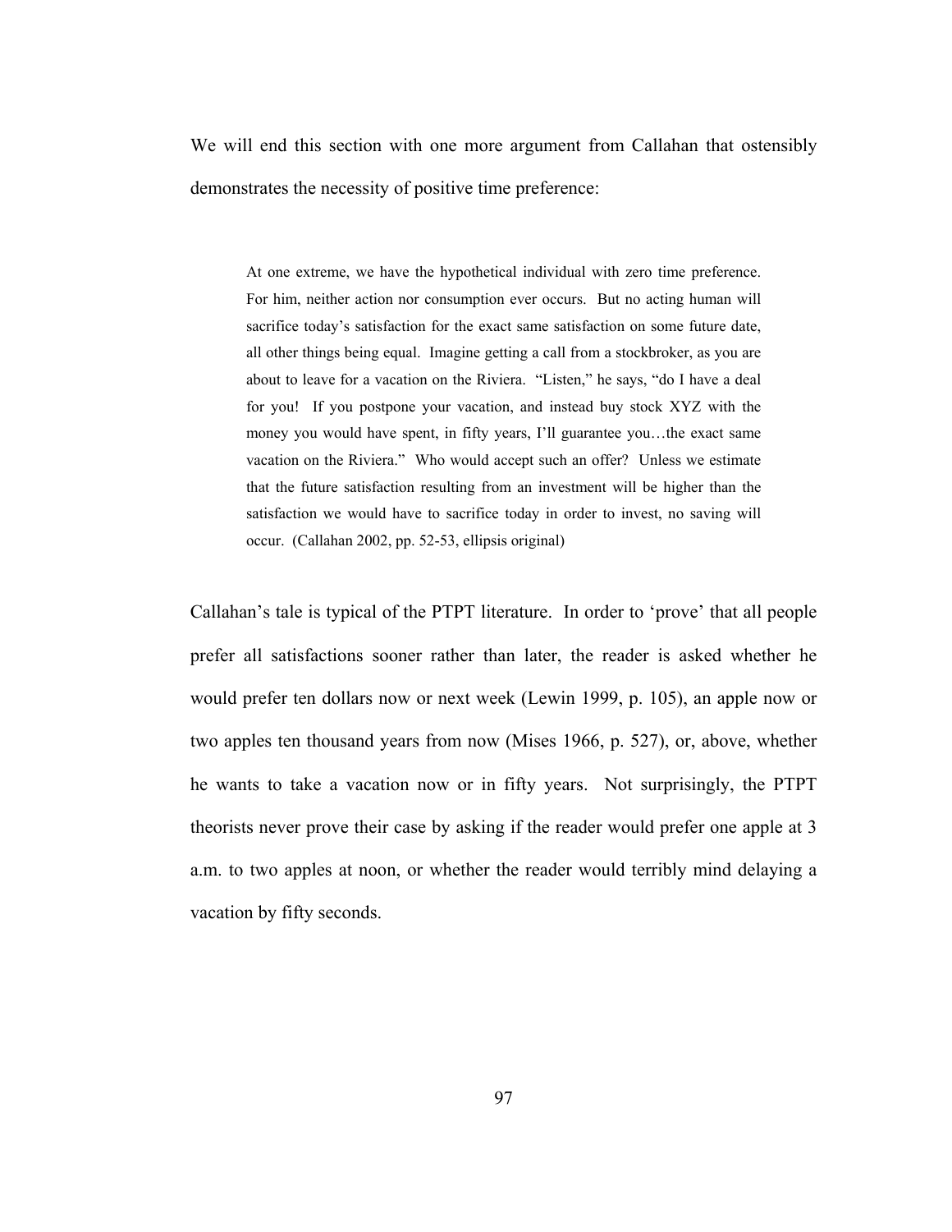We will end this section with one more argument from Callahan that ostensibly demonstrates the necessity of positive time preference:

> At one extreme, we have the hypothetical individual with zero time preference. For him, neither action nor consumption ever occurs. But no acting human will sacrifice today's satisfaction for the exact same satisfaction on some future date, all other things being equal. Imagine getting a call from a stockbroker, as you are about to leave for a vacation on the Riviera. "Listen," he says, "do I have a deal for you! If you postpone your vacation, and instead buy stock XYZ with the money you would have spent, in fifty years, I'll guarantee you…the exact same vacation on the Riviera." Who would accept such an offer? Unless we estimate that the future satisfaction resulting from an investment will be higher than the satisfaction we would have to sacrifice today in order to invest, no saving will occur. (Callahan 2002, pp. 52-53, ellipsis original)

Callahan's tale is typical of the PTPT literature. In order to 'prove' that all people prefer all satisfactions sooner rather than later, the reader is asked whether he would prefer ten dollars now or next week (Lewin 1999, p. 105), an apple now or two apples ten thousand years from now (Mises 1966, p. 527), or, above, whether he wants to take a vacation now or in fifty years. Not surprisingly, the PTPT theorists never prove their case by asking if the reader would prefer one apple at 3 a.m. to two apples at noon, or whether the reader would terribly mind delaying a vacation by fifty seconds.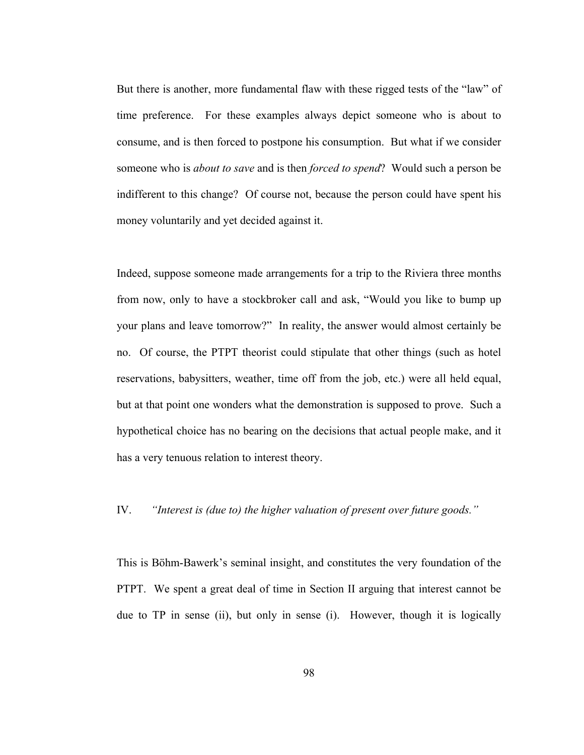But there is another, more fundamental flaw with these rigged tests of the "law" of time preference. For these examples always depict someone who is about to consume, and is then forced to postpone his consumption. But what if we consider someone who is *about to save* and is then *forced to spend*? Would such a person be indifferent to this change? Of course not, because the person could have spent his money voluntarily and yet decided against it.

Indeed, suppose someone made arrangements for a trip to the Riviera three months from now, only to have a stockbroker call and ask, "Would you like to bump up your plans and leave tomorrow?" In reality, the answer would almost certainly be no. Of course, the PTPT theorist could stipulate that other things (such as hotel reservations, babysitters, weather, time off from the job, etc.) were all held equal, but at that point one wonders what the demonstration is supposed to prove. Such a hypothetical choice has no bearing on the decisions that actual people make, and it has a very tenuous relation to interest theory.

## IV. *"Interest is (due to) the higher valuation of present over future goods."*

This is Böhm-Bawerk's seminal insight, and constitutes the very foundation of the PTPT. We spent a great deal of time in Section II arguing that interest cannot be due to TP in sense (ii), but only in sense (i). However, though it is logically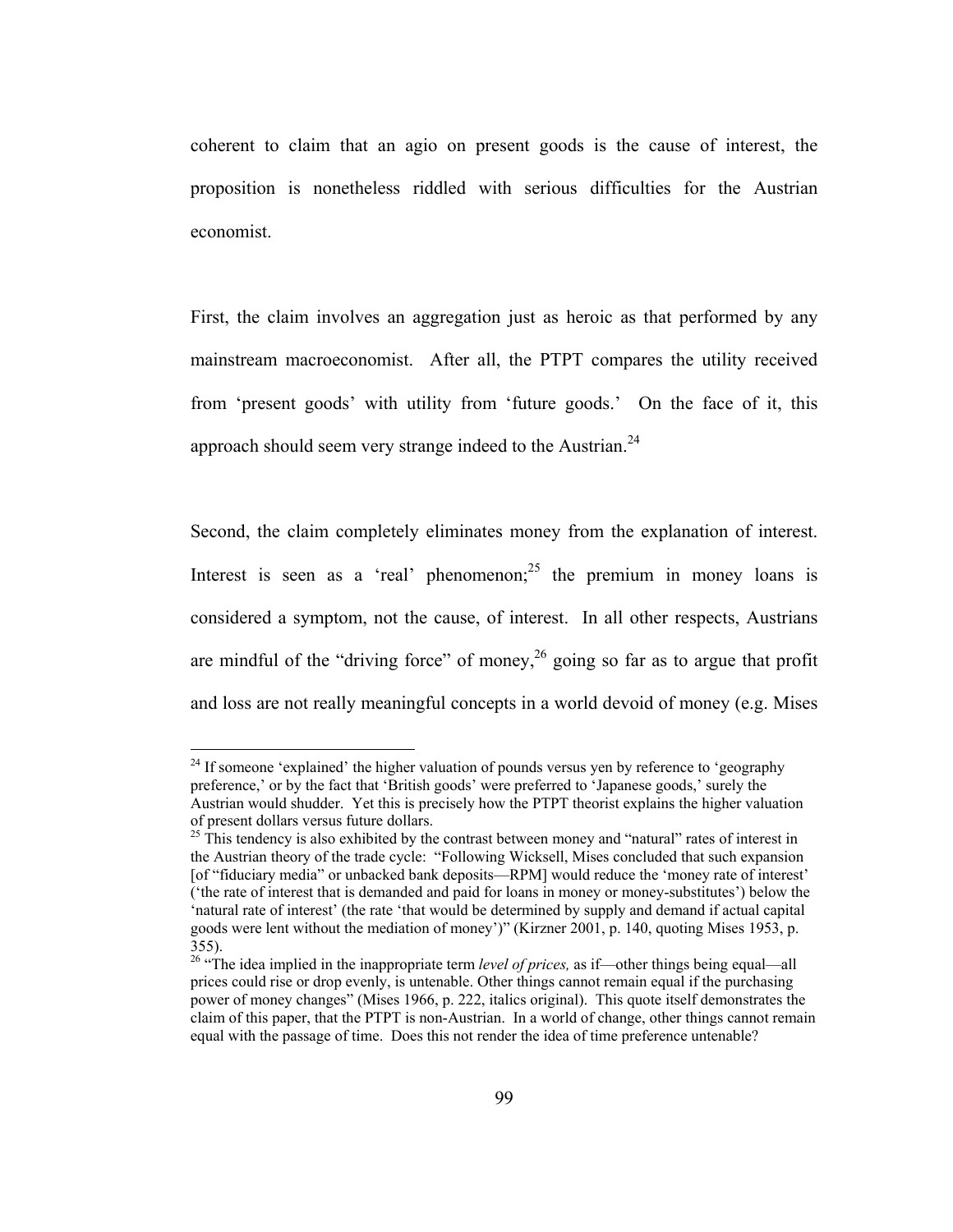coherent to claim that an agio on present goods is the cause of interest, the proposition is nonetheless riddled with serious difficulties for the Austrian economist.

First, the claim involves an aggregation just as heroic as that performed by any mainstream macroeconomist. After all, the PTPT compares the utility received from 'present goods' with utility from 'future goods.' On the face of it, this approach should seem very strange indeed to the Austrian.[24]

Second, the claim completely eliminates money from the explanation of interest. Interest is seen as a 'real' phenomenon;[25] the premium in money loans is considered a symptom, not the cause, of interest. In all other respects, Austrians are mindful of the "driving force" of money,[26] going so far as to argue that profit and loss are not really meaningful concepts in a world devoid of money (e.g. Mises

---

[24] If someone 'explained' the higher valuation of pounds versus yen by reference to 'geography preference,' or by the fact that 'British goods' were preferred to 'Japanese goods,' surely the Austrian would shudder. Yet this is precisely how the PTPT theorist explains the higher valuation of present dollars versus future dollars.

[25] This tendency is also exhibited by the contrast between money and "natural" rates of interest in the Austrian theory of the trade cycle: "Following Wicksell, Mises concluded that such expansion [of "fiduciary media" or unbacked bank deposits—RPM] would reduce the 'money rate of interest' ('the rate of interest that is demanded and paid for loans in money or money-substitutes') below the 'natural rate of interest' (the rate 'that would be determined by supply and demand if actual capital goods were lent without the mediation of money')" (Kirzner 2001, p. 140, quoting Mises 1953, p. 355).

[26] "The idea implied in the inappropriate term *level of prices,* as if—other things being equal—all prices could rise or drop evenly, is untenable. Other things cannot remain equal if the purchasing power of money changes" (Mises 1966, p. 222, italics original). This quote itself demonstrates the claim of this paper, that the PTPT is non-Austrian. In a world of change, other things cannot remain equal with the passage of time. Does this not render the idea of time preference untenable?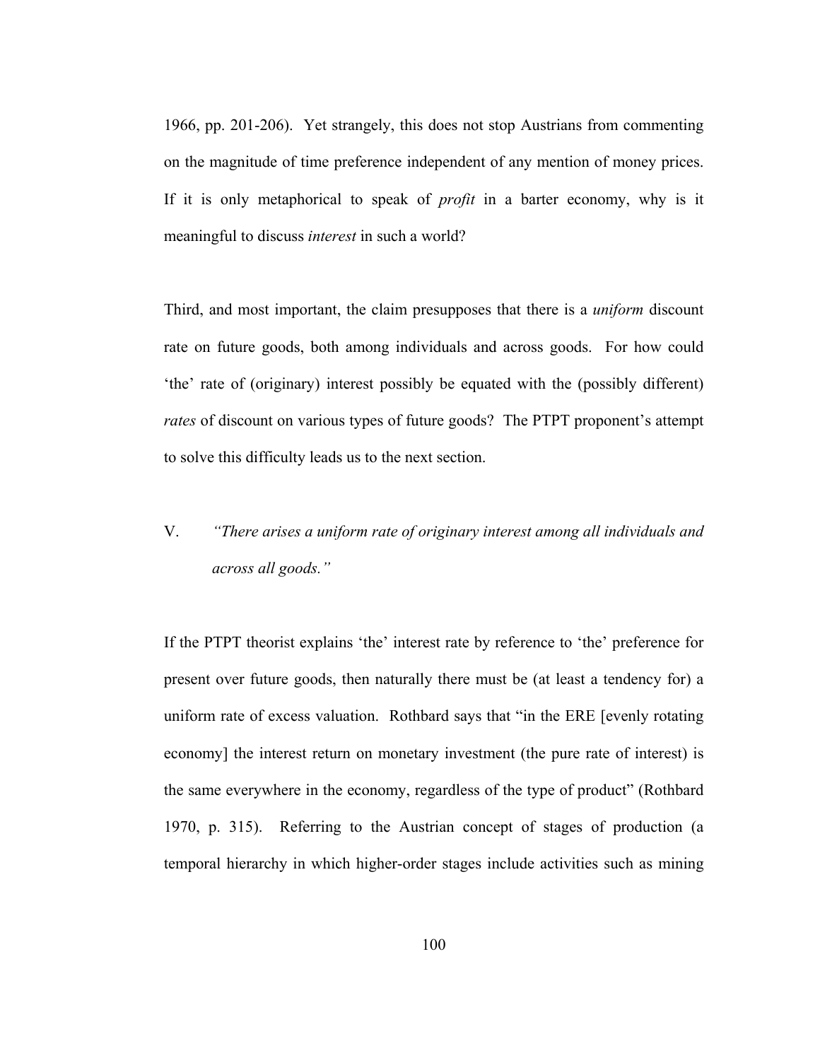1966, pp. 201-206). Yet strangely, this does not stop Austrians from commenting on the magnitude of time preference independent of any mention of money prices. If it is only metaphorical to speak of *profit* in a barter economy, why is it meaningful to discuss *interest* in such a world?

Third, and most important, the claim presupposes that there is a *uniform* discount rate on future goods, both among individuals and across goods. For how could 'the' rate of (originary) interest possibly be equated with the (possibly different) *rates* of discount on various types of future goods? The PTPT proponent's attempt to solve this difficulty leads us to the next section.

## V. *"There arises a uniform rate of originary interest among all individuals and across all goods."*

If the PTPT theorist explains 'the' interest rate by reference to 'the' preference for present over future goods, then naturally there must be (at least a tendency for) a uniform rate of excess valuation. Rothbard says that "in the ERE [evenly rotating economy] the interest return on monetary investment (the pure rate of interest) is the same everywhere in the economy, regardless of the type of product" (Rothbard 1970, p. 315). Referring to the Austrian concept of stages of production (a temporal hierarchy in which higher-order stages include activities such as mining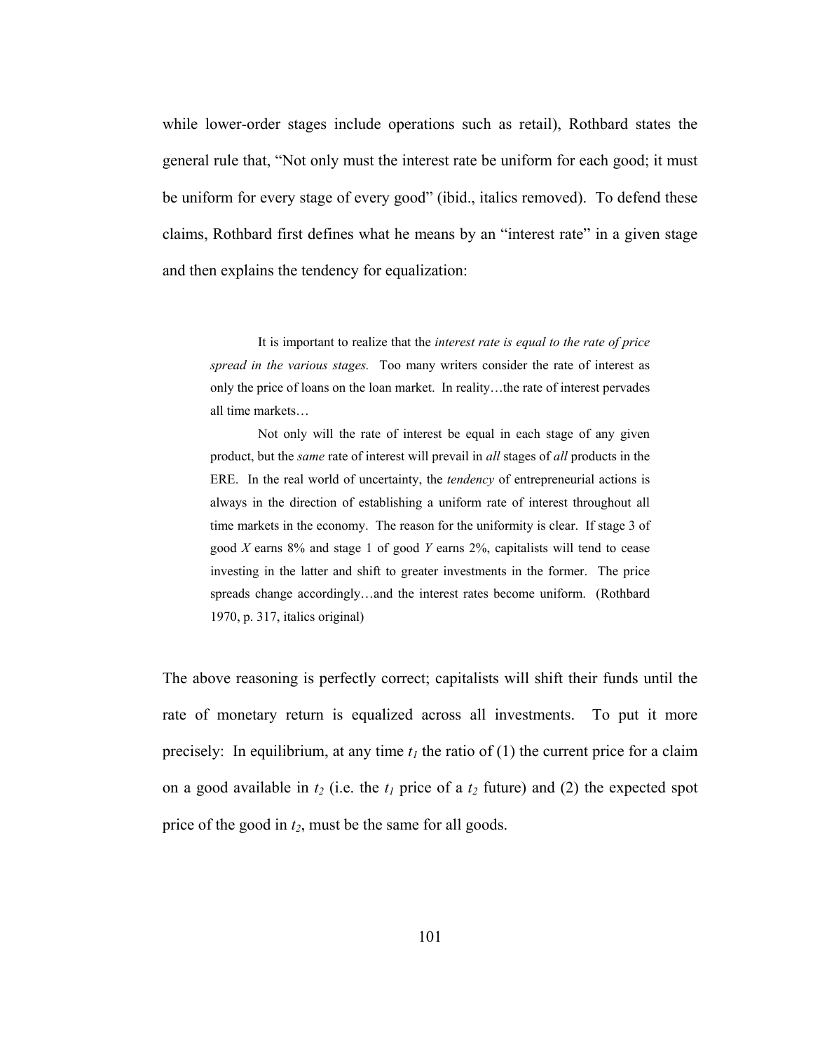while lower-order stages include operations such as retail), Rothbard states the general rule that, "Not only must the interest rate be uniform for each good; it must be uniform for every stage of every good" (ibid., italics removed). To defend these claims, Rothbard first defines what he means by an "interest rate" in a given stage and then explains the tendency for equalization:

> It is important to realize that the *interest rate is equal to the rate of price spread in the various stages.* Too many writers consider the rate of interest as only the price of loans on the loan market. In reality…the rate of interest pervades all time markets…
>
> Not only will the rate of interest be equal in each stage of any given product, but the *same* rate of interest will prevail in *all* stages of *all* products in the ERE. In the real world of uncertainty, the *tendency* of entrepreneurial actions is always in the direction of establishing a uniform rate of interest throughout all time markets in the economy. The reason for the uniformity is clear. If stage 3 of good *X* earns 8% and stage 1 of good *Y* earns 2%, capitalists will tend to cease investing in the latter and shift to greater investments in the former. The price spreads change accordingly…and the interest rates become uniform. (Rothbard 1970, p. 317, italics original)

The above reasoning is perfectly correct; capitalists will shift their funds until the rate of monetary return is equalized across all investments. To put it more precisely: In equilibrium, at any time $t_1$ the ratio of (1) the current price for a claim on a good available in $t_2$ (i.e. the $t_1$ price of a $t_2$ future) and (2) the expected spot price of the good in $t_2$, must be the same for all goods.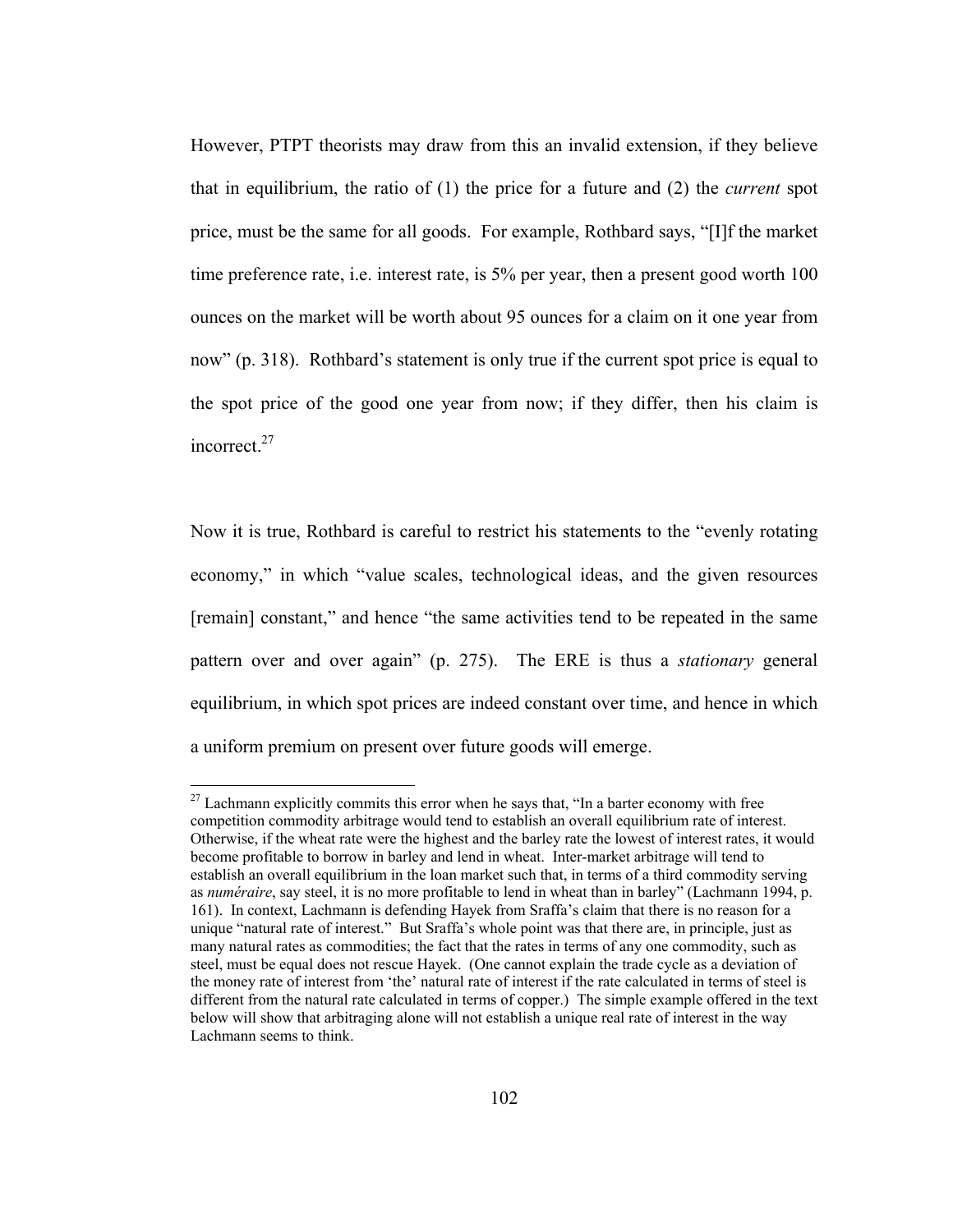However, PTPT theorists may draw from this an invalid extension, if they believe that in equilibrium, the ratio of (1) the price for a future and (2) the *current* spot price, must be the same for all goods. For example, Rothbard says, "[I]f the market time preference rate, i.e. interest rate, is 5% per year, then a present good worth 100 ounces on the market will be worth about 95 ounces for a claim on it one year from now" (p. 318). Rothbard's statement is only true if the current spot price is equal to the spot price of the good one year from now; if they differ, then his claim is incorrect.[27]

Now it is true, Rothbard is careful to restrict his statements to the "evenly rotating economy," in which "value scales, technological ideas, and the given resources [remain] constant," and hence "the same activities tend to be repeated in the same pattern over and over again" (p. 275). The ERE is thus a *stationary* general equilibrium, in which spot prices are indeed constant over time, and hence in which a uniform premium on present over future goods will emerge.

---

[27] Lachmann explicitly commits this error when he says that, "In a barter economy with free competition commodity arbitrage would tend to establish an overall equilibrium rate of interest. Otherwise, if the wheat rate were the highest and the barley rate the lowest of interest rates, it would become profitable to borrow in barley and lend in wheat. Inter-market arbitrage will tend to establish an overall equilibrium in the loan market such that, in terms of a third commodity serving as *numéraire*, say steel, it is no more profitable to lend in wheat than in barley" (Lachmann 1994, p. 161). In context, Lachmann is defending Hayek from Sraffa's claim that there is no reason for a unique "natural rate of interest." But Sraffa's whole point was that there are, in principle, just as many natural rates as commodities; the fact that the rates in terms of any one commodity, such as steel, must be equal does not rescue Hayek. (One cannot explain the trade cycle as a deviation of the money rate of interest from 'the' natural rate of interest if the rate calculated in terms of steel is different from the natural rate calculated in terms of copper.) The simple example offered in the text below will show that arbitraging alone will not establish a unique real rate of interest in the way Lachmann seems to think.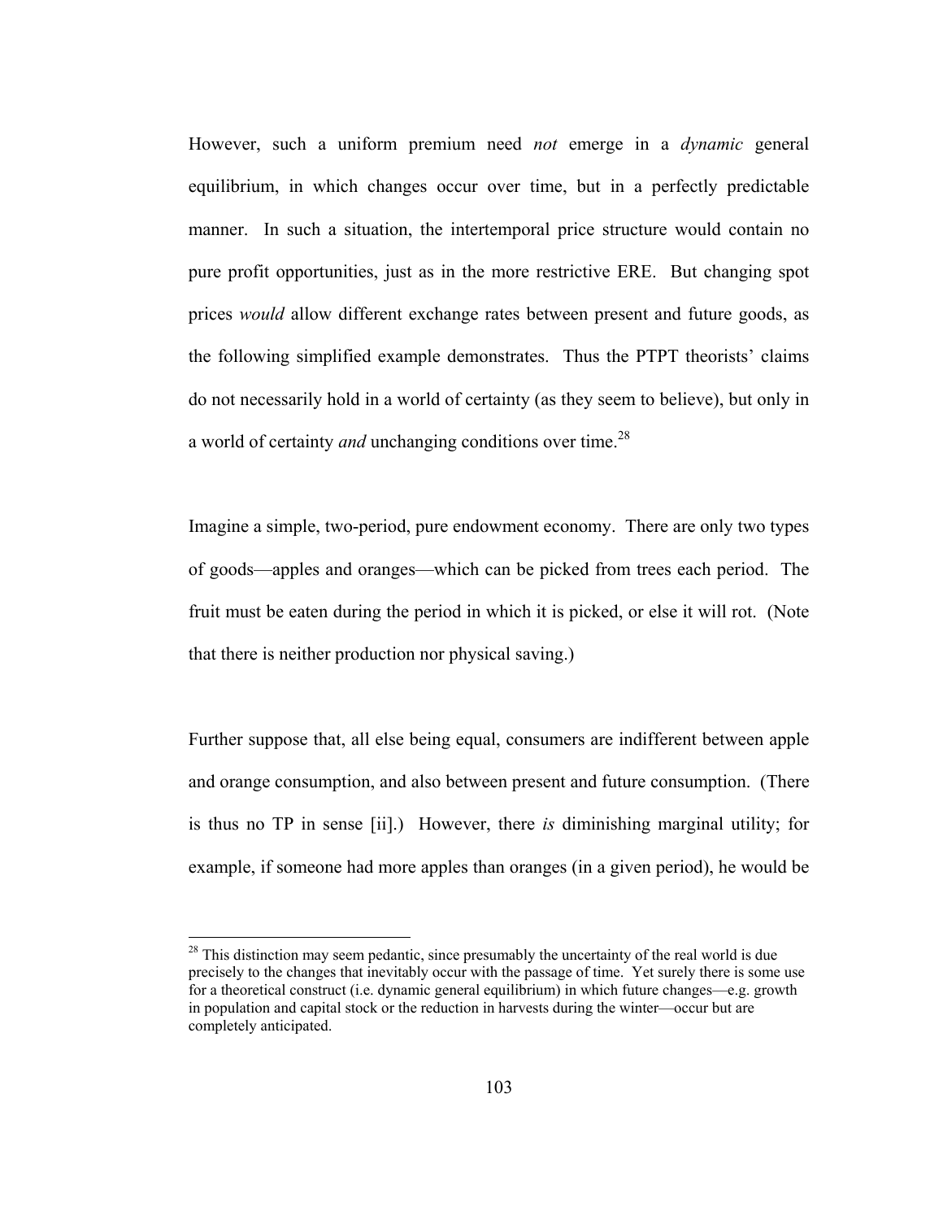However, such a uniform premium need *not* emerge in a *dynamic* general equilibrium, in which changes occur over time, but in a perfectly predictable manner. In such a situation, the intertemporal price structure would contain no pure profit opportunities, just as in the more restrictive ERE. But changing spot prices *would* allow different exchange rates between present and future goods, as the following simplified example demonstrates. Thus the PTPT theorists' claims do not necessarily hold in a world of certainty (as they seem to believe), but only in a world of certainty *and* unchanging conditions over time.[28]

Imagine a simple, two-period, pure endowment economy. There are only two types of goods—apples and oranges—which can be picked from trees each period. The fruit must be eaten during the period in which it is picked, or else it will rot. (Note that there is neither production nor physical saving.)

Further suppose that, all else being equal, consumers are indifferent between apple and orange consumption, and also between present and future consumption. (There is thus no TP in sense [ii].) However, there *is* diminishing marginal utility; for example, if someone had more apples than oranges (in a given period), he would be

[28] This distinction may seem pedantic, since presumably the uncertainty of the real world is due precisely to the changes that inevitably occur with the passage of time. Yet surely there is some use for a theoretical construct (i.e. dynamic general equilibrium) in which future changes—e.g. growth in population and capital stock or the reduction in harvests during the winter—occur but are completely anticipated.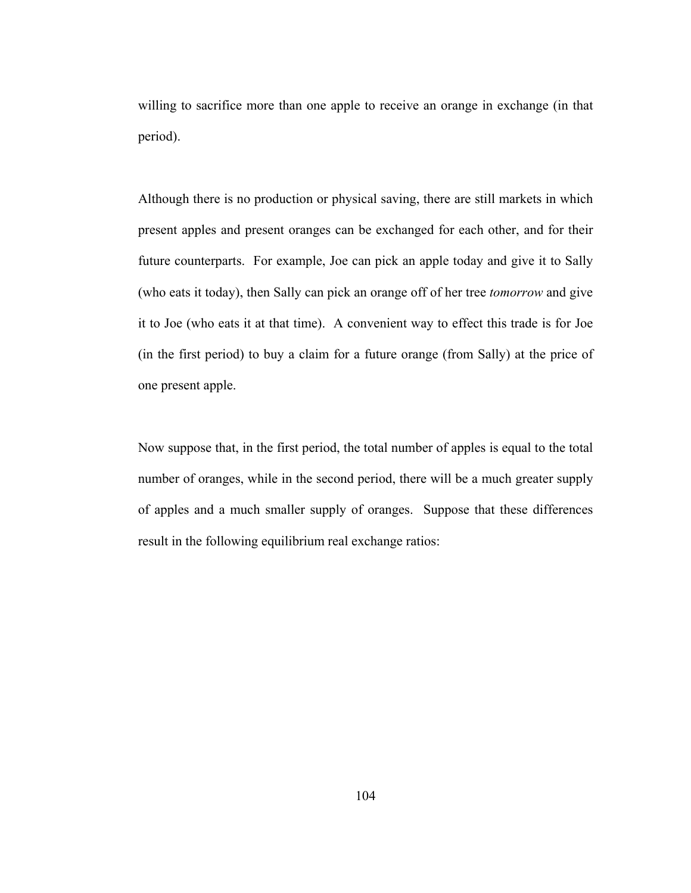willing to sacrifice more than one apple to receive an orange in exchange (in that period).

Although there is no production or physical saving, there are still markets in which present apples and present oranges can be exchanged for each other, and for their future counterparts. For example, Joe can pick an apple today and give it to Sally (who eats it today), then Sally can pick an orange off of her tree *tomorrow* and give it to Joe (who eats it at that time). A convenient way to effect this trade is for Joe (in the first period) to buy a claim for a future orange (from Sally) at the price of one present apple.

Now suppose that, in the first period, the total number of apples is equal to the total number of oranges, while in the second period, there will be a much greater supply of apples and a much smaller supply of oranges. Suppose that these differences result in the following equilibrium real exchange ratios: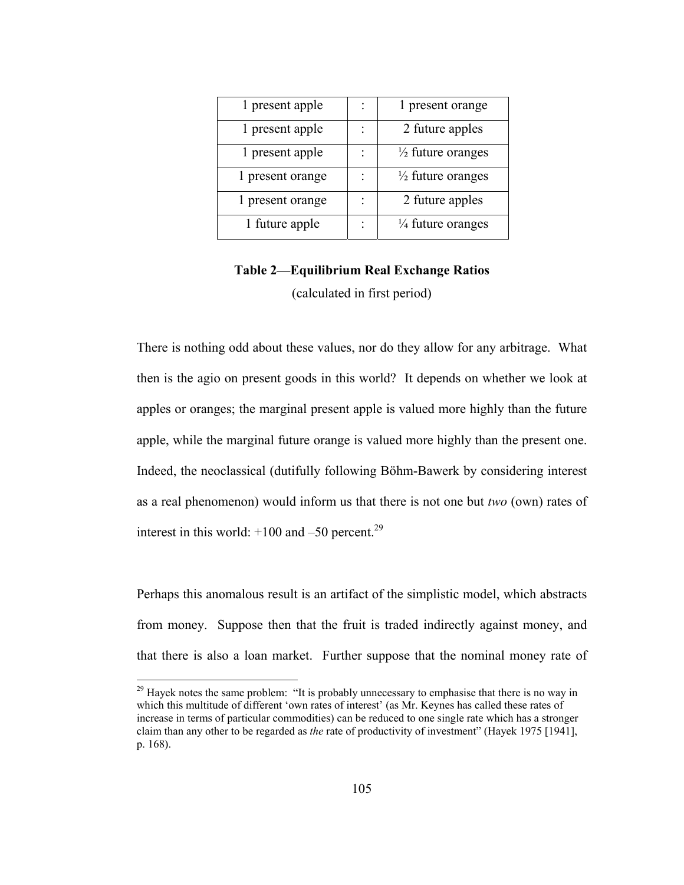| | | |
|---|---|---|
| 1 present apple | : | 1 present orange |
| 1 present apple | : | 2 future apples |
| 1 present apple | : | ½ future oranges |
| 1 present orange | : | ½ future oranges |
| 1 present orange | : | 2 future apples |
| 1 future apple | : | ¼ future oranges |

**Table 2—Equilibrium Real Exchange Ratios**

(calculated in first period)

There is nothing odd about these values, nor do they allow for any arbitrage. What then is the agio on present goods in this world? It depends on whether we look at apples or oranges; the marginal present apple is valued more highly than the future apple, while the marginal future orange is valued more highly than the present one. Indeed, the neoclassical (dutifully following Böhm-Bawerk by considering interest as a real phenomenon) would inform us that there is not one but *two* (own) rates of interest in this world: +100 and –50 percent.[29]

Perhaps this anomalous result is an artifact of the simplistic model, which abstracts from money. Suppose then that the fruit is traded indirectly against money, and that there is also a loan market. Further suppose that the nominal money rate of

[29] Hayek notes the same problem: "It is probably unnecessary to emphasise that there is no way in which this multitude of different 'own rates of interest' (as Mr. Keynes has called these rates of increase in terms of particular commodities) can be reduced to one single rate which has a stronger claim than any other to be regarded as *the* rate of productivity of investment" (Hayek 1975 [1941], p. 168).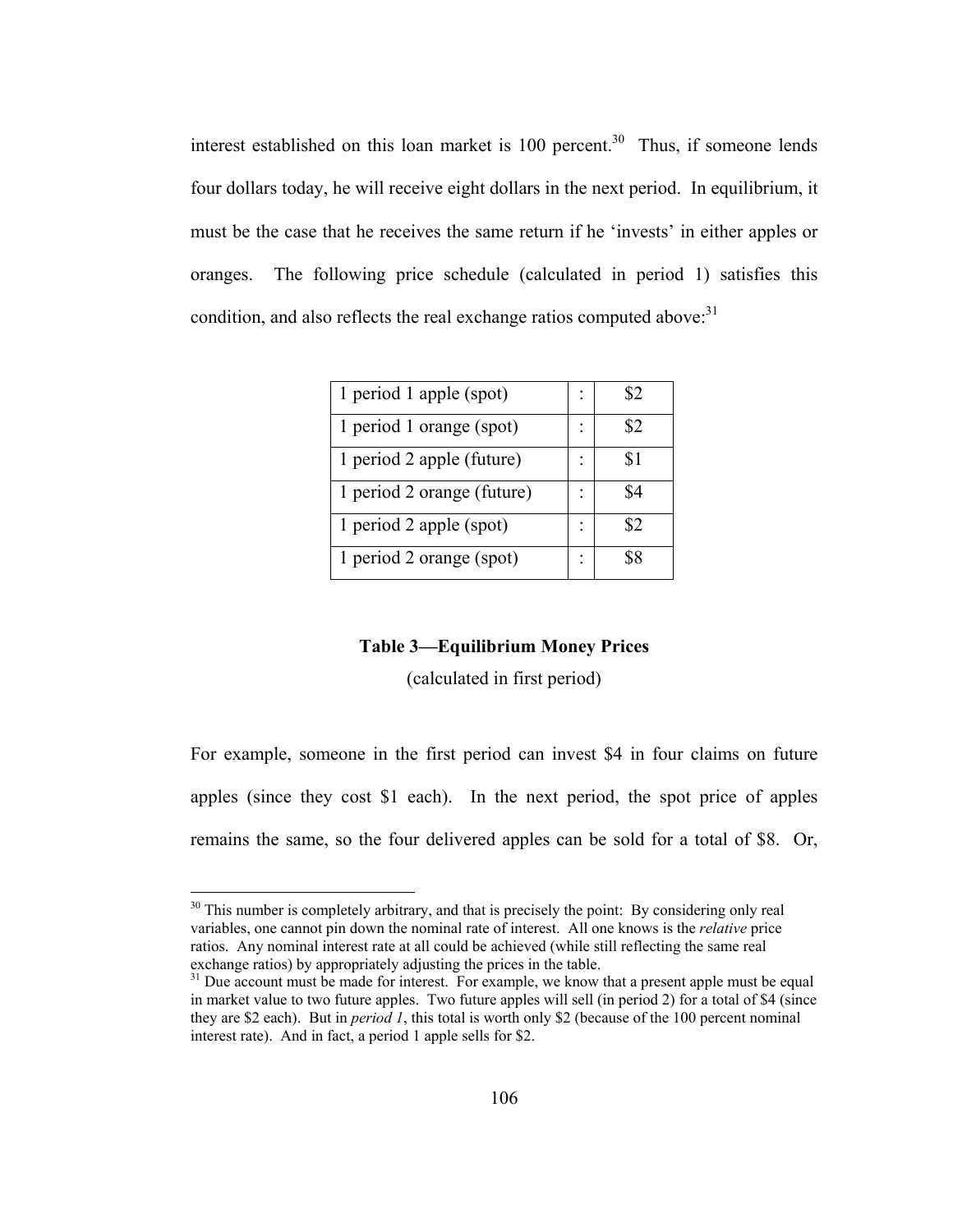interest established on this loan market is 100 percent.[30] Thus, if someone lends four dollars today, he will receive eight dollars in the next period. In equilibrium, it must be the case that he receives the same return if he 'invests' in either apples or oranges. The following price schedule (calculated in period 1) satisfies this condition, and also reflects the real exchange ratios computed above:[31]

| | | |
|---|---|---|
| 1 period 1 apple (spot) | : | \$2 |
| 1 period 1 orange (spot) | : | \$2 |
| 1 period 2 apple (future) | : | \$1 |
| 1 period 2 orange (future) | : | \$4 |
| 1 period 2 apple (spot) | : | \$2 |
| 1 period 2 orange (spot) | : | \$8 |

**Table 3—Equilibrium Money Prices**

(calculated in first period)

For example, someone in the first period can invest \$4 in four claims on future apples (since they cost \$1 each). In the next period, the spot price of apples remains the same, so the four delivered apples can be sold for a total of \$8. Or,

---

[30] This number is completely arbitrary, and that is precisely the point: By considering only real variables, one cannot pin down the nominal rate of interest. All one knows is the *relative* price ratios. Any nominal interest rate at all could be achieved (while still reflecting the same real exchange ratios) by appropriately adjusting the prices in the table.

[31] Due account must be made for interest. For example, we know that a present apple must be equal in market value to two future apples. Two future apples will sell (in period 2) for a total of \$4 (since they are \$2 each). But in *period 1*, this total is worth only \$2 (because of the 100 percent nominal interest rate). And in fact, a period 1 apple sells for \$2.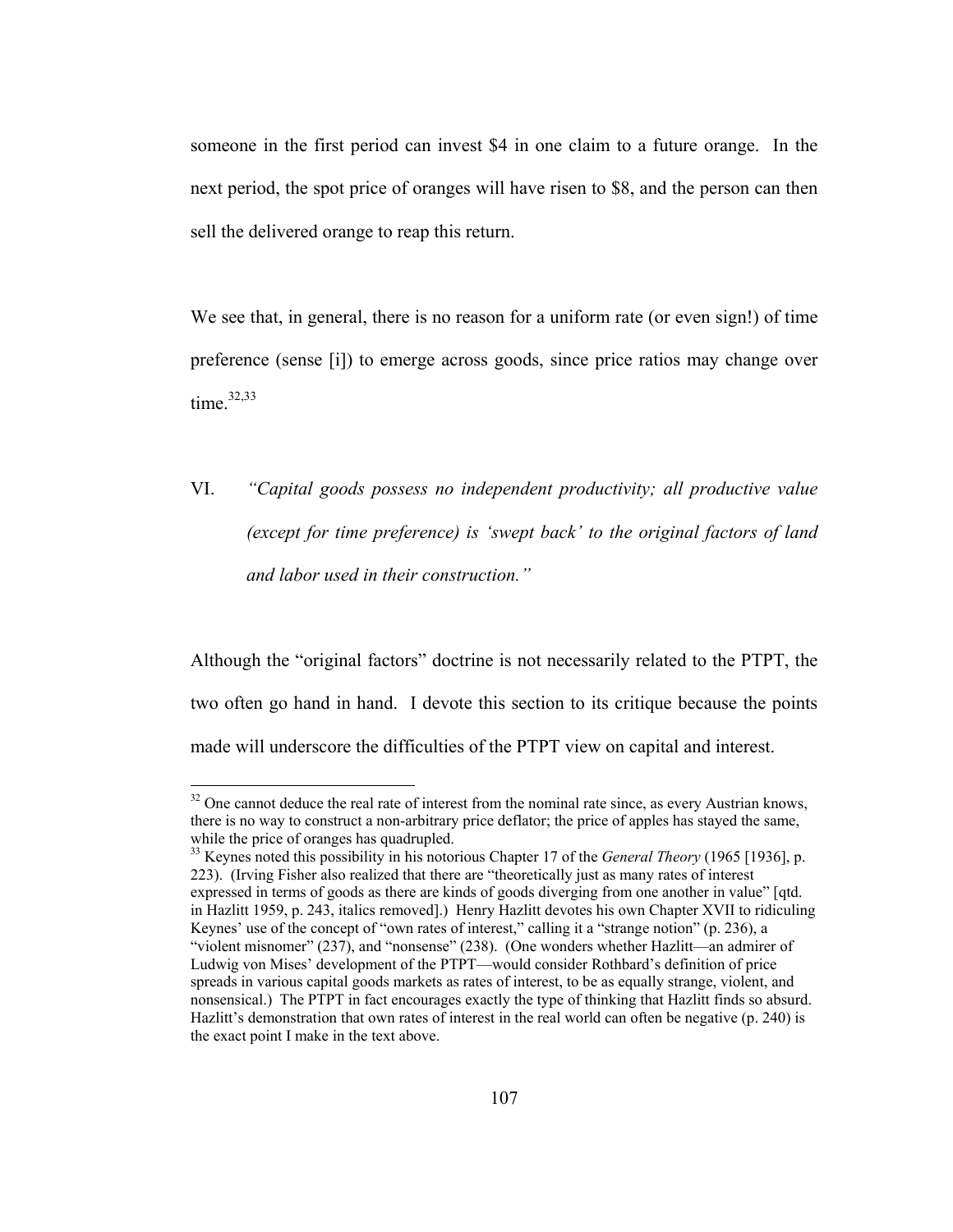someone in the first period can invest $4 in one claim to a future orange. In the next period, the spot price of oranges will have risen to $8, and the person can then sell the delivered orange to reap this return.

We see that, in general, there is no reason for a uniform rate (or even sign!) of time preference (sense [i]) to emerge across goods, since price ratios may change over time.[32,33]

VI. *"Capital goods possess no independent productivity; all productive value (except for time preference) is 'swept back' to the original factors of land and labor used in their construction."*

Although the "original factors" doctrine is not necessarily related to the PTPT, the two often go hand in hand. I devote this section to its critique because the points made will underscore the difficulties of the PTPT view on capital and interest.

---

[32] One cannot deduce the real rate of interest from the nominal rate since, as every Austrian knows, there is no way to construct a non-arbitrary price deflator; the price of apples has stayed the same, while the price of oranges has quadrupled.

[33] Keynes noted this possibility in his notorious Chapter 17 of the *General Theory* (1965 [1936], p. 223). (Irving Fisher also realized that there are "theoretically just as many rates of interest expressed in terms of goods as there are kinds of goods diverging from one another in value" [qtd. in Hazlitt 1959, p. 243, italics removed].) Henry Hazlitt devotes his own Chapter XVII to ridiculing Keynes' use of the concept of "own rates of interest," calling it a "strange notion" (p. 236), a "violent misnomer" (237), and "nonsense" (238). (One wonders whether Hazlitt—an admirer of Ludwig von Mises' development of the PTPT—would consider Rothbard's definition of price spreads in various capital goods markets as rates of interest, to be as equally strange, violent, and nonsensical.) The PTPT in fact encourages exactly the type of thinking that Hazlitt finds so absurd. Hazlitt's demonstration that own rates of interest in the real world can often be negative (p. 240) is the exact point I make in the text above.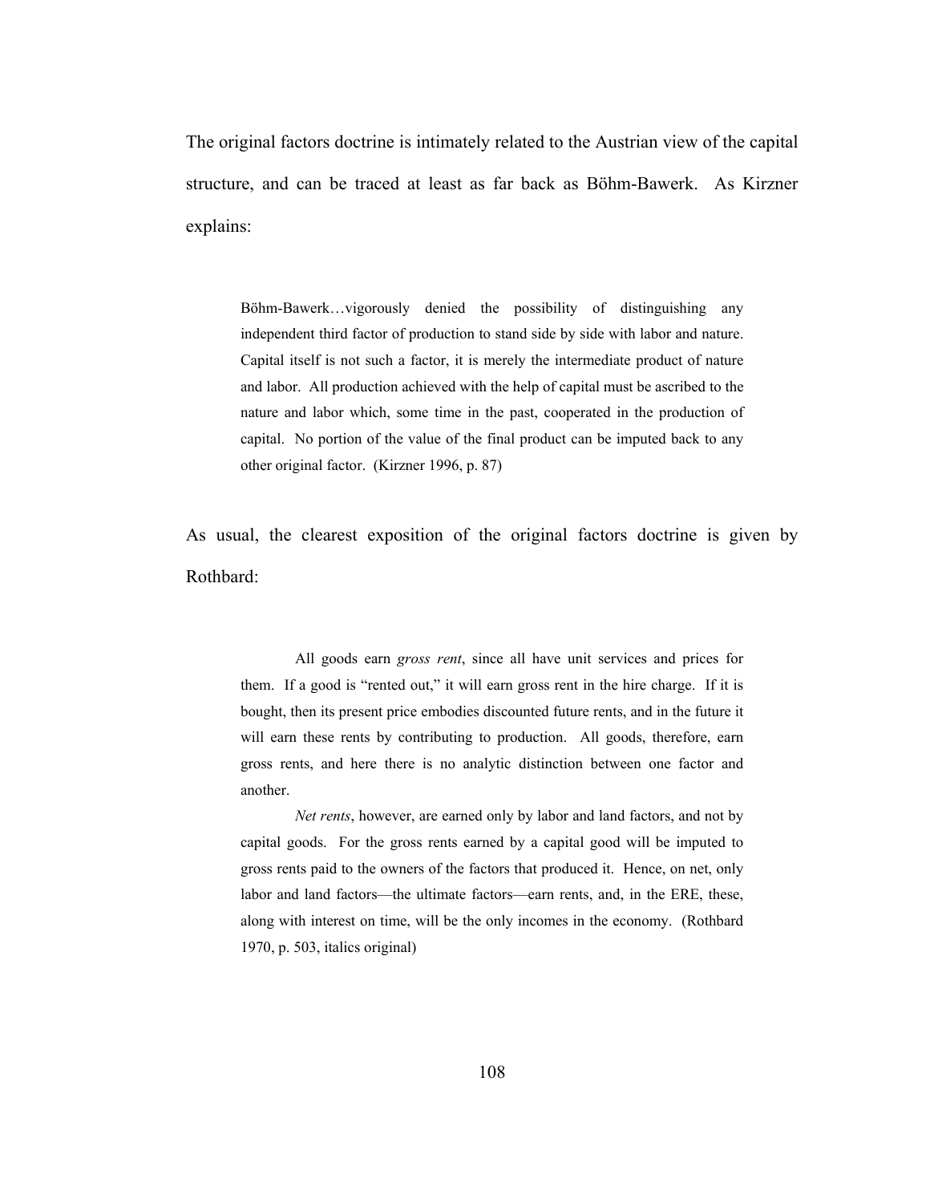The original factors doctrine is intimately related to the Austrian view of the capital structure, and can be traced at least as far back as Böhm-Bawerk. As Kirzner explains:

> Böhm-Bawerk…vigorously denied the possibility of distinguishing any independent third factor of production to stand side by side with labor and nature. Capital itself is not such a factor, it is merely the intermediate product of nature and labor. All production achieved with the help of capital must be ascribed to the nature and labor which, some time in the past, cooperated in the production of capital. No portion of the value of the final product can be imputed back to any other original factor. (Kirzner 1996, p. 87)

As usual, the clearest exposition of the original factors doctrine is given by Rothbard:

> All goods earn *gross rent*, since all have unit services and prices for them. If a good is "rented out," it will earn gross rent in the hire charge. If it is bought, then its present price embodies discounted future rents, and in the future it will earn these rents by contributing to production. All goods, therefore, earn gross rents, and here there is no analytic distinction between one factor and another.
>
> *Net rents*, however, are earned only by labor and land factors, and not by capital goods. For the gross rents earned by a capital good will be imputed to gross rents paid to the owners of the factors that produced it. Hence, on net, only labor and land factors—the ultimate factors—earn rents, and, in the ERE, these, along with interest on time, will be the only incomes in the economy. (Rothbard 1970, p. 503, italics original)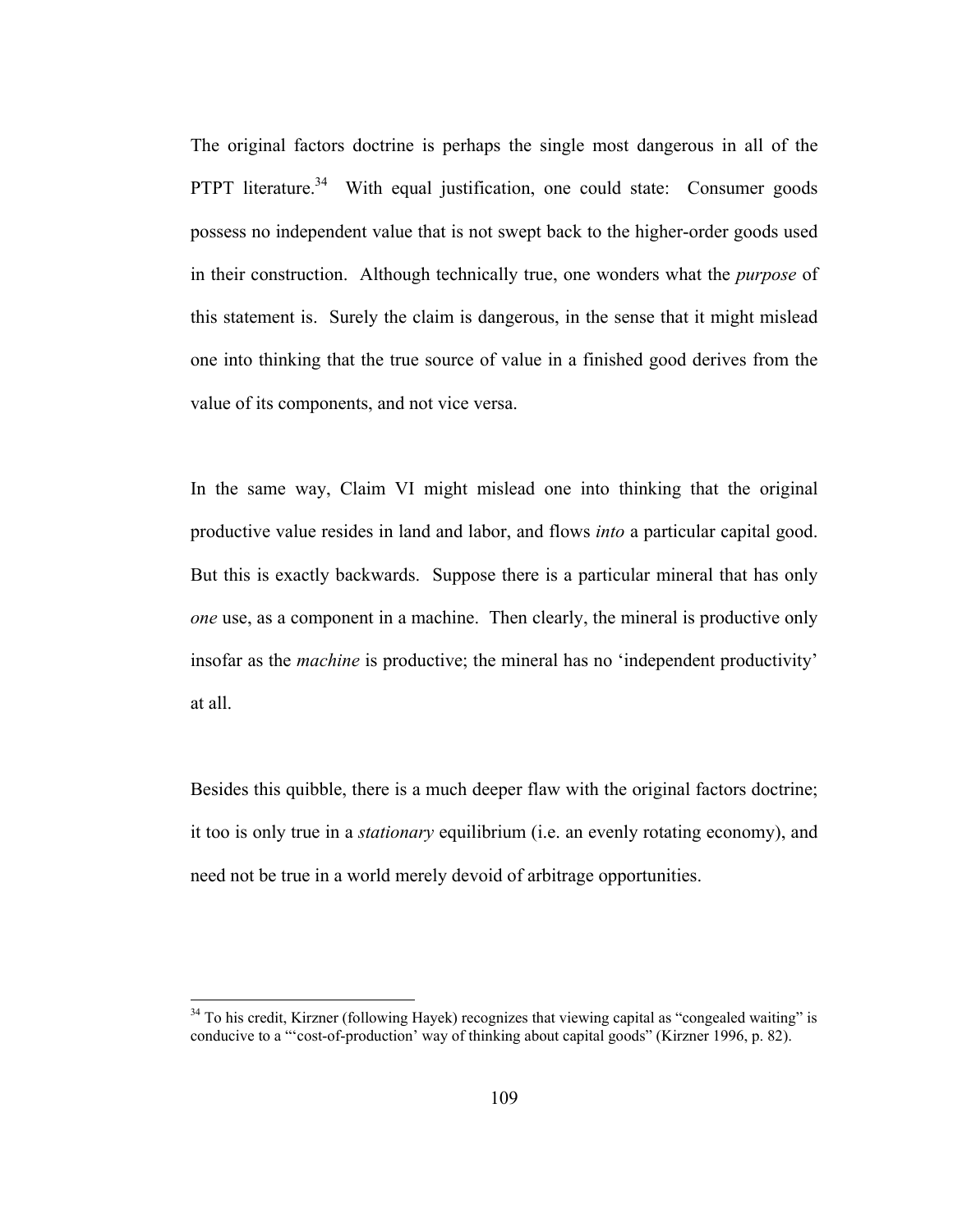The original factors doctrine is perhaps the single most dangerous in all of the PTPT literature.[34] With equal justification, one could state: Consumer goods possess no independent value that is not swept back to the higher-order goods used in their construction. Although technically true, one wonders what the *purpose* of this statement is. Surely the claim is dangerous, in the sense that it might mislead one into thinking that the true source of value in a finished good derives from the value of its components, and not vice versa.

In the same way, Claim VI might mislead one into thinking that the original productive value resides in land and labor, and flows *into* a particular capital good. But this is exactly backwards. Suppose there is a particular mineral that has only *one* use, as a component in a machine. Then clearly, the mineral is productive only insofar as the *machine* is productive; the mineral has no 'independent productivity' at all.

Besides this quibble, there is a much deeper flaw with the original factors doctrine; it too is only true in a *stationary* equilibrium (i.e. an evenly rotating economy), and need not be true in a world merely devoid of arbitrage opportunities.

---

[34] To his credit, Kirzner (following Hayek) recognizes that viewing capital as "congealed waiting" is conducive to a "'cost-of-production' way of thinking about capital goods" (Kirzner 1996, p. 82).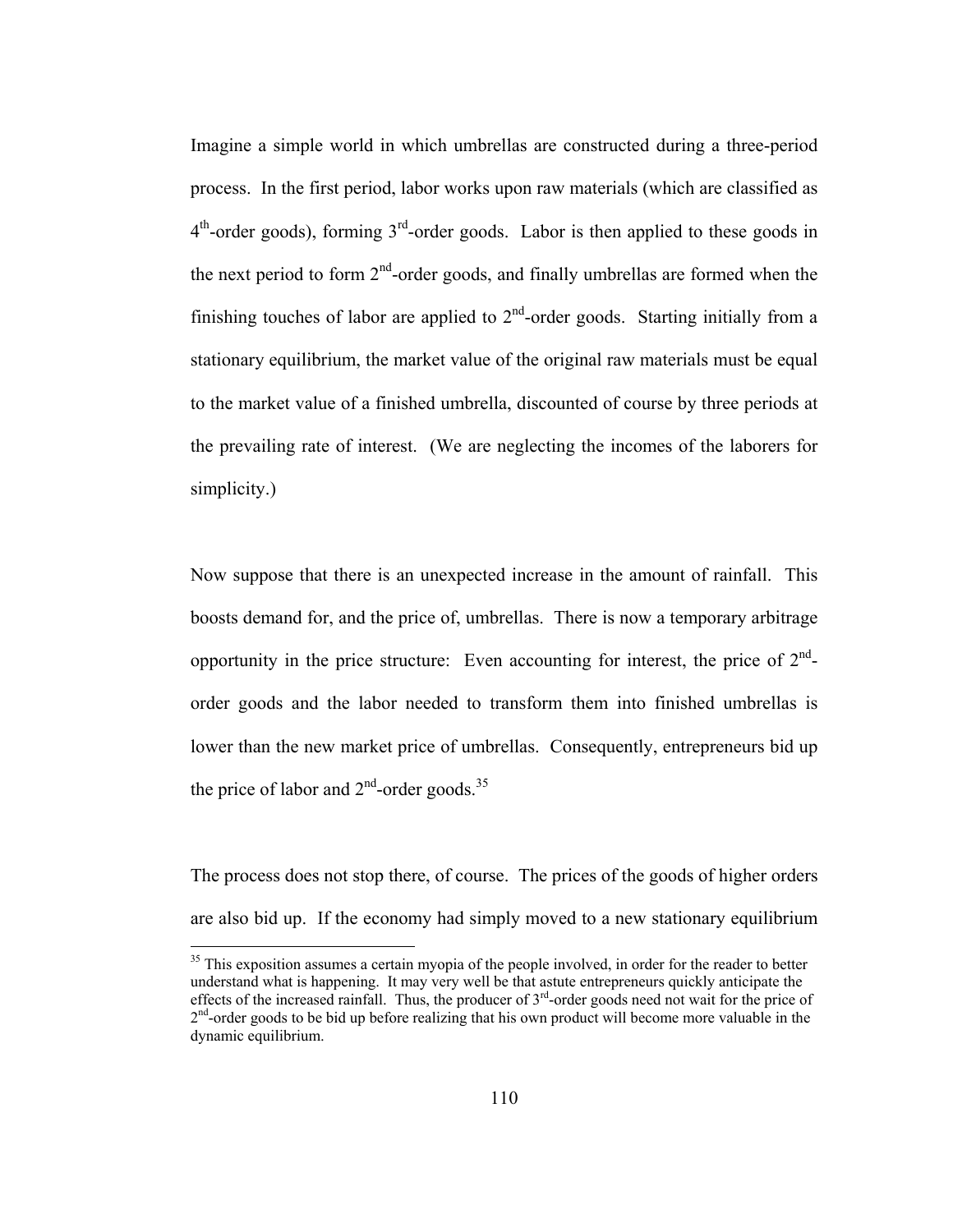Imagine a simple world in which umbrellas are constructed during a three-period process. In the first period, labor works upon raw materials (which are classified as $4^{th}$-order goods), forming $3^{rd}$-order goods. Labor is then applied to these goods in the next period to form $2^{nd}$-order goods, and finally umbrellas are formed when the finishing touches of labor are applied to $2^{nd}$-order goods. Starting initially from a stationary equilibrium, the market value of the original raw materials must be equal to the market value of a finished umbrella, discounted of course by three periods at the prevailing rate of interest. (We are neglecting the incomes of the laborers for simplicity.)

Now suppose that there is an unexpected increase in the amount of rainfall. This boosts demand for, and the price of, umbrellas. There is now a temporary arbitrage opportunity in the price structure: Even accounting for interest, the price of $2^{nd}$-order goods and the labor needed to transform them into finished umbrellas is lower than the new market price of umbrellas. Consequently, entrepreneurs bid up the price of labor and $2^{nd}$-order goods.[35]

The process does not stop there, of course. The prices of the goods of higher orders are also bid up. If the economy had simply moved to a new stationary equilibrium

[35] This exposition assumes a certain myopia of the people involved, in order for the reader to better understand what is happening. It may very well be that astute entrepreneurs quickly anticipate the effects of the increased rainfall. Thus, the producer of $3^{rd}$-order goods need not wait for the price of $2^{nd}$-order goods to be bid up before realizing that his own product will become more valuable in the dynamic equilibrium.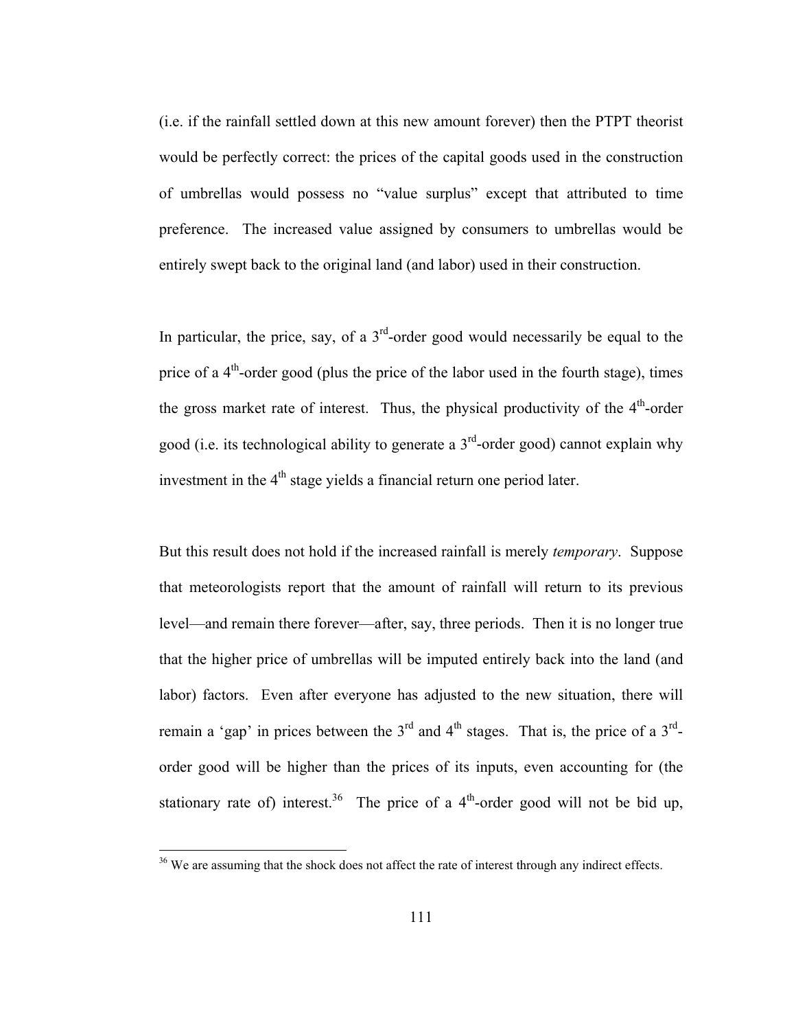(i.e. if the rainfall settled down at this new amount forever) then the PTPT theorist would be perfectly correct: the prices of the capital goods used in the construction of umbrellas would possess no "value surplus" except that attributed to time preference. The increased value assigned by consumers to umbrellas would be entirely swept back to the original land (and labor) used in their construction.

In particular, the price, say, of a 3rd-order good would necessarily be equal to the price of a 4th-order good (plus the price of the labor used in the fourth stage), times the gross market rate of interest. Thus, the physical productivity of the 4th-order good (i.e. its technological ability to generate a 3rd-order good) cannot explain why investment in the 4th stage yields a financial return one period later.

But this result does not hold if the increased rainfall is merely *temporary*. Suppose that meteorologists report that the amount of rainfall will return to its previous level—and remain there forever—after, say, three periods. Then it is no longer true that the higher price of umbrellas will be imputed entirely back into the land (and labor) factors. Even after everyone has adjusted to the new situation, there will remain a 'gap' in prices between the 3rd and 4th stages. That is, the price of a 3rd-order good will be higher than the prices of its inputs, even accounting for (the stationary rate of) interest.[36] The price of a 4th-order good will not be bid up,

[36] We are assuming that the shock does not affect the rate of interest through any indirect effects.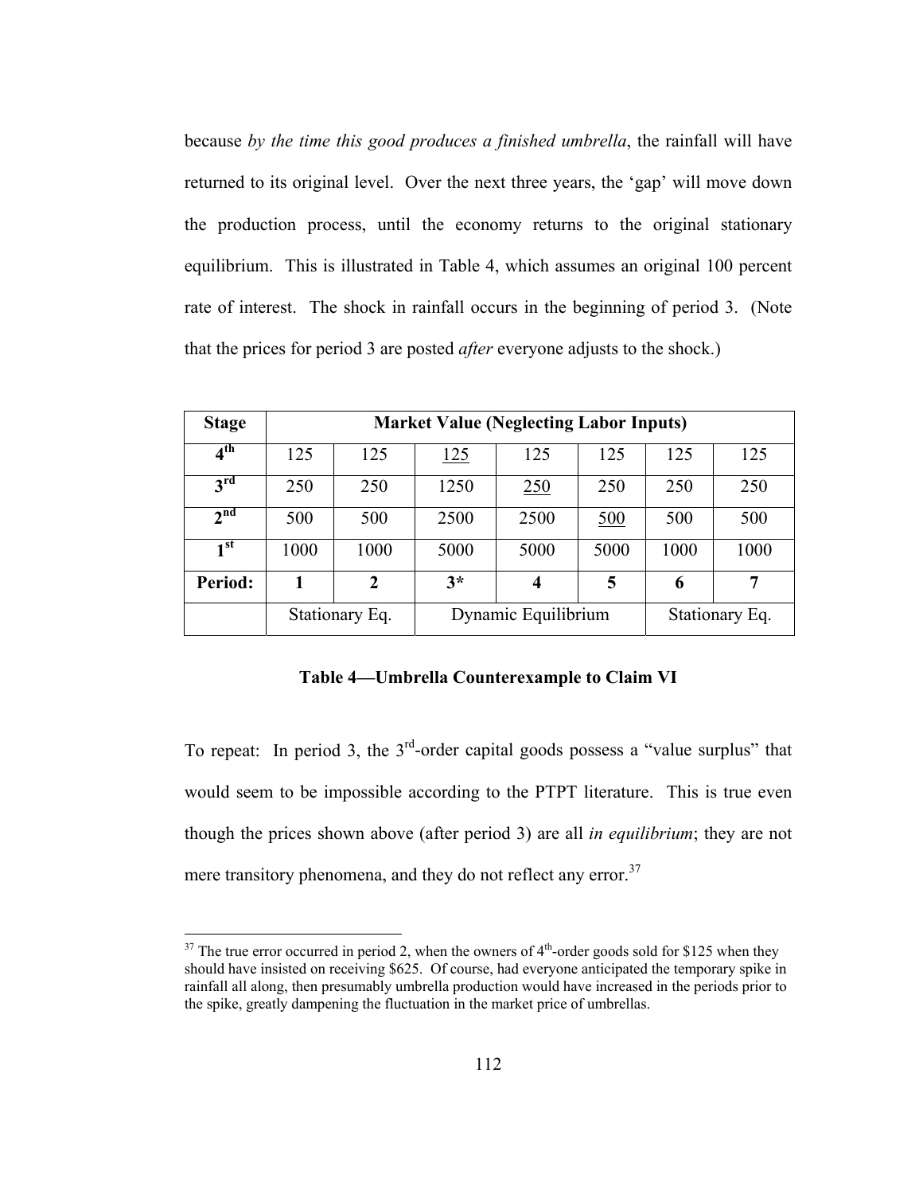because *by the time this good produces a finished umbrella*, the rainfall will have returned to its original level. Over the next three years, the 'gap' will move down the production process, until the economy returns to the original stationary equilibrium. This is illustrated in Table 4, which assumes an original 100 percent rate of interest. The shock in rainfall occurs in the beginning of period 3. (Note that the prices for period 3 are posted *after* everyone adjusts to the shock.)

| Stage | Market Value (Neglecting Labor Inputs) | | | | | | |
|---|---|---|---|---|---|---|---|
| 4th | 125 | 125 | <u>125</u> | 125 | 125 | 125 | 125 |
| 3rd | 250 | 250 | 1250 | <u>250</u> | 250 | 250 | 250 |
| 2nd | 500 | 500 | 2500 | 2500 | <u>500</u> | 500 | 500 |
| 1st | 1000 | 1000 | 5000 | 5000 | 5000 | 1000 | 1000 |
| **Period:** | **1** | **2** | **3*** | **4** | **5** | **6** | **7** |
| | Stationary Eq. | | Dynamic Equilibrium | | | Stationary Eq. | |

**Table 4—Umbrella Counterexample to Claim VI**

To repeat: In period 3, the 3rd-order capital goods possess a "value surplus" that would seem to be impossible according to the PTPT literature. This is true even though the prices shown above (after period 3) are all *in equilibrium*; they are not mere transitory phenomena, and they do not reflect any error.[37]

---

[37] The true error occurred in period 2, when the owners of 4th-order goods sold for $125 when they should have insisted on receiving $625. Of course, had everyone anticipated the temporary spike in rainfall all along, then presumably umbrella production would have increased in the periods prior to the spike, greatly dampening the fluctuation in the market price of umbrellas.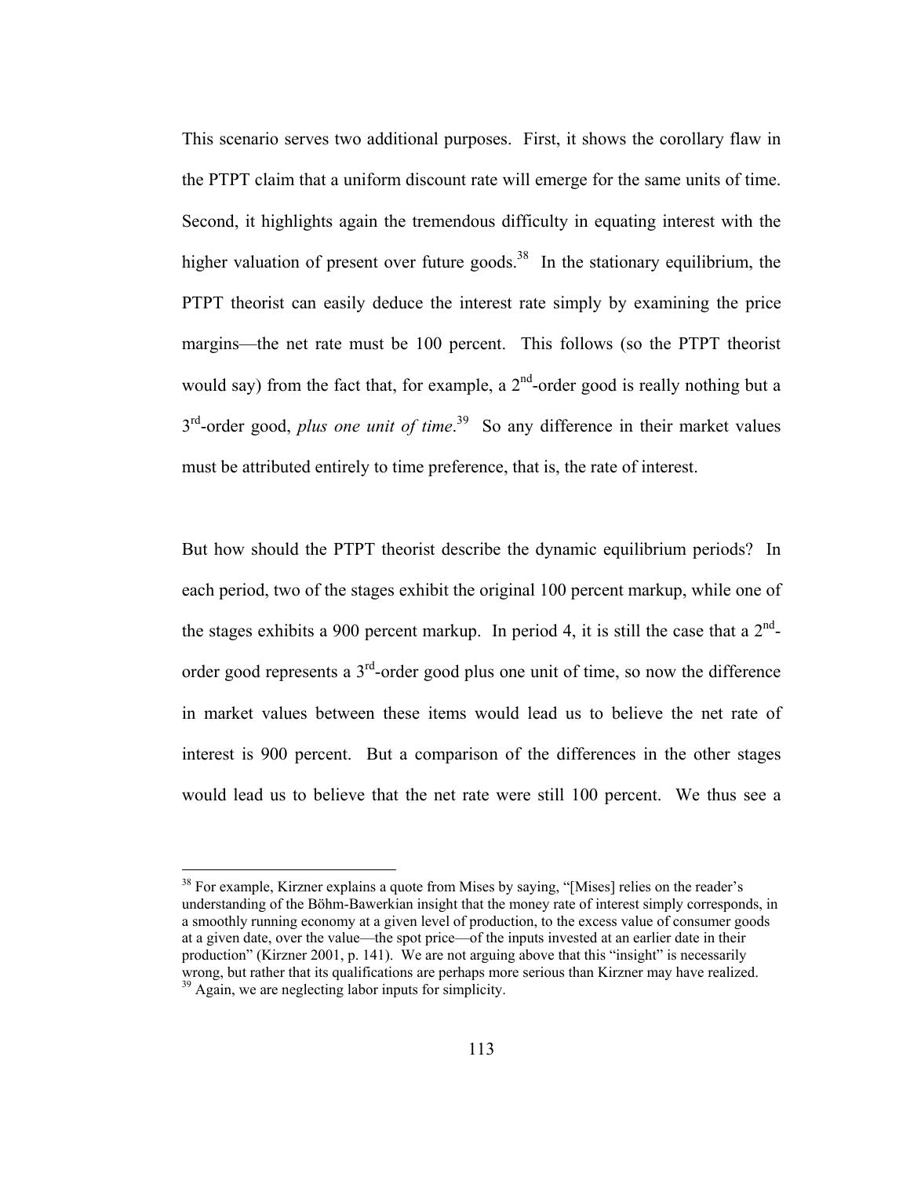This scenario serves two additional purposes. First, it shows the corollary flaw in the PTPT claim that a uniform discount rate will emerge for the same units of time. Second, it highlights again the tremendous difficulty in equating interest with the higher valuation of present over future goods.[38] In the stationary equilibrium, the PTPT theorist can easily deduce the interest rate simply by examining the price margins—the net rate must be 100 percent. This follows (so the PTPT theorist would say) from the fact that, for example, a 2nd-order good is really nothing but a 3rd-order good, *plus one unit of time*.[39] So any difference in their market values must be attributed entirely to time preference, that is, the rate of interest.

But how should the PTPT theorist describe the dynamic equilibrium periods? In each period, two of the stages exhibit the original 100 percent markup, while one of the stages exhibits a 900 percent markup. In period 4, it is still the case that a 2nd-order good represents a 3rd-order good plus one unit of time, so now the difference in market values between these items would lead us to believe the net rate of interest is 900 percent. But a comparison of the differences in the other stages would lead us to believe that the net rate were still 100 percent. We thus see a

---

[38] For example, Kirzner explains a quote from Mises by saying, "[Mises] relies on the reader's understanding of the Böhm-Bawerkian insight that the money rate of interest simply corresponds, in a smoothly running economy at a given level of production, to the excess value of consumer goods at a given date, over the value—the spot price—of the inputs invested at an earlier date in their production" (Kirzner 2001, p. 141). We are not arguing above that this "insight" is necessarily wrong, but rather that its qualifications are perhaps more serious than Kirzner may have realized.

[39] Again, we are neglecting labor inputs for simplicity.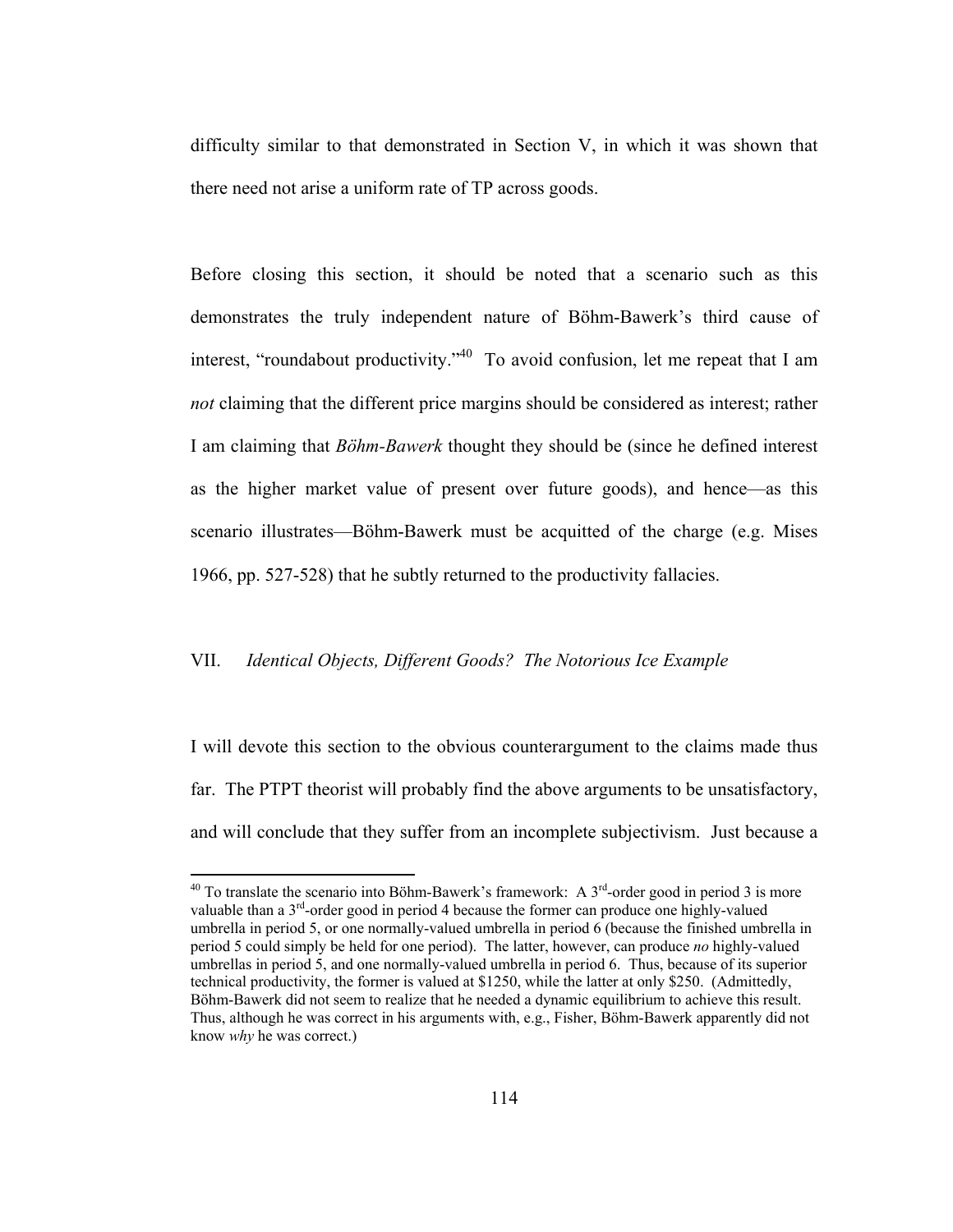difficulty similar to that demonstrated in Section V, in which it was shown that there need not arise a uniform rate of TP across goods.

Before closing this section, it should be noted that a scenario such as this demonstrates the truly independent nature of Böhm-Bawerk's third cause of interest, "roundabout productivity."[40] To avoid confusion, let me repeat that I am *not* claiming that the different price margins should be considered as interest; rather I am claiming that *Böhm-Bawerk* thought they should be (since he defined interest as the higher market value of present over future goods), and hence—as this scenario illustrates—Böhm-Bawerk must be acquitted of the charge (e.g. Mises 1966, pp. 527-528) that he subtly returned to the productivity fallacies.

## VII. *Identical Objects, Different Goods? The Notorious Ice Example*

I will devote this section to the obvious counterargument to the claims made thus far. The PTPT theorist will probably find the above arguments to be unsatisfactory, and will conclude that they suffer from an incomplete subjectivism. Just because a

---

[40] To translate the scenario into Böhm-Bawerk's framework: A 3rd-order good in period 3 is more valuable than a 3rd-order good in period 4 because the former can produce one highly-valued umbrella in period 5, or one normally-valued umbrella in period 6 (because the finished umbrella in period 5 could simply be held for one period). The latter, however, can produce *no* highly-valued umbrellas in period 5, and one normally-valued umbrella in period 6. Thus, because of its superior technical productivity, the former is valued at \$1250, while the latter at only \$250. (Admittedly, Böhm-Bawerk did not seem to realize that he needed a dynamic equilibrium to achieve this result. Thus, although he was correct in his arguments with, e.g., Fisher, Böhm-Bawerk apparently did not know *why* he was correct.)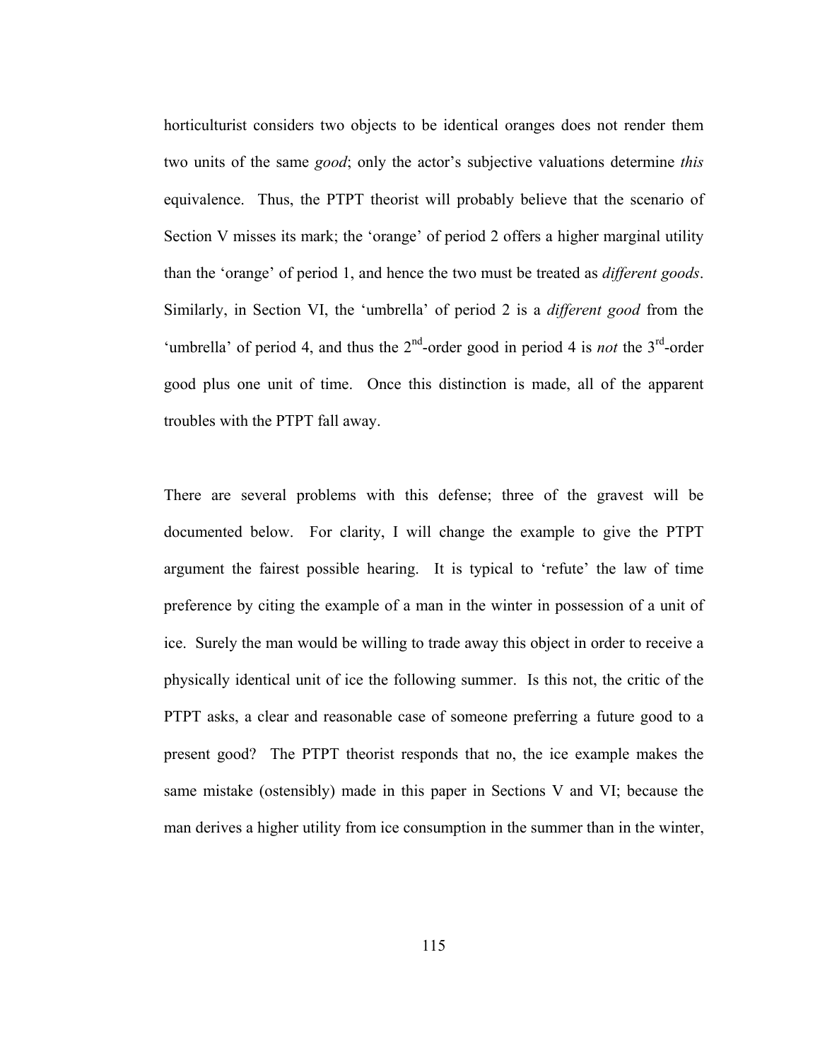horticulturist considers two objects to be identical oranges does not render them two units of the same *good*; only the actor's subjective valuations determine *this* equivalence. Thus, the PTPT theorist will probably believe that the scenario of Section V misses its mark; the 'orange' of period 2 offers a higher marginal utility than the 'orange' of period 1, and hence the two must be treated as *different goods*. Similarly, in Section VI, the 'umbrella' of period 2 is a *different good* from the 'umbrella' of period 4, and thus the 2nd-order good in period 4 is *not* the 3rd-order good plus one unit of time. Once this distinction is made, all of the apparent troubles with the PTPT fall away.

There are several problems with this defense; three of the gravest will be documented below. For clarity, I will change the example to give the PTPT argument the fairest possible hearing. It is typical to 'refute' the law of time preference by citing the example of a man in the winter in possession of a unit of ice. Surely the man would be willing to trade away this object in order to receive a physically identical unit of ice the following summer. Is this not, the critic of the PTPT asks, a clear and reasonable case of someone preferring a future good to a present good? The PTPT theorist responds that no, the ice example makes the same mistake (ostensibly) made in this paper in Sections V and VI; because the man derives a higher utility from ice consumption in the summer than in the winter,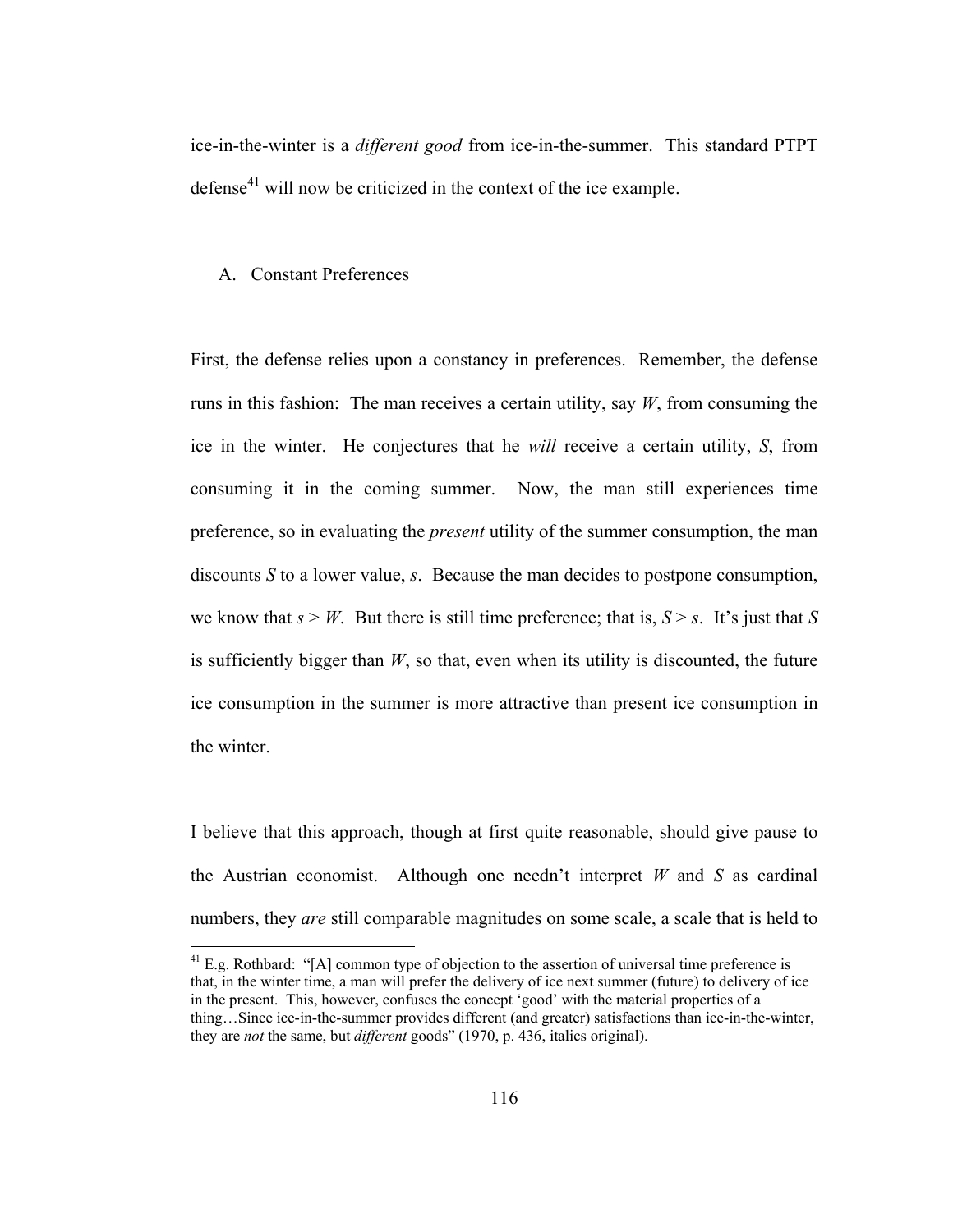ice-in-the-winter is a *different good* from ice-in-the-summer. This standard PTPT defense[41] will now be criticized in the context of the ice example.

## A. Constant Preferences

First, the defense relies upon a constancy in preferences. Remember, the defense runs in this fashion: The man receives a certain utility, say $W$, from consuming the ice in the winter. He conjectures that he *will* receive a certain utility, $S$, from consuming it in the coming summer. Now, the man still experiences time preference, so in evaluating the *present* utility of the summer consumption, the man discounts $S$ to a lower value, $s$. Because the man decides to postpone consumption, we know that $s > W$. But there is still time preference; that is, $S > s$. It's just that $S$ is sufficiently bigger than $W$, so that, even when its utility is discounted, the future ice consumption in the summer is more attractive than present ice consumption in the winter.

I believe that this approach, though at first quite reasonable, should give pause to the Austrian economist. Although one needn't interpret $W$ and $S$ as cardinal numbers, they *are* still comparable magnitudes on some scale, a scale that is held to

---

[41] E.g. Rothbard: "[A] common type of objection to the assertion of universal time preference is that, in the winter time, a man will prefer the delivery of ice next summer (future) to delivery of ice in the present. This, however, confuses the concept 'good' with the material properties of a thing…Since ice-in-the-summer provides different (and greater) satisfactions than ice-in-the-winter, they are *not* the same, but *different* goods" (1970, p. 436, italics original).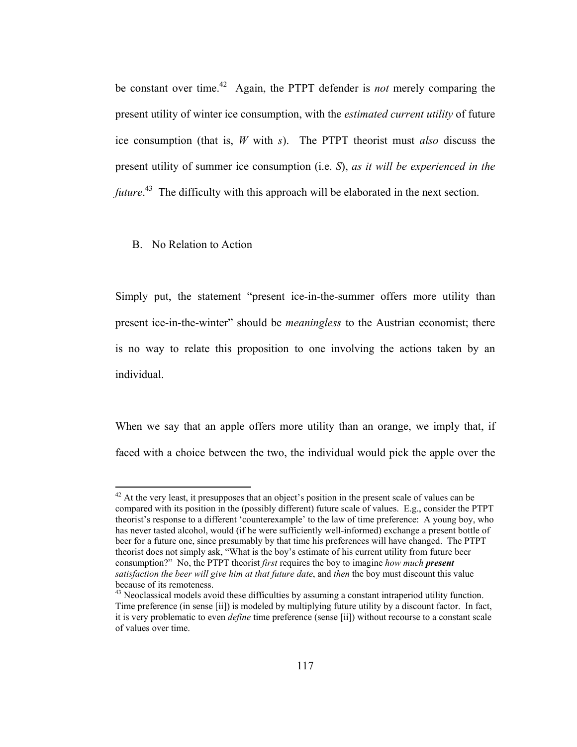be constant over time.[42] Again, the PTPT defender is *not* merely comparing the present utility of winter ice consumption, with the *estimated current utility* of future ice consumption (that is, $W$ with $s$). The PTPT theorist must *also* discuss the present utility of summer ice consumption (i.e. $S$), *as it will be experienced in the future*.[43] The difficulty with this approach will be elaborated in the next section.

## B. No Relation to Action

Simply put, the statement "present ice-in-the-summer offers more utility than present ice-in-the-winter" should be *meaningless* to the Austrian economist; there is no way to relate this proposition to one involving the actions taken by an individual.

When we say that an apple offers more utility than an orange, we imply that, if faced with a choice between the two, the individual would pick the apple over the

---

[42] At the very least, it presupposes that an object's position in the present scale of values can be compared with its position in the (possibly different) future scale of values. E.g., consider the PTPT theorist's response to a different 'counterexample' to the law of time preference: A young boy, who has never tasted alcohol, would (if he were sufficiently well-informed) exchange a present bottle of beer for a future one, since presumably by that time his preferences will have changed. The PTPT theorist does not simply ask, "What is the boy's estimate of his current utility from future beer consumption?" No, the PTPT theorist *first* requires the boy to imagine *how much **present** satisfaction the beer will give him at that future date*, and *then* the boy must discount this value because of its remoteness.

[43] Neoclassical models avoid these difficulties by assuming a constant intraperiod utility function. Time preference (in sense [ii]) is modeled by multiplying future utility by a discount factor. In fact, it is very problematic to even *define* time preference (sense [ii]) without recourse to a constant scale of values over time.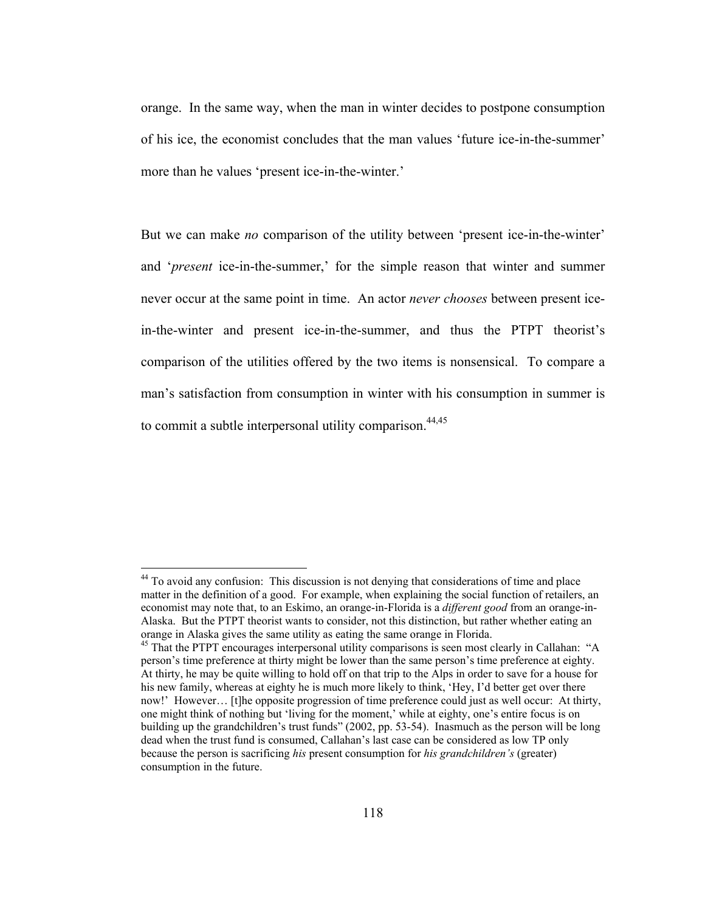orange. In the same way, when the man in winter decides to postpone consumption of his ice, the economist concludes that the man values 'future ice-in-the-summer' more than he values 'present ice-in-the-winter.'

But we can make *no* comparison of the utility between 'present ice-in-the-winter' and '*present* ice-in-the-summer,' for the simple reason that winter and summer never occur at the same point in time. An actor *never chooses* between present ice-in-the-winter and present ice-in-the-summer, and thus the PTPT theorist's comparison of the utilities offered by the two items is nonsensical. To compare a man's satisfaction from consumption in winter with his consumption in summer is to commit a subtle interpersonal utility comparison.[44,45]

---

[44] To avoid any confusion: This discussion is not denying that considerations of time and place matter in the definition of a good. For example, when explaining the social function of retailers, an economist may note that, to an Eskimo, an orange-in-Florida is a *different good* from an orange-in-Alaska. But the PTPT theorist wants to consider, not this distinction, but rather whether eating an orange in Alaska gives the same utility as eating the same orange in Florida.

[45] That the PTPT encourages interpersonal utility comparisons is seen most clearly in Callahan: "A person's time preference at thirty might be lower than the same person's time preference at eighty. At thirty, he may be quite willing to hold off on that trip to the Alps in order to save for a house for his new family, whereas at eighty he is much more likely to think, 'Hey, I'd better get over there now!' However… [t]he opposite progression of time preference could just as well occur: At thirty, one might think of nothing but 'living for the moment,' while at eighty, one's entire focus is on building up the grandchildren's trust funds" (2002, pp. 53-54). Inasmuch as the person will be long dead when the trust fund is consumed, Callahan's last case can be considered as low TP only because the person is sacrificing *his* present consumption for *his grandchildren's* (greater) consumption in the future.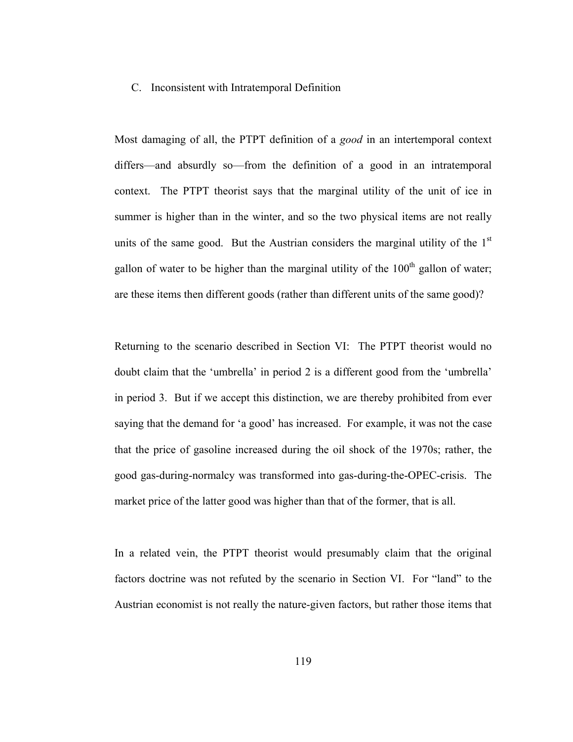### C. Inconsistent with Intratemporal Definition

Most damaging of all, the PTPT definition of a *good* in an intertemporal context differs—and absurdly so—from the definition of a good in an intratemporal context. The PTPT theorist says that the marginal utility of the unit of ice in summer is higher than in the winter, and so the two physical items are not really units of the same good. But the Austrian considers the marginal utility of the 1st gallon of water to be higher than the marginal utility of the 100th gallon of water; are these items then different goods (rather than different units of the same good)?

Returning to the scenario described in Section VI: The PTPT theorist would no doubt claim that the 'umbrella' in period 2 is a different good from the 'umbrella' in period 3. But if we accept this distinction, we are thereby prohibited from ever saying that the demand for 'a good' has increased. For example, it was not the case that the price of gasoline increased during the oil shock of the 1970s; rather, the good gas-during-normalcy was transformed into gas-during-the-OPEC-crisis. The market price of the latter good was higher than that of the former, that is all.

In a related vein, the PTPT theorist would presumably claim that the original factors doctrine was not refuted by the scenario in Section VI. For "land" to the Austrian economist is not really the nature-given factors, but rather those items that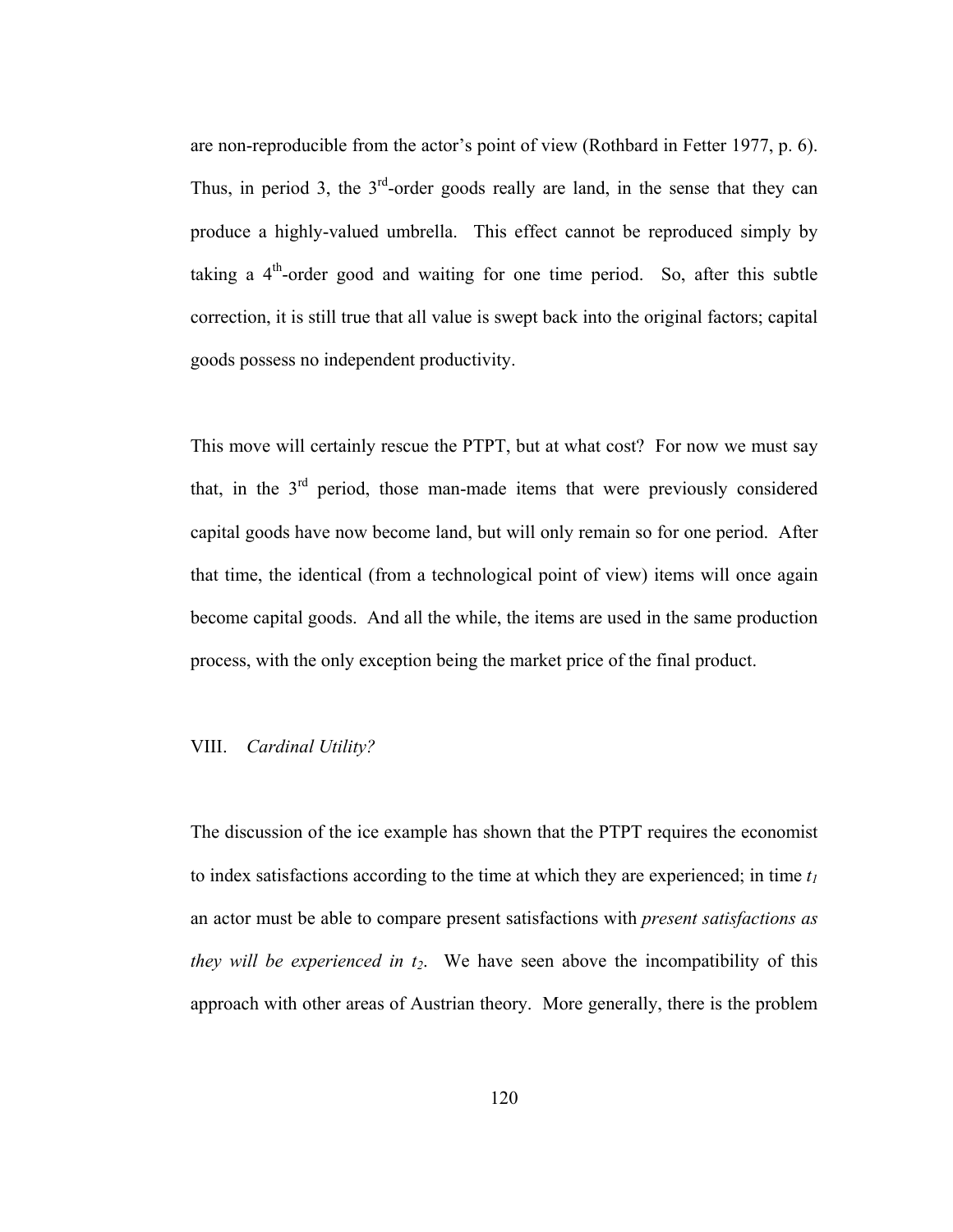are non-reproducible from the actor's point of view (Rothbard in Fetter 1977, p. 6). Thus, in period 3, the 3rd-order goods really are land, in the sense that they can produce a highly-valued umbrella. This effect cannot be reproduced simply by taking a 4th-order good and waiting for one time period. So, after this subtle correction, it is still true that all value is swept back into the original factors; capital goods possess no independent productivity.

This move will certainly rescue the PTPT, but at what cost? For now we must say that, in the 3rd period, those man-made items that were previously considered capital goods have now become land, but will only remain so for one period. After that time, the identical (from a technological point of view) items will once again become capital goods. And all the while, the items are used in the same production process, with the only exception being the market price of the final product.

## VIII. *Cardinal Utility?*

The discussion of the ice example has shown that the PTPT requires the economist to index satisfactions according to the time at which they are experienced; in time $t_1$ an actor must be able to compare present satisfactions with *present satisfactions as they will be experienced in* $t_2$. We have seen above the incompatibility of this approach with other areas of Austrian theory. More generally, there is the problem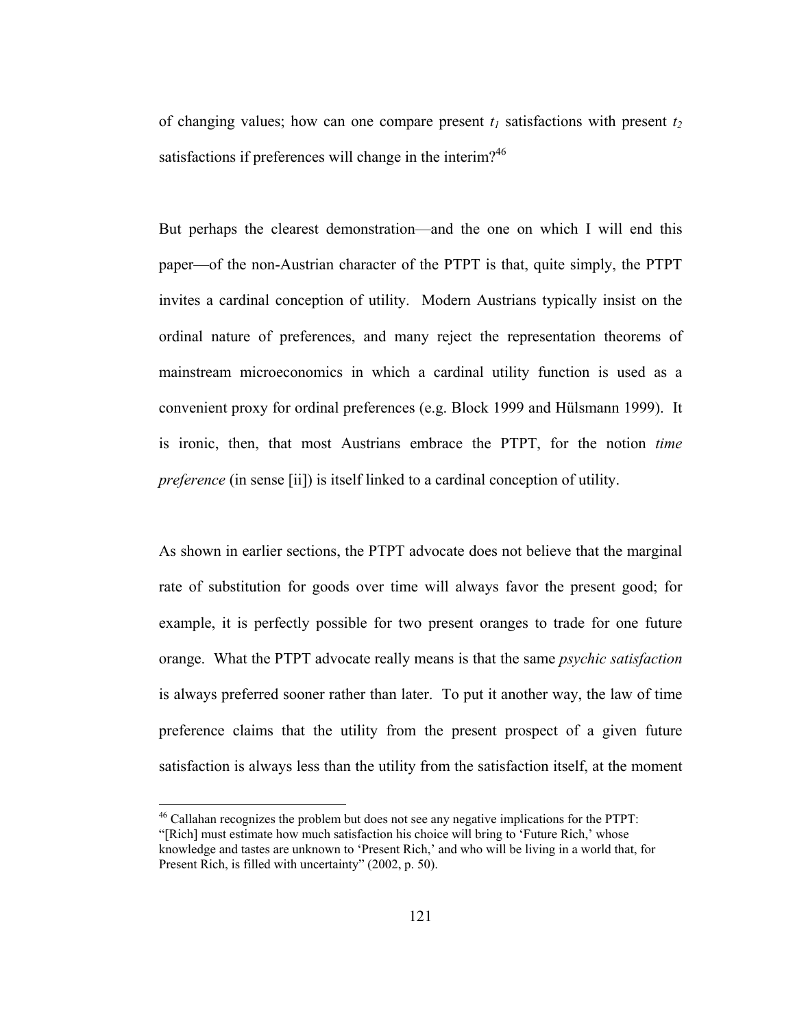of changing values; how can one compare present $t_1$ satisfactions with present $t_2$ satisfactions if preferences will change in the interim?[46]

But perhaps the clearest demonstration—and the one on which I will end this paper—of the non-Austrian character of the PTPT is that, quite simply, the PTPT invites a cardinal conception of utility. Modern Austrians typically insist on the ordinal nature of preferences, and many reject the representation theorems of mainstream microeconomics in which a cardinal utility function is used as a convenient proxy for ordinal preferences (e.g. Block 1999 and Hülsmann 1999). It is ironic, then, that most Austrians embrace the PTPT, for the notion *time preference* (in sense [ii]) is itself linked to a cardinal conception of utility.

As shown in earlier sections, the PTPT advocate does not believe that the marginal rate of substitution for goods over time will always favor the present good; for example, it is perfectly possible for two present oranges to trade for one future orange. What the PTPT advocate really means is that the same *psychic satisfaction* is always preferred sooner rather than later. To put it another way, the law of time preference claims that the utility from the present prospect of a given future satisfaction is always less than the utility from the satisfaction itself, at the moment

---

[46] Callahan recognizes the problem but does not see any negative implications for the PTPT: "[Rich] must estimate how much satisfaction his choice will bring to 'Future Rich,' whose knowledge and tastes are unknown to 'Present Rich,' and who will be living in a world that, for Present Rich, is filled with uncertainty" (2002, p. 50).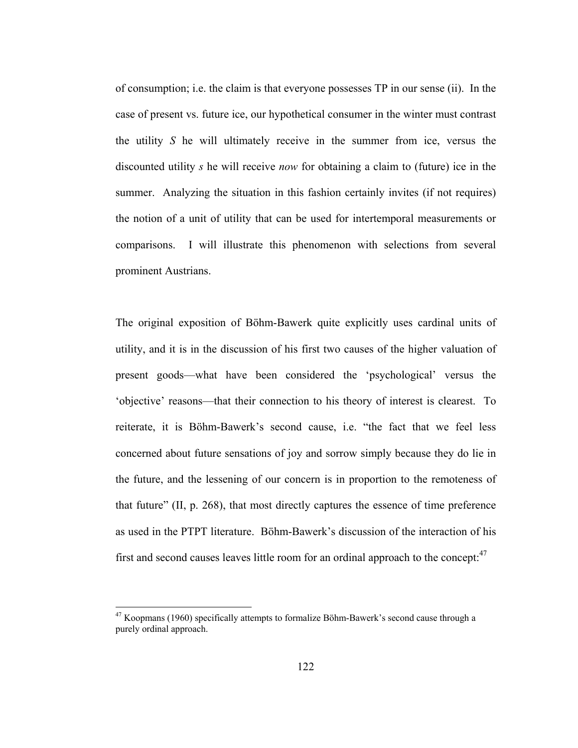of consumption; i.e. the claim is that everyone possesses TP in our sense (ii). In the case of present vs. future ice, our hypothetical consumer in the winter must contrast the utility $S$ he will ultimately receive in the summer from ice, versus the discounted utility $s$ he will receive *now* for obtaining a claim to (future) ice in the summer. Analyzing the situation in this fashion certainly invites (if not requires) the notion of a unit of utility that can be used for intertemporal measurements or comparisons. I will illustrate this phenomenon with selections from several prominent Austrians.

The original exposition of Böhm-Bawerk quite explicitly uses cardinal units of utility, and it is in the discussion of his first two causes of the higher valuation of present goods—what have been considered the 'psychological' versus the 'objective' reasons—that their connection to his theory of interest is clearest. To reiterate, it is Böhm-Bawerk's second cause, i.e. "the fact that we feel less concerned about future sensations of joy and sorrow simply because they do lie in the future, and the lessening of our concern is in proportion to the remoteness of that future" (II, p. 268), that most directly captures the essence of time preference as used in the PTPT literature. Böhm-Bawerk's discussion of the interaction of his first and second causes leaves little room for an ordinal approach to the concept:[47]

[47] Koopmans (1960) specifically attempts to formalize Böhm-Bawerk's second cause through a purely ordinal approach.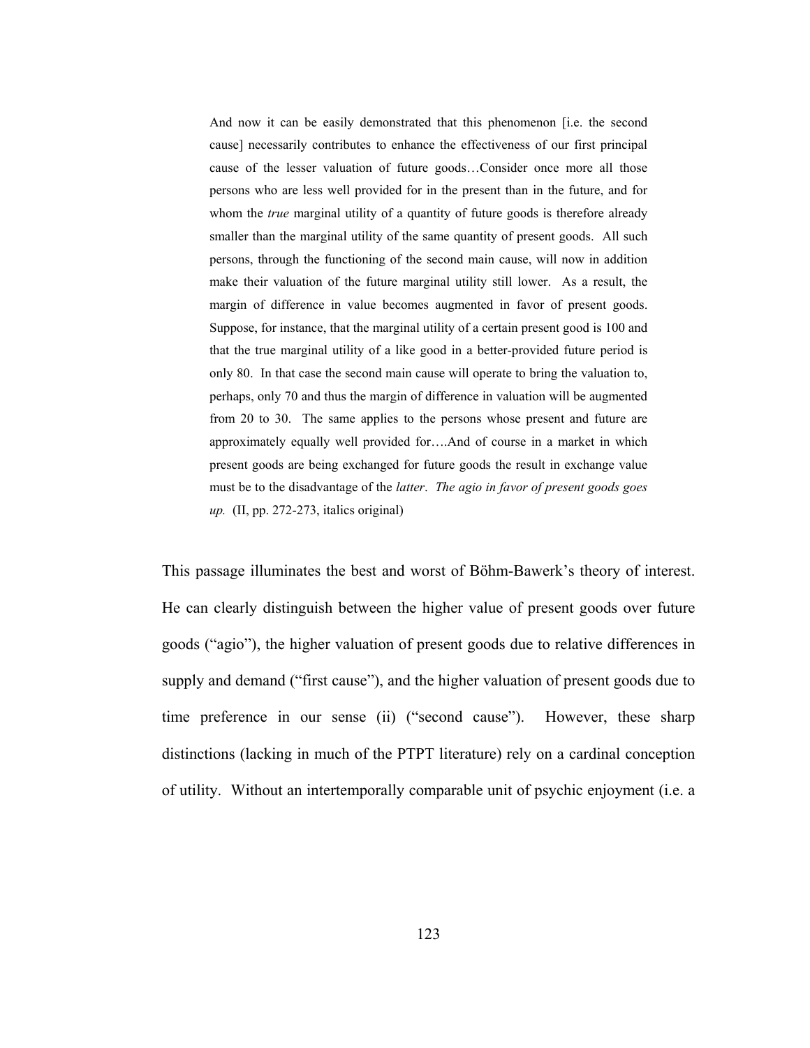> And now it can be easily demonstrated that this phenomenon [i.e. the second cause] necessarily contributes to enhance the effectiveness of our first principal cause of the lesser valuation of future goods…Consider once more all those persons who are less well provided for in the present than in the future, and for whom the *true* marginal utility of a quantity of future goods is therefore already smaller than the marginal utility of the same quantity of present goods. All such persons, through the functioning of the second main cause, will now in addition make their valuation of the future marginal utility still lower. As a result, the margin of difference in value becomes augmented in favor of present goods. Suppose, for instance, that the marginal utility of a certain present good is 100 and that the true marginal utility of a like good in a better-provided future period is only 80. In that case the second main cause will operate to bring the valuation to, perhaps, only 70 and thus the margin of difference in valuation will be augmented from 20 to 30. The same applies to the persons whose present and future are approximately equally well provided for….And of course in a market in which present goods are being exchanged for future goods the result in exchange value must be to the disadvantage of the *latter*. *The agio in favor of present goods goes up.* (II, pp. 272-273, italics original)

This passage illuminates the best and worst of Böhm-Bawerk's theory of interest. He can clearly distinguish between the higher value of present goods over future goods ("agio"), the higher valuation of present goods due to relative differences in supply and demand ("first cause"), and the higher valuation of present goods due to time preference in our sense (ii) ("second cause"). However, these sharp distinctions (lacking in much of the PTPT literature) rely on a cardinal conception of utility. Without an intertemporally comparable unit of psychic enjoyment (i.e. a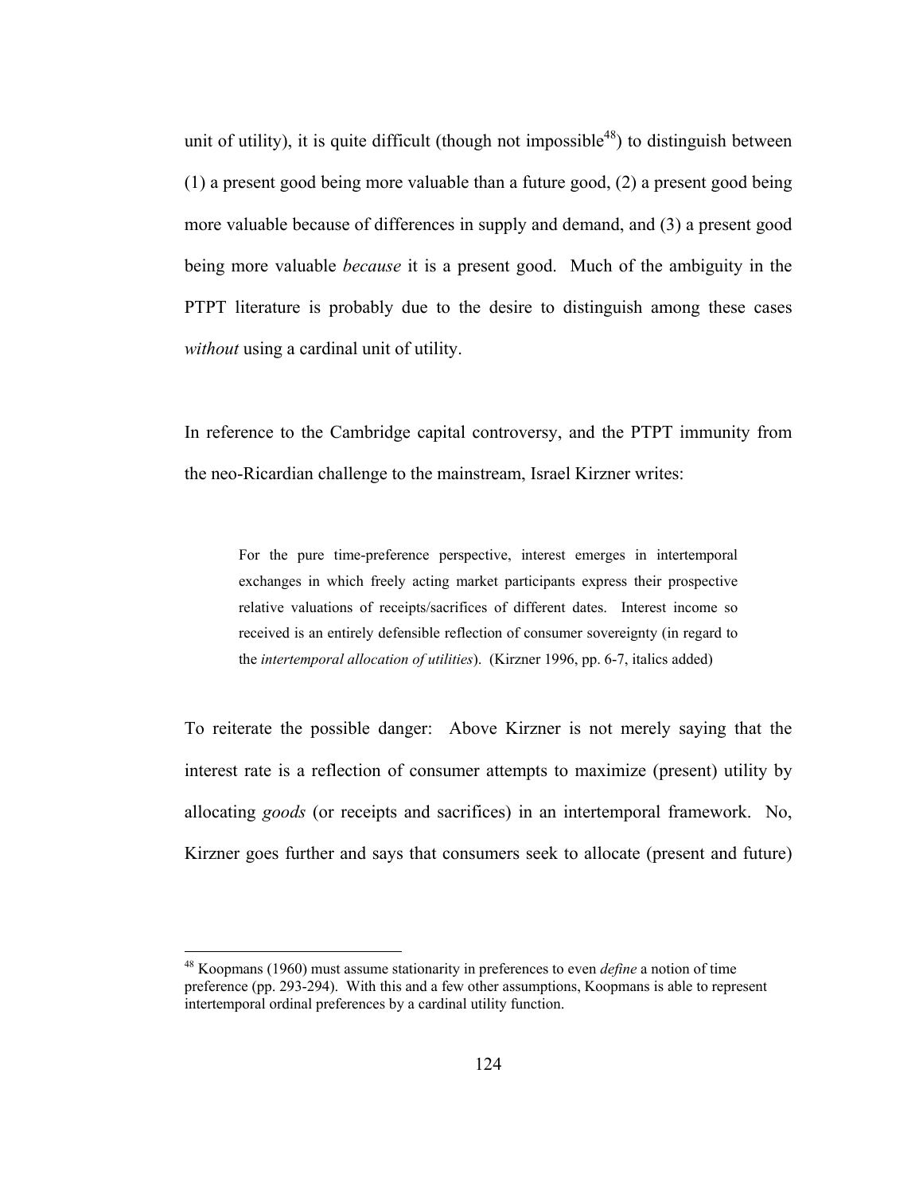unit of utility), it is quite difficult (though not impossible[48]) to distinguish between (1) a present good being more valuable than a future good, (2) a present good being more valuable because of differences in supply and demand, and (3) a present good being more valuable *because* it is a present good. Much of the ambiguity in the PTPT literature is probably due to the desire to distinguish among these cases *without* using a cardinal unit of utility.

In reference to the Cambridge capital controversy, and the PTPT immunity from the neo-Ricardian challenge to the mainstream, Israel Kirzner writes:

> For the pure time-preference perspective, interest emerges in intertemporal exchanges in which freely acting market participants express their prospective relative valuations of receipts/sacrifices of different dates. Interest income so received is an entirely defensible reflection of consumer sovereignty (in regard to the *intertemporal allocation of utilities*). (Kirzner 1996, pp. 6-7, italics added)

To reiterate the possible danger: Above Kirzner is not merely saying that the interest rate is a reflection of consumer attempts to maximize (present) utility by allocating *goods* (or receipts and sacrifices) in an intertemporal framework. No, Kirzner goes further and says that consumers seek to allocate (present and future)

---

[48] Koopmans (1960) must assume stationarity in preferences to even *define* a notion of time preference (pp. 293-294). With this and a few other assumptions, Koopmans is able to represent intertemporal ordinal preferences by a cardinal utility function.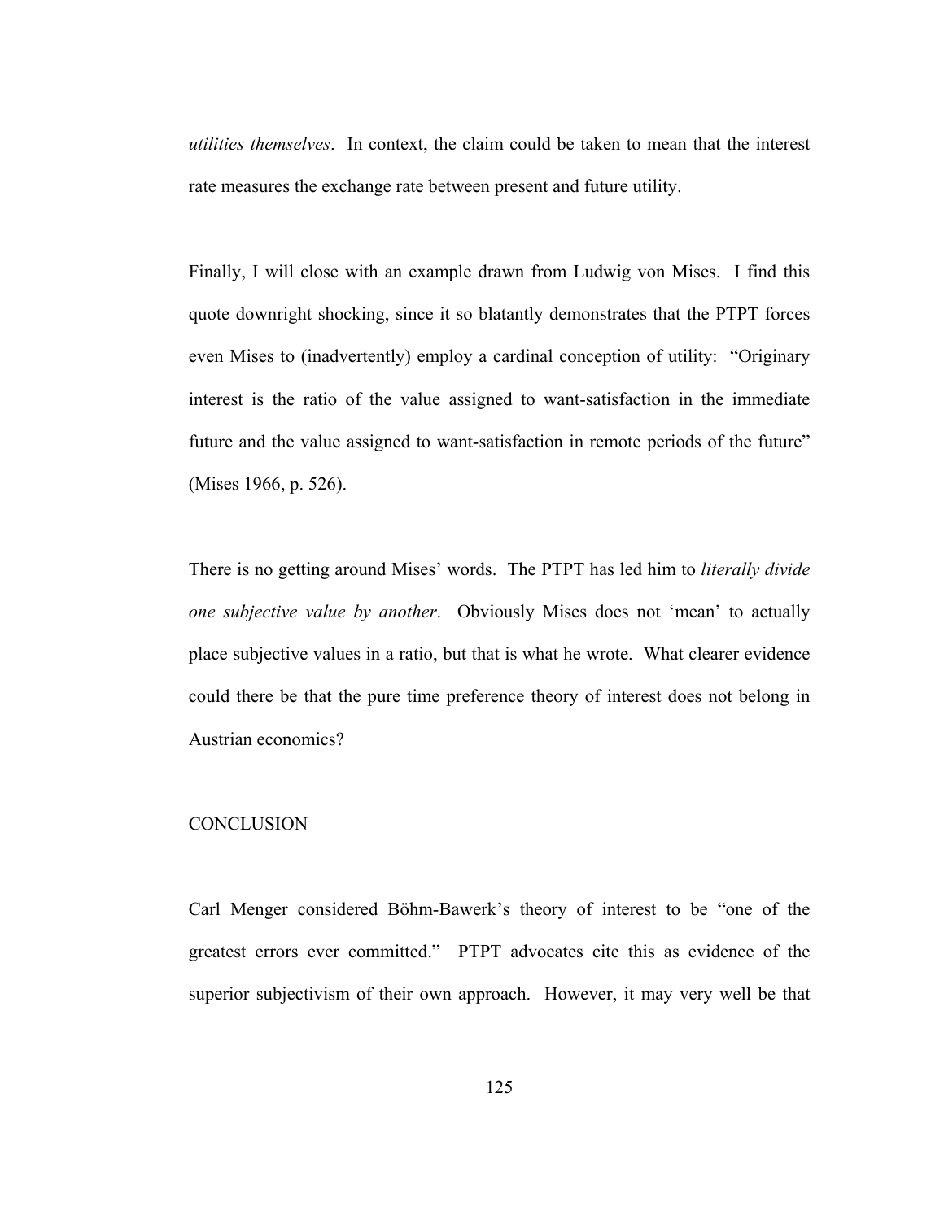*utilities themselves*. In context, the claim could be taken to mean that the interest rate measures the exchange rate between present and future utility.

Finally, I will close with an example drawn from Ludwig von Mises. I find this quote downright shocking, since it so blatantly demonstrates that the PTPT forces even Mises to (inadvertently) employ a cardinal conception of utility: "Originary interest is the ratio of the value assigned to want-satisfaction in the immediate future and the value assigned to want-satisfaction in remote periods of the future" (Mises 1966, p. 526).

There is no getting around Mises' words. The PTPT has led him to *literally divide one subjective value by another*. Obviously Mises does not 'mean' to actually place subjective values in a ratio, but that is what he wrote. What clearer evidence could there be that the pure time preference theory of interest does not belong in Austrian economics?

## CONCLUSION

Carl Menger considered Böhm-Bawerk's theory of interest to be "one of the greatest errors ever committed." PTPT advocates cite this as evidence of the superior subjectivism of their own approach. However, it may very well be that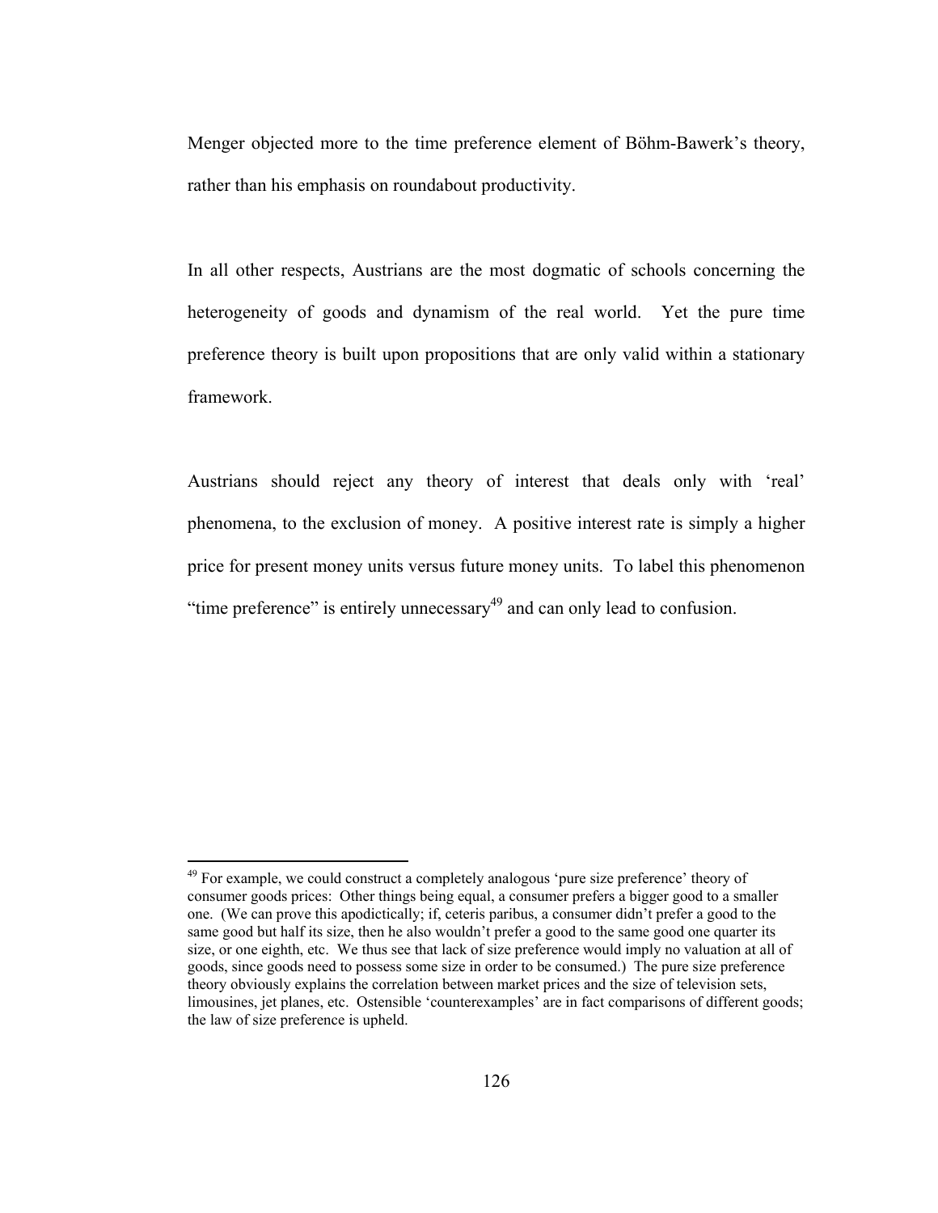Menger objected more to the time preference element of Böhm-Bawerk's theory, rather than his emphasis on roundabout productivity.

In all other respects, Austrians are the most dogmatic of schools concerning the heterogeneity of goods and dynamism of the real world. Yet the pure time preference theory is built upon propositions that are only valid within a stationary framework.

Austrians should reject any theory of interest that deals only with 'real' phenomena, to the exclusion of money. A positive interest rate is simply a higher price for present money units versus future money units. To label this phenomenon "time preference" is entirely unnecessary[49] and can only lead to confusion.

---

[49] For example, we could construct a completely analogous 'pure size preference' theory of consumer goods prices: Other things being equal, a consumer prefers a bigger good to a smaller one. (We can prove this apodictically; if, ceteris paribus, a consumer didn't prefer a good to the same good but half its size, then he also wouldn't prefer a good to the same good one quarter its size, or one eighth, etc. We thus see that lack of size preference would imply no valuation at all of goods, since goods need to possess some size in order to be consumed.) The pure size preference theory obviously explains the correlation between market prices and the size of television sets, limousines, jet planes, etc. Ostensible 'counterexamples' are in fact comparisons of different goods; the law of size preference is upheld.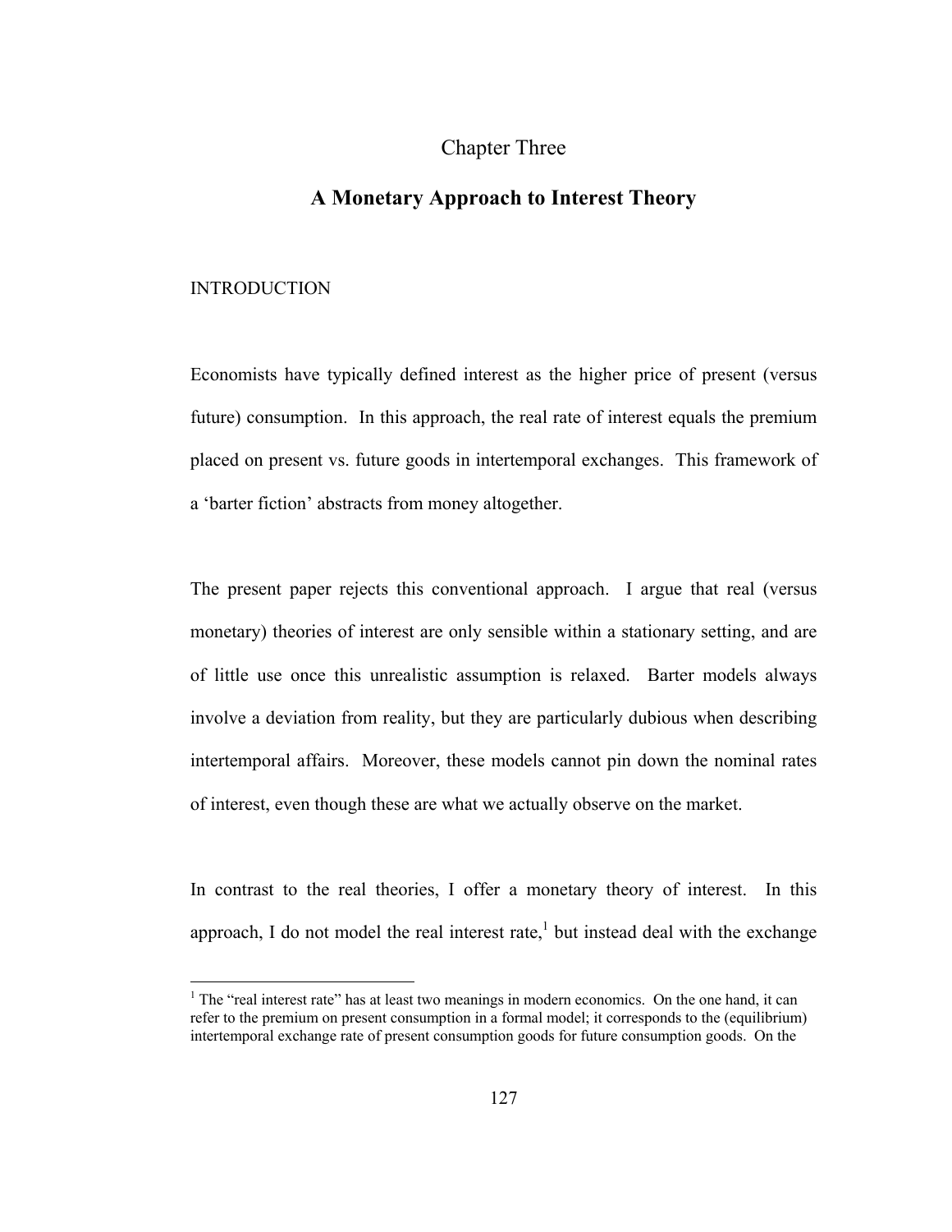# Chapter Three

## A Monetary Approach to Interest Theory

### INTRODUCTION

Economists have typically defined interest as the higher price of present (versus future) consumption. In this approach, the real rate of interest equals the premium placed on present vs. future goods in intertemporal exchanges. This framework of a 'barter fiction' abstracts from money altogether.

The present paper rejects this conventional approach. I argue that real (versus monetary) theories of interest are only sensible within a stationary setting, and are of little use once this unrealistic assumption is relaxed. Barter models always involve a deviation from reality, but they are particularly dubious when describing intertemporal affairs. Moreover, these models cannot pin down the nominal rates of interest, even though these are what we actually observe on the market.

In contrast to the real theories, I offer a monetary theory of interest. In this approach, I do not model the real interest rate,[1] but instead deal with the exchange

[1] The "real interest rate" has at least two meanings in modern economics. On the one hand, it can refer to the premium on present consumption in a formal model; it corresponds to the (equilibrium) intertemporal exchange rate of present consumption goods for future consumption goods. On the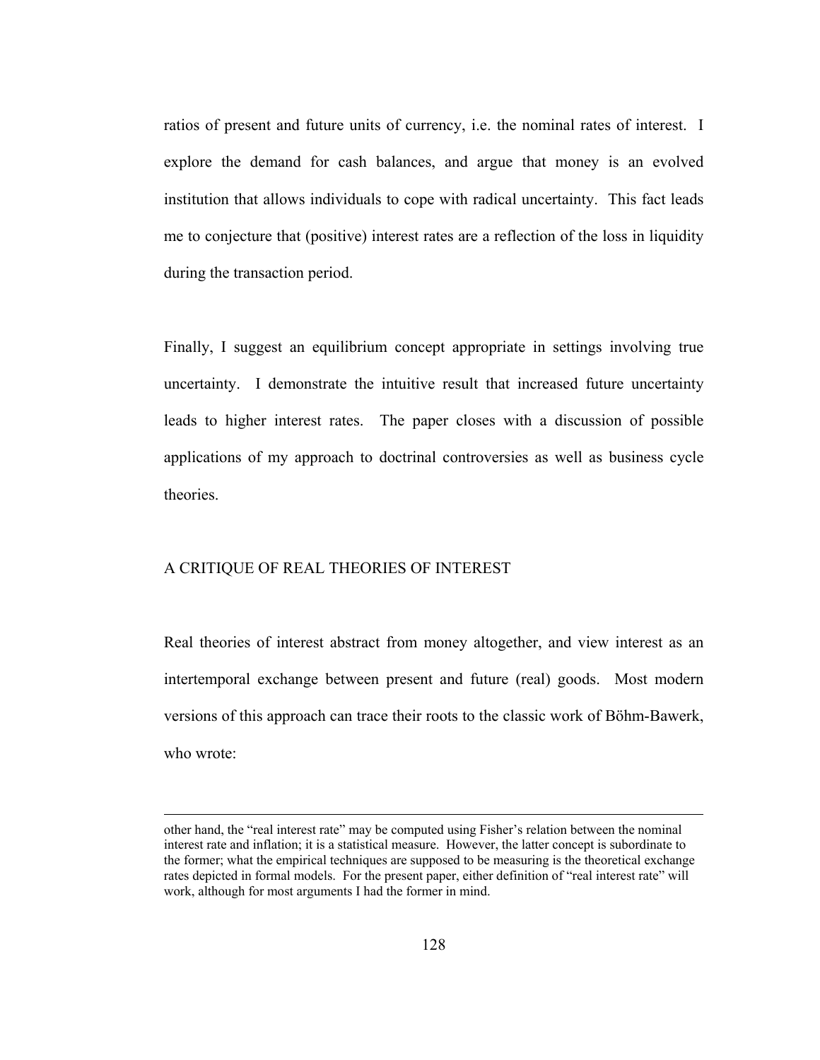ratios of present and future units of currency, i.e. the nominal rates of interest. I explore the demand for cash balances, and argue that money is an evolved institution that allows individuals to cope with radical uncertainty. This fact leads me to conjecture that (positive) interest rates are a reflection of the loss in liquidity during the transaction period.

Finally, I suggest an equilibrium concept appropriate in settings involving true uncertainty. I demonstrate the intuitive result that increased future uncertainty leads to higher interest rates. The paper closes with a discussion of possible applications of my approach to doctrinal controversies as well as business cycle theories.

## A CRITIQUE OF REAL THEORIES OF INTEREST

Real theories of interest abstract from money altogether, and view interest as an intertemporal exchange between present and future (real) goods. Most modern versions of this approach can trace their roots to the classic work of Böhm-Bawerk, who wrote:

---

other hand, the "real interest rate" may be computed using Fisher's relation between the nominal interest rate and inflation; it is a statistical measure. However, the latter concept is subordinate to the former; what the empirical techniques are supposed to be measuring is the theoretical exchange rates depicted in formal models. For the present paper, either definition of "real interest rate" will work, although for most arguments I had the former in mind.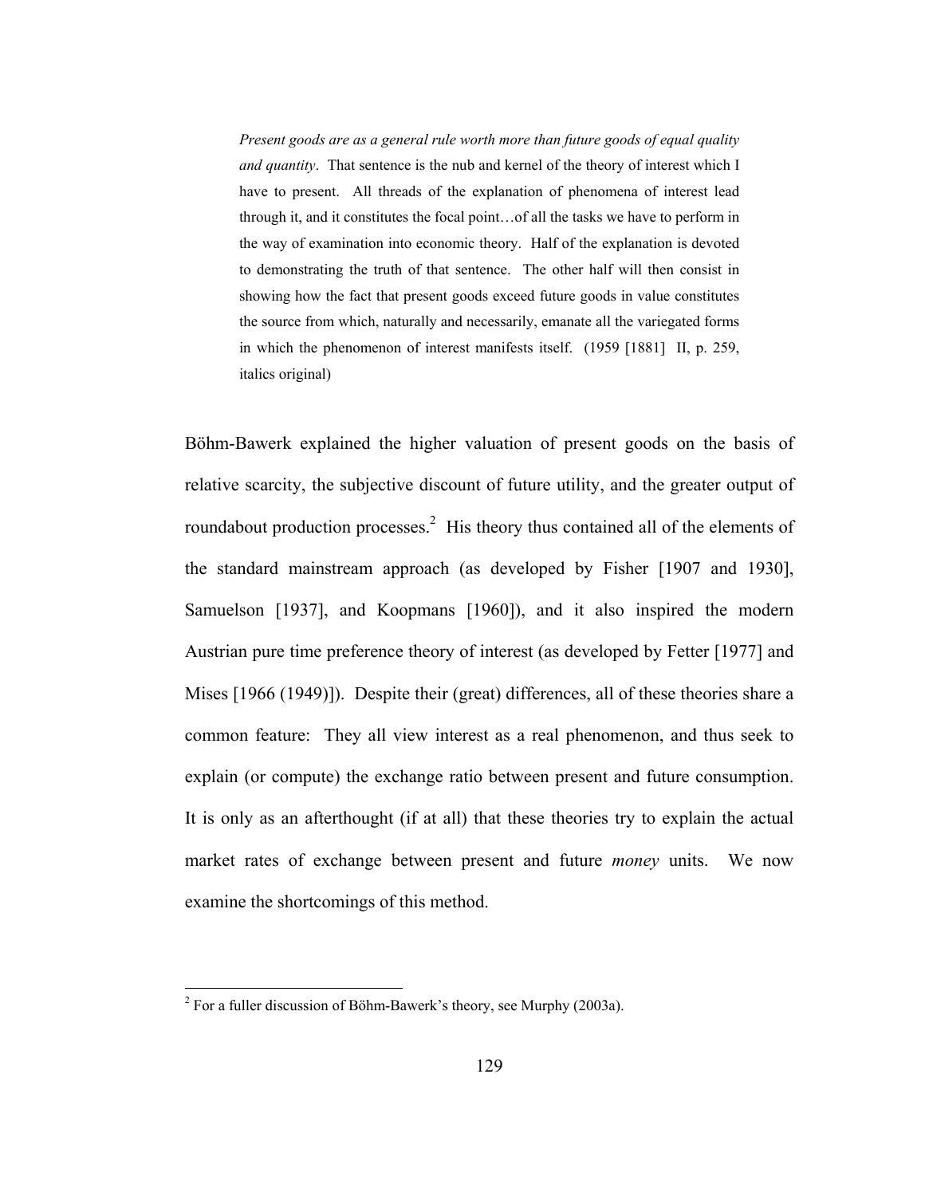> *Present goods are as a general rule worth more than future goods of equal quality and quantity*. That sentence is the nub and kernel of the theory of interest which I have to present. All threads of the explanation of phenomena of interest lead through it, and it constitutes the focal point…of all the tasks we have to perform in the way of examination into economic theory. Half of the explanation is devoted to demonstrating the truth of that sentence. The other half will then consist in showing how the fact that present goods exceed future goods in value constitutes the source from which, naturally and necessarily, emanate all the variegated forms in which the phenomenon of interest manifests itself. (1959 [1881] II, p. 259, italics original)

Böhm-Bawerk explained the higher valuation of present goods on the basis of relative scarcity, the subjective discount of future utility, and the greater output of roundabout production processes.[2] His theory thus contained all of the elements of the standard mainstream approach (as developed by Fisher [1907 and 1930], Samuelson [1937], and Koopmans [1960]), and it also inspired the modern Austrian pure time preference theory of interest (as developed by Fetter [1977] and Mises [1966 (1949)]). Despite their (great) differences, all of these theories share a common feature: They all view interest as a real phenomenon, and thus seek to explain (or compute) the exchange ratio between present and future consumption. It is only as an afterthought (if at all) that these theories try to explain the actual market rates of exchange between present and future *money* units. We now examine the shortcomings of this method.

[2] For a fuller discussion of Böhm-Bawerk's theory, see Murphy (2003a).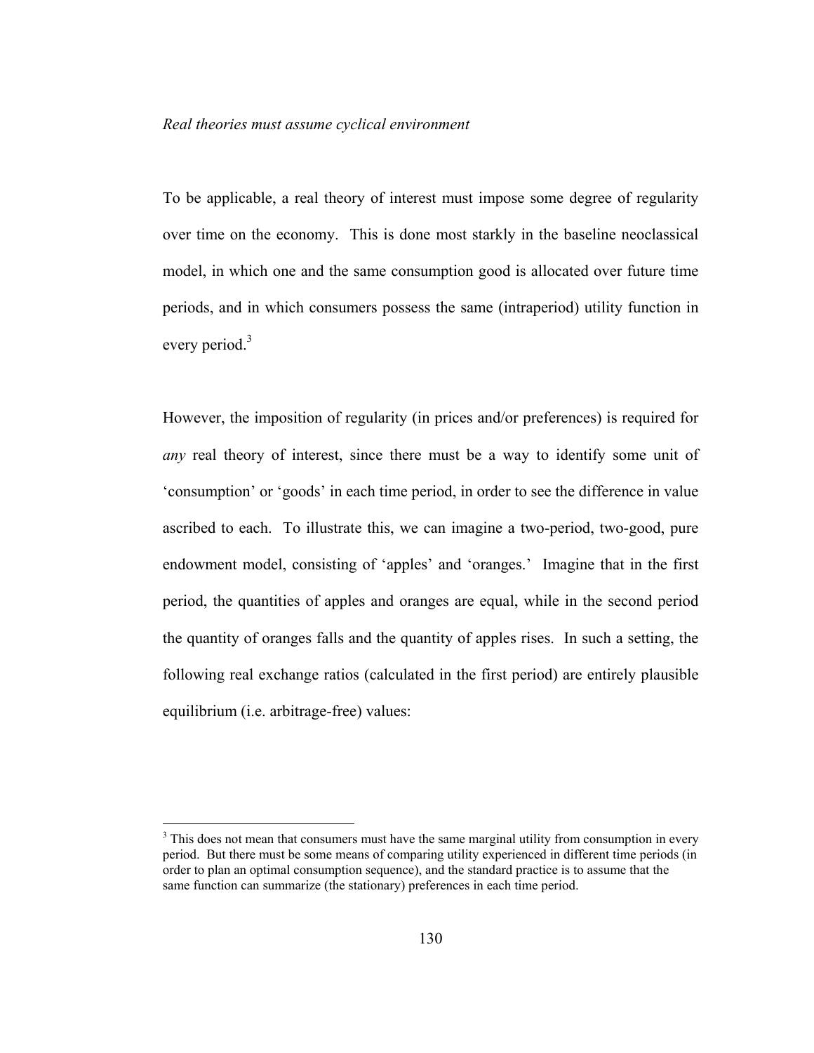*Real theories must assume cyclical environment*

To be applicable, a real theory of interest must impose some degree of regularity over time on the economy. This is done most starkly in the baseline neoclassical model, in which one and the same consumption good is allocated over future time periods, and in which consumers possess the same (intraperiod) utility function in every period.[3]

However, the imposition of regularity (in prices and/or preferences) is required for *any* real theory of interest, since there must be a way to identify some unit of 'consumption' or 'goods' in each time period, in order to see the difference in value ascribed to each. To illustrate this, we can imagine a two-period, two-good, pure endowment model, consisting of 'apples' and 'oranges.' Imagine that in the first period, the quantities of apples and oranges are equal, while in the second period the quantity of oranges falls and the quantity of apples rises. In such a setting, the following real exchange ratios (calculated in the first period) are entirely plausible equilibrium (i.e. arbitrage-free) values:

[3] This does not mean that consumers must have the same marginal utility from consumption in every period. But there must be some means of comparing utility experienced in different time periods (in order to plan an optimal consumption sequence), and the standard practice is to assume that the same function can summarize (the stationary) preferences in each time period.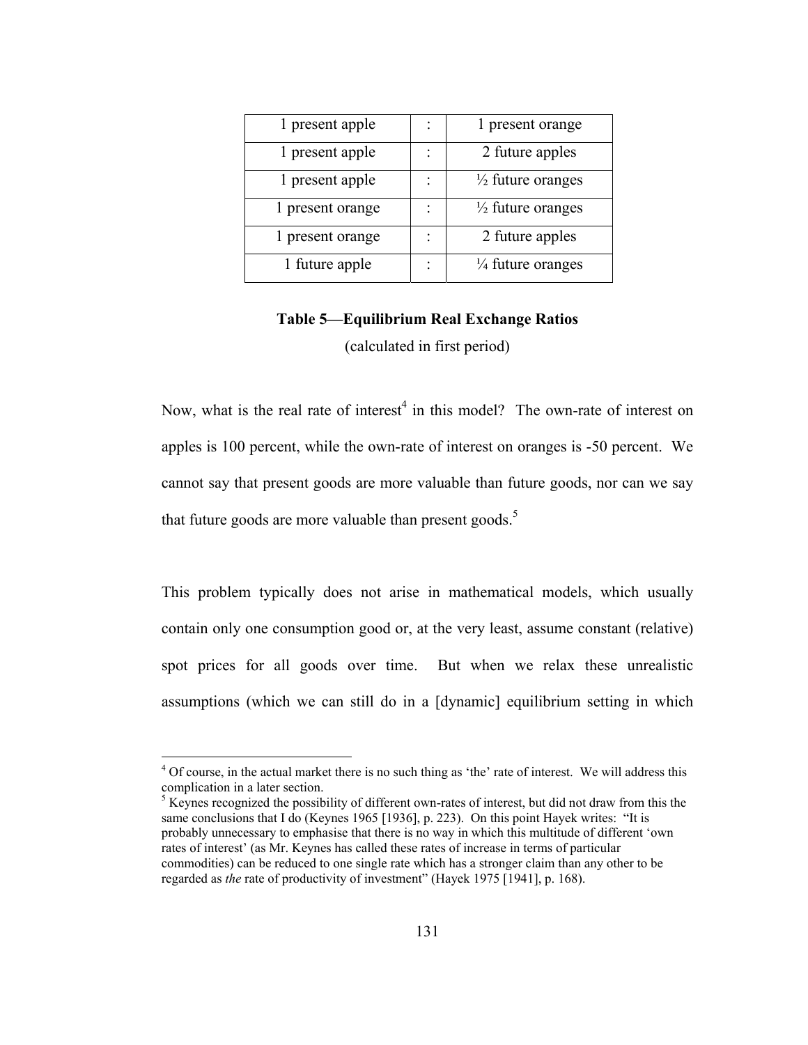| 1 present apple | : | 1 present orange |
|---|---|---|
| 1 present apple | : | 2 future apples |
| 1 present apple | : | ½ future oranges |
| 1 present orange | : | ½ future oranges |
| 1 present orange | : | 2 future apples |
| 1 future apple | : | ¼ future oranges |

**Table 5—Equilibrium Real Exchange Ratios**

(calculated in first period)

Now, what is the real rate of interest[4] in this model? The own-rate of interest on apples is 100 percent, while the own-rate of interest on oranges is -50 percent. We cannot say that present goods are more valuable than future goods, nor can we say that future goods are more valuable than present goods.[5]

This problem typically does not arise in mathematical models, which usually contain only one consumption good or, at the very least, assume constant (relative) spot prices for all goods over time. But when we relax these unrealistic assumptions (which we can still do in a [dynamic] equilibrium setting in which

---

[4] Of course, in the actual market there is no such thing as 'the' rate of interest. We will address this complication in a later section.

[5] Keynes recognized the possibility of different own-rates of interest, but did not draw from this the same conclusions that I do (Keynes 1965 [1936], p. 223). On this point Hayek writes: "It is probably unnecessary to emphasise that there is no way in which this multitude of different 'own rates of interest' (as Mr. Keynes has called these rates of increase in terms of particular commodities) can be reduced to one single rate which has a stronger claim than any other to be regarded as *the* rate of productivity of investment" (Hayek 1975 [1941], p. 168).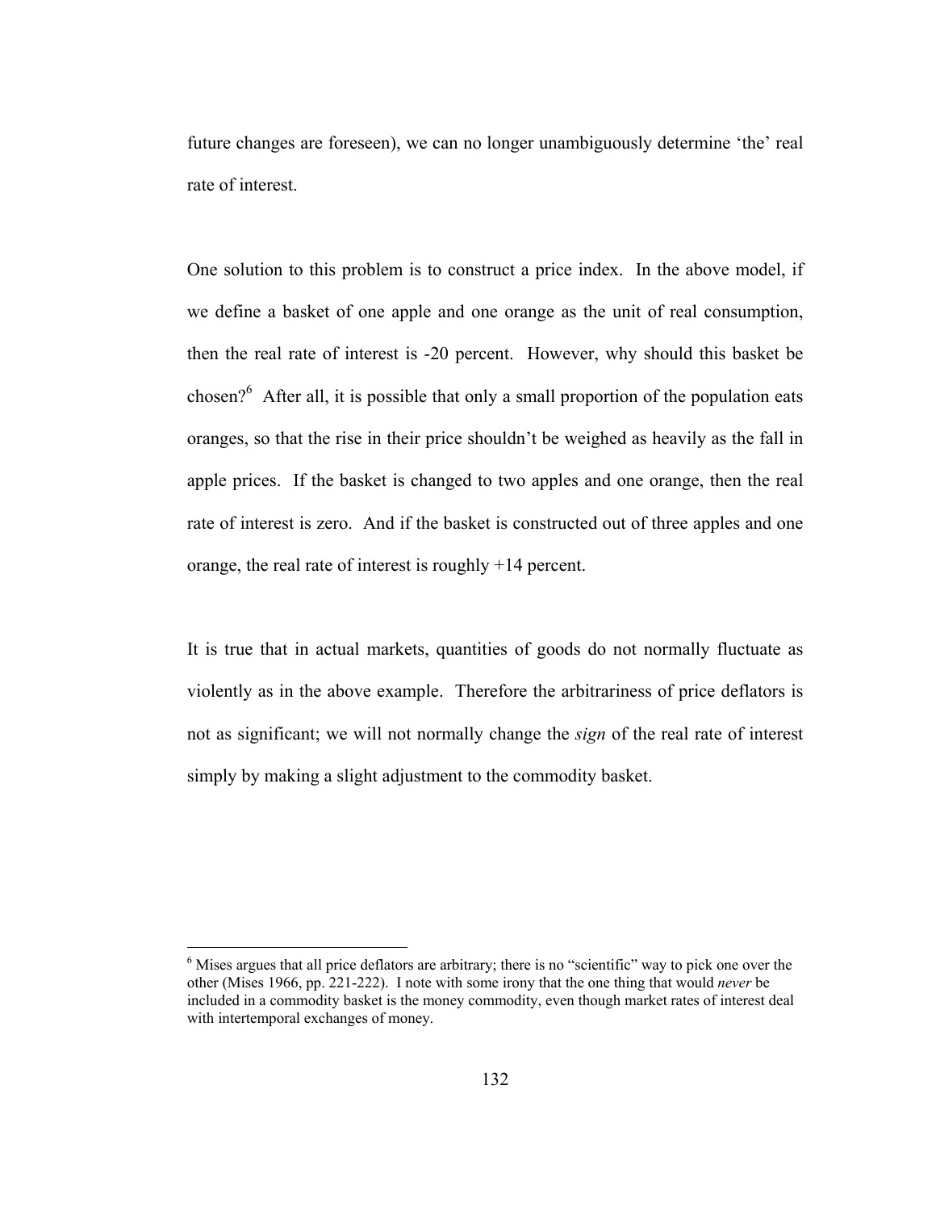future changes are foreseen), we can no longer unambiguously determine 'the' real rate of interest.

One solution to this problem is to construct a price index. In the above model, if we define a basket of one apple and one orange as the unit of real consumption, then the real rate of interest is -20 percent. However, why should this basket be chosen?[6] After all, it is possible that only a small proportion of the population eats oranges, so that the rise in their price shouldn't be weighed as heavily as the fall in apple prices. If the basket is changed to two apples and one orange, then the real rate of interest is zero. And if the basket is constructed out of three apples and one orange, the real rate of interest is roughly +14 percent.

It is true that in actual markets, quantities of goods do not normally fluctuate as violently as in the above example. Therefore the arbitrariness of price deflators is not as significant; we will not normally change the *sign* of the real rate of interest simply by making a slight adjustment to the commodity basket.

---

[6] Mises argues that all price deflators are arbitrary; there is no "scientific" way to pick one over the other (Mises 1966, pp. 221-222). I note with some irony that the one thing that would *never* be included in a commodity basket is the money commodity, even though market rates of interest deal with intertemporal exchanges of money.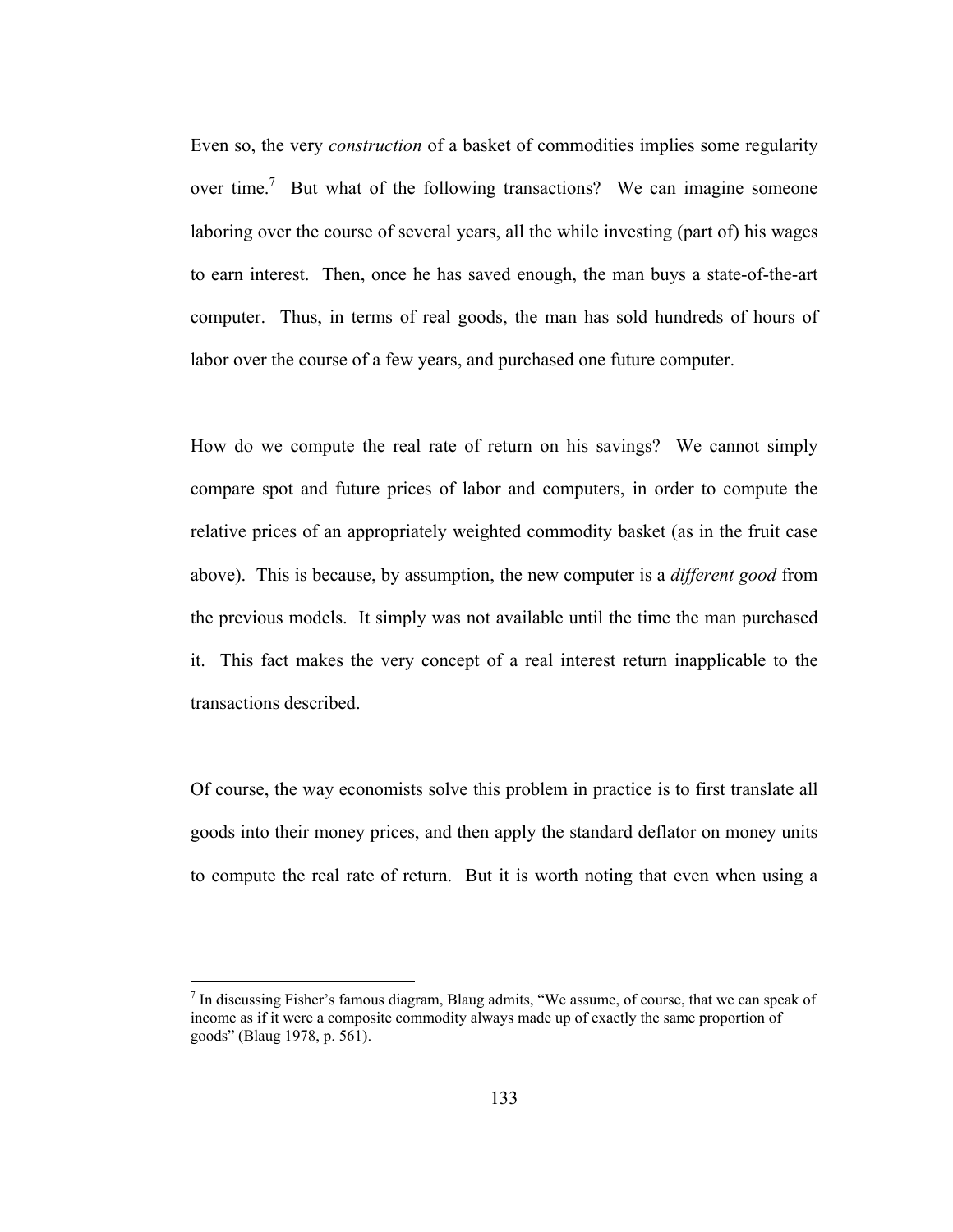Even so, the very *construction* of a basket of commodities implies some regularity over time.[7] But what of the following transactions? We can imagine someone laboring over the course of several years, all the while investing (part of) his wages to earn interest. Then, once he has saved enough, the man buys a state-of-the-art computer. Thus, in terms of real goods, the man has sold hundreds of hours of labor over the course of a few years, and purchased one future computer.

How do we compute the real rate of return on his savings? We cannot simply compare spot and future prices of labor and computers, in order to compute the relative prices of an appropriately weighted commodity basket (as in the fruit case above). This is because, by assumption, the new computer is a *different good* from the previous models. It simply was not available until the time the man purchased it. This fact makes the very concept of a real interest return inapplicable to the transactions described.

Of course, the way economists solve this problem in practice is to first translate all goods into their money prices, and then apply the standard deflator on money units to compute the real rate of return. But it is worth noting that even when using a

---

[7] In discussing Fisher's famous diagram, Blaug admits, "We assume, of course, that we can speak of income as if it were a composite commodity always made up of exactly the same proportion of goods" (Blaug 1978, p. 561).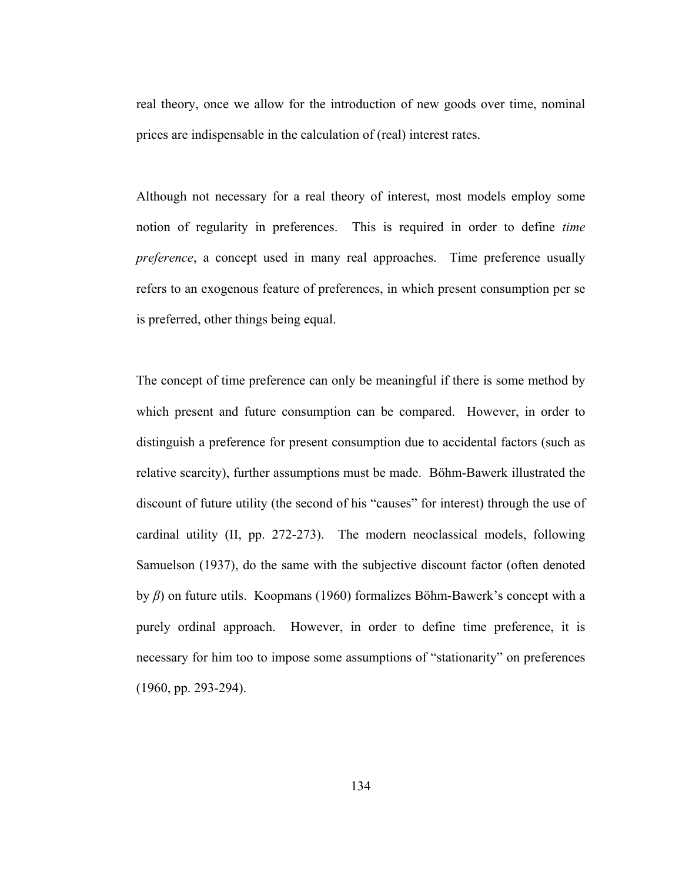real theory, once we allow for the introduction of new goods over time, nominal prices are indispensable in the calculation of (real) interest rates.

Although not necessary for a real theory of interest, most models employ some notion of regularity in preferences. This is required in order to define *time preference*, a concept used in many real approaches. Time preference usually refers to an exogenous feature of preferences, in which present consumption per se is preferred, other things being equal.

The concept of time preference can only be meaningful if there is some method by which present and future consumption can be compared. However, in order to distinguish a preference for present consumption due to accidental factors (such as relative scarcity), further assumptions must be made. Böhm-Bawerk illustrated the discount of future utility (the second of his "causes" for interest) through the use of cardinal utility (II, pp. 272-273). The modern neoclassical models, following Samuelson (1937), do the same with the subjective discount factor (often denoted by $\beta$) on future utils. Koopmans (1960) formalizes Böhm-Bawerk's concept with a purely ordinal approach. However, in order to define time preference, it is necessary for him too to impose some assumptions of "stationarity" on preferences (1960, pp. 293-294).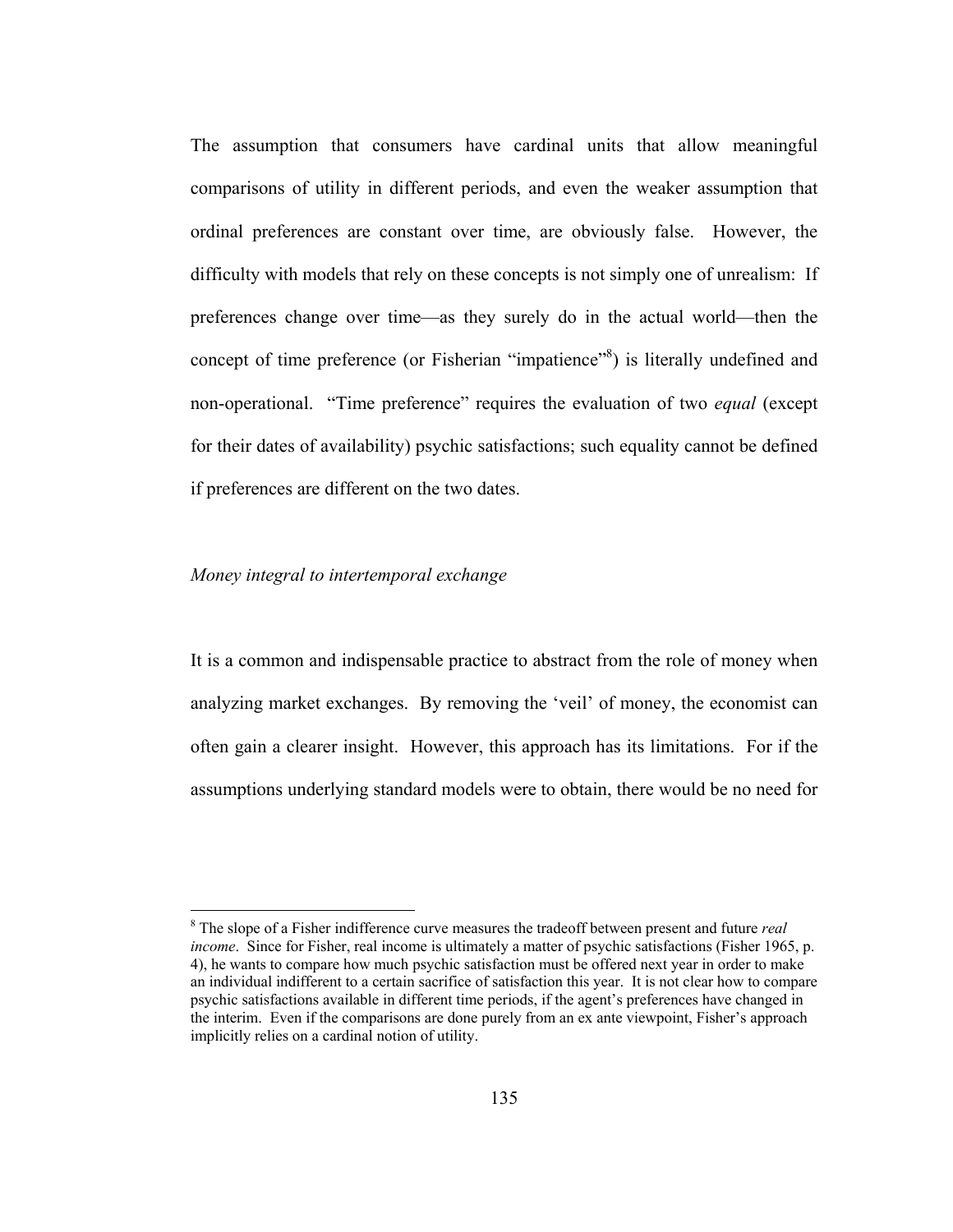The assumption that consumers have cardinal units that allow meaningful comparisons of utility in different periods, and even the weaker assumption that ordinal preferences are constant over time, are obviously false. However, the difficulty with models that rely on these concepts is not simply one of unrealism: If preferences change over time—as they surely do in the actual world—then the concept of time preference (or Fisherian "impatience"[8]) is literally undefined and non-operational. "Time preference" requires the evaluation of two *equal* (except for their dates of availability) psychic satisfactions; such equality cannot be defined if preferences are different on the two dates.

*Money integral to intertemporal exchange*

It is a common and indispensable practice to abstract from the role of money when analyzing market exchanges. By removing the 'veil' of money, the economist can often gain a clearer insight. However, this approach has its limitations. For if the assumptions underlying standard models were to obtain, there would be no need for

---

[8] The slope of a Fisher indifference curve measures the tradeoff between present and future *real income*. Since for Fisher, real income is ultimately a matter of psychic satisfactions (Fisher 1965, p. 4), he wants to compare how much psychic satisfaction must be offered next year in order to make an individual indifferent to a certain sacrifice of satisfaction this year. It is not clear how to compare psychic satisfactions available in different time periods, if the agent's preferences have changed in the interim. Even if the comparisons are done purely from an ex ante viewpoint, Fisher's approach implicitly relies on a cardinal notion of utility.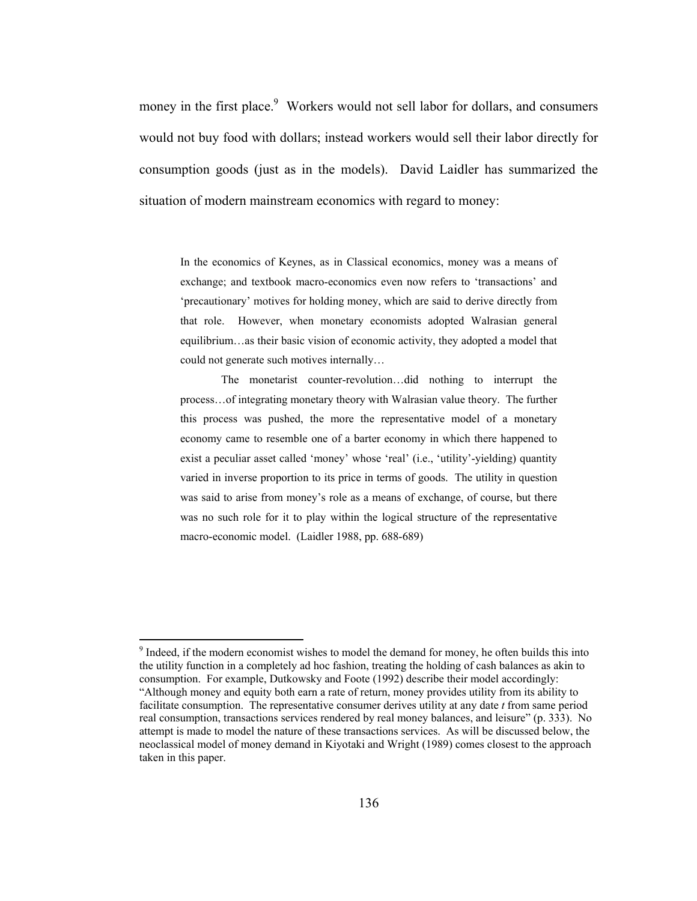money in the first place.[9] Workers would not sell labor for dollars, and consumers would not buy food with dollars; instead workers would sell their labor directly for consumption goods (just as in the models). David Laidler has summarized the situation of modern mainstream economics with regard to money:

> In the economics of Keynes, as in Classical economics, money was a means of exchange; and textbook macro-economics even now refers to 'transactions' and 'precautionary' motives for holding money, which are said to derive directly from that role. However, when monetary economists adopted Walrasian general equilibrium…as their basic vision of economic activity, they adopted a model that could not generate such motives internally…
>
> The monetarist counter-revolution…did nothing to interrupt the process…of integrating monetary theory with Walrasian value theory. The further this process was pushed, the more the representative model of a monetary economy came to resemble one of a barter economy in which there happened to exist a peculiar asset called 'money' whose 'real' (i.e., 'utility'-yielding) quantity varied in inverse proportion to its price in terms of goods. The utility in question was said to arise from money's role as a means of exchange, of course, but there was no such role for it to play within the logical structure of the representative macro-economic model. (Laidler 1988, pp. 688-689)

---

[9] Indeed, if the modern economist wishes to model the demand for money, he often builds this into the utility function in a completely ad hoc fashion, treating the holding of cash balances as akin to consumption. For example, Dutkowsky and Foote (1992) describe their model accordingly: "Although money and equity both earn a rate of return, money provides utility from its ability to facilitate consumption. The representative consumer derives utility at any date *t* from same period real consumption, transactions services rendered by real money balances, and leisure" (p. 333). No attempt is made to model the nature of these transactions services. As will be discussed below, the neoclassical model of money demand in Kiyotaki and Wright (1989) comes closest to the approach taken in this paper.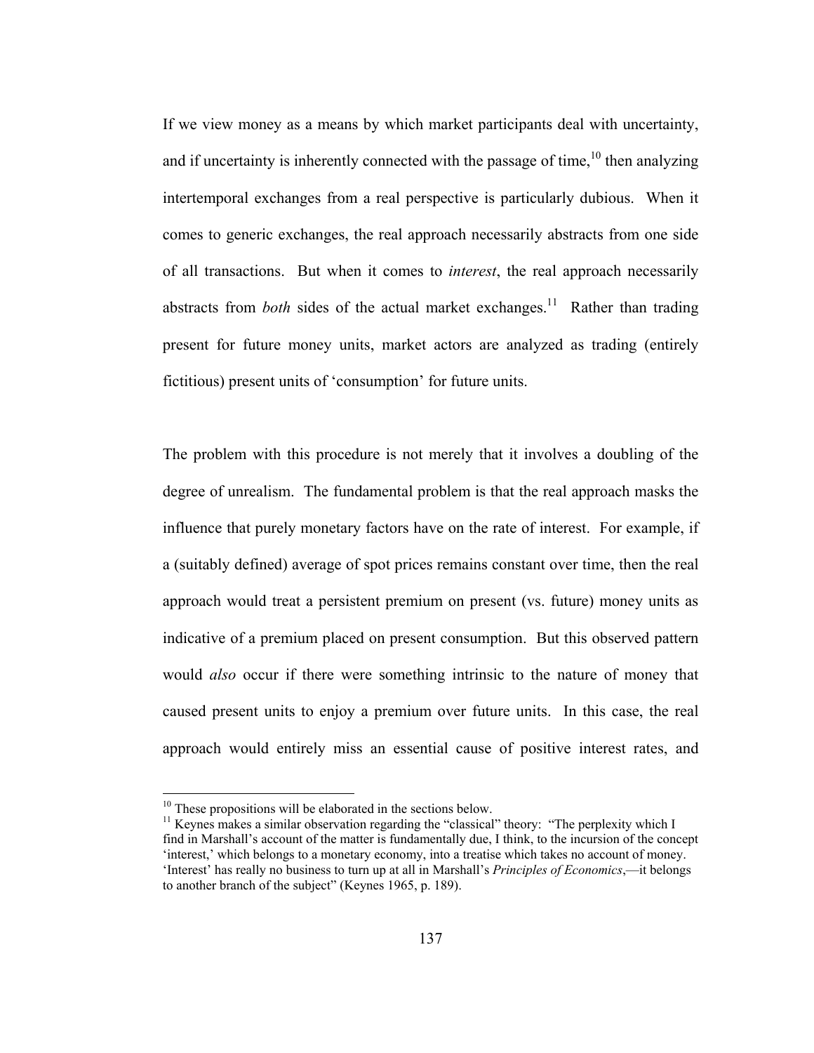If we view money as a means by which market participants deal with uncertainty, and if uncertainty is inherently connected with the passage of time,[10] then analyzing intertemporal exchanges from a real perspective is particularly dubious. When it comes to generic exchanges, the real approach necessarily abstracts from one side of all transactions. But when it comes to *interest*, the real approach necessarily abstracts from *both* sides of the actual market exchanges.[11] Rather than trading present for future money units, market actors are analyzed as trading (entirely fictitious) present units of 'consumption' for future units.

The problem with this procedure is not merely that it involves a doubling of the degree of unrealism. The fundamental problem is that the real approach masks the influence that purely monetary factors have on the rate of interest. For example, if a (suitably defined) average of spot prices remains constant over time, then the real approach would treat a persistent premium on present (vs. future) money units as indicative of a premium placed on present consumption. But this observed pattern would *also* occur if there were something intrinsic to the nature of money that caused present units to enjoy a premium over future units. In this case, the real approach would entirely miss an essential cause of positive interest rates, and

---

[10] These propositions will be elaborated in the sections below.

[11] Keynes makes a similar observation regarding the "classical" theory: "The perplexity which I find in Marshall's account of the matter is fundamentally due, I think, to the incursion of the concept 'interest,' which belongs to a monetary economy, into a treatise which takes no account of money. 'Interest' has really no business to turn up at all in Marshall's *Principles of Economics*,—it belongs to another branch of the subject" (Keynes 1965, p. 189).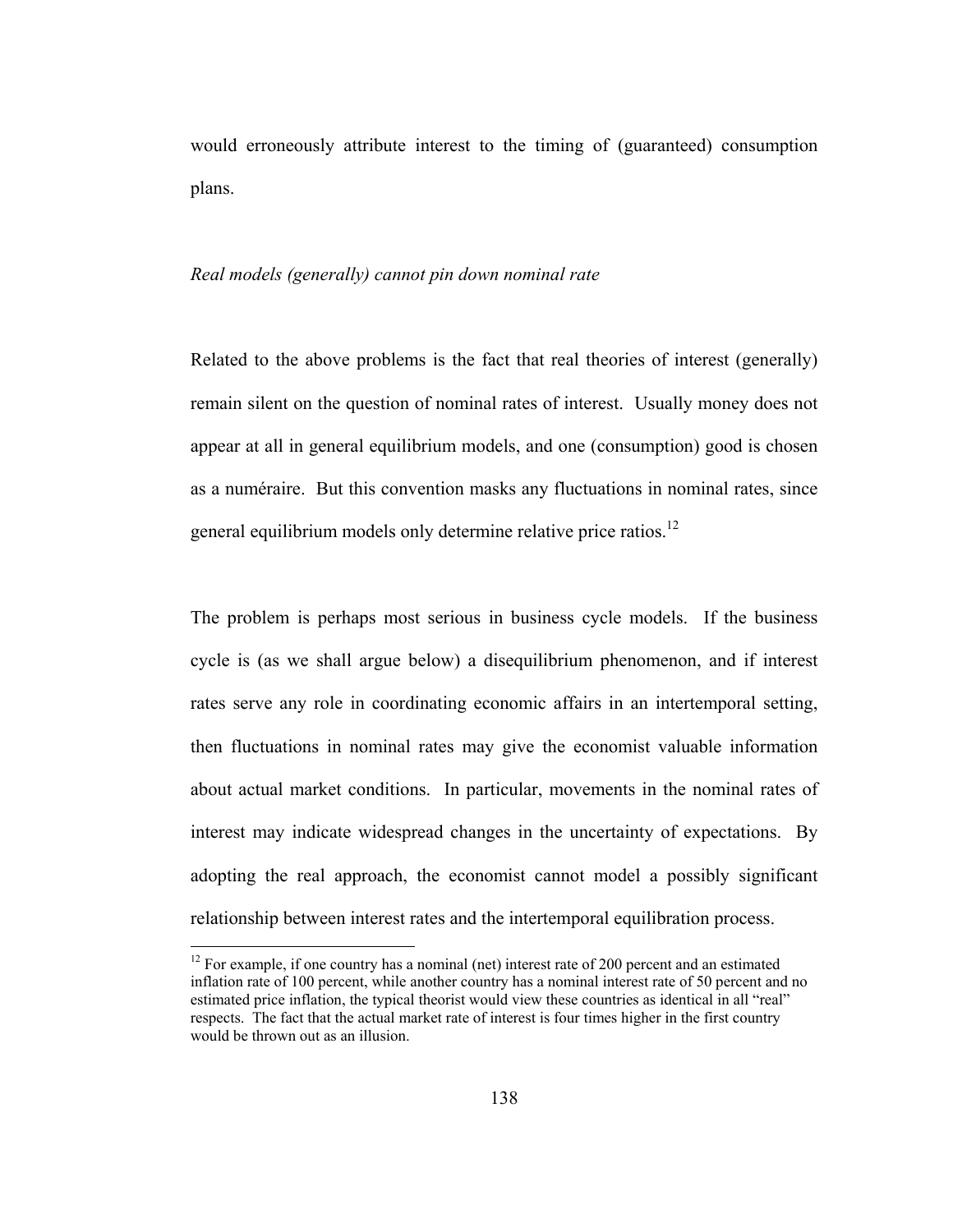would erroneously attribute interest to the timing of (guaranteed) consumption plans.

*Real models (generally) cannot pin down nominal rate*

Related to the above problems is the fact that real theories of interest (generally) remain silent on the question of nominal rates of interest. Usually money does not appear at all in general equilibrium models, and one (consumption) good is chosen as a numéraire. But this convention masks any fluctuations in nominal rates, since general equilibrium models only determine relative price ratios.[12]

The problem is perhaps most serious in business cycle models. If the business cycle is (as we shall argue below) a disequilibrium phenomenon, and if interest rates serve any role in coordinating economic affairs in an intertemporal setting, then fluctuations in nominal rates may give the economist valuable information about actual market conditions. In particular, movements in the nominal rates of interest may indicate widespread changes in the uncertainty of expectations. By adopting the real approach, the economist cannot model a possibly significant relationship between interest rates and the intertemporal equilibration process.

[12] For example, if one country has a nominal (net) interest rate of 200 percent and an estimated inflation rate of 100 percent, while another country has a nominal interest rate of 50 percent and no estimated price inflation, the typical theorist would view these countries as identical in all "real" respects. The fact that the actual market rate of interest is four times higher in the first country would be thrown out as an illusion.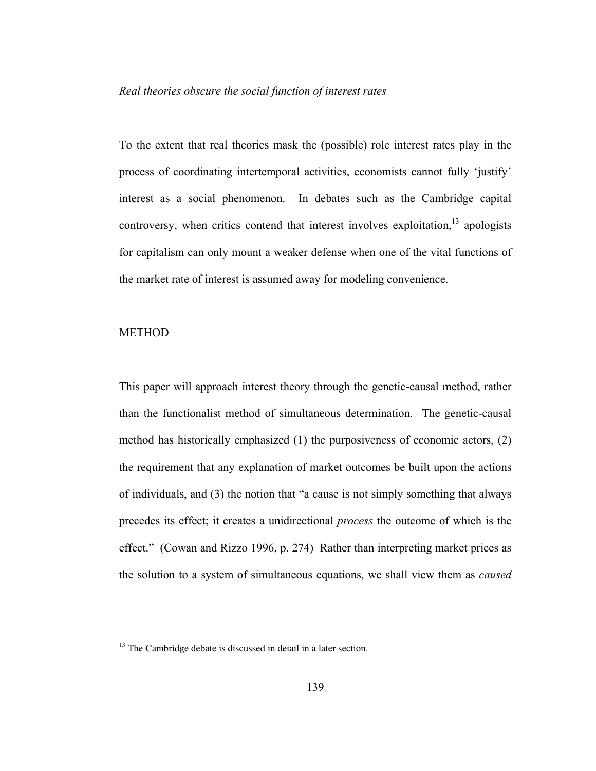*Real theories obscure the social function of interest rates*

To the extent that real theories mask the (possible) role interest rates play in the process of coordinating intertemporal activities, economists cannot fully 'justify' interest as a social phenomenon. In debates such as the Cambridge capital controversy, when critics contend that interest involves exploitation,[13] apologists for capitalism can only mount a weaker defense when one of the vital functions of the market rate of interest is assumed away for modeling convenience.

## METHOD

This paper will approach interest theory through the genetic-causal method, rather than the functionalist method of simultaneous determination. The genetic-causal method has historically emphasized (1) the purposiveness of economic actors, (2) the requirement that any explanation of market outcomes be built upon the actions of individuals, and (3) the notion that "a cause is not simply something that always precedes its effect; it creates a unidirectional *process* the outcome of which is the effect." (Cowan and Rizzo 1996, p. 274) Rather than interpreting market prices as the solution to a system of simultaneous equations, we shall view them as *caused*

[13] The Cambridge debate is discussed in detail in a later section.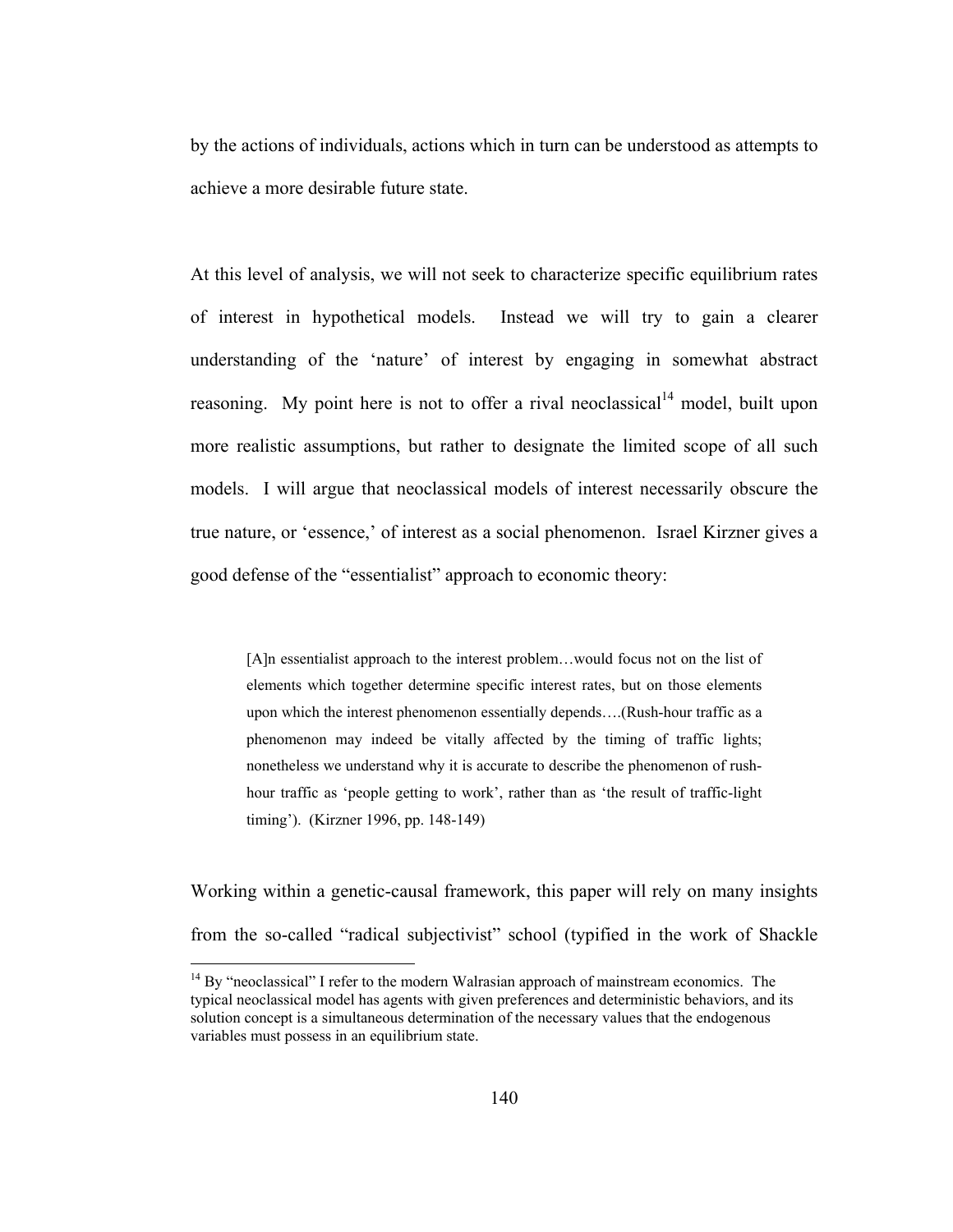by the actions of individuals, actions which in turn can be understood as attempts to achieve a more desirable future state.

At this level of analysis, we will not seek to characterize specific equilibrium rates of interest in hypothetical models. Instead we will try to gain a clearer understanding of the 'nature' of interest by engaging in somewhat abstract reasoning. My point here is not to offer a rival neoclassical[14] model, built upon more realistic assumptions, but rather to designate the limited scope of all such models. I will argue that neoclassical models of interest necessarily obscure the true nature, or 'essence,' of interest as a social phenomenon. Israel Kirzner gives a good defense of the "essentialist" approach to economic theory:

> [A]n essentialist approach to the interest problem…would focus not on the list of elements which together determine specific interest rates, but on those elements upon which the interest phenomenon essentially depends….(Rush-hour traffic as a phenomenon may indeed be vitally affected by the timing of traffic lights; nonetheless we understand why it is accurate to describe the phenomenon of rush-hour traffic as 'people getting to work', rather than as 'the result of traffic-light timing'). (Kirzner 1996, pp. 148-149)

Working within a genetic-causal framework, this paper will rely on many insights from the so-called "radical subjectivist" school (typified in the work of Shackle

[14] By "neoclassical" I refer to the modern Walrasian approach of mainstream economics. The typical neoclassical model has agents with given preferences and deterministic behaviors, and its solution concept is a simultaneous determination of the necessary values that the endogenous variables must possess in an equilibrium state.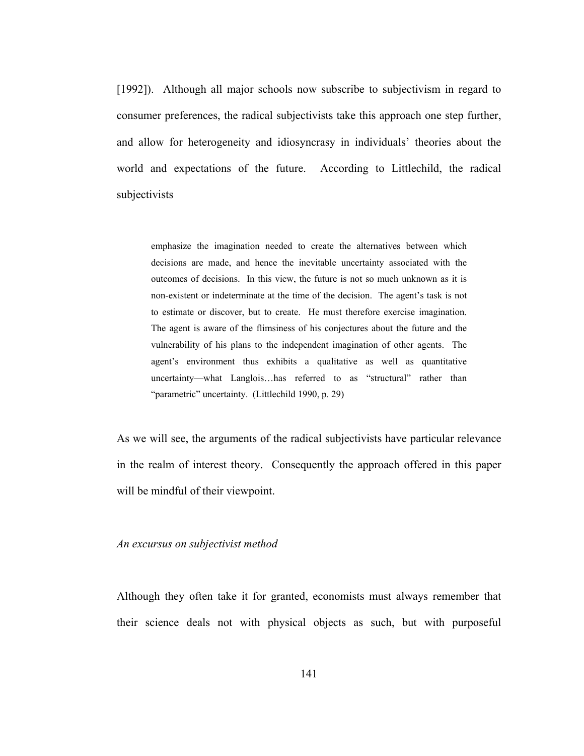[1992]). Although all major schools now subscribe to subjectivism in regard to consumer preferences, the radical subjectivists take this approach one step further, and allow for heterogeneity and idiosyncrasy in individuals' theories about the world and expectations of the future. According to Littlechild, the radical subjectivists

> emphasize the imagination needed to create the alternatives between which decisions are made, and hence the inevitable uncertainty associated with the outcomes of decisions. In this view, the future is not so much unknown as it is non-existent or indeterminate at the time of the decision. The agent's task is not to estimate or discover, but to create. He must therefore exercise imagination. The agent is aware of the flimsiness of his conjectures about the future and the vulnerability of his plans to the independent imagination of other agents. The agent's environment thus exhibits a qualitative as well as quantitative uncertainty—what Langlois…has referred to as "structural" rather than "parametric" uncertainty. (Littlechild 1990, p. 29)

As we will see, the arguments of the radical subjectivists have particular relevance in the realm of interest theory. Consequently the approach offered in this paper will be mindful of their viewpoint.

*An excursus on subjectivist method*

Although they often take it for granted, economists must always remember that their science deals not with physical objects as such, but with purposeful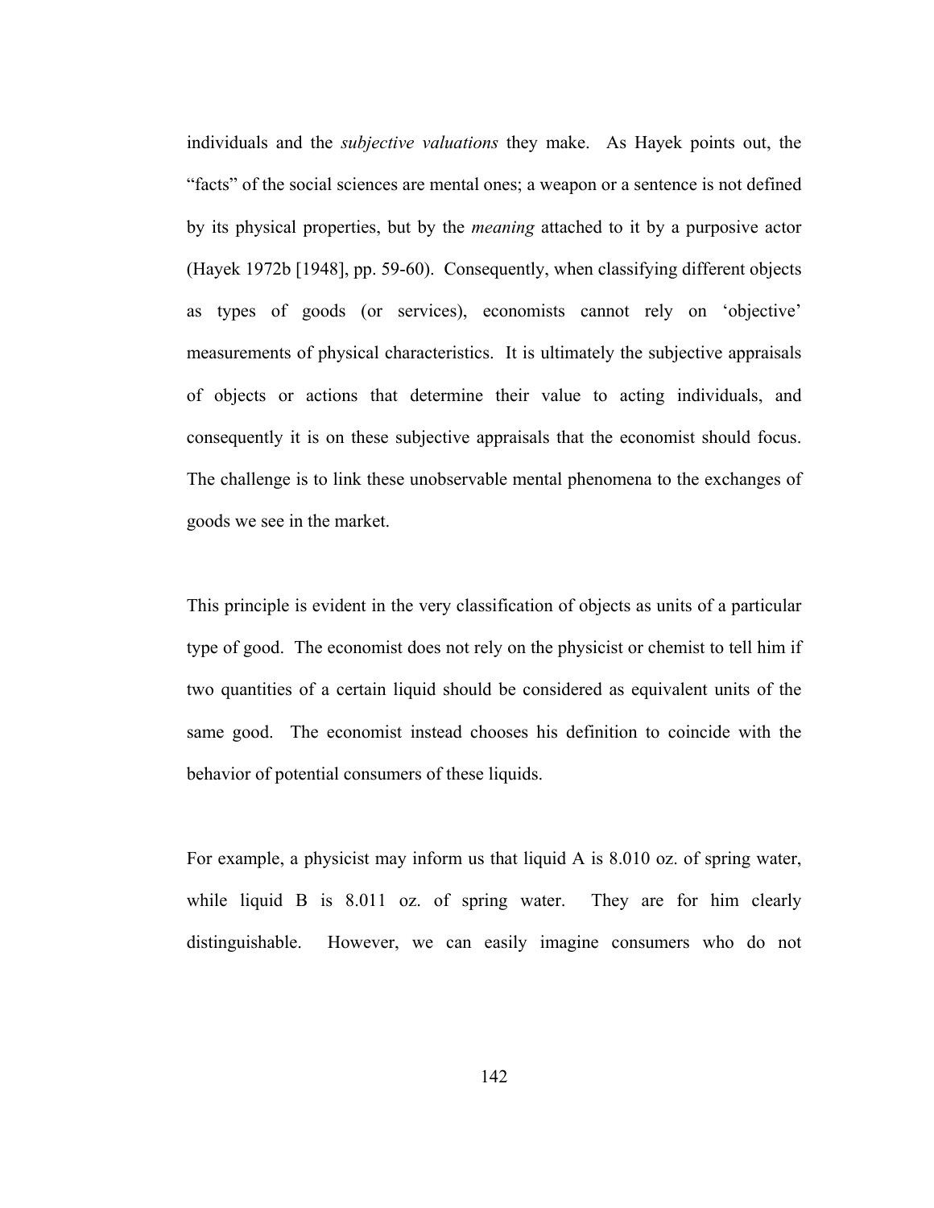individuals and the *subjective valuations* they make. As Hayek points out, the "facts" of the social sciences are mental ones; a weapon or a sentence is not defined by its physical properties, but by the *meaning* attached to it by a purposive actor (Hayek 1972b [1948], pp. 59-60). Consequently, when classifying different objects as types of goods (or services), economists cannot rely on 'objective' measurements of physical characteristics. It is ultimately the subjective appraisals of objects or actions that determine their value to acting individuals, and consequently it is on these subjective appraisals that the economist should focus. The challenge is to link these unobservable mental phenomena to the exchanges of goods we see in the market.

This principle is evident in the very classification of objects as units of a particular type of good. The economist does not rely on the physicist or chemist to tell him if two quantities of a certain liquid should be considered as equivalent units of the same good. The economist instead chooses his definition to coincide with the behavior of potential consumers of these liquids.

For example, a physicist may inform us that liquid A is 8.010 oz. of spring water, while liquid B is 8.011 oz. of spring water. They are for him clearly distinguishable. However, we can easily imagine consumers who do not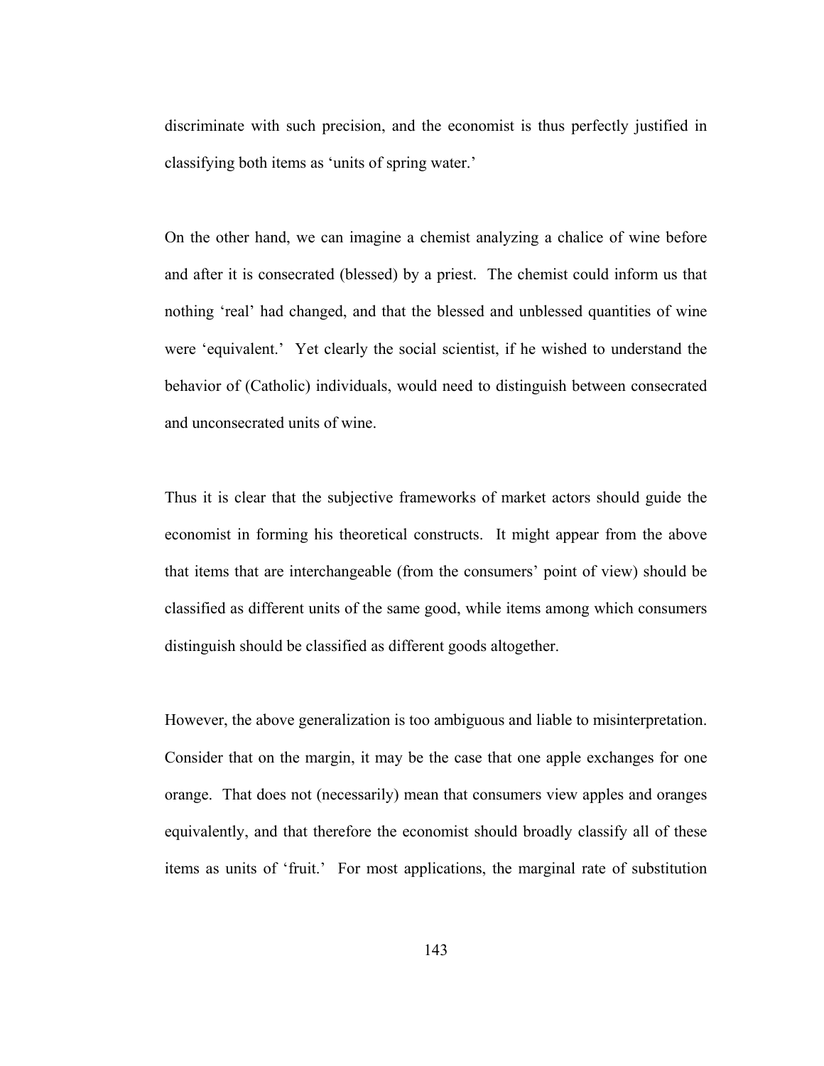discriminate with such precision, and the economist is thus perfectly justified in classifying both items as 'units of spring water.'

On the other hand, we can imagine a chemist analyzing a chalice of wine before and after it is consecrated (blessed) by a priest. The chemist could inform us that nothing 'real' had changed, and that the blessed and unblessed quantities of wine were 'equivalent.' Yet clearly the social scientist, if he wished to understand the behavior of (Catholic) individuals, would need to distinguish between consecrated and unconsecrated units of wine.

Thus it is clear that the subjective frameworks of market actors should guide the economist in forming his theoretical constructs. It might appear from the above that items that are interchangeable (from the consumers' point of view) should be classified as different units of the same good, while items among which consumers distinguish should be classified as different goods altogether.

However, the above generalization is too ambiguous and liable to misinterpretation. Consider that on the margin, it may be the case that one apple exchanges for one orange. That does not (necessarily) mean that consumers view apples and oranges equivalently, and that therefore the economist should broadly classify all of these items as units of 'fruit.' For most applications, the marginal rate of substitution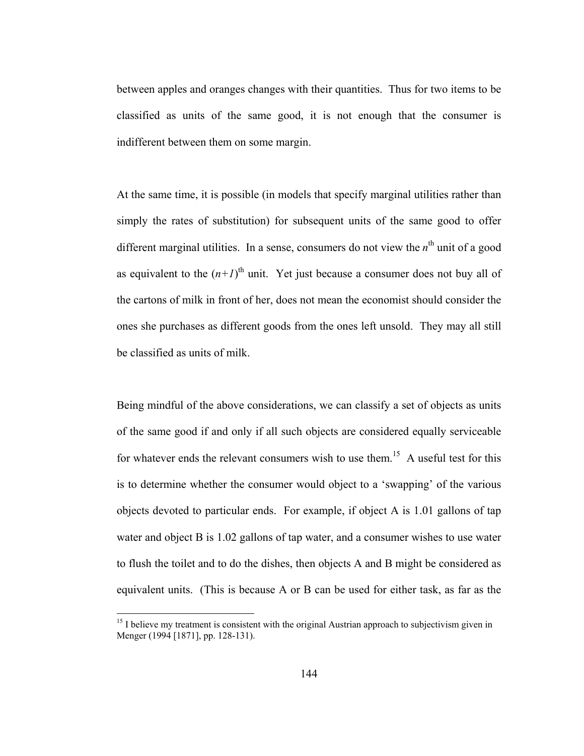between apples and oranges changes with their quantities. Thus for two items to be classified as units of the same good, it is not enough that the consumer is indifferent between them on some margin.

At the same time, it is possible (in models that specify marginal utilities rather than simply the rates of substitution) for subsequent units of the same good to offer different marginal utilities. In a sense, consumers do not view the $n^{\text{th}}$ unit of a good as equivalent to the $(n+1)^{\text{th}}$ unit. Yet just because a consumer does not buy all of the cartons of milk in front of her, does not mean the economist should consider the ones she purchases as different goods from the ones left unsold. They may all still be classified as units of milk.

Being mindful of the above considerations, we can classify a set of objects as units of the same good if and only if all such objects are considered equally serviceable for whatever ends the relevant consumers wish to use them.[15] A useful test for this is to determine whether the consumer would object to a 'swapping' of the various objects devoted to particular ends. For example, if object A is 1.01 gallons of tap water and object B is 1.02 gallons of tap water, and a consumer wishes to use water to flush the toilet and to do the dishes, then objects A and B might be considered as equivalent units. (This is because A or B can be used for either task, as far as the

[15] I believe my treatment is consistent with the original Austrian approach to subjectivism given in Menger (1994 [1871], pp. 128-131).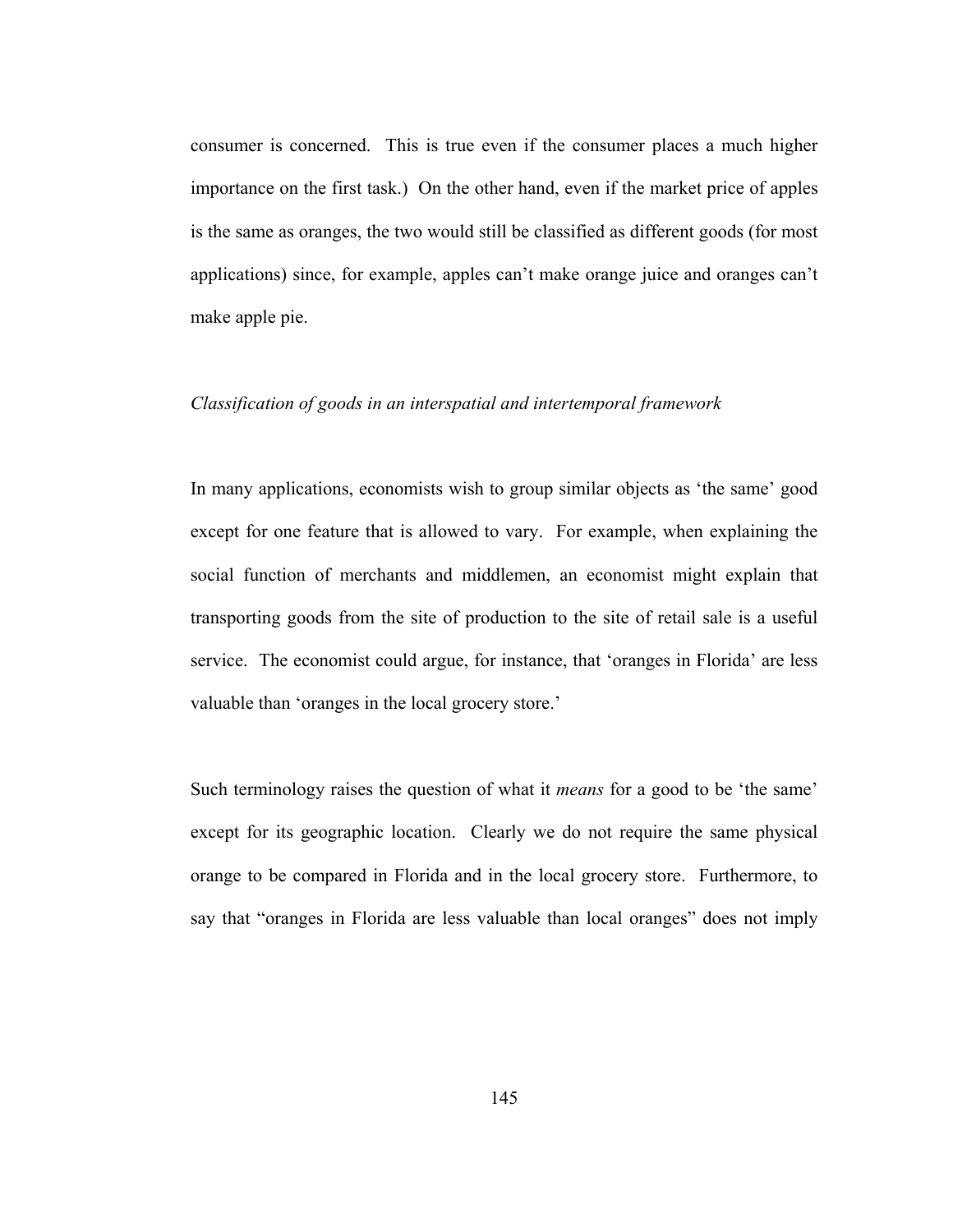consumer is concerned. This is true even if the consumer places a much higher importance on the first task.) On the other hand, even if the market price of apples is the same as oranges, the two would still be classified as different goods (for most applications) since, for example, apples can't make orange juice and oranges can't make apple pie.

*Classification of goods in an interspatial and intertemporal framework*

In many applications, economists wish to group similar objects as 'the same' good except for one feature that is allowed to vary. For example, when explaining the social function of merchants and middlemen, an economist might explain that transporting goods from the site of production to the site of retail sale is a useful service. The economist could argue, for instance, that 'oranges in Florida' are less valuable than 'oranges in the local grocery store.'

Such terminology raises the question of what it *means* for a good to be 'the same' except for its geographic location. Clearly we do not require the same physical orange to be compared in Florida and in the local grocery store. Furthermore, to say that "oranges in Florida are less valuable than local oranges" does not imply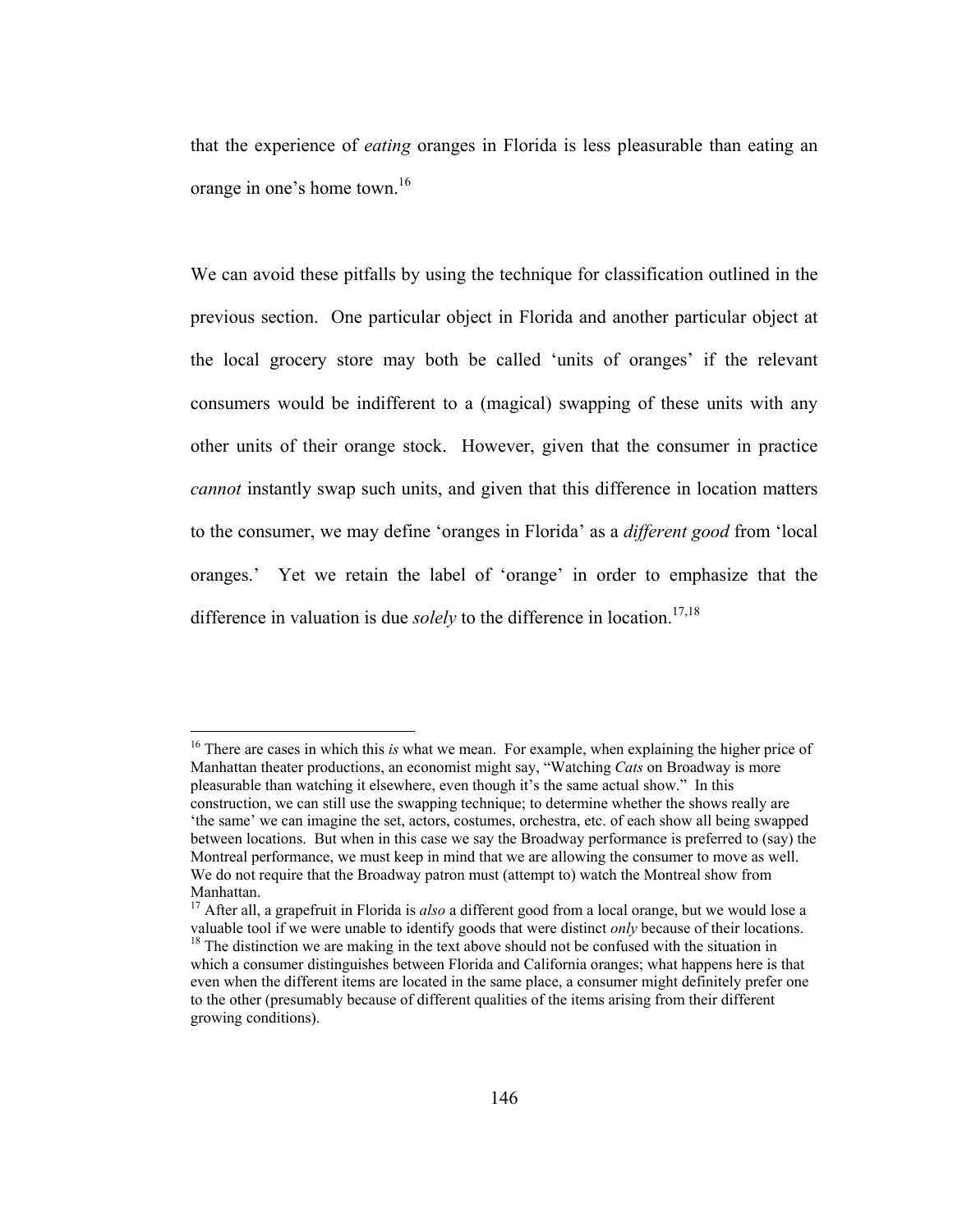that the experience of *eating* oranges in Florida is less pleasurable than eating an orange in one's home town.[16]

We can avoid these pitfalls by using the technique for classification outlined in the previous section. One particular object in Florida and another particular object at the local grocery store may both be called 'units of oranges' if the relevant consumers would be indifferent to a (magical) swapping of these units with any other units of their orange stock. However, given that the consumer in practice *cannot* instantly swap such units, and given that this difference in location matters to the consumer, we may define 'oranges in Florida' as a *different good* from 'local oranges.' Yet we retain the label of 'orange' in order to emphasize that the difference in valuation is due *solely* to the difference in location.[17,18]

---

[16] There are cases in which this *is* what we mean. For example, when explaining the higher price of Manhattan theater productions, an economist might say, "Watching *Cats* on Broadway is more pleasurable than watching it elsewhere, even though it's the same actual show." In this construction, we can still use the swapping technique; to determine whether the shows really are 'the same' we can imagine the set, actors, costumes, orchestra, etc. of each show all being swapped between locations. But when in this case we say the Broadway performance is preferred to (say) the Montreal performance, we must keep in mind that we are allowing the consumer to move as well. We do not require that the Broadway patron must (attempt to) watch the Montreal show from Manhattan.

[17] After all, a grapefruit in Florida is *also* a different good from a local orange, but we would lose a valuable tool if we were unable to identify goods that were distinct *only* because of their locations.

[18] The distinction we are making in the text above should not be confused with the situation in which a consumer distinguishes between Florida and California oranges; what happens here is that even when the different items are located in the same place, a consumer might definitely prefer one to the other (presumably because of different qualities of the items arising from their different growing conditions).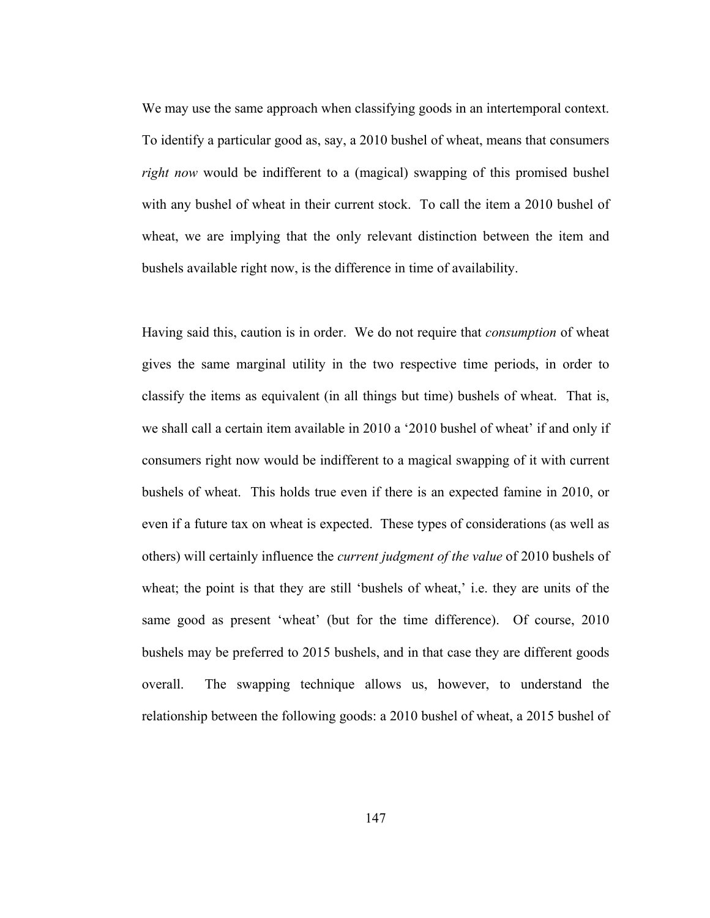We may use the same approach when classifying goods in an intertemporal context. To identify a particular good as, say, a 2010 bushel of wheat, means that consumers *right now* would be indifferent to a (magical) swapping of this promised bushel with any bushel of wheat in their current stock. To call the item a 2010 bushel of wheat, we are implying that the only relevant distinction between the item and bushels available right now, is the difference in time of availability.

Having said this, caution is in order. We do not require that *consumption* of wheat gives the same marginal utility in the two respective time periods, in order to classify the items as equivalent (in all things but time) bushels of wheat. That is, we shall call a certain item available in 2010 a '2010 bushel of wheat' if and only if consumers right now would be indifferent to a magical swapping of it with current bushels of wheat. This holds true even if there is an expected famine in 2010, or even if a future tax on wheat is expected. These types of considerations (as well as others) will certainly influence the *current judgment of the value* of 2010 bushels of wheat; the point is that they are still 'bushels of wheat,' i.e. they are units of the same good as present 'wheat' (but for the time difference). Of course, 2010 bushels may be preferred to 2015 bushels, and in that case they are different goods overall. The swapping technique allows us, however, to understand the relationship between the following goods: a 2010 bushel of wheat, a 2015 bushel of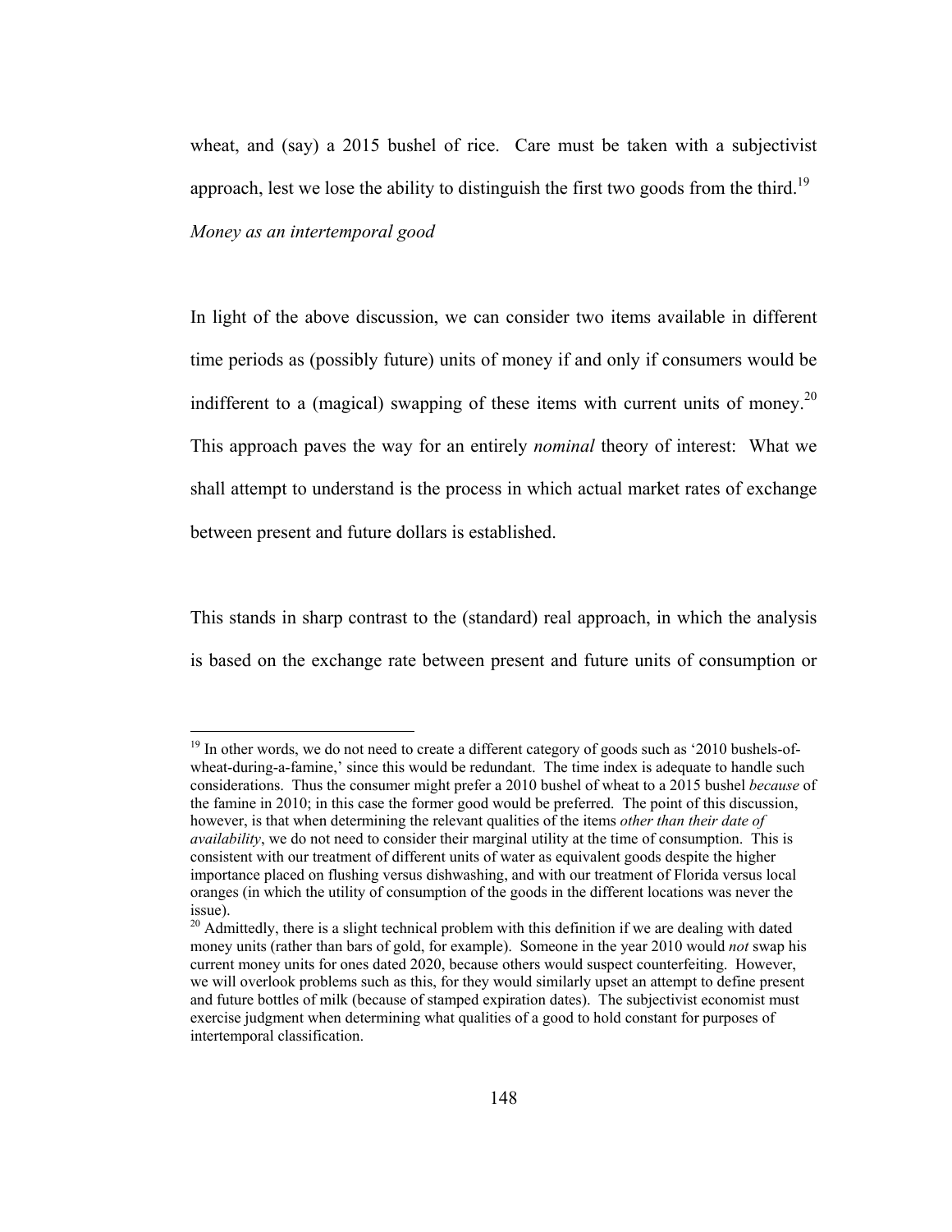wheat, and (say) a 2015 bushel of rice. Care must be taken with a subjectivist approach, lest we lose the ability to distinguish the first two goods from the third.[19]

*Money as an intertemporal good*

In light of the above discussion, we can consider two items available in different time periods as (possibly future) units of money if and only if consumers would be indifferent to a (magical) swapping of these items with current units of money.[20] This approach paves the way for an entirely *nominal* theory of interest: What we shall attempt to understand is the process in which actual market rates of exchange between present and future dollars is established.

This stands in sharp contrast to the (standard) real approach, in which the analysis is based on the exchange rate between present and future units of consumption or

---

[19] In other words, we do not need to create a different category of goods such as '2010 bushels-of-wheat-during-a-famine,' since this would be redundant. The time index is adequate to handle such considerations. Thus the consumer might prefer a 2010 bushel of wheat to a 2015 bushel *because* of the famine in 2010; in this case the former good would be preferred. The point of this discussion, however, is that when determining the relevant qualities of the items *other than their date of availability*, we do not need to consider their marginal utility at the time of consumption. This is consistent with our treatment of different units of water as equivalent goods despite the higher importance placed on flushing versus dishwashing, and with our treatment of Florida versus local oranges (in which the utility of consumption of the goods in the different locations was never the issue).

[20] Admittedly, there is a slight technical problem with this definition if we are dealing with dated money units (rather than bars of gold, for example). Someone in the year 2010 would *not* swap his current money units for ones dated 2020, because others would suspect counterfeiting. However, we will overlook problems such as this, for they would similarly upset an attempt to define present and future bottles of milk (because of stamped expiration dates). The subjectivist economist must exercise judgment when determining what qualities of a good to hold constant for purposes of intertemporal classification.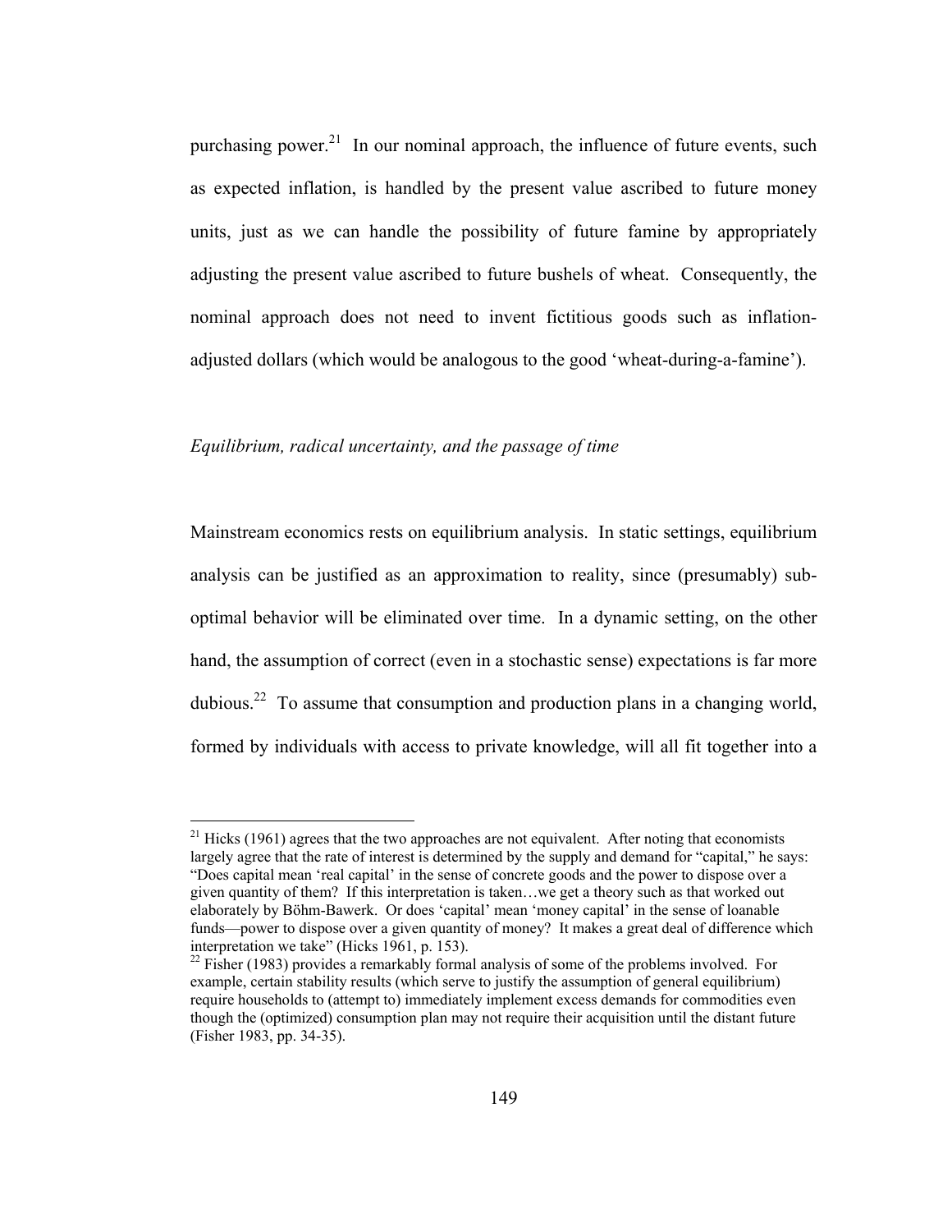purchasing power.[21] In our nominal approach, the influence of future events, such as expected inflation, is handled by the present value ascribed to future money units, just as we can handle the possibility of future famine by appropriately adjusting the present value ascribed to future bushels of wheat. Consequently, the nominal approach does not need to invent fictitious goods such as inflation-adjusted dollars (which would be analogous to the good 'wheat-during-a-famine').

*Equilibrium, radical uncertainty, and the passage of time*

Mainstream economics rests on equilibrium analysis. In static settings, equilibrium analysis can be justified as an approximation to reality, since (presumably) sub-optimal behavior will be eliminated over time. In a dynamic setting, on the other hand, the assumption of correct (even in a stochastic sense) expectations is far more dubious.[22] To assume that consumption and production plans in a changing world, formed by individuals with access to private knowledge, will all fit together into a

---

[21] Hicks (1961) agrees that the two approaches are not equivalent. After noting that economists largely agree that the rate of interest is determined by the supply and demand for "capital," he says: "Does capital mean 'real capital' in the sense of concrete goods and the power to dispose over a given quantity of them? If this interpretation is taken…we get a theory such as that worked out elaborately by Böhm-Bawerk. Or does 'capital' mean 'money capital' in the sense of loanable funds—power to dispose over a given quantity of money? It makes a great deal of difference which interpretation we take" (Hicks 1961, p. 153).

[22] Fisher (1983) provides a remarkably formal analysis of some of the problems involved. For example, certain stability results (which serve to justify the assumption of general equilibrium) require households to (attempt to) immediately implement excess demands for commodities even though the (optimized) consumption plan may not require their acquisition until the distant future (Fisher 1983, pp. 34-35).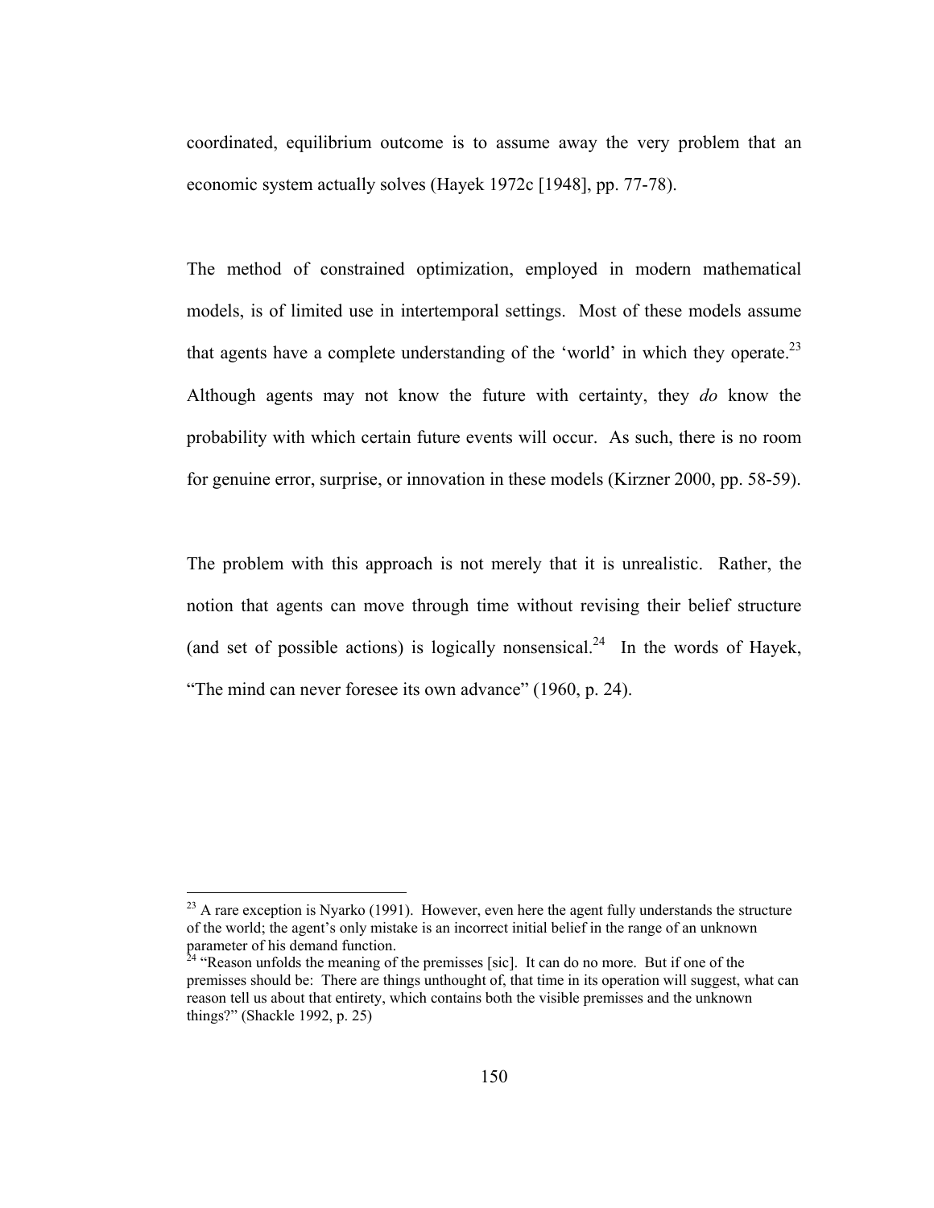coordinated, equilibrium outcome is to assume away the very problem that an economic system actually solves (Hayek 1972c [1948], pp. 77-78).

The method of constrained optimization, employed in modern mathematical models, is of limited use in intertemporal settings. Most of these models assume that agents have a complete understanding of the 'world' in which they operate.[23] Although agents may not know the future with certainty, they *do* know the probability with which certain future events will occur. As such, there is no room for genuine error, surprise, or innovation in these models (Kirzner 2000, pp. 58-59).

The problem with this approach is not merely that it is unrealistic. Rather, the notion that agents can move through time without revising their belief structure (and set of possible actions) is logically nonsensical.[24] In the words of Hayek, "The mind can never foresee its own advance" (1960, p. 24).

---

[23] A rare exception is Nyarko (1991). However, even here the agent fully understands the structure of the world; the agent's only mistake is an incorrect initial belief in the range of an unknown parameter of his demand function.

[24] "Reason unfolds the meaning of the premisses [sic]. It can do no more. But if one of the premisses should be: There are things unthought of, that time in its operation will suggest, what can reason tell us about that entirety, which contains both the visible premisses and the unknown things?" (Shackle 1992, p. 25)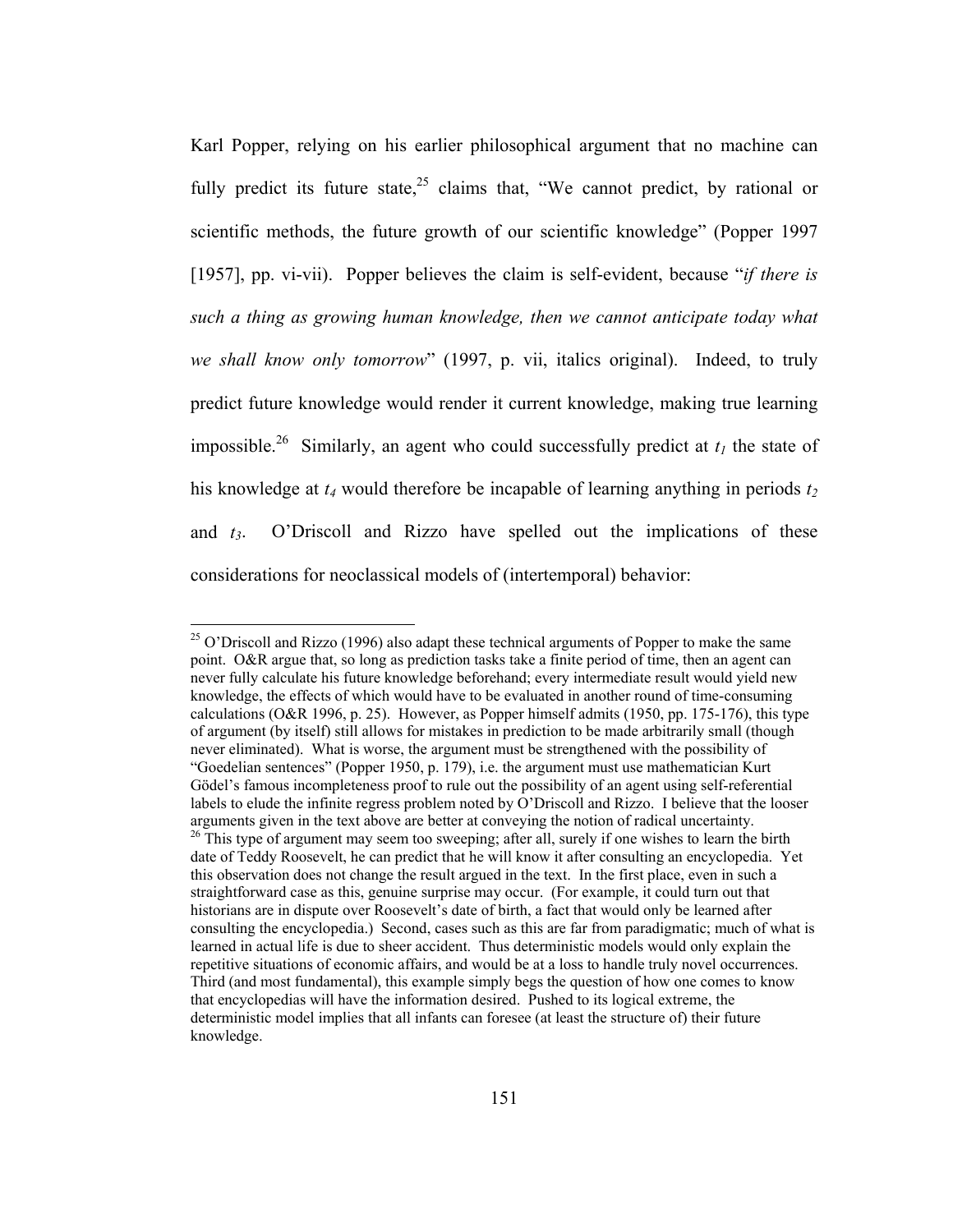Karl Popper, relying on his earlier philosophical argument that no machine can fully predict its future state,[25] claims that, "We cannot predict, by rational or scientific methods, the future growth of our scientific knowledge" (Popper 1997 [1957], pp. vi-vii). Popper believes the claim is self-evident, because "*if there is such a thing as growing human knowledge, then we cannot anticipate today what we shall know only tomorrow*" (1997, p. vii, italics original). Indeed, to truly predict future knowledge would render it current knowledge, making true learning impossible.[26] Similarly, an agent who could successfully predict at $t_1$ the state of his knowledge at $t_4$ would therefore be incapable of learning anything in periods $t_2$ and $t_3$. O'Driscoll and Rizzo have spelled out the implications of these considerations for neoclassical models of (intertemporal) behavior:

---

[25] O'Driscoll and Rizzo (1996) also adapt these technical arguments of Popper to make the same point. O&R argue that, so long as prediction tasks take a finite period of time, then an agent can never fully calculate his future knowledge beforehand; every intermediate result would yield new knowledge, the effects of which would have to be evaluated in another round of time-consuming calculations (O&R 1996, p. 25). However, as Popper himself admits (1950, pp. 175-176), this type of argument (by itself) still allows for mistakes in prediction to be made arbitrarily small (though never eliminated). What is worse, the argument must be strengthened with the possibility of "Goedelian sentences" (Popper 1950, p. 179), i.e. the argument must use mathematician Kurt Gödel's famous incompleteness proof to rule out the possibility of an agent using self-referential labels to elude the infinite regress problem noted by O'Driscoll and Rizzo. I believe that the looser arguments given in the text above are better at conveying the notion of radical uncertainty.

[26] This type of argument may seem too sweeping; after all, surely if one wishes to learn the birth date of Teddy Roosevelt, he can predict that he will know it after consulting an encyclopedia. Yet this observation does not change the result argued in the text. In the first place, even in such a straightforward case as this, genuine surprise may occur. (For example, it could turn out that historians are in dispute over Roosevelt's date of birth, a fact that would only be learned after consulting the encyclopedia.) Second, cases such as this are far from paradigmatic; much of what is learned in actual life is due to sheer accident. Thus deterministic models would only explain the repetitive situations of economic affairs, and would be at a loss to handle truly novel occurrences. Third (and most fundamental), this example simply begs the question of how one comes to know that encyclopedias will have the information desired. Pushed to its logical extreme, the deterministic model implies that all infants can foresee (at least the structure of) their future knowledge.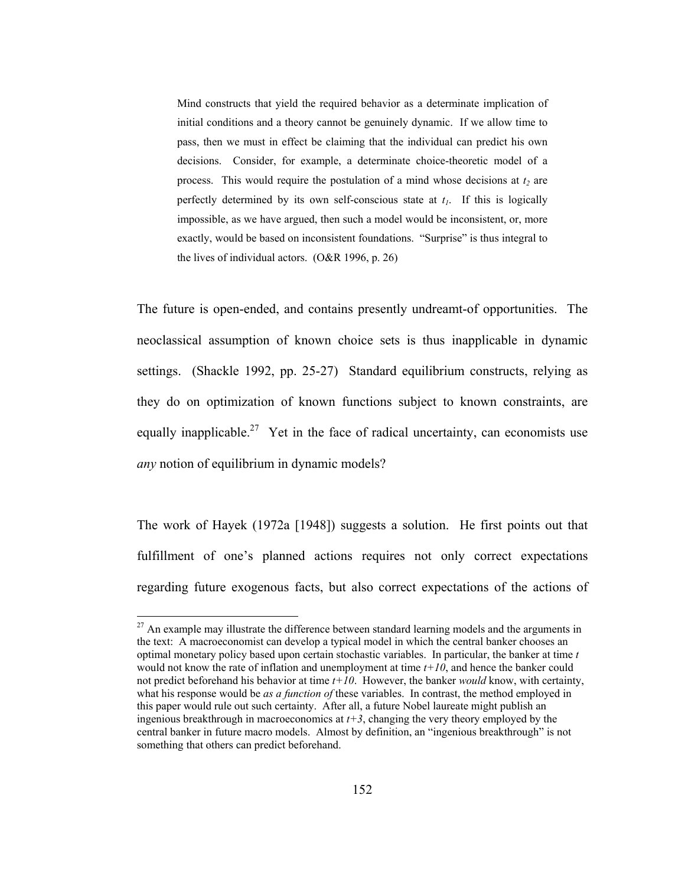> Mind constructs that yield the required behavior as a determinate implication of initial conditions and a theory cannot be genuinely dynamic. If we allow time to pass, then we must in effect be claiming that the individual can predict his own decisions. Consider, for example, a determinate choice-theoretic model of a process. This would require the postulation of a mind whose decisions at $t_2$ are perfectly determined by its own self-conscious state at $t_1$. If this is logically impossible, as we have argued, then such a model would be inconsistent, or, more exactly, would be based on inconsistent foundations. "Surprise" is thus integral to the lives of individual actors. (O&R 1996, p. 26)

The future is open-ended, and contains presently undreamt-of opportunities. The neoclassical assumption of known choice sets is thus inapplicable in dynamic settings. (Shackle 1992, pp. 25-27) Standard equilibrium constructs, relying as they do on optimization of known functions subject to known constraints, are equally inapplicable.[27] Yet in the face of radical uncertainty, can economists use *any* notion of equilibrium in dynamic models?

The work of Hayek (1972a [1948]) suggests a solution. He first points out that fulfillment of one's planned actions requires not only correct expectations regarding future exogenous facts, but also correct expectations of the actions of

---

[27] An example may illustrate the difference between standard learning models and the arguments in the text: A macroeconomist can develop a typical model in which the central banker chooses an optimal monetary policy based upon certain stochastic variables. In particular, the banker at time $t$ would not know the rate of inflation and unemployment at time $t+10$, and hence the banker could not predict beforehand his behavior at time $t+10$. However, the banker *would* know, with certainty, what his response would be *as a function of* these variables. In contrast, the method employed in this paper would rule out such certainty. After all, a future Nobel laureate might publish an ingenious breakthrough in macroeconomics at $t+3$, changing the very theory employed by the central banker in future macro models. Almost by definition, an "ingenious breakthrough" is not something that others can predict beforehand.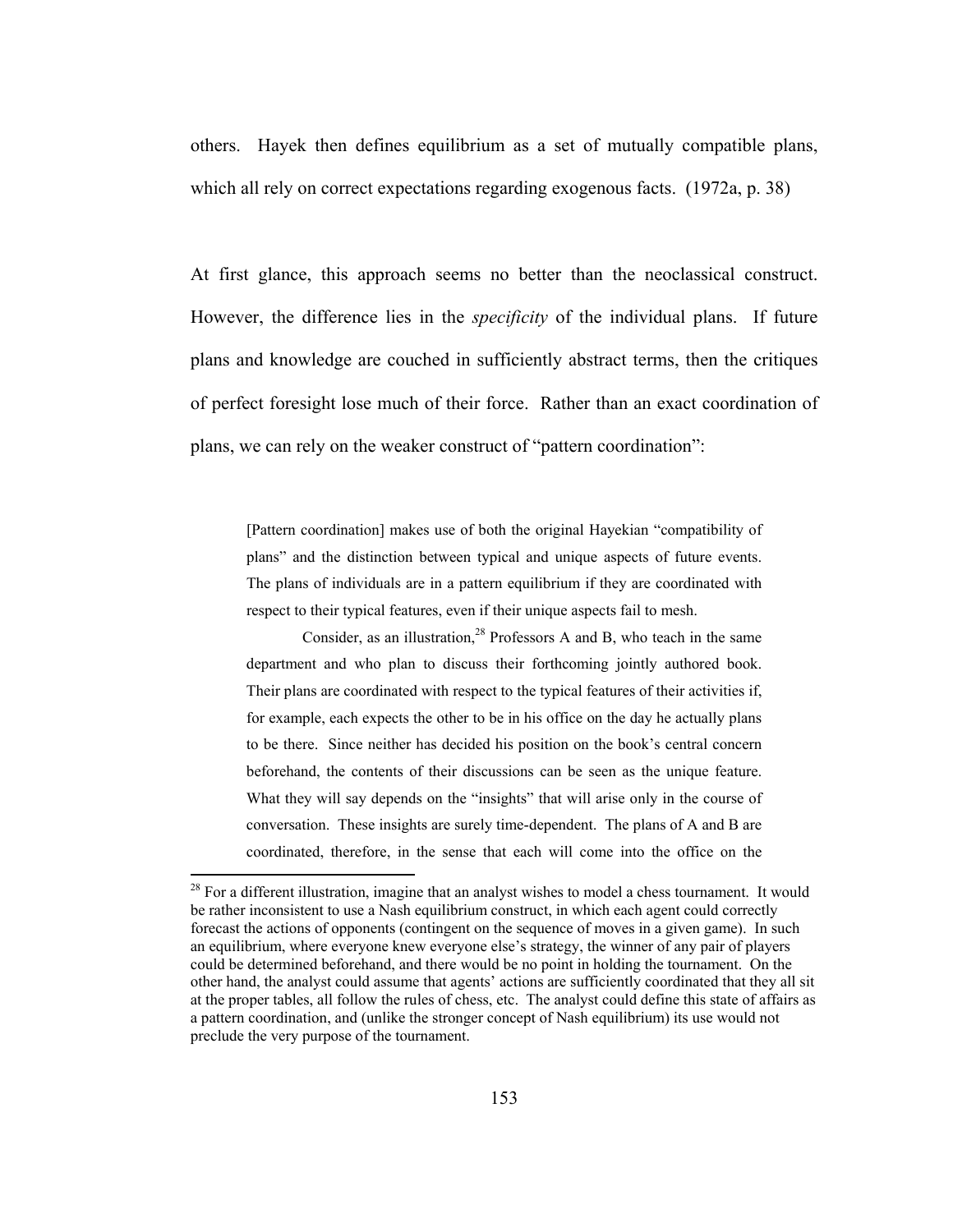others. Hayek then defines equilibrium as a set of mutually compatible plans, which all rely on correct expectations regarding exogenous facts. (1972a, p. 38)

At first glance, this approach seems no better than the neoclassical construct. However, the difference lies in the *specificity* of the individual plans. If future plans and knowledge are couched in sufficiently abstract terms, then the critiques of perfect foresight lose much of their force. Rather than an exact coordination of plans, we can rely on the weaker construct of "pattern coordination":

> [Pattern coordination] makes use of both the original Hayekian "compatibility of plans" and the distinction between typical and unique aspects of future events. The plans of individuals are in a pattern equilibrium if they are coordinated with respect to their typical features, even if their unique aspects fail to mesh.
>
> Consider, as an illustration,[28] Professors A and B, who teach in the same department and who plan to discuss their forthcoming jointly authored book. Their plans are coordinated with respect to the typical features of their activities if, for example, each expects the other to be in his office on the day he actually plans to be there. Since neither has decided his position on the book's central concern beforehand, the contents of their discussions can be seen as the unique feature. What they will say depends on the "insights" that will arise only in the course of conversation. These insights are surely time-dependent. The plans of A and B are coordinated, therefore, in the sense that each will come into the office on the

[28] For a different illustration, imagine that an analyst wishes to model a chess tournament. It would be rather inconsistent to use a Nash equilibrium construct, in which each agent could correctly forecast the actions of opponents (contingent on the sequence of moves in a given game). In such an equilibrium, where everyone knew everyone else's strategy, the winner of any pair of players could be determined beforehand, and there would be no point in holding the tournament. On the other hand, the analyst could assume that agents' actions are sufficiently coordinated that they all sit at the proper tables, all follow the rules of chess, etc. The analyst could define this state of affairs as a pattern coordination, and (unlike the stronger concept of Nash equilibrium) its use would not preclude the very purpose of the tournament.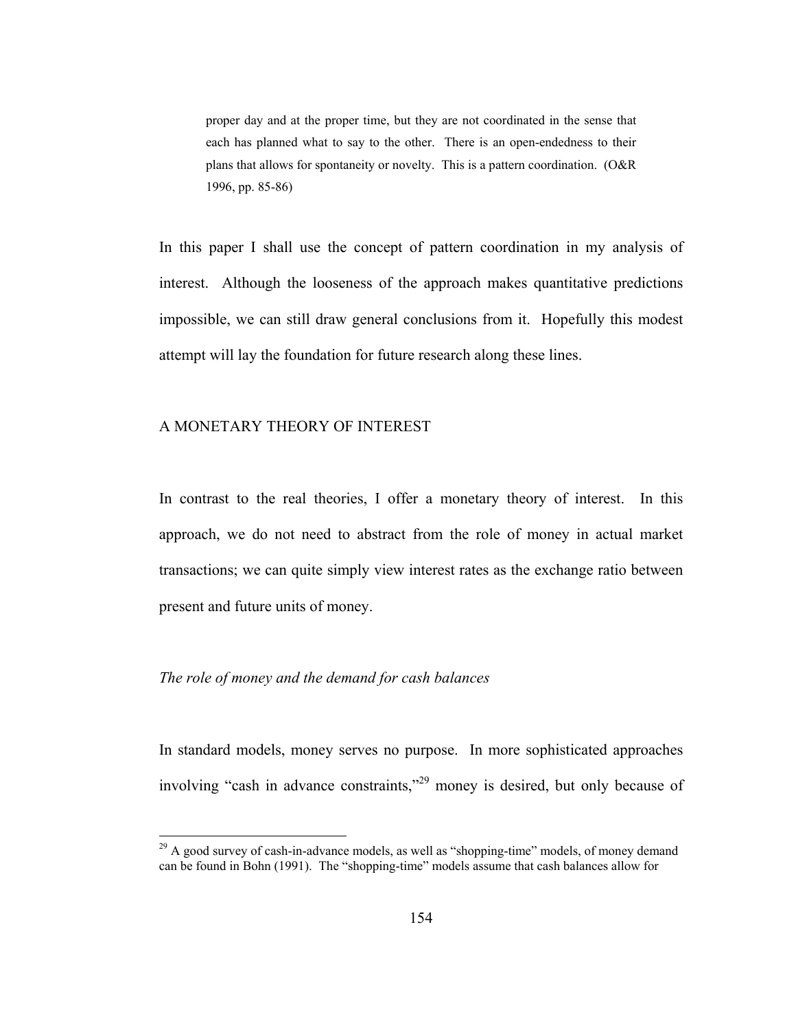> proper day and at the proper time, but they are not coordinated in the sense that each has planned what to say to the other. There is an open-endedness to their plans that allows for spontaneity or novelty. This is a pattern coordination. (O&R 1996, pp. 85-86)

In this paper I shall use the concept of pattern coordination in my analysis of interest. Although the looseness of the approach makes quantitative predictions impossible, we can still draw general conclusions from it. Hopefully this modest attempt will lay the foundation for future research along these lines.

## A MONETARY THEORY OF INTEREST

In contrast to the real theories, I offer a monetary theory of interest. In this approach, we do not need to abstract from the role of money in actual market transactions; we can quite simply view interest rates as the exchange ratio between present and future units of money.

### *The role of money and the demand for cash balances*

In standard models, money serves no purpose. In more sophisticated approaches involving "cash in advance constraints,"[29] money is desired, but only because of

[29] A good survey of cash-in-advance models, as well as "shopping-time" models, of money demand can be found in Bohn (1991). The "shopping-time" models assume that cash balances allow for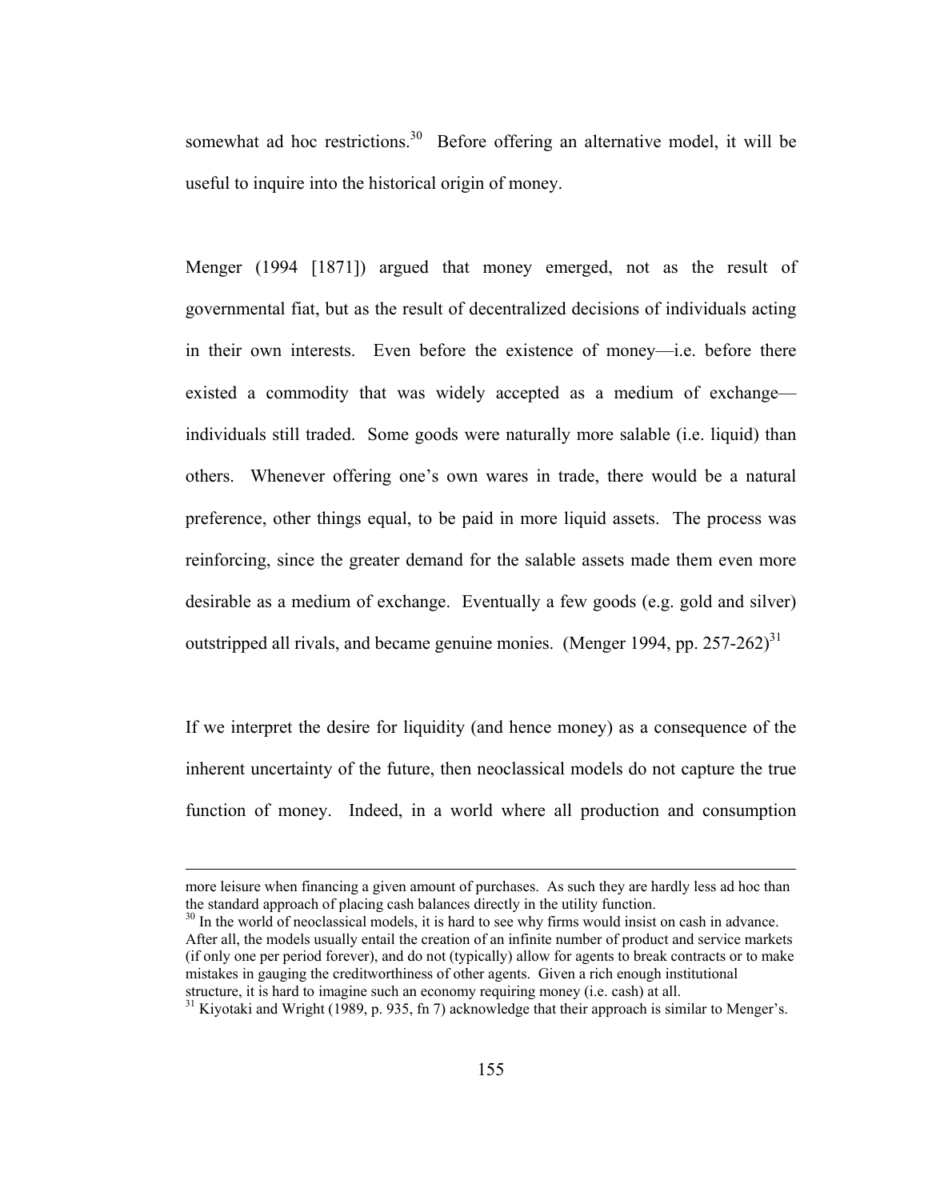somewhat ad hoc restrictions.[30] Before offering an alternative model, it will be useful to inquire into the historical origin of money.

Menger (1994 [1871]) argued that money emerged, not as the result of governmental fiat, but as the result of decentralized decisions of individuals acting in their own interests. Even before the existence of money—i.e. before there existed a commodity that was widely accepted as a medium of exchange—individuals still traded. Some goods were naturally more salable (i.e. liquid) than others. Whenever offering one's own wares in trade, there would be a natural preference, other things equal, to be paid in more liquid assets. The process was reinforcing, since the greater demand for the salable assets made them even more desirable as a medium of exchange. Eventually a few goods (e.g. gold and silver) outstripped all rivals, and became genuine monies. (Menger 1994, pp. 257-262)[31]

If we interpret the desire for liquidity (and hence money) as a consequence of the inherent uncertainty of the future, then neoclassical models do not capture the true function of money. Indeed, in a world where all production and consumption

---

more leisure when financing a given amount of purchases. As such they are hardly less ad hoc than the standard approach of placing cash balances directly in the utility function.

[30] In the world of neoclassical models, it is hard to see why firms would insist on cash in advance. After all, the models usually entail the creation of an infinite number of product and service markets (if only one per period forever), and do not (typically) allow for agents to break contracts or to make mistakes in gauging the creditworthiness of other agents. Given a rich enough institutional structure, it is hard to imagine such an economy requiring money (i.e. cash) at all.

[31] Kiyotaki and Wright (1989, p. 935, fn 7) acknowledge that their approach is similar to Menger's.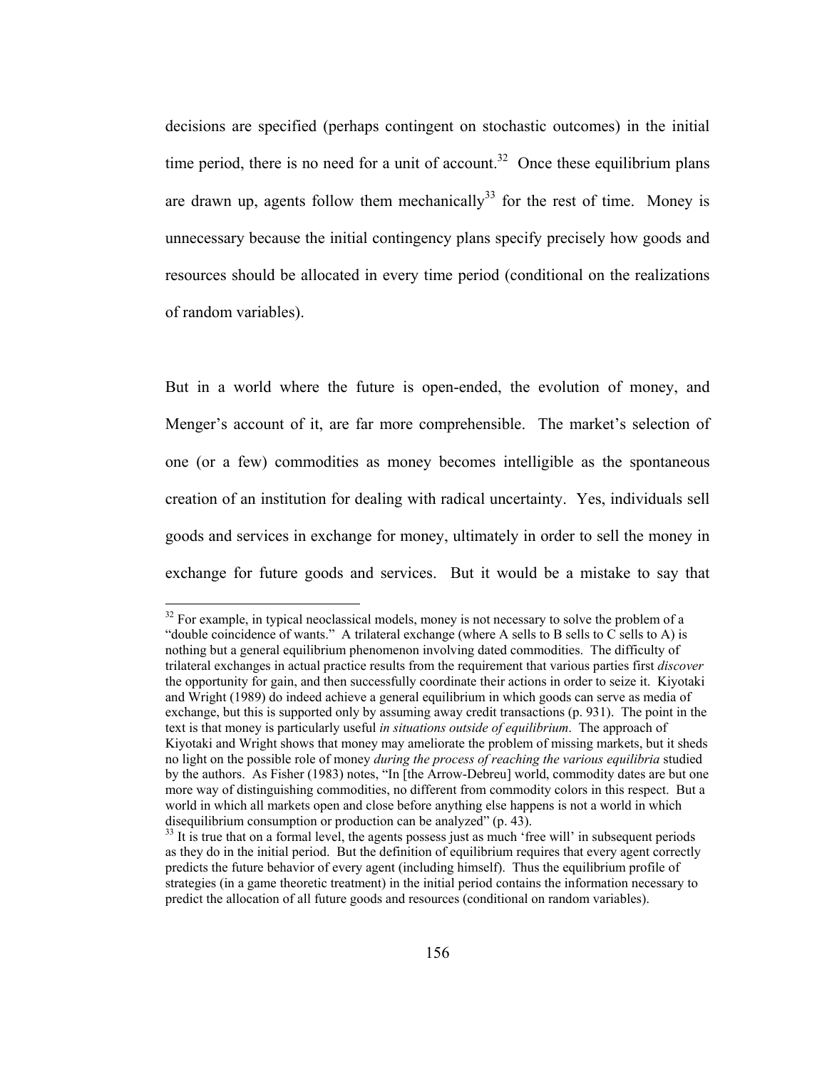decisions are specified (perhaps contingent on stochastic outcomes) in the initial time period, there is no need for a unit of account.[32] Once these equilibrium plans are drawn up, agents follow them mechanically[33] for the rest of time. Money is unnecessary because the initial contingency plans specify precisely how goods and resources should be allocated in every time period (conditional on the realizations of random variables).

But in a world where the future is open-ended, the evolution of money, and Menger's account of it, are far more comprehensible. The market's selection of one (or a few) commodities as money becomes intelligible as the spontaneous creation of an institution for dealing with radical uncertainty. Yes, individuals sell goods and services in exchange for money, ultimately in order to sell the money in exchange for future goods and services. But it would be a mistake to say that

---

[32] For example, in typical neoclassical models, money is not necessary to solve the problem of a "double coincidence of wants." A trilateral exchange (where A sells to B sells to C sells to A) is nothing but a general equilibrium phenomenon involving dated commodities. The difficulty of trilateral exchanges in actual practice results from the requirement that various parties first *discover* the opportunity for gain, and then successfully coordinate their actions in order to seize it. Kiyotaki and Wright (1989) do indeed achieve a general equilibrium in which goods can serve as media of exchange, but this is supported only by assuming away credit transactions (p. 931). The point in the text is that money is particularly useful *in situations outside of equilibrium*. The approach of Kiyotaki and Wright shows that money may ameliorate the problem of missing markets, but it sheds no light on the possible role of money *during the process of reaching the various equilibria* studied by the authors. As Fisher (1983) notes, "In [the Arrow-Debreu] world, commodity dates are but one more way of distinguishing commodities, no different from commodity colors in this respect. But a world in which all markets open and close before anything else happens is not a world in which disequilibrium consumption or production can be analyzed" (p. 43).

[33] It is true that on a formal level, the agents possess just as much 'free will' in subsequent periods as they do in the initial period. But the definition of equilibrium requires that every agent correctly predicts the future behavior of every agent (including himself). Thus the equilibrium profile of strategies (in a game theoretic treatment) in the initial period contains the information necessary to predict the allocation of all future goods and resources (conditional on random variables).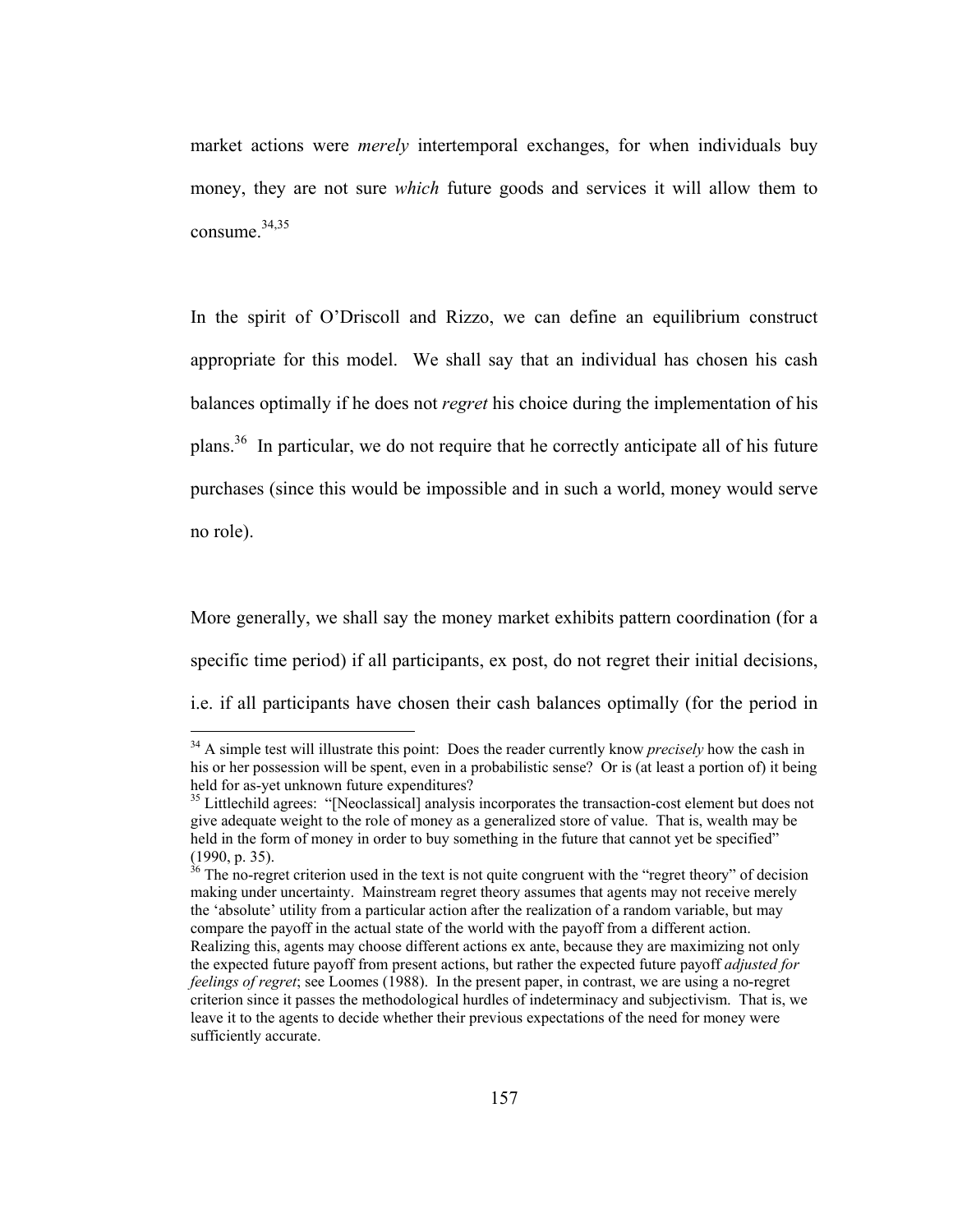market actions were *merely* intertemporal exchanges, for when individuals buy money, they are not sure *which* future goods and services it will allow them to consume.[34,35]

In the spirit of O'Driscoll and Rizzo, we can define an equilibrium construct appropriate for this model. We shall say that an individual has chosen his cash balances optimally if he does not *regret* his choice during the implementation of his plans.[36] In particular, we do not require that he correctly anticipate all of his future purchases (since this would be impossible and in such a world, money would serve no role).

More generally, we shall say the money market exhibits pattern coordination (for a specific time period) if all participants, ex post, do not regret their initial decisions, i.e. if all participants have chosen their cash balances optimally (for the period in

---

[34] A simple test will illustrate this point: Does the reader currently know *precisely* how the cash in his or her possession will be spent, even in a probabilistic sense? Or is (at least a portion of) it being held for as-yet unknown future expenditures?

[35] Littlechild agrees: "[Neoclassical] analysis incorporates the transaction-cost element but does not give adequate weight to the role of money as a generalized store of value. That is, wealth may be held in the form of money in order to buy something in the future that cannot yet be specified" (1990, p. 35).

[36] The no-regret criterion used in the text is not quite congruent with the "regret theory" of decision making under uncertainty. Mainstream regret theory assumes that agents may not receive merely the 'absolute' utility from a particular action after the realization of a random variable, but may compare the payoff in the actual state of the world with the payoff from a different action. Realizing this, agents may choose different actions ex ante, because they are maximizing not only the expected future payoff from present actions, but rather the expected future payoff *adjusted for feelings of regret*; see Loomes (1988). In the present paper, in contrast, we are using a no-regret criterion since it passes the methodological hurdles of indeterminacy and subjectivism. That is, we leave it to the agents to decide whether their previous expectations of the need for money were sufficiently accurate.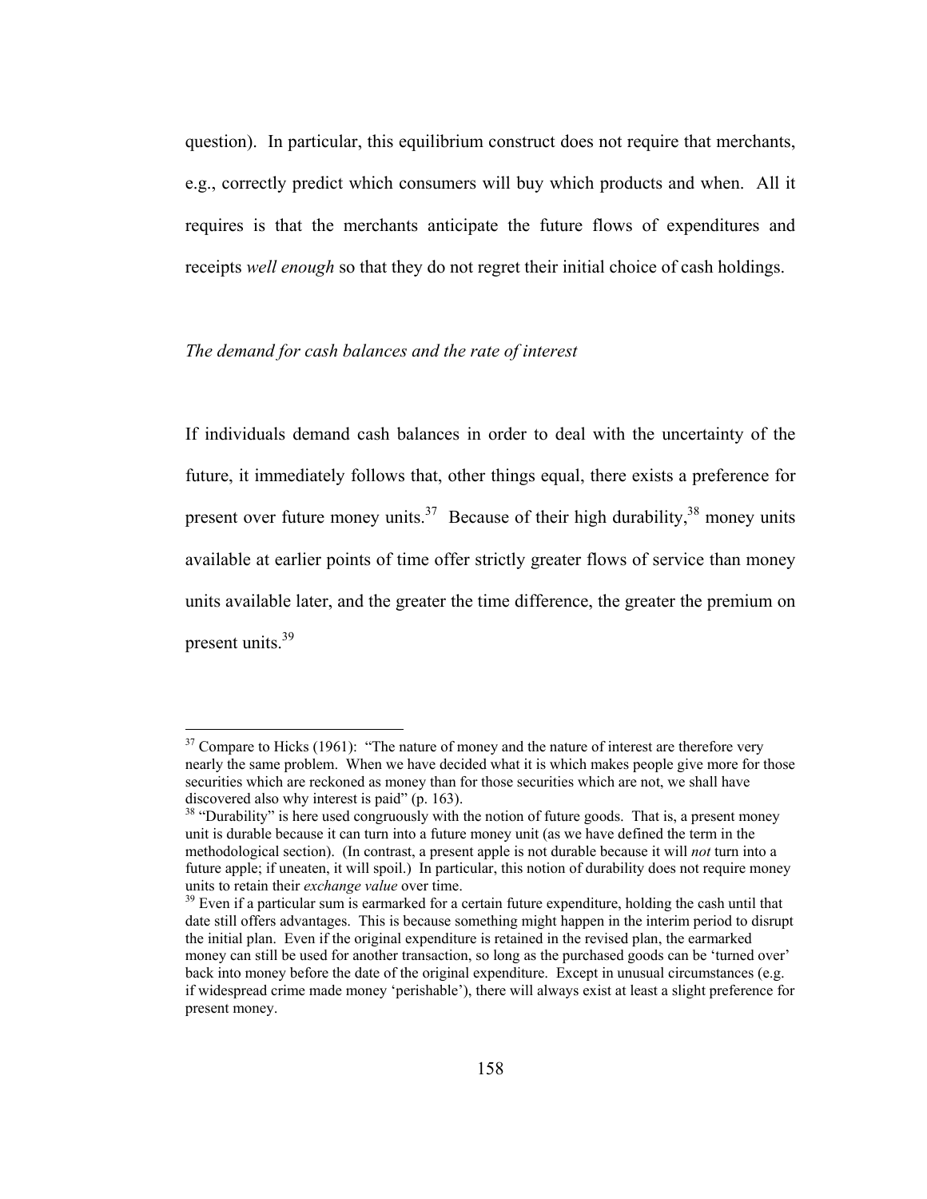question). In particular, this equilibrium construct does not require that merchants, e.g., correctly predict which consumers will buy which products and when. All it requires is that the merchants anticipate the future flows of expenditures and receipts *well enough* so that they do not regret their initial choice of cash holdings.

### *The demand for cash balances and the rate of interest*

If individuals demand cash balances in order to deal with the uncertainty of the future, it immediately follows that, other things equal, there exists a preference for present over future money units.[37] Because of their high durability,[38] money units available at earlier points of time offer strictly greater flows of service than money units available later, and the greater the time difference, the greater the premium on present units.[39]

---

[37] Compare to Hicks (1961): "The nature of money and the nature of interest are therefore very nearly the same problem. When we have decided what it is which makes people give more for those securities which are reckoned as money than for those securities which are not, we shall have discovered also why interest is paid" (p. 163).

[38] "Durability" is here used congruously with the notion of future goods. That is, a present money unit is durable because it can turn into a future money unit (as we have defined the term in the methodological section). (In contrast, a present apple is not durable because it will *not* turn into a future apple; if uneaten, it will spoil.) In particular, this notion of durability does not require money units to retain their *exchange value* over time.

[39] Even if a particular sum is earmarked for a certain future expenditure, holding the cash until that date still offers advantages. This is because something might happen in the interim period to disrupt the initial plan. Even if the original expenditure is retained in the revised plan, the earmarked money can still be used for another transaction, so long as the purchased goods can be 'turned over' back into money before the date of the original expenditure. Except in unusual circumstances (e.g. if widespread crime made money 'perishable'), there will always exist at least a slight preference for present money.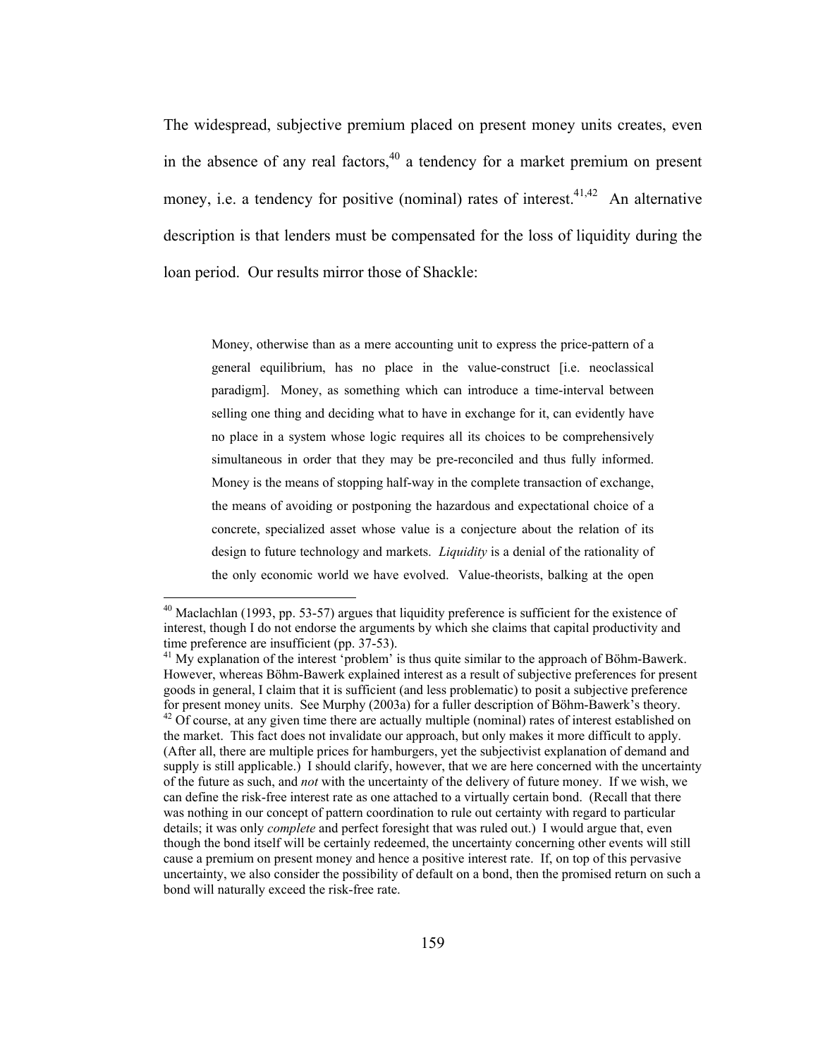The widespread, subjective premium placed on present money units creates, even in the absence of any real factors,[40] a tendency for a market premium on present money, i.e. a tendency for positive (nominal) rates of interest.[41,42] An alternative description is that lenders must be compensated for the loss of liquidity during the loan period. Our results mirror those of Shackle:

> Money, otherwise than as a mere accounting unit to express the price-pattern of a general equilibrium, has no place in the value-construct [i.e. neoclassical paradigm]. Money, as something which can introduce a time-interval between selling one thing and deciding what to have in exchange for it, can evidently have no place in a system whose logic requires all its choices to be comprehensively simultaneous in order that they may be pre-reconciled and thus fully informed. Money is the means of stopping half-way in the complete transaction of exchange, the means of avoiding or postponing the hazardous and expectational choice of a concrete, specialized asset whose value is a conjecture about the relation of its design to future technology and markets. *Liquidity* is a denial of the rationality of the only economic world we have evolved. Value-theorists, balking at the open

---

[40] Maclachlan (1993, pp. 53-57) argues that liquidity preference is sufficient for the existence of interest, though I do not endorse the arguments by which she claims that capital productivity and time preference are insufficient (pp. 37-53).

[41] My explanation of the interest 'problem' is thus quite similar to the approach of Böhm-Bawerk. However, whereas Böhm-Bawerk explained interest as a result of subjective preferences for present goods in general, I claim that it is sufficient (and less problematic) to posit a subjective preference for present money units. See Murphy (2003a) for a fuller description of Böhm-Bawerk's theory.

[42] Of course, at any given time there are actually multiple (nominal) rates of interest established on the market. This fact does not invalidate our approach, but only makes it more difficult to apply. (After all, there are multiple prices for hamburgers, yet the subjectivist explanation of demand and supply is still applicable.) I should clarify, however, that we are here concerned with the uncertainty of the future as such, and *not* with the uncertainty of the delivery of future money. If we wish, we can define the risk-free interest rate as one attached to a virtually certain bond. (Recall that there was nothing in our concept of pattern coordination to rule out certainty with regard to particular details; it was only *complete* and perfect foresight that was ruled out.) I would argue that, even though the bond itself will be certainly redeemed, the uncertainty concerning other events will still cause a premium on present money and hence a positive interest rate. If, on top of this pervasive uncertainty, we also consider the possibility of default on a bond, then the promised return on such a bond will naturally exceed the risk-free rate.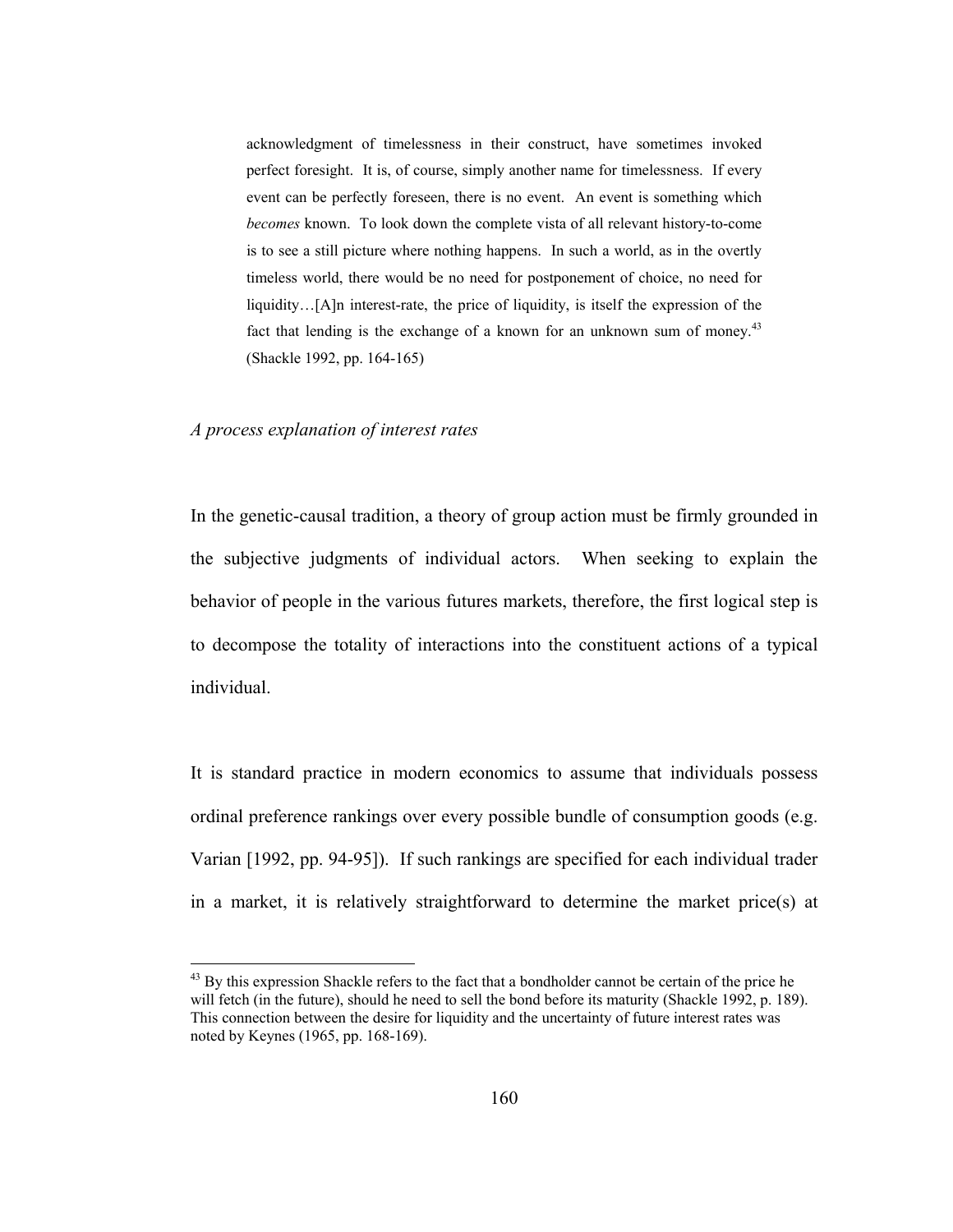> acknowledgment of timelessness in their construct, have sometimes invoked perfect foresight. It is, of course, simply another name for timelessness. If every event can be perfectly foreseen, there is no event. An event is something which *becomes* known. To look down the complete vista of all relevant history-to-come is to see a still picture where nothing happens. In such a world, as in the overtly timeless world, there would be no need for postponement of choice, no need for liquidity…[A]n interest-rate, the price of liquidity, is itself the expression of the fact that lending is the exchange of a known for an unknown sum of money.[43] (Shackle 1992, pp. 164-165)

*A process explanation of interest rates*

In the genetic-causal tradition, a theory of group action must be firmly grounded in the subjective judgments of individual actors. When seeking to explain the behavior of people in the various futures markets, therefore, the first logical step is to decompose the totality of interactions into the constituent actions of a typical individual.

It is standard practice in modern economics to assume that individuals possess ordinal preference rankings over every possible bundle of consumption goods (e.g. Varian [1992, pp. 94-95]). If such rankings are specified for each individual trader in a market, it is relatively straightforward to determine the market price(s) at

[43] By this expression Shackle refers to the fact that a bondholder cannot be certain of the price he will fetch (in the future), should he need to sell the bond before its maturity (Shackle 1992, p. 189). This connection between the desire for liquidity and the uncertainty of future interest rates was noted by Keynes (1965, pp. 168-169).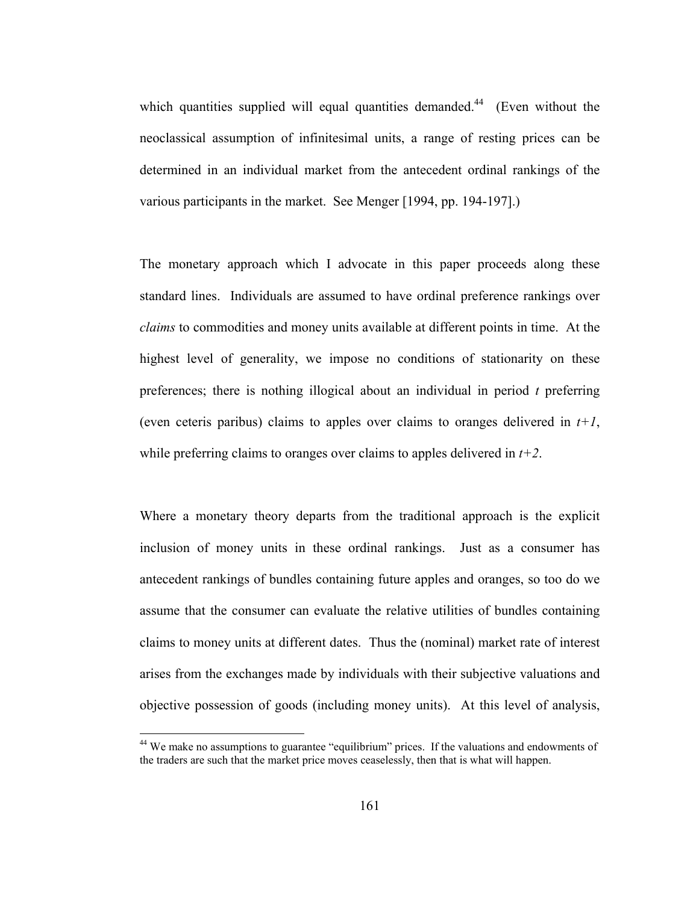which quantities supplied will equal quantities demanded.[44] (Even without the neoclassical assumption of infinitesimal units, a range of resting prices can be determined in an individual market from the antecedent ordinal rankings of the various participants in the market. See Menger [1994, pp. 194-197].)

The monetary approach which I advocate in this paper proceeds along these standard lines. Individuals are assumed to have ordinal preference rankings over *claims* to commodities and money units available at different points in time. At the highest level of generality, we impose no conditions of stationarity on these preferences; there is nothing illogical about an individual in period $t$ preferring (even ceteris paribus) claims to apples over claims to oranges delivered in $t+1$, while preferring claims to oranges over claims to apples delivered in $t+2$.

Where a monetary theory departs from the traditional approach is the explicit inclusion of money units in these ordinal rankings. Just as a consumer has antecedent rankings of bundles containing future apples and oranges, so too do we assume that the consumer can evaluate the relative utilities of bundles containing claims to money units at different dates. Thus the (nominal) market rate of interest arises from the exchanges made by individuals with their subjective valuations and objective possession of goods (including money units). At this level of analysis,

[44] We make no assumptions to guarantee "equilibrium" prices. If the valuations and endowments of the traders are such that the market price moves ceaselessly, then that is what will happen.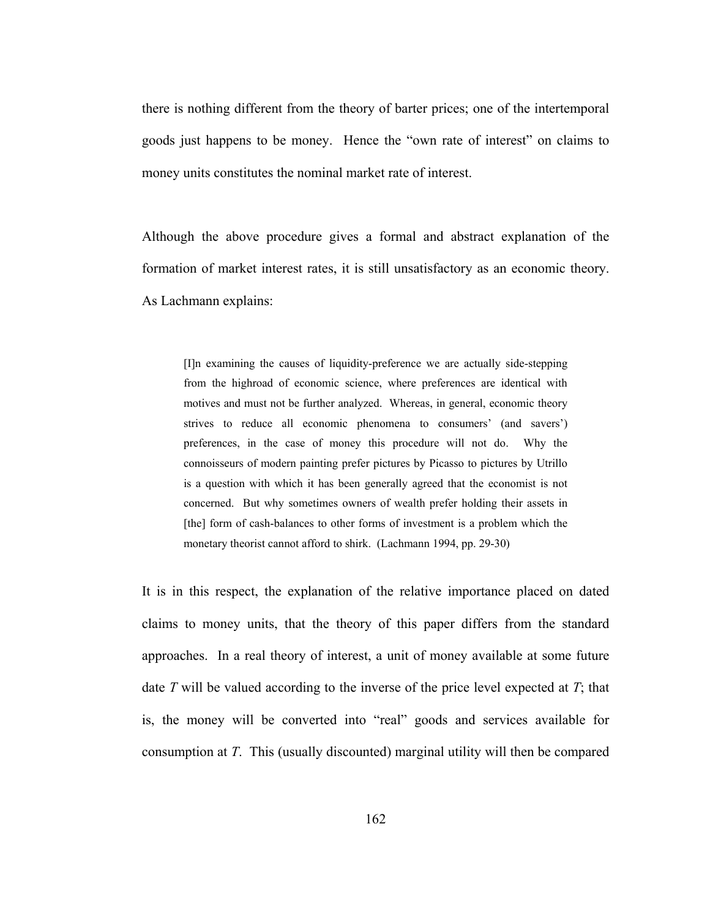there is nothing different from the theory of barter prices; one of the intertemporal goods just happens to be money. Hence the "own rate of interest" on claims to money units constitutes the nominal market rate of interest.

Although the above procedure gives a formal and abstract explanation of the formation of market interest rates, it is still unsatisfactory as an economic theory. As Lachmann explains:

> [I]n examining the causes of liquidity-preference we are actually side-stepping from the highroad of economic science, where preferences are identical with motives and must not be further analyzed. Whereas, in general, economic theory strives to reduce all economic phenomena to consumers' (and savers') preferences, in the case of money this procedure will not do. Why the connoisseurs of modern painting prefer pictures by Picasso to pictures by Utrillo is a question with which it has been generally agreed that the economist is not concerned. But why sometimes owners of wealth prefer holding their assets in [the] form of cash-balances to other forms of investment is a problem which the monetary theorist cannot afford to shirk. (Lachmann 1994, pp. 29-30)

It is in this respect, the explanation of the relative importance placed on dated claims to money units, that the theory of this paper differs from the standard approaches. In a real theory of interest, a unit of money available at some future date $T$ will be valued according to the inverse of the price level expected at $T$; that is, the money will be converted into "real" goods and services available for consumption at $T$. This (usually discounted) marginal utility will then be compared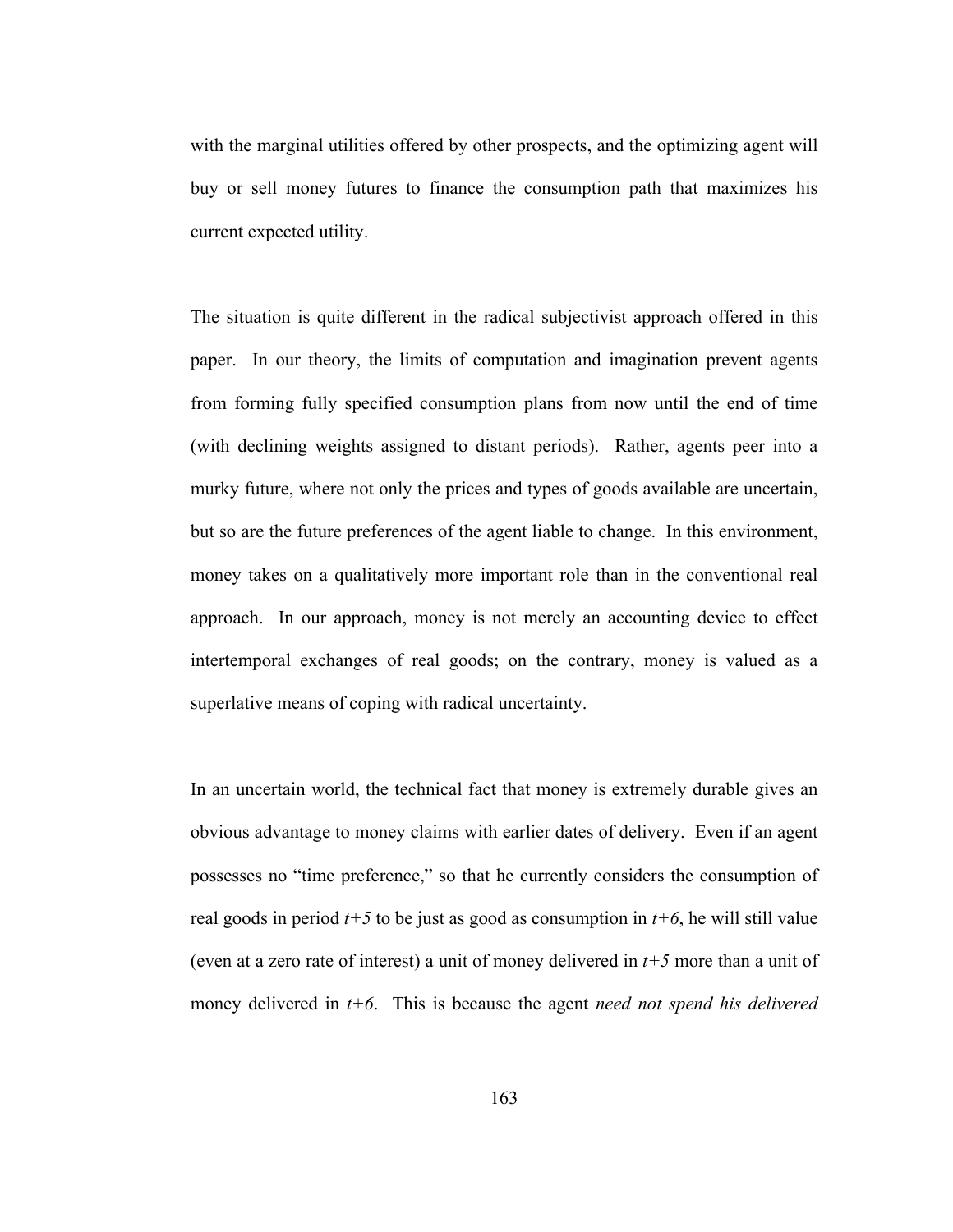with the marginal utilities offered by other prospects, and the optimizing agent will buy or sell money futures to finance the consumption path that maximizes his current expected utility.

The situation is quite different in the radical subjectivist approach offered in this paper. In our theory, the limits of computation and imagination prevent agents from forming fully specified consumption plans from now until the end of time (with declining weights assigned to distant periods). Rather, agents peer into a murky future, where not only the prices and types of goods available are uncertain, but so are the future preferences of the agent liable to change. In this environment, money takes on a qualitatively more important role than in the conventional real approach. In our approach, money is not merely an accounting device to effect intertemporal exchanges of real goods; on the contrary, money is valued as a superlative means of coping with radical uncertainty.

In an uncertain world, the technical fact that money is extremely durable gives an obvious advantage to money claims with earlier dates of delivery. Even if an agent possesses no "time preference," so that he currently considers the consumption of real goods in period $t+5$ to be just as good as consumption in $t+6$, he will still value (even at a zero rate of interest) a unit of money delivered in $t+5$ more than a unit of money delivered in $t+6$. This is because the agent *need not spend his delivered*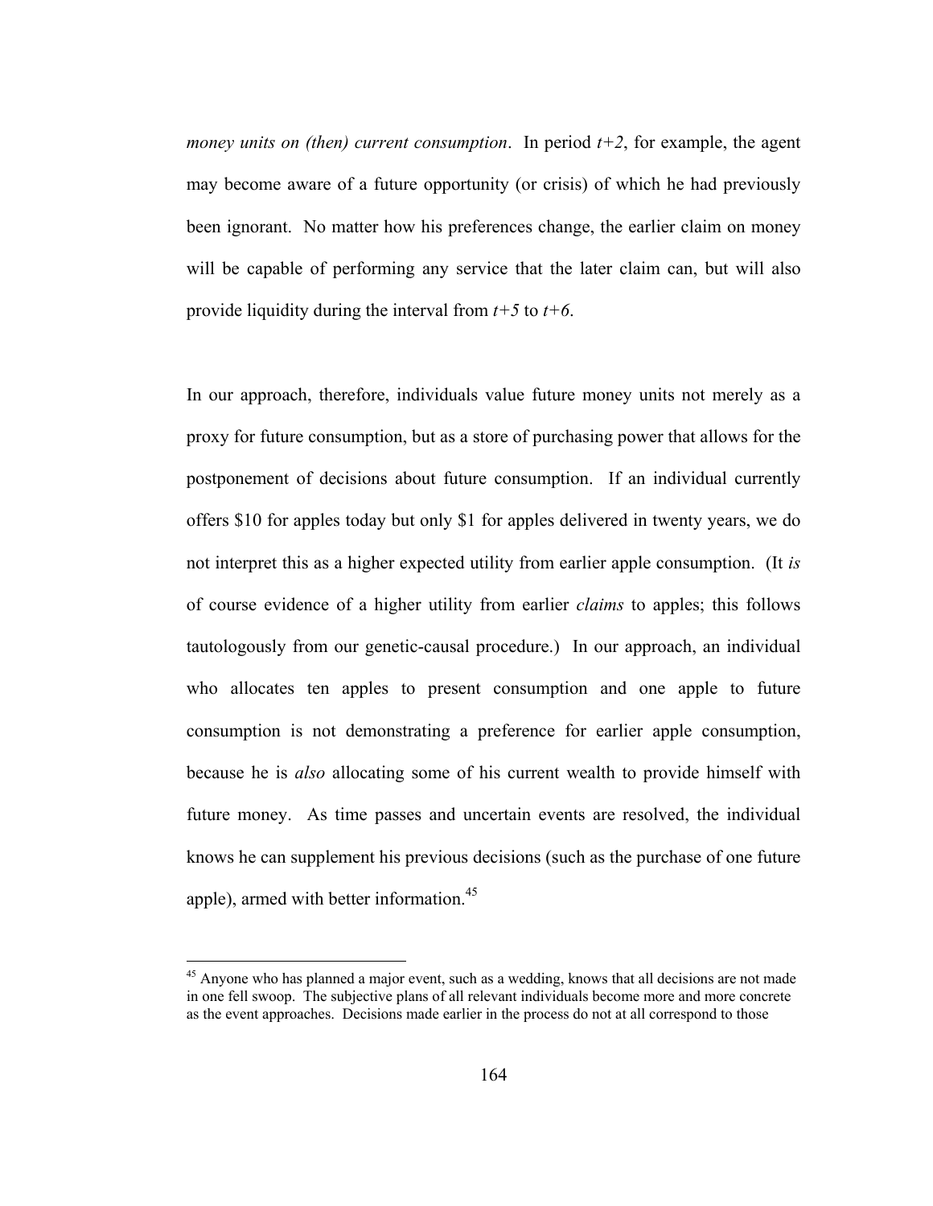*money units on (then) current consumption*. In period $t+2$, for example, the agent may become aware of a future opportunity (or crisis) of which he had previously been ignorant. No matter how his preferences change, the earlier claim on money will be capable of performing any service that the later claim can, but will also provide liquidity during the interval from $t+5$ to $t+6$.

In our approach, therefore, individuals value future money units not merely as a proxy for future consumption, but as a store of purchasing power that allows for the postponement of decisions about future consumption. If an individual currently offers $10 for apples today but only $1 for apples delivered in twenty years, we do not interpret this as a higher expected utility from earlier apple consumption. (It *is* of course evidence of a higher utility from earlier *claims* to apples; this follows tautologously from our genetic-causal procedure.) In our approach, an individual who allocates ten apples to present consumption and one apple to future consumption is not demonstrating a preference for earlier apple consumption, because he is *also* allocating some of his current wealth to provide himself with future money. As time passes and uncertain events are resolved, the individual knows he can supplement his previous decisions (such as the purchase of one future apple), armed with better information.[45]

---

[45] Anyone who has planned a major event, such as a wedding, knows that all decisions are not made in one fell swoop. The subjective plans of all relevant individuals become more and more concrete as the event approaches. Decisions made earlier in the process do not at all correspond to those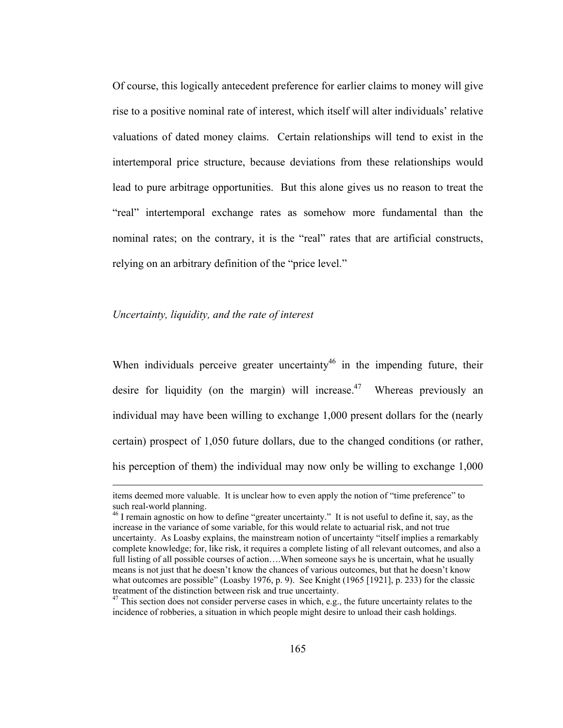Of course, this logically antecedent preference for earlier claims to money will give rise to a positive nominal rate of interest, which itself will alter individuals' relative valuations of dated money claims. Certain relationships will tend to exist in the intertemporal price structure, because deviations from these relationships would lead to pure arbitrage opportunities. But this alone gives us no reason to treat the "real" intertemporal exchange rates as somehow more fundamental than the nominal rates; on the contrary, it is the "real" rates that are artificial constructs, relying on an arbitrary definition of the "price level."

*Uncertainty, liquidity, and the rate of interest*

When individuals perceive greater uncertainty[46] in the impending future, their desire for liquidity (on the margin) will increase.[47] Whereas previously an individual may have been willing to exchange 1,000 present dollars for the (nearly certain) prospect of 1,050 future dollars, due to the changed conditions (or rather, his perception of them) the individual may now only be willing to exchange 1,000

---

items deemed more valuable. It is unclear how to even apply the notion of "time preference" to such real-world planning.

[46] I remain agnostic on how to define "greater uncertainty." It is not useful to define it, say, as the increase in the variance of some variable, for this would relate to actuarial risk, and not true uncertainty. As Loasby explains, the mainstream notion of uncertainty "itself implies a remarkably complete knowledge; for, like risk, it requires a complete listing of all relevant outcomes, and also a full listing of all possible courses of action….When someone says he is uncertain, what he usually means is not just that he doesn't know the chances of various outcomes, but that he doesn't know what outcomes are possible" (Loasby 1976, p. 9). See Knight (1965 [1921], p. 233) for the classic treatment of the distinction between risk and true uncertainty.

[47] This section does not consider perverse cases in which, e.g., the future uncertainty relates to the incidence of robberies, a situation in which people might desire to unload their cash holdings.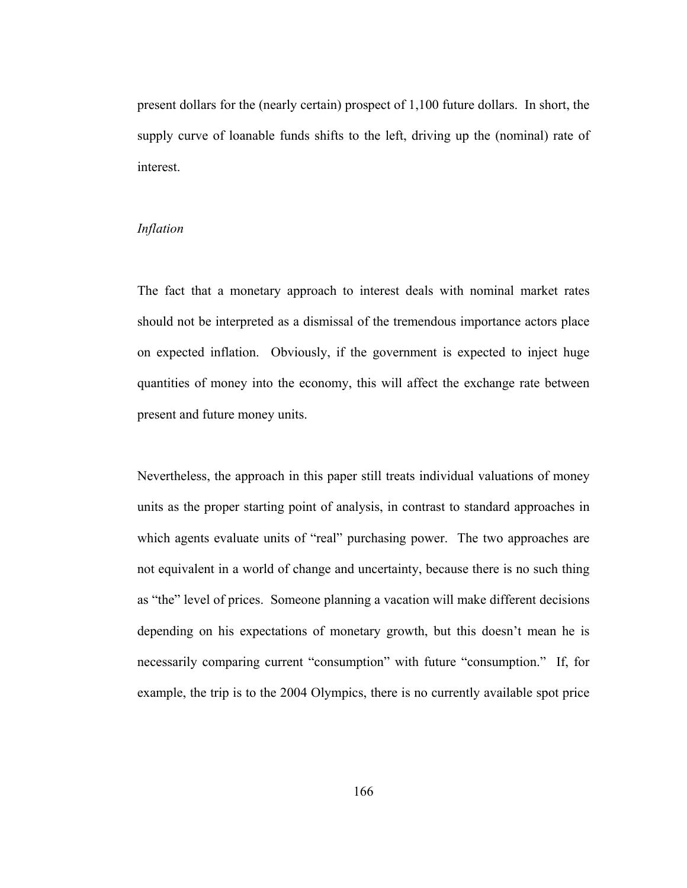present dollars for the (nearly certain) prospect of 1,100 future dollars. In short, the supply curve of loanable funds shifts to the left, driving up the (nominal) rate of interest.

### *Inflation*

The fact that a monetary approach to interest deals with nominal market rates should not be interpreted as a dismissal of the tremendous importance actors place on expected inflation. Obviously, if the government is expected to inject huge quantities of money into the economy, this will affect the exchange rate between present and future money units.

Nevertheless, the approach in this paper still treats individual valuations of money units as the proper starting point of analysis, in contrast to standard approaches in which agents evaluate units of "real" purchasing power. The two approaches are not equivalent in a world of change and uncertainty, because there is no such thing as "the" level of prices. Someone planning a vacation will make different decisions depending on his expectations of monetary growth, but this doesn't mean he is necessarily comparing current "consumption" with future "consumption." If, for example, the trip is to the 2004 Olympics, there is no currently available spot price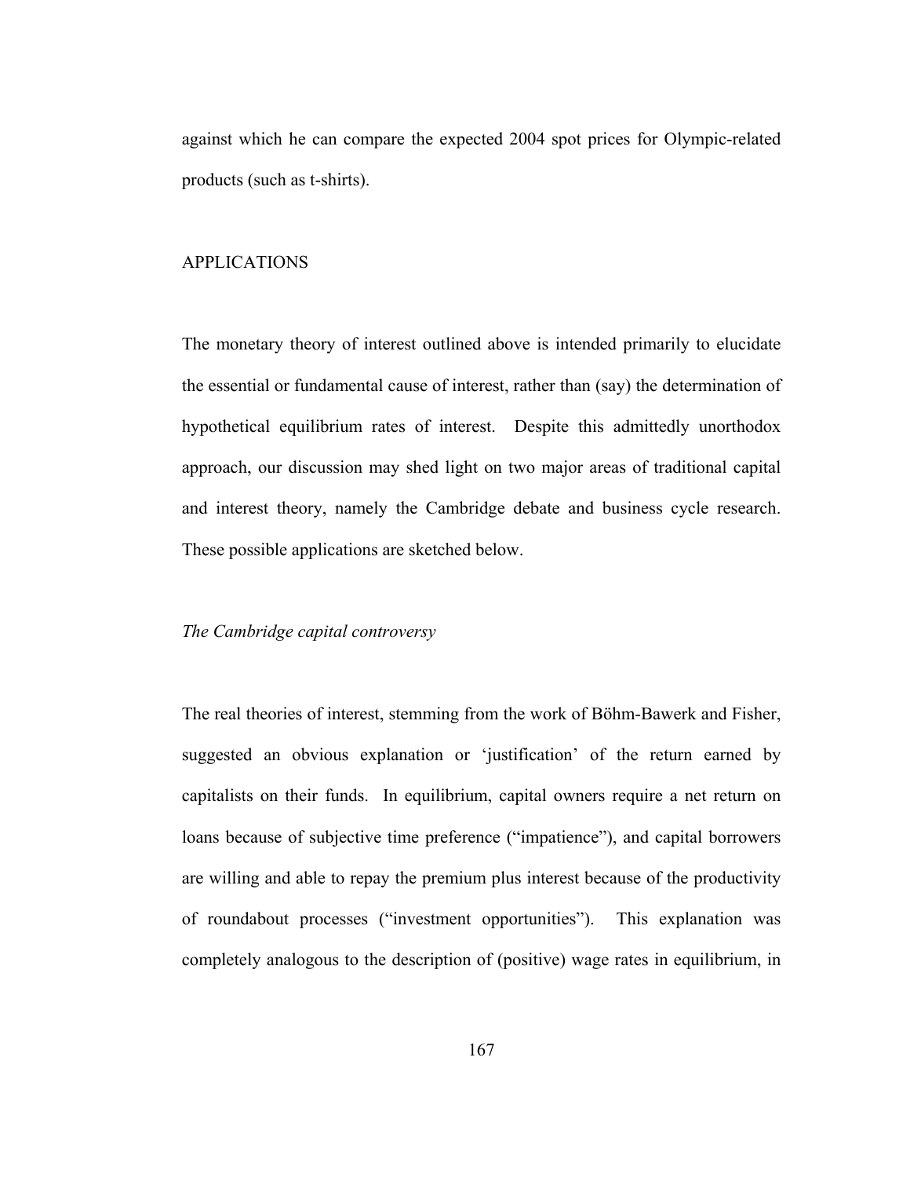against which he can compare the expected 2004 spot prices for Olympic-related products (such as t-shirts).

## APPLICATIONS

The monetary theory of interest outlined above is intended primarily to elucidate the essential or fundamental cause of interest, rather than (say) the determination of hypothetical equilibrium rates of interest. Despite this admittedly unorthodox approach, our discussion may shed light on two major areas of traditional capital and interest theory, namely the Cambridge debate and business cycle research. These possible applications are sketched below.

### *The Cambridge capital controversy*

The real theories of interest, stemming from the work of Böhm-Bawerk and Fisher, suggested an obvious explanation or 'justification' of the return earned by capitalists on their funds. In equilibrium, capital owners require a net return on loans because of subjective time preference ("impatience"), and capital borrowers are willing and able to repay the premium plus interest because of the productivity of roundabout processes ("investment opportunities"). This explanation was completely analogous to the description of (positive) wage rates in equilibrium, in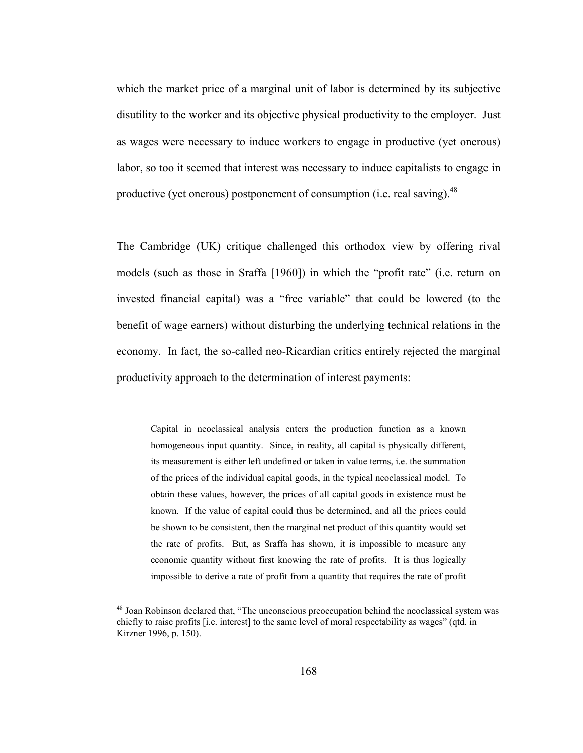which the market price of a marginal unit of labor is determined by its subjective disutility to the worker and its objective physical productivity to the employer. Just as wages were necessary to induce workers to engage in productive (yet onerous) labor, so too it seemed that interest was necessary to induce capitalists to engage in productive (yet onerous) postponement of consumption (i.e. real saving).[48]

The Cambridge (UK) critique challenged this orthodox view by offering rival models (such as those in Sraffa [1960]) in which the "profit rate" (i.e. return on invested financial capital) was a "free variable" that could be lowered (to the benefit of wage earners) without disturbing the underlying technical relations in the economy. In fact, the so-called neo-Ricardian critics entirely rejected the marginal productivity approach to the determination of interest payments:

> Capital in neoclassical analysis enters the production function as a known homogeneous input quantity. Since, in reality, all capital is physically different, its measurement is either left undefined or taken in value terms, i.e. the summation of the prices of the individual capital goods, in the typical neoclassical model. To obtain these values, however, the prices of all capital goods in existence must be known. If the value of capital could thus be determined, and all the prices could be shown to be consistent, then the marginal net product of this quantity would set the rate of profits. But, as Sraffa has shown, it is impossible to measure any economic quantity without first knowing the rate of profits. It is thus logically impossible to derive a rate of profit from a quantity that requires the rate of profit

[48] Joan Robinson declared that, "The unconscious preoccupation behind the neoclassical system was chiefly to raise profits [i.e. interest] to the same level of moral respectability as wages" (qtd. in Kirzner 1996, p. 150).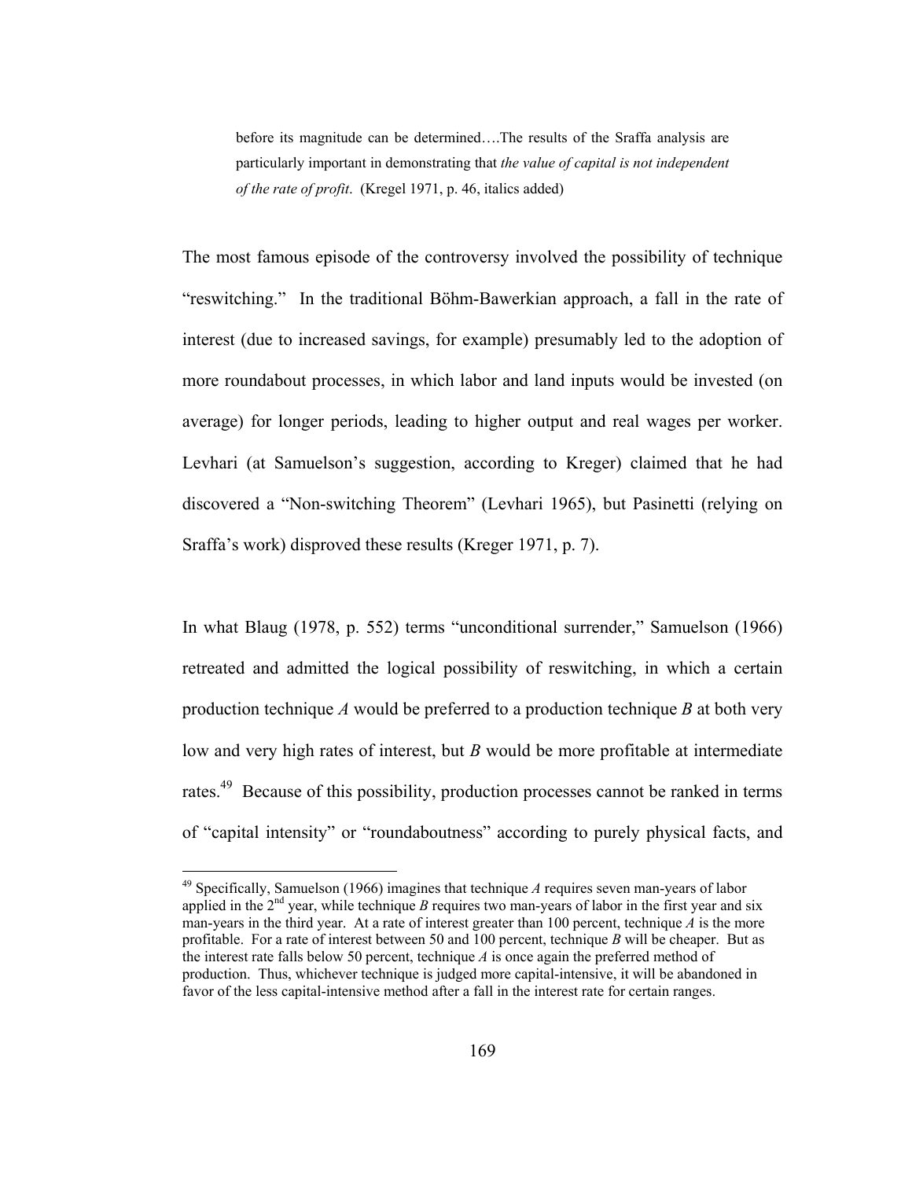> before its magnitude can be determined….The results of the Sraffa analysis are particularly important in demonstrating that *the value of capital is not independent of the rate of profit*. (Kregel 1971, p. 46, italics added)

The most famous episode of the controversy involved the possibility of technique "reswitching." In the traditional Böhm-Bawerkian approach, a fall in the rate of interest (due to increased savings, for example) presumably led to the adoption of more roundabout processes, in which labor and land inputs would be invested (on average) for longer periods, leading to higher output and real wages per worker. Levhari (at Samuelson's suggestion, according to Kreger) claimed that he had discovered a "Non-switching Theorem" (Levhari 1965), but Pasinetti (relying on Sraffa's work) disproved these results (Kreger 1971, p. 7).

In what Blaug (1978, p. 552) terms "unconditional surrender," Samuelson (1966) retreated and admitted the logical possibility of reswitching, in which a certain production technique *A* would be preferred to a production technique *B* at both very low and very high rates of interest, but *B* would be more profitable at intermediate rates.[49] Because of this possibility, production processes cannot be ranked in terms of "capital intensity" or "roundaboutness" according to purely physical facts, and

---

[49] Specifically, Samuelson (1966) imagines that technique *A* requires seven man-years of labor applied in the 2nd year, while technique *B* requires two man-years of labor in the first year and six man-years in the third year. At a rate of interest greater than 100 percent, technique *A* is the more profitable. For a rate of interest between 50 and 100 percent, technique *B* will be cheaper. But as the interest rate falls below 50 percent, technique *A* is once again the preferred method of production. Thus, whichever technique is judged more capital-intensive, it will be abandoned in favor of the less capital-intensive method after a fall in the interest rate for certain ranges.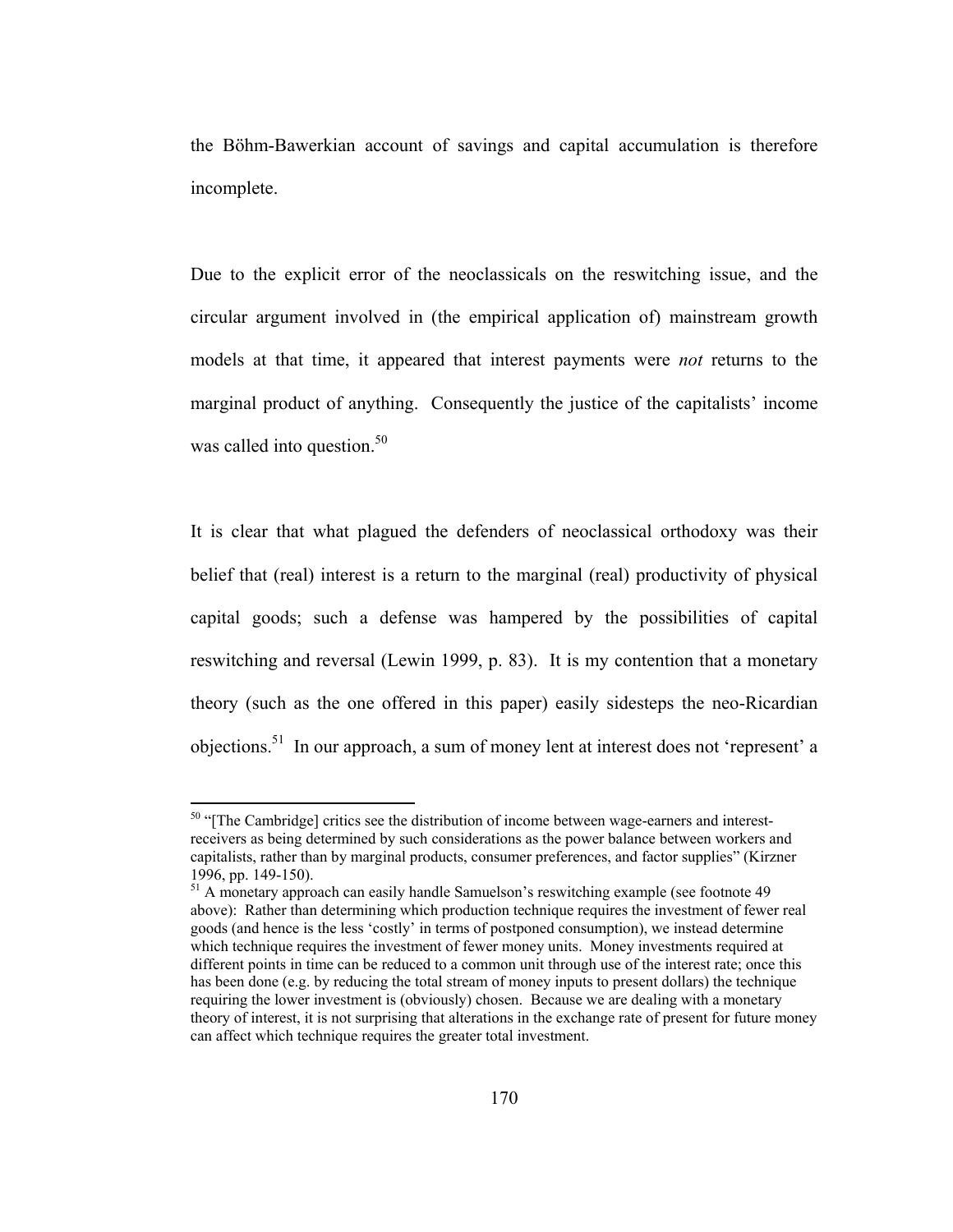the Böhm-Bawerkian account of savings and capital accumulation is therefore incomplete.

Due to the explicit error of the neoclassicals on the reswitching issue, and the circular argument involved in (the empirical application of) mainstream growth models at that time, it appeared that interest payments were *not* returns to the marginal product of anything. Consequently the justice of the capitalists' income was called into question.[50]

It is clear that what plagued the defenders of neoclassical orthodoxy was their belief that (real) interest is a return to the marginal (real) productivity of physical capital goods; such a defense was hampered by the possibilities of capital reswitching and reversal (Lewin 1999, p. 83). It is my contention that a monetary theory (such as the one offered in this paper) easily sidesteps the neo-Ricardian objections.[51] In our approach, a sum of money lent at interest does not 'represent' a

---

[50] "[The Cambridge] critics see the distribution of income between wage-earners and interest-receivers as being determined by such considerations as the power balance between workers and capitalists, rather than by marginal products, consumer preferences, and factor supplies" (Kirzner 1996, pp. 149-150).

[51] A monetary approach can easily handle Samuelson's reswitching example (see footnote 49 above): Rather than determining which production technique requires the investment of fewer real goods (and hence is the less 'costly' in terms of postponed consumption), we instead determine which technique requires the investment of fewer money units. Money investments required at different points in time can be reduced to a common unit through use of the interest rate; once this has been done (e.g. by reducing the total stream of money inputs to present dollars) the technique requiring the lower investment is (obviously) chosen. Because we are dealing with a monetary theory of interest, it is not surprising that alterations in the exchange rate of present for future money can affect which technique requires the greater total investment.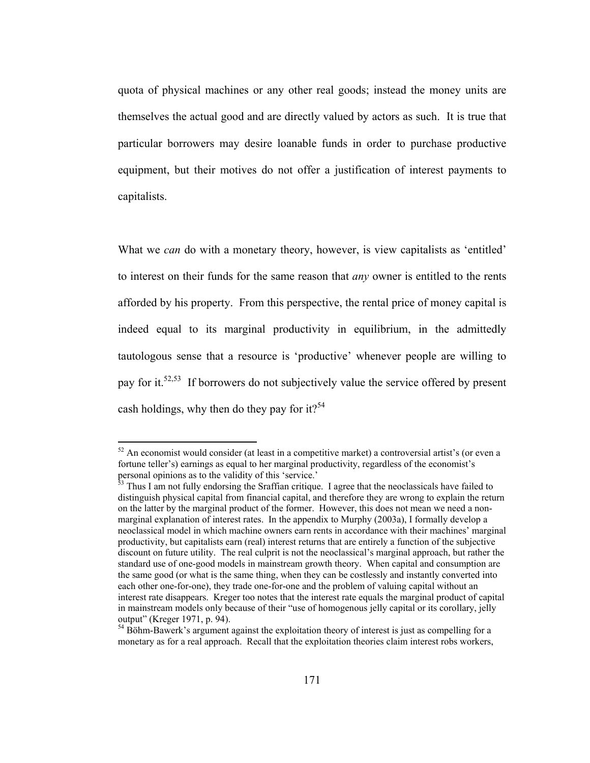quota of physical machines or any other real goods; instead the money units are themselves the actual good and are directly valued by actors as such. It is true that particular borrowers may desire loanable funds in order to purchase productive equipment, but their motives do not offer a justification of interest payments to capitalists.

What we *can* do with a monetary theory, however, is view capitalists as 'entitled' to interest on their funds for the same reason that *any* owner is entitled to the rents afforded by his property. From this perspective, the rental price of money capital is indeed equal to its marginal productivity in equilibrium, in the admittedly tautologous sense that a resource is 'productive' whenever people are willing to pay for it.[52,53] If borrowers do not subjectively value the service offered by present cash holdings, why then do they pay for it?[54]

---

[52] An economist would consider (at least in a competitive market) a controversial artist's (or even a fortune teller's) earnings as equal to her marginal productivity, regardless of the economist's personal opinions as to the validity of this 'service.'

[53] Thus I am not fully endorsing the Sraffian critique. I agree that the neoclassicals have failed to distinguish physical capital from financial capital, and therefore they are wrong to explain the return on the latter by the marginal product of the former. However, this does not mean we need a non-marginal explanation of interest rates. In the appendix to Murphy (2003a), I formally develop a neoclassical model in which machine owners earn rents in accordance with their machines' marginal productivity, but capitalists earn (real) interest returns that are entirely a function of the subjective discount on future utility. The real culprit is not the neoclassical's marginal approach, but rather the standard use of one-good models in mainstream growth theory. When capital and consumption are the same good (or what is the same thing, when they can be costlessly and instantly converted into each other one-for-one), they trade one-for-one and the problem of valuing capital without an interest rate disappears. Kreger too notes that the interest rate equals the marginal product of capital in mainstream models only because of their "use of homogenous jelly capital or its corollary, jelly output" (Kreger 1971, p. 94).

[54] Böhm-Bawerk's argument against the exploitation theory of interest is just as compelling for a monetary as for a real approach. Recall that the exploitation theories claim interest robs workers,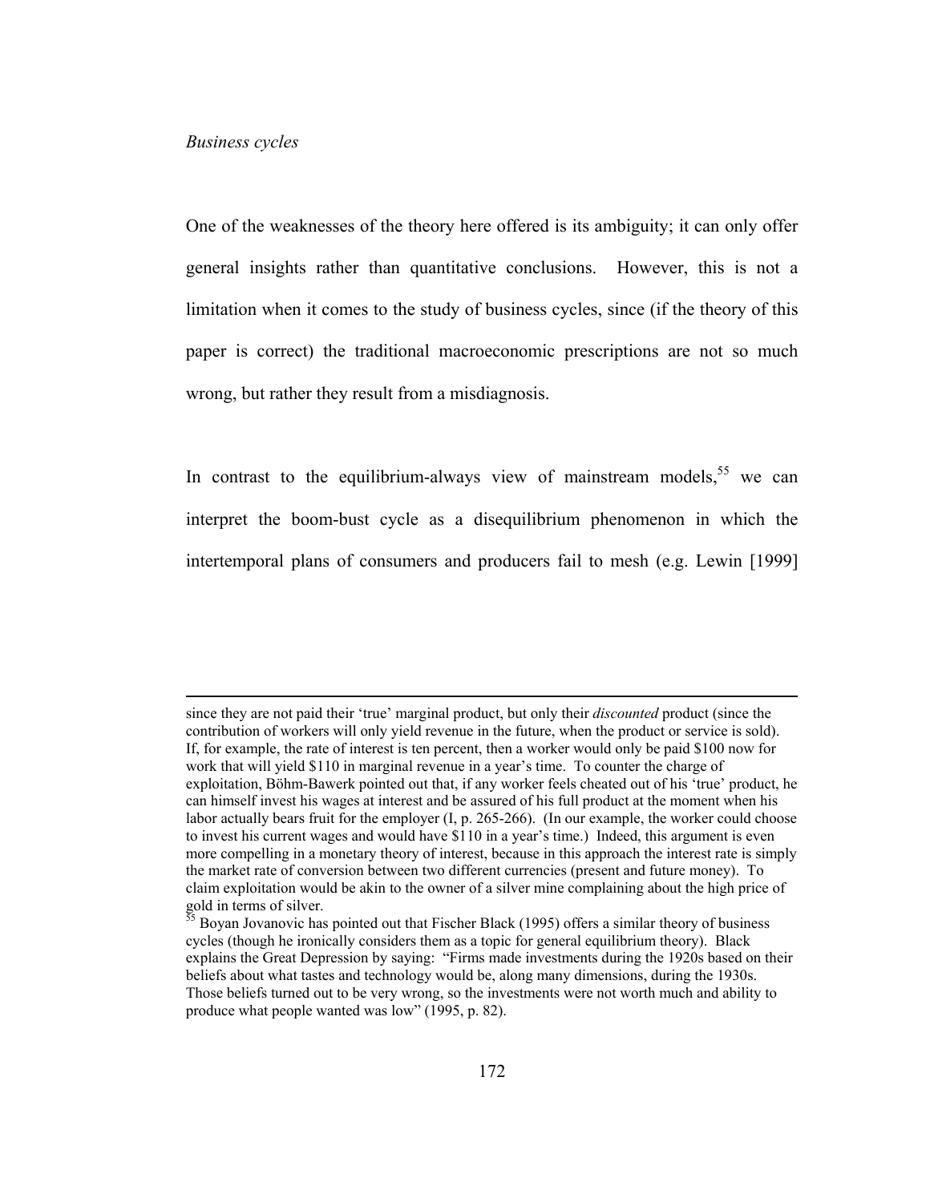*Business cycles*

One of the weaknesses of the theory here offered is its ambiguity; it can only offer general insights rather than quantitative conclusions. However, this is not a limitation when it comes to the study of business cycles, since (if the theory of this paper is correct) the traditional macroeconomic prescriptions are not so much wrong, but rather they result from a misdiagnosis.

In contrast to the equilibrium-always view of mainstream models,[55] we can interpret the boom-bust cycle as a disequilibrium phenomenon in which the intertemporal plans of consumers and producers fail to mesh (e.g. Lewin [1999]

---

since they are not paid their 'true' marginal product, but only their *discounted* product (since the contribution of workers will only yield revenue in the future, when the product or service is sold). If, for example, the rate of interest is ten percent, then a worker would only be paid $100 now for work that will yield $110 in marginal revenue in a year's time. To counter the charge of exploitation, Böhm-Bawerk pointed out that, if any worker feels cheated out of his 'true' product, he can himself invest his wages at interest and be assured of his full product at the moment when his labor actually bears fruit for the employer (I, p. 265-266). (In our example, the worker could choose to invest his current wages and would have $110 in a year's time.) Indeed, this argument is even more compelling in a monetary theory of interest, because in this approach the interest rate is simply the market rate of conversion between two different currencies (present and future money). To claim exploitation would be akin to the owner of a silver mine complaining about the high price of gold in terms of silver.

[55] Boyan Jovanovic has pointed out that Fischer Black (1995) offers a similar theory of business cycles (though he ironically considers them as a topic for general equilibrium theory). Black explains the Great Depression by saying: "Firms made investments during the 1920s based on their beliefs about what tastes and technology would be, along many dimensions, during the 1930s. Those beliefs turned out to be very wrong, so the investments were not worth much and ability to produce what people wanted was low" (1995, p. 82).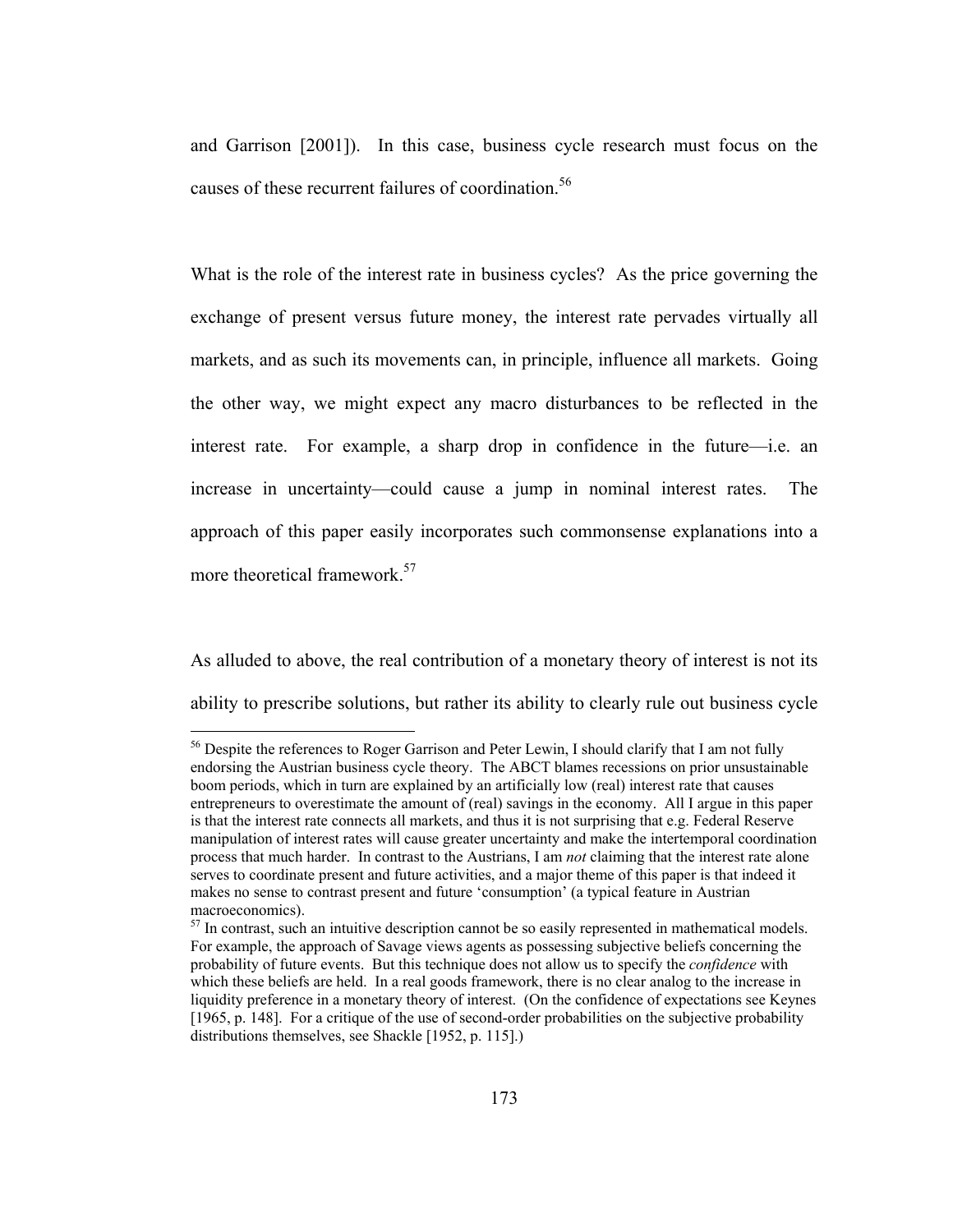and Garrison [2001]). In this case, business cycle research must focus on the causes of these recurrent failures of coordination.[56]

What is the role of the interest rate in business cycles? As the price governing the exchange of present versus future money, the interest rate pervades virtually all markets, and as such its movements can, in principle, influence all markets. Going the other way, we might expect any macro disturbances to be reflected in the interest rate. For example, a sharp drop in confidence in the future—i.e. an increase in uncertainty—could cause a jump in nominal interest rates. The approach of this paper easily incorporates such commonsense explanations into a more theoretical framework.[57]

As alluded to above, the real contribution of a monetary theory of interest is not its ability to prescribe solutions, but rather its ability to clearly rule out business cycle

---

[56] Despite the references to Roger Garrison and Peter Lewin, I should clarify that I am not fully endorsing the Austrian business cycle theory. The ABCT blames recessions on prior unsustainable boom periods, which in turn are explained by an artificially low (real) interest rate that causes entrepreneurs to overestimate the amount of (real) savings in the economy. All I argue in this paper is that the interest rate connects all markets, and thus it is not surprising that e.g. Federal Reserve manipulation of interest rates will cause greater uncertainty and make the intertemporal coordination process that much harder. In contrast to the Austrians, I am *not* claiming that the interest rate alone serves to coordinate present and future activities, and a major theme of this paper is that indeed it makes no sense to contrast present and future 'consumption' (a typical feature in Austrian macroeconomics).

[57] In contrast, such an intuitive description cannot be so easily represented in mathematical models. For example, the approach of Savage views agents as possessing subjective beliefs concerning the probability of future events. But this technique does not allow us to specify the *confidence* with which these beliefs are held. In a real goods framework, there is no clear analog to the increase in liquidity preference in a monetary theory of interest. (On the confidence of expectations see Keynes [1965, p. 148]. For a critique of the use of second-order probabilities on the subjective probability distributions themselves, see Shackle [1952, p. 115].)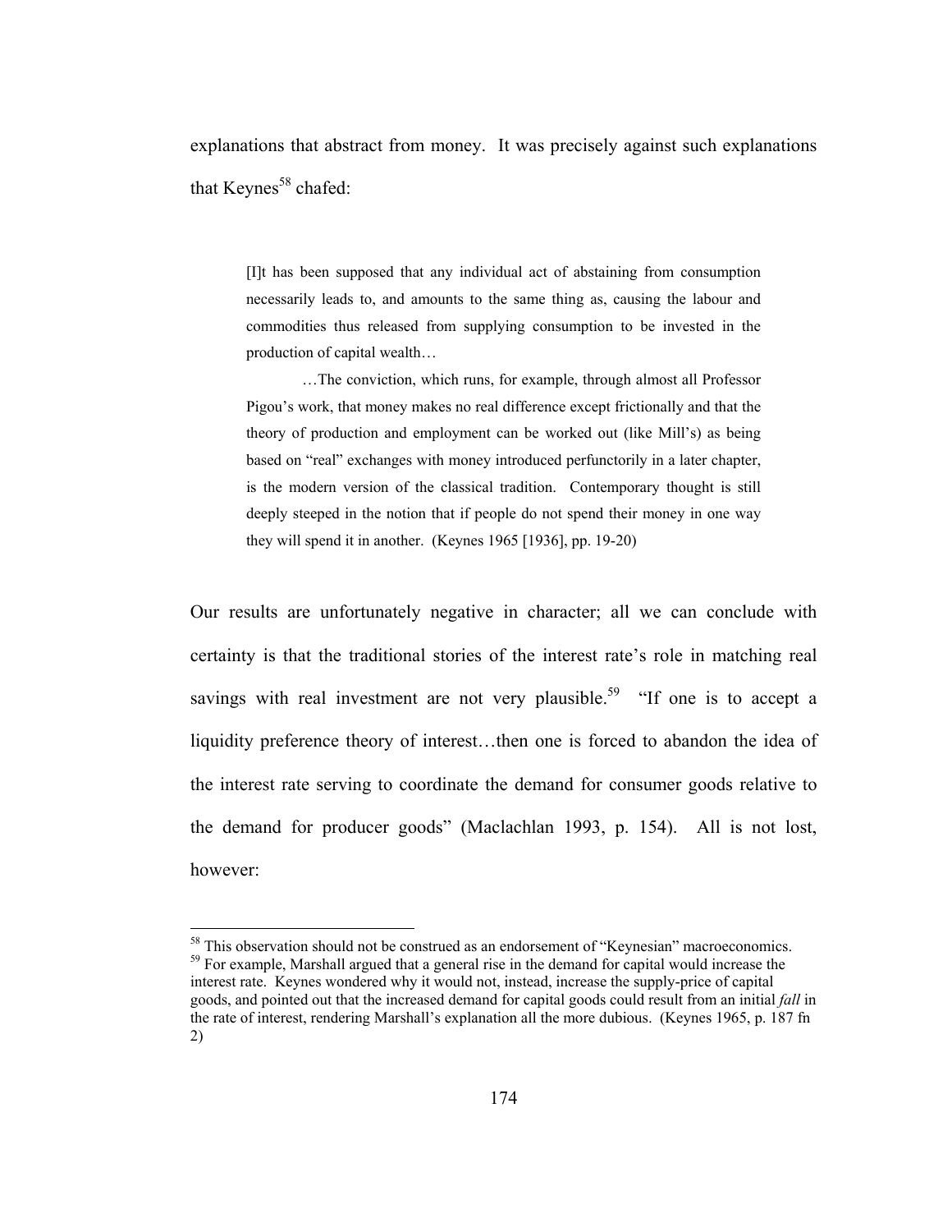explanations that abstract from money. It was precisely against such explanations that Keynes[58] chafed:

> [I]t has been supposed that any individual act of abstaining from consumption necessarily leads to, and amounts to the same thing as, causing the labour and commodities thus released from supplying consumption to be invested in the production of capital wealth…
>
> …The conviction, which runs, for example, through almost all Professor Pigou's work, that money makes no real difference except frictionally and that the theory of production and employment can be worked out (like Mill's) as being based on "real" exchanges with money introduced perfunctorily in a later chapter, is the modern version of the classical tradition. Contemporary thought is still deeply steeped in the notion that if people do not spend their money in one way they will spend it in another. (Keynes 1965 [1936], pp. 19-20)

Our results are unfortunately negative in character; all we can conclude with certainty is that the traditional stories of the interest rate's role in matching real savings with real investment are not very plausible.[59] "If one is to accept a liquidity preference theory of interest…then one is forced to abandon the idea of the interest rate serving to coordinate the demand for consumer goods relative to the demand for producer goods" (Maclachlan 1993, p. 154). All is not lost, however:

---

[58] This observation should not be construed as an endorsement of "Keynesian" macroeconomics.

[59] For example, Marshall argued that a general rise in the demand for capital would increase the interest rate. Keynes wondered why it would not, instead, increase the supply-price of capital goods, and pointed out that the increased demand for capital goods could result from an initial *fall* in the rate of interest, rendering Marshall's explanation all the more dubious. (Keynes 1965, p. 187 fn 2)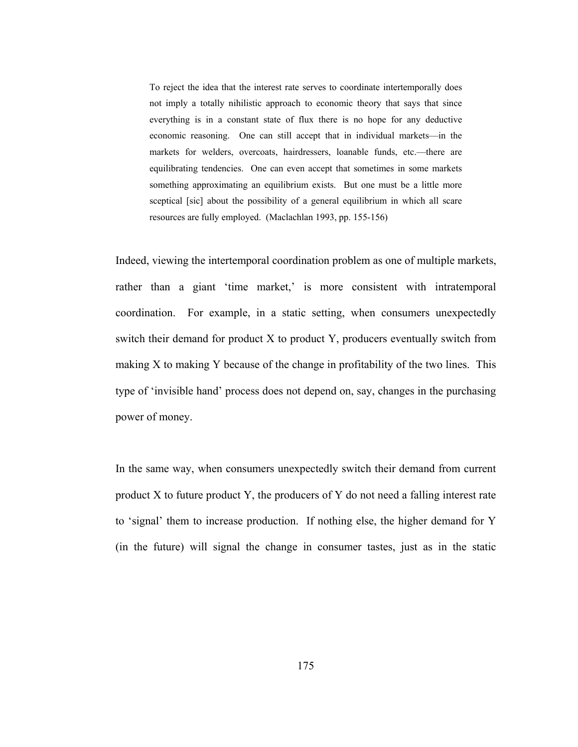> To reject the idea that the interest rate serves to coordinate intertemporally does not imply a totally nihilistic approach to economic theory that says that since everything is in a constant state of flux there is no hope for any deductive economic reasoning. One can still accept that in individual markets—in the markets for welders, overcoats, hairdressers, loanable funds, etc.—there are equilibrating tendencies. One can even accept that sometimes in some markets something approximating an equilibrium exists. But one must be a little more sceptical [sic] about the possibility of a general equilibrium in which all scare resources are fully employed. (Maclachlan 1993, pp. 155-156)

Indeed, viewing the intertemporal coordination problem as one of multiple markets, rather than a giant 'time market,' is more consistent with intratemporal coordination. For example, in a static setting, when consumers unexpectedly switch their demand for product X to product Y, producers eventually switch from making X to making Y because of the change in profitability of the two lines. This type of 'invisible hand' process does not depend on, say, changes in the purchasing power of money.

In the same way, when consumers unexpectedly switch their demand from current product X to future product Y, the producers of Y do not need a falling interest rate to 'signal' them to increase production. If nothing else, the higher demand for Y (in the future) will signal the change in consumer tastes, just as in the static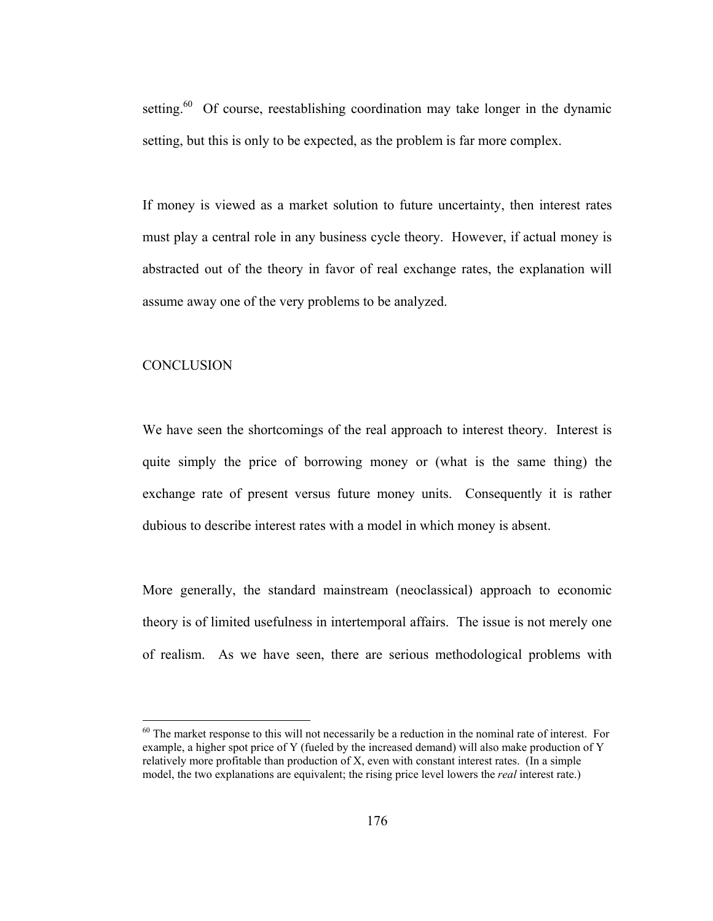setting.[60] Of course, reestablishing coordination may take longer in the dynamic setting, but this is only to be expected, as the problem is far more complex.

If money is viewed as a market solution to future uncertainty, then interest rates must play a central role in any business cycle theory. However, if actual money is abstracted out of the theory in favor of real exchange rates, the explanation will assume away one of the very problems to be analyzed.

## CONCLUSION

We have seen the shortcomings of the real approach to interest theory. Interest is quite simply the price of borrowing money or (what is the same thing) the exchange rate of present versus future money units. Consequently it is rather dubious to describe interest rates with a model in which money is absent.

More generally, the standard mainstream (neoclassical) approach to economic theory is of limited usefulness in intertemporal affairs. The issue is not merely one of realism. As we have seen, there are serious methodological problems with

---

[60] The market response to this will not necessarily be a reduction in the nominal rate of interest. For example, a higher spot price of Y (fueled by the increased demand) will also make production of Y relatively more profitable than production of X, even with constant interest rates. (In a simple model, the two explanations are equivalent; the rising price level lowers the *real* interest rate.)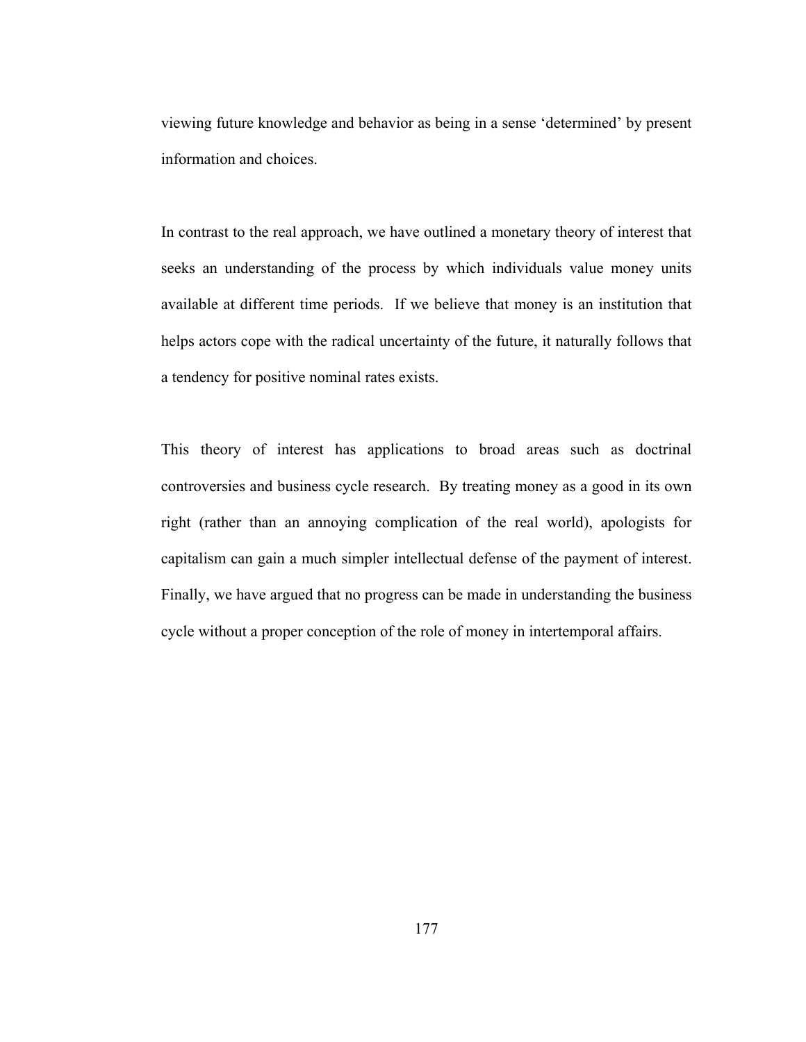viewing future knowledge and behavior as being in a sense 'determined' by present information and choices.

In contrast to the real approach, we have outlined a monetary theory of interest that seeks an understanding of the process by which individuals value money units available at different time periods. If we believe that money is an institution that helps actors cope with the radical uncertainty of the future, it naturally follows that a tendency for positive nominal rates exists.

This theory of interest has applications to broad areas such as doctrinal controversies and business cycle research. By treating money as a good in its own right (rather than an annoying complication of the real world), apologists for capitalism can gain a much simpler intellectual defense of the payment of interest. Finally, we have argued that no progress can be made in understanding the business cycle without a proper conception of the role of money in intertemporal affairs.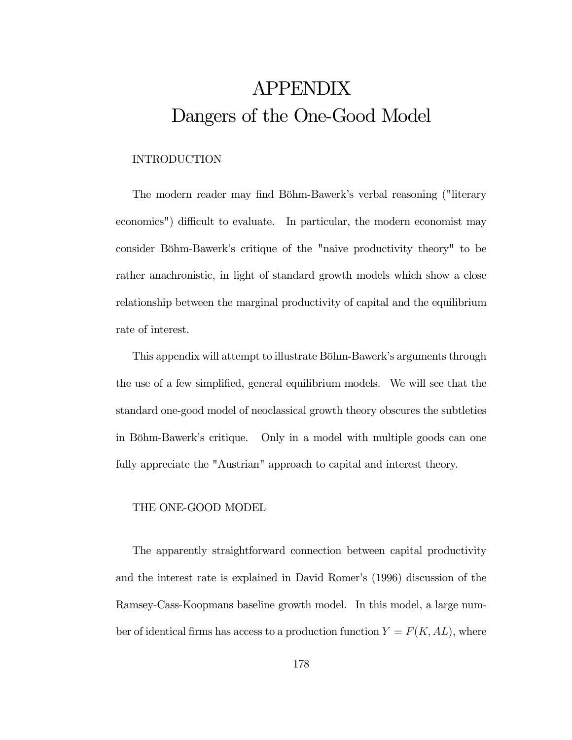# APPENDIX
# Dangers of the One-Good Model

## INTRODUCTION

The modern reader may find Böhm-Bawerk's verbal reasoning ("literary economics") difficult to evaluate. In particular, the modern economist may consider Böhm-Bawerk's critique of the "naive productivity theory" to be rather anachronistic, in light of standard growth models which show a close relationship between the marginal productivity of capital and the equilibrium rate of interest.

This appendix will attempt to illustrate Böhm-Bawerk's arguments through the use of a few simplified, general equilibrium models. We will see that the standard one-good model of neoclassical growth theory obscures the subtleties in Böhm-Bawerk's critique. Only in a model with multiple goods can one fully appreciate the "Austrian" approach to capital and interest theory.

## THE ONE-GOOD MODEL

The apparently straightforward connection between capital productivity and the interest rate is explained in David Romer's (1996) discussion of the Ramsey-Cass-Koopmans baseline growth model. In this model, a large number of identical firms has access to a production function $Y = F(K, AL)$, where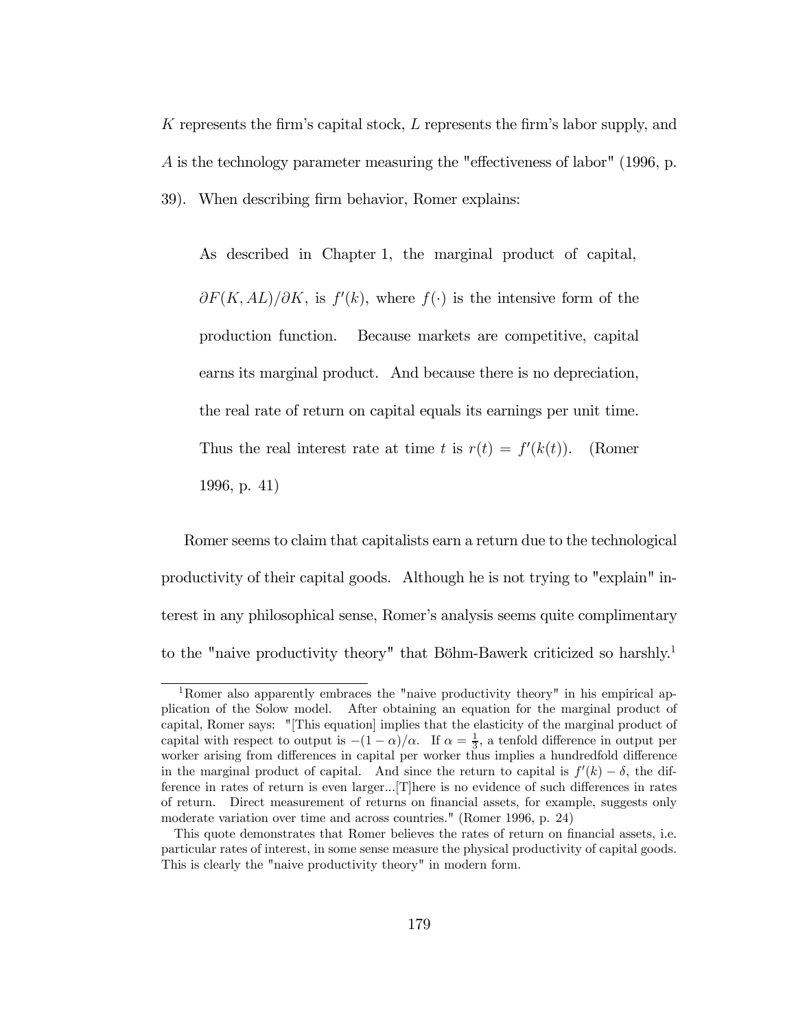$K$ represents the firm's capital stock, $L$ represents the firm's labor supply, and $A$ is the technology parameter measuring the "effectiveness of labor" (1996, p. 39). When describing firm behavior, Romer explains:

> As described in Chapter 1, the marginal product of capital, $\partial F(K, AL)/\partial K$, is $f'(k)$, where $f(\cdot)$ is the intensive form of the production function. Because markets are competitive, capital earns its marginal product. And because there is no depreciation, the real rate of return on capital equals its earnings per unit time. Thus the real interest rate at time $t$ is $r(t) = f'(k(t))$. (Romer 1996, p. 41)

Romer seems to claim that capitalists earn a return due to the technological productivity of their capital goods. Although he is not trying to "explain" interest in any philosophical sense, Romer's analysis seems quite complimentary to the "naive productivity theory" that Böhm-Bawerk criticized so harshly.[1]

---

[1] Romer also apparently embraces the "naive productivity theory" in his empirical application of the Solow model. After obtaining an equation for the marginal product of capital, Romer says: "[This equation] implies that the elasticity of the marginal product of capital with respect to output is $-(1-\alpha)/\alpha$. If $\alpha = \frac{1}{3}$, a tenfold difference in output per worker arising from differences in capital per worker thus implies a hundredfold difference in the marginal product of capital. And since the return to capital is $f'(k) - \delta$, the difference in rates of return is even larger...[T]here is no evidence of such differences in rates of return. Direct measurement of returns on financial assets, for example, suggests only moderate variation over time and across countries." (Romer 1996, p. 24)

This quote demonstrates that Romer believes the rates of return on financial assets, i.e. particular rates of interest, in some sense measure the physical productivity of capital goods. This is clearly the "naive productivity theory" in modern form.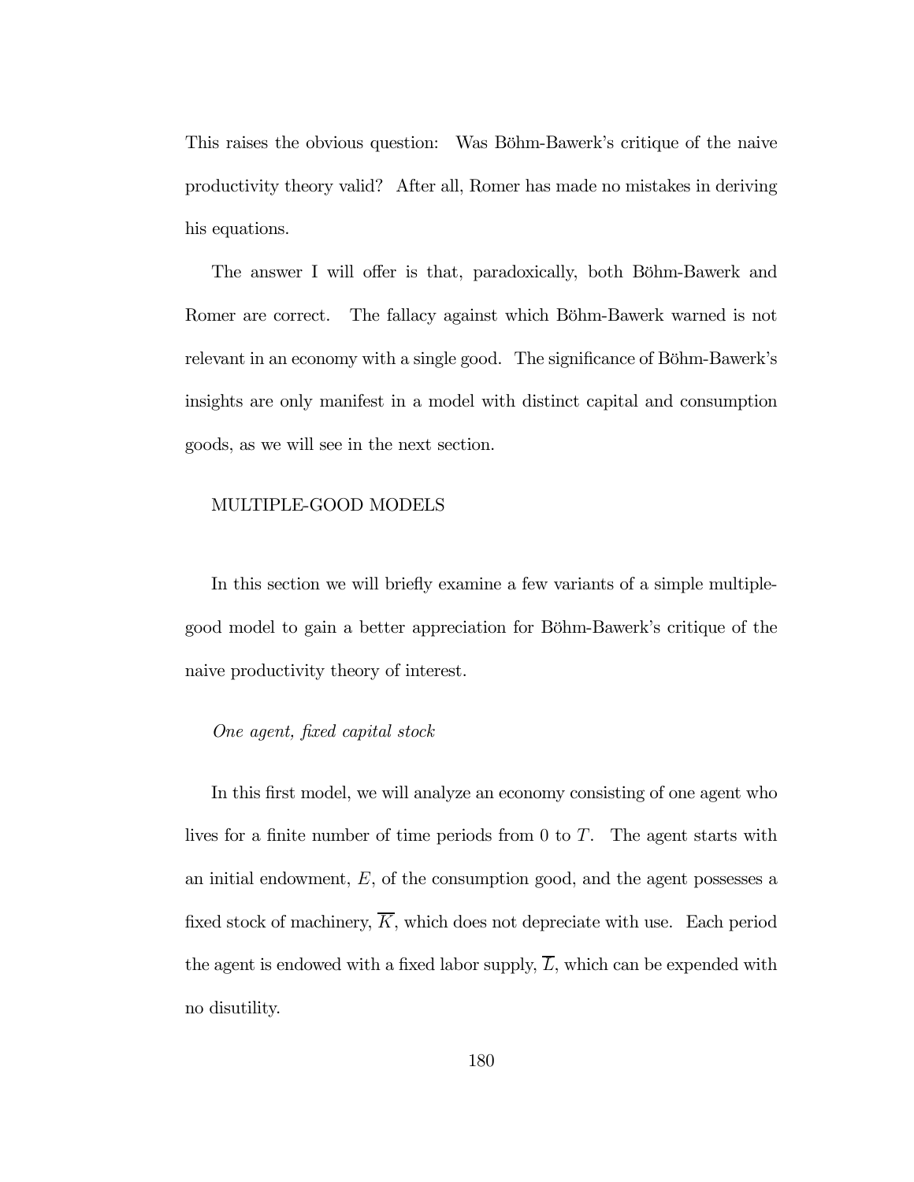This raises the obvious question: Was Böhm-Bawerk's critique of the naive productivity theory valid? After all, Romer has made no mistakes in deriving his equations.

The answer I will offer is that, paradoxically, both Böhm-Bawerk and Romer are correct. The fallacy against which Böhm-Bawerk warned is not relevant in an economy with a single good. The significance of Böhm-Bawerk's insights are only manifest in a model with distinct capital and consumption goods, as we will see in the next section.

## MULTIPLE-GOOD MODELS

In this section we will briefly examine a few variants of a simple multiple-good model to gain a better appreciation for Böhm-Bawerk's critique of the naive productivity theory of interest.

### *One agent, fixed capital stock*

In this first model, we will analyze an economy consisting of one agent who lives for a finite number of time periods from 0 to $T$. The agent starts with an initial endowment, $E$, of the consumption good, and the agent possesses a fixed stock of machinery, $\overline{K}$, which does not depreciate with use. Each period the agent is endowed with a fixed labor supply, $\overline{L}$, which can be expended with no disutility.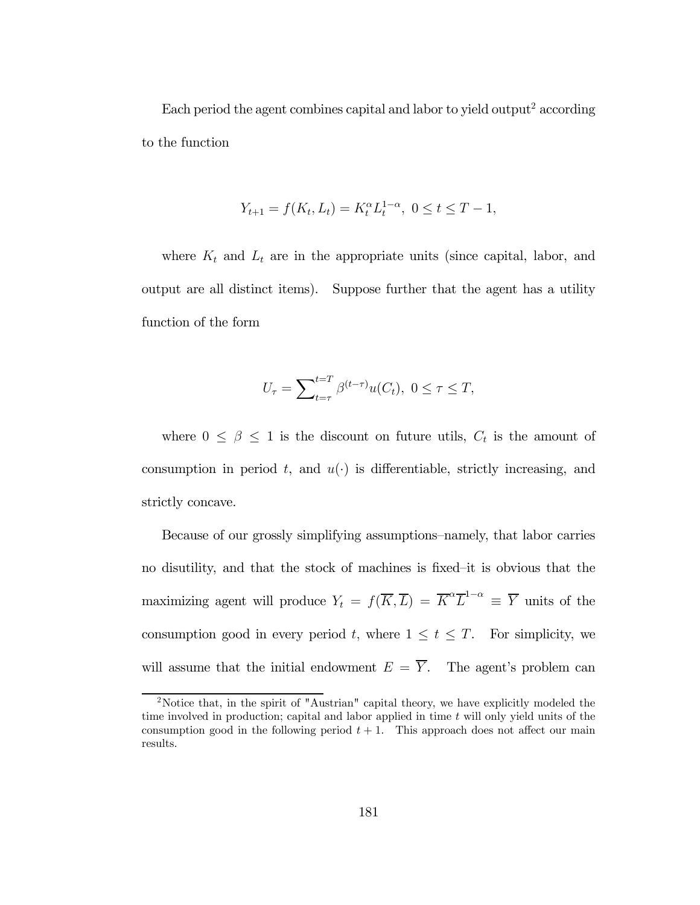Each period the agent combines capital and labor to yield output[2] according to the function

$$Y_{t+1} = f(K_t, L_t) = K_t^{\alpha} L_t^{1-\alpha},\ 0 \leq t \leq T-1,$$

where $K_t$ and $L_t$ are in the appropriate units (since capital, labor, and output are all distinct items). Suppose further that the agent has a utility function of the form

$$U_{\tau} = \sum\nolimits_{t=\tau}^{t=T} \beta^{(t-\tau)} u(C_t),\ 0 \leq \tau \leq T,$$

where $0 \leq \beta \leq 1$ is the discount on future utils, $C_t$ is the amount of consumption in period $t$, and $u(\cdot)$ is differentiable, strictly increasing, and strictly concave.

Because of our grossly simplifying assumptions–namely, that labor carries no disutility, and that the stock of machines is fixed–it is obvious that the maximizing agent will produce $Y_t = f(\overline{K}, \overline{L}) = \overline{K}^{\alpha}\overline{L}^{1-\alpha} \equiv \overline{Y}$ units of the consumption good in every period $t$, where $1 \leq t \leq T$. For simplicity, we will assume that the initial endowment $E = \overline{Y}$. The agent's problem can

[2] Notice that, in the spirit of "Austrian" capital theory, we have explicitly modeled the time involved in production; capital and labor applied in time $t$ will only yield units of the consumption good in the following period $t+1$. This approach does not affect our main results.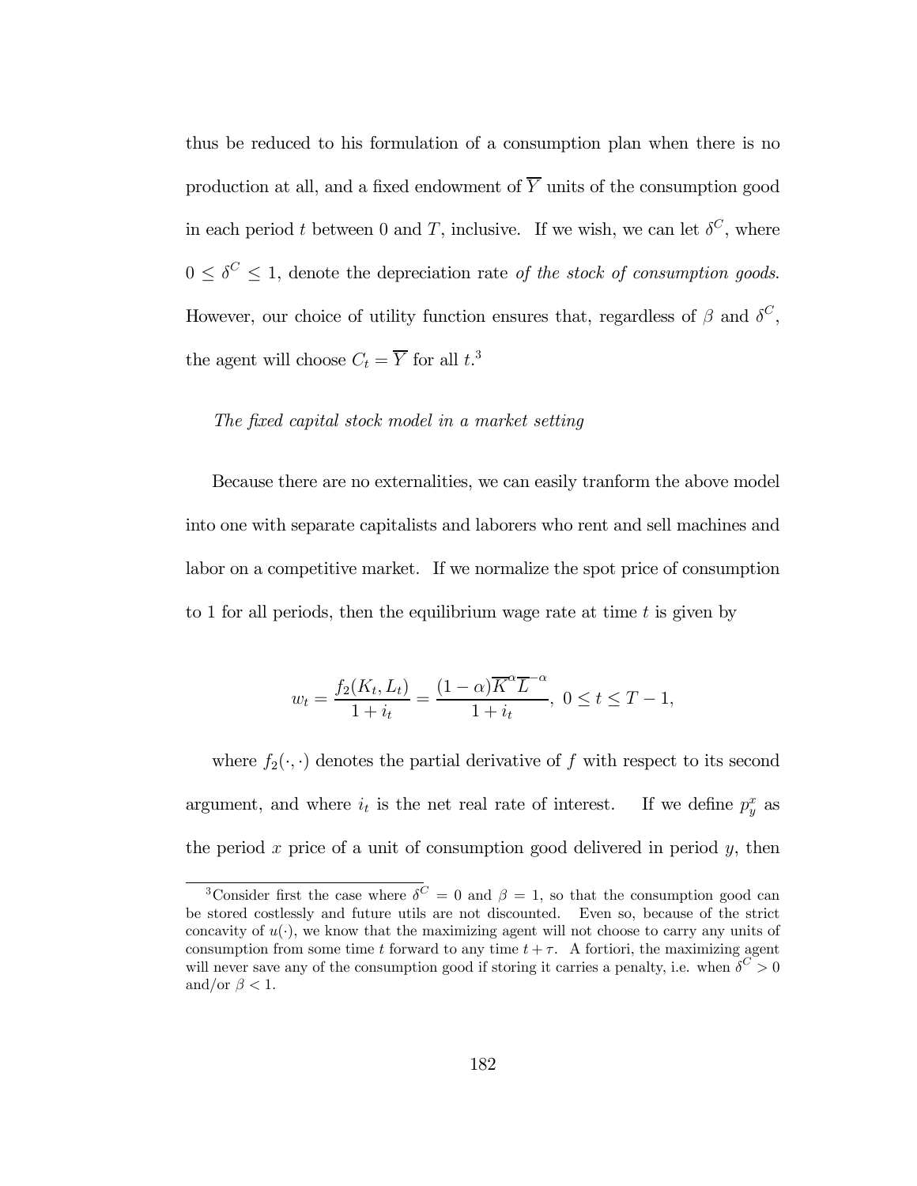thus be reduced to his formulation of a consumption plan when there is no production at all, and a fixed endowment of $\overline{Y}$ units of the consumption good in each period $t$ between 0 and $T$, inclusive. If we wish, we can let $\delta^C$, where $0 \leq \delta^C \leq 1$, denote the depreciation rate *of the stock of consumption goods*. However, our choice of utility function ensures that, regardless of $\beta$ and $\delta^C$, the agent will choose $C_t = \overline{Y}$ for all $t$.[3]

*The fixed capital stock model in a market setting*

Because there are no externalities, we can easily tranform the above model into one with separate capitalists and laborers who rent and sell machines and labor on a competitive market. If we normalize the spot price of consumption to 1 for all periods, then the equilibrium wage rate at time $t$ is given by

$$w_t = \frac{f_2(K_t, L_t)}{1 + i_t} = \frac{(1-\alpha)\overline{K}^{\alpha}\overline{L}^{-\alpha}}{1 + i_t}, \; 0 \leq t \leq T-1,$$

where $f_2(\cdot, \cdot)$ denotes the partial derivative of $f$ with respect to its second argument, and where $i_t$ is the net real rate of interest. If we define $p_y^x$ as the period $x$ price of a unit of consumption good delivered in period $y$, then

[3]Consider first the case where $\delta^C = 0$ and $\beta = 1$, so that the consumption good can be stored costlessly and future utils are not discounted. Even so, because of the strict concavity of $u(\cdot)$, we know that the maximizing agent will not choose to carry any units of consumption from some time $t$ forward to any time $t + \tau$. A fortiori, the maximizing agent will never save any of the consumption good if storing it carries a penalty, i.e. when $\delta^C > 0$ and/or $\beta < 1$.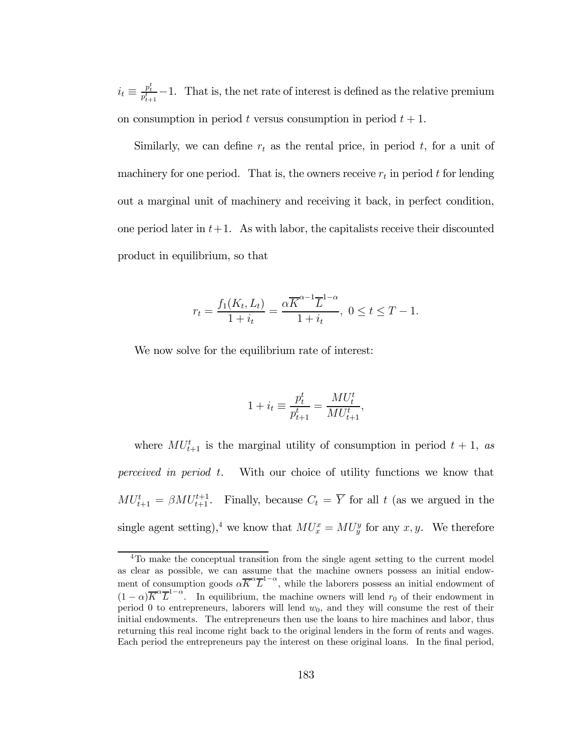$i_t \equiv \frac{p_t^t}{p_{t+1}^t} - 1$. That is, the net rate of interest is defined as the relative premium on consumption in period $t$ versus consumption in period $t+1$.

Similarly, we can define $r_t$ as the rental price, in period $t$, for a unit of machinery for one period. That is, the owners receive $r_t$ in period $t$ for lending out a marginal unit of machinery and receiving it back, in perfect condition, one period later in $t+1$. As with labor, the capitalists receive their discounted product in equilibrium, so that

$$r_t = \frac{f_1(K_t, L_t)}{1+i_t} = \frac{\alpha \overline{K}^{\alpha-1} \overline{L}^{1-\alpha}}{1+i_t}, \ 0 \leq t \leq T-1.$$

We now solve for the equilibrium rate of interest:

$$1 + i_t \equiv \frac{p_t^t}{p_{t+1}^t} = \frac{MU_t^t}{MU_{t+1}^t},$$

where $MU_{t+1}^t$ is the marginal utility of consumption in period $t+1$, *as perceived in period* $t$. With our choice of utility functions we know that $MU_{t+1}^t = \beta MU_{t+1}^{t+1}$. Finally, because $C_t = \overline{Y}$ for all $t$ (as we argued in the single agent setting),[4] we know that $MU_x^x = MU_y^y$ for any $x, y$. We therefore

[4] To make the conceptual transition from the single agent setting to the current model as clear as possible, we can assume that the machine owners possess an initial endowment of consumption goods $\alpha \overline{K}^{\alpha} \overline{L}^{1-\alpha}$, while the laborers possess an initial endowment of $(1-\alpha)\overline{K}^{\alpha} \overline{L}^{1-\alpha}$. In equilibrium, the machine owners will lend $r_0$ of their endowment in period 0 to entrepreneurs, laborers will lend $w_0$, and they will consume the rest of their initial endowments. The entrepreneurs then use the loans to hire machines and labor, thus returning this real income right back to the original lenders in the form of rents and wages. Each period the entrepreneurs pay the interest on these original loans. In the final period,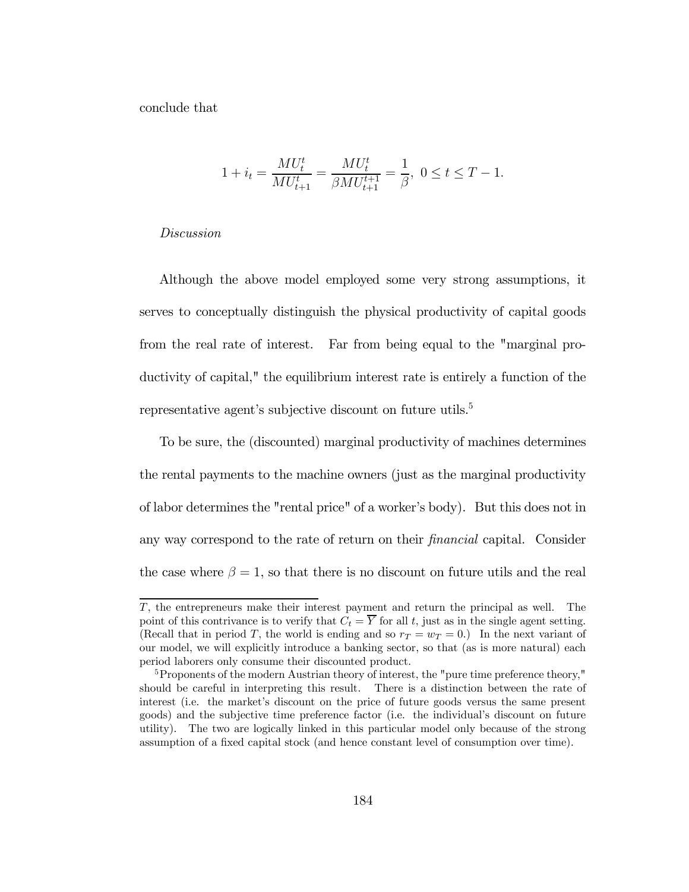conclude that

$$1 + i_t = \frac{MU_t^t}{MU_{t+1}^t} = \frac{MU_t^t}{\beta MU_{t+1}^{t+1}} = \frac{1}{\beta},\ 0 \leq t \leq T-1.$$

*Discussion*

Although the above model employed some very strong assumptions, it serves to conceptually distinguish the physical productivity of capital goods from the real rate of interest. Far from being equal to the "marginal productivity of capital," the equilibrium interest rate is entirely a function of the representative agent's subjective discount on future utils.[5]

To be sure, the (discounted) marginal productivity of machines determines the rental payments to the machine owners (just as the marginal productivity of labor determines the "rental price" of a worker's body). But this does not in any way correspond to the rate of return on their *financial* capital. Consider the case where $\beta = 1$, so that there is no discount on future utils and the real

---

$T$, the entrepreneurs make their interest payment and return the principal as well. The point of this contrivance is to verify that $C_t = \overline{Y}$ for all $t$, just as in the single agent setting. (Recall that in period $T$, the world is ending and so $r_T = w_T = 0$.) In the next variant of our model, we will explicitly introduce a banking sector, so that (as is more natural) each period laborers only consume their discounted product.

[5] Proponents of the modern Austrian theory of interest, the "pure time preference theory," should be careful in interpreting this result. There is a distinction between the rate of interest (i.e. the market's discount on the price of future goods versus the same present goods) and the subjective time preference factor (i.e. the individual's discount on future utility). The two are logically linked in this particular model only because of the strong assumption of a fixed capital stock (and hence constant level of consumption over time).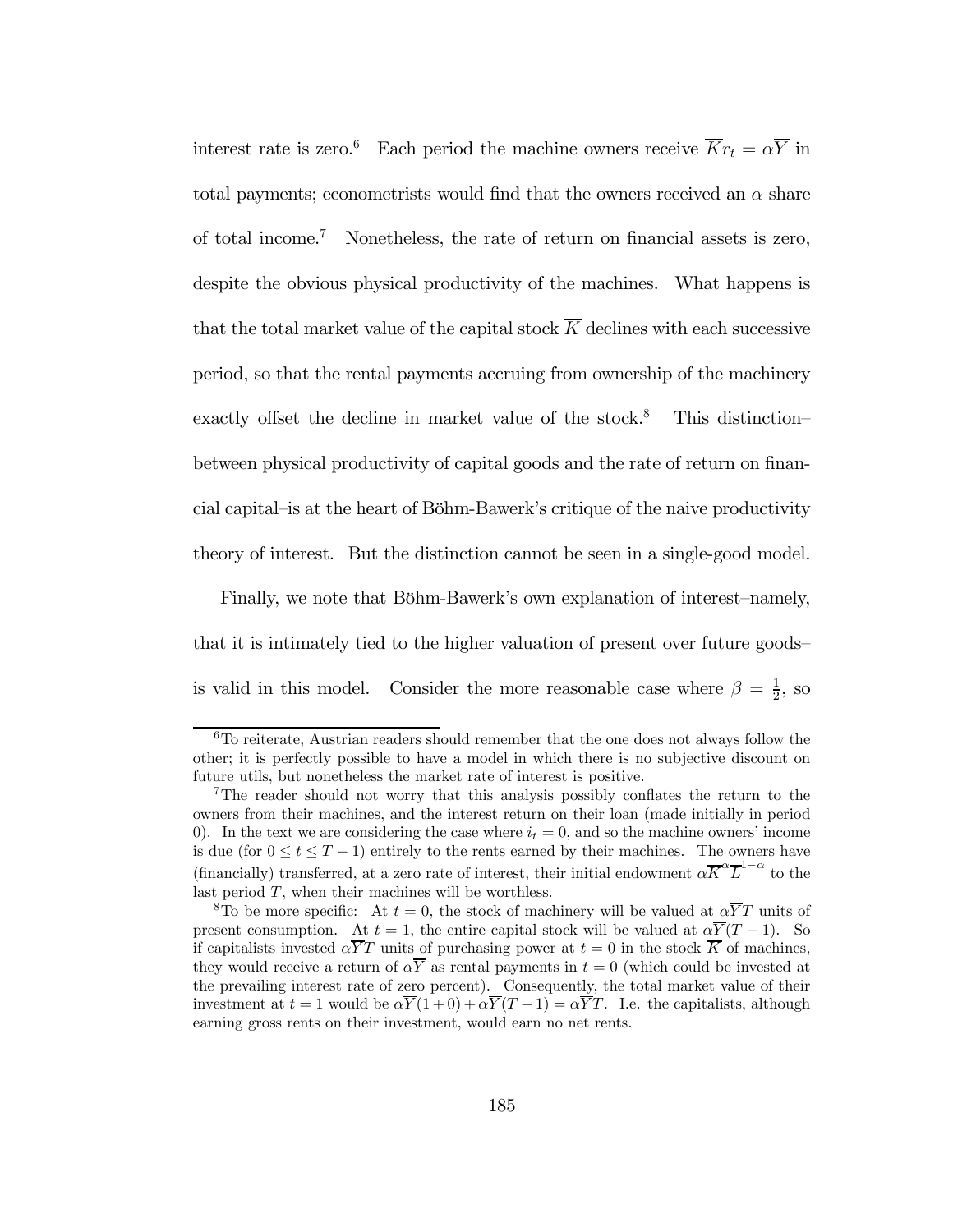interest rate is zero.[6] Each period the machine owners receive $\overline{K}r_t = \alpha\overline{Y}$ in total payments; econometrists would find that the owners received an $\alpha$ share of total income.[7] Nonetheless, the rate of return on financial assets is zero, despite the obvious physical productivity of the machines. What happens is that the total market value of the capital stock $\overline{K}$ declines with each successive period, so that the rental payments accruing from ownership of the machinery exactly offset the decline in market value of the stock.[8] This distinction–between physical productivity of capital goods and the rate of return on financial capital–is at the heart of Böhm-Bawerk's critique of the naive productivity theory of interest. But the distinction cannot be seen in a single-good model.

Finally, we note that Böhm-Bawerk's own explanation of interest–namely, that it is intimately tied to the higher valuation of present over future goods–is valid in this model. Consider the more reasonable case where $\beta = \frac{1}{2}$, so

---

[6] To reiterate, Austrian readers should remember that the one does not always follow the other; it is perfectly possible to have a model in which there is no subjective discount on future utils, but nonetheless the market rate of interest is positive.

[7] The reader should not worry that this analysis possibly conflates the return to the owners from their machines, and the interest return on their loan (made initially in period 0). In the text we are considering the case where $i_t = 0$, and so the machine owners' income is due (for $0 \leq t \leq T-1$) entirely to the rents earned by their machines. The owners have (financially) transferred, at a zero rate of interest, their initial endowment $\alpha\overline{K}^{\alpha}\overline{L}^{1-\alpha}$ to the last period $T$, when their machines will be worthless.

[8] To be more specific: At $t = 0$, the stock of machinery will be valued at $\alpha\overline{Y}T$ units of present consumption. At $t = 1$, the entire capital stock will be valued at $\alpha\overline{Y}(T-1)$. So if capitalists invested $\alpha\overline{Y}T$ units of purchasing power at $t = 0$ in the stock $\overline{K}$ of machines, they would receive a return of $\alpha\overline{Y}$ as rental payments in $t = 0$ (which could be invested at the prevailing interest rate of zero percent). Consequently, the total market value of their investment at $t = 1$ would be $\alpha\overline{Y}(1+0) + \alpha\overline{Y}(T-1) = \alpha\overline{Y}T$. I.e. the capitalists, although earning gross rents on their investment, would earn no net rents.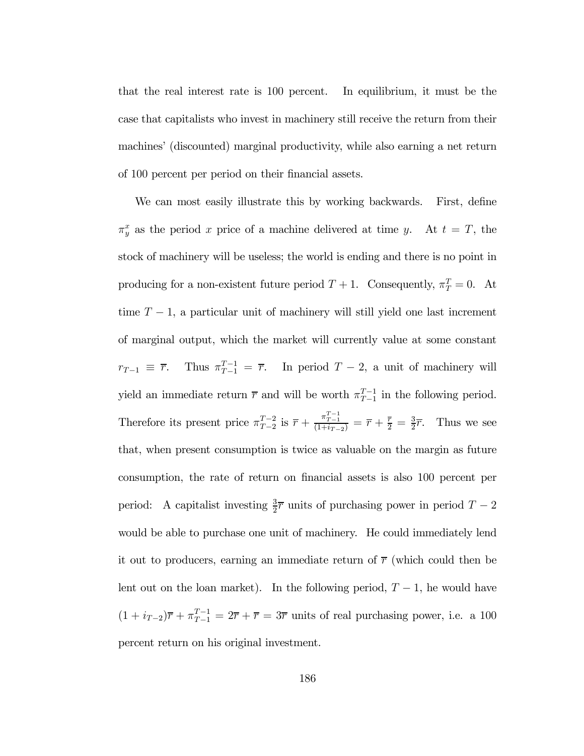that the real interest rate is 100 percent. In equilibrium, it must be the case that capitalists who invest in machinery still receive the return from their machines' (discounted) marginal productivity, while also earning a net return of 100 percent per period on their financial assets.

We can most easily illustrate this by working backwards. First, define $\pi_y^x$ as the period $x$ price of a machine delivered at time $y$. At $t = T$, the stock of machinery will be useless; the world is ending and there is no point in producing for a non-existent future period $T + 1$. Consequently, $\pi_T^T = 0$. At time $T - 1$, a particular unit of machinery will still yield one last increment of marginal output, which the market will currently value at some constant $r_{T-1} \equiv \overline{r}$. Thus $\pi_{T-1}^{T-1} = \overline{r}$. In period $T - 2$, a unit of machinery will yield an immediate return $\overline{r}$ and will be worth $\pi_{T-1}^{T-1}$ in the following period. Therefore its present price $\pi_{T-2}^{T-2}$ is $\overline{r} + \frac{\pi_{T-1}^{T-1}}{(1+i_{T-2})} = \overline{r} + \frac{\overline{r}}{2} = \frac{3}{2}\overline{r}$. Thus we see that, when present consumption is twice as valuable on the margin as future consumption, the rate of return on financial assets is also 100 percent per period: A capitalist investing $\frac{3}{2}\overline{r}$ units of purchasing power in period $T - 2$ would be able to purchase one unit of machinery. He could immediately lend it out to producers, earning an immediate return of $\overline{r}$ (which could then be lent out on the loan market). In the following period, $T - 1$, he would have $(1 + i_{T-2})\overline{r} + \pi_{T-1}^{T-1} = 2\overline{r} + \overline{r} = 3\overline{r}$ units of real purchasing power, i.e. a 100 percent return on his original investment.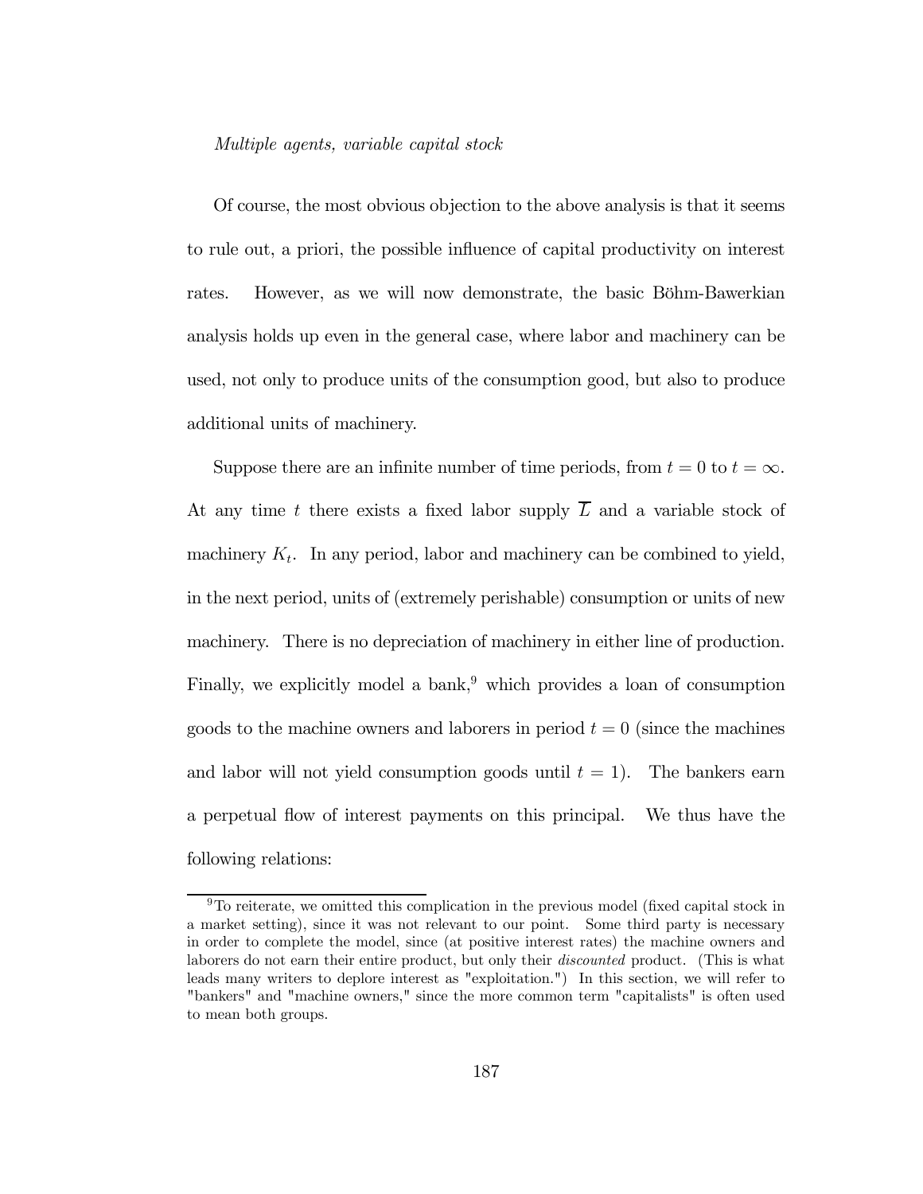*Multiple agents, variable capital stock*

Of course, the most obvious objection to the above analysis is that it seems to rule out, a priori, the possible influence of capital productivity on interest rates. However, as we will now demonstrate, the basic Böhm-Bawerkian analysis holds up even in the general case, where labor and machinery can be used, not only to produce units of the consumption good, but also to produce additional units of machinery.

Suppose there are an infinite number of time periods, from $t = 0$ to $t = \infty$. At any time $t$ there exists a fixed labor supply $\overline{L}$ and a variable stock of machinery $K_t$. In any period, labor and machinery can be combined to yield, in the next period, units of (extremely perishable) consumption or units of new machinery. There is no depreciation of machinery in either line of production. Finally, we explicitly model a bank,[9] which provides a loan of consumption goods to the machine owners and laborers in period $t = 0$ (since the machines and labor will not yield consumption goods until $t = 1$). The bankers earn a perpetual flow of interest payments on this principal. We thus have the following relations:

[9] To reiterate, we omitted this complication in the previous model (fixed capital stock in a market setting), since it was not relevant to our point. Some third party is necessary in order to complete the model, since (at positive interest rates) the machine owners and laborers do not earn their entire product, but only their *discounted* product. (This is what leads many writers to deplore interest as "exploitation.") In this section, we will refer to "bankers" and "machine owners," since the more common term "capitalists" is often used to mean both groups.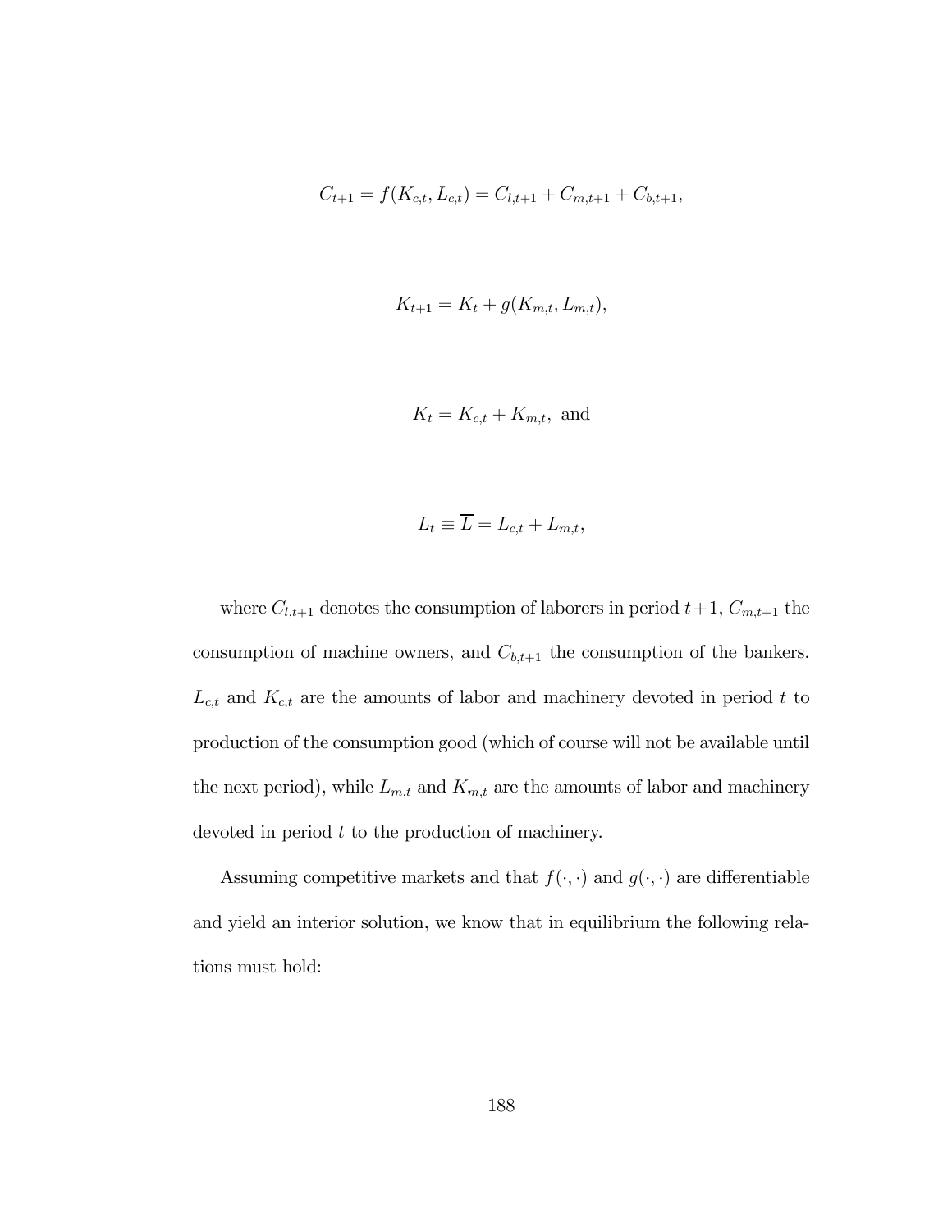$$C_{t+1} = f(K_{c,t}, L_{c,t}) = C_{l,t+1} + C_{m,t+1} + C_{b,t+1},$$

$$K_{t+1} = K_t + g(K_{m,t}, L_{m,t}),$$

$$K_t = K_{c,t} + K_{m,t}, \text{ and}$$

$$L_t \equiv \overline{L} = L_{c,t} + L_{m,t},$$

where $C_{l,t+1}$ denotes the consumption of laborers in period $t+1$, $C_{m,t+1}$ the consumption of machine owners, and $C_{b,t+1}$ the consumption of the bankers. $L_{c,t}$ and $K_{c,t}$ are the amounts of labor and machinery devoted in period $t$ to production of the consumption good (which of course will not be available until the next period), while $L_{m,t}$ and $K_{m,t}$ are the amounts of labor and machinery devoted in period $t$ to the production of machinery.

Assuming competitive markets and that $f(\cdot,\cdot)$ and $g(\cdot,\cdot)$ are differentiable and yield an interior solution, we know that in equilibrium the following relations must hold: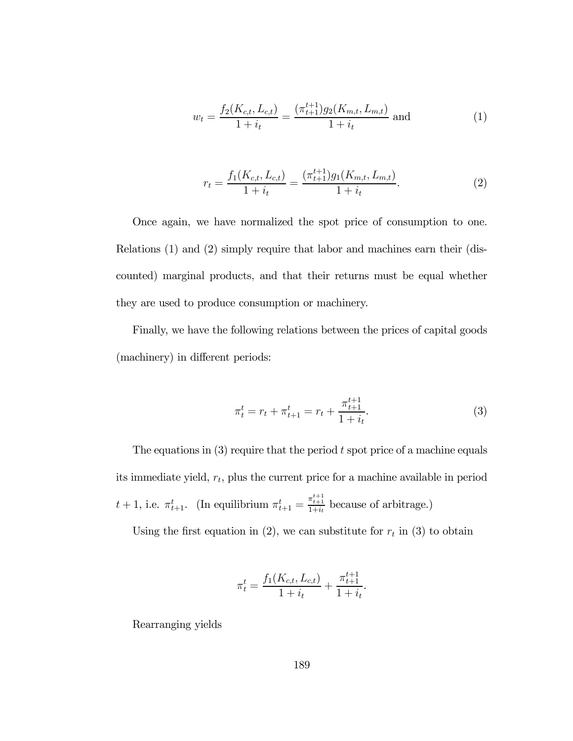$$w_t = \frac{f_2(K_{c,t}, L_{c,t})}{1 + i_t} = \frac{(\pi_{t+1}^{t+1}) g_2(K_{m,t}, L_{m,t})}{1 + i_t} \text{ and} \tag{1}$$

$$r_t = \frac{f_1(K_{c,t}, L_{c,t})}{1 + i_t} = \frac{(\pi_{t+1}^{t+1}) g_1(K_{m,t}, L_{m,t})}{1 + i_t}. \tag{2}$$

Once again, we have normalized the spot price of consumption to one. Relations (1) and (2) simply require that labor and machines earn their (discounted) marginal products, and that their returns must be equal whether they are used to produce consumption or machinery.

Finally, we have the following relations between the prices of capital goods (machinery) in different periods:

$$\pi_t^t = r_t + \pi_{t+1}^t = r_t + \frac{\pi_{t+1}^{t+1}}{1 + i_t}. \tag{3}$$

The equations in (3) require that the period $t$ spot price of a machine equals its immediate yield, $r_t$, plus the current price for a machine available in period $t + 1$, i.e. $\pi_{t+1}^t$. (In equilibrium $\pi_{t+1}^t = \frac{\pi_{t+1}^{t+1}}{1+i_t}$ because of arbitrage.)

Using the first equation in (2), we can substitute for $r_t$ in (3) to obtain

$$\pi_t^t = \frac{f_1(K_{c,t}, L_{c,t})}{1 + i_t} + \frac{\pi_{t+1}^{t+1}}{1 + i_t}.$$

Rearranging yields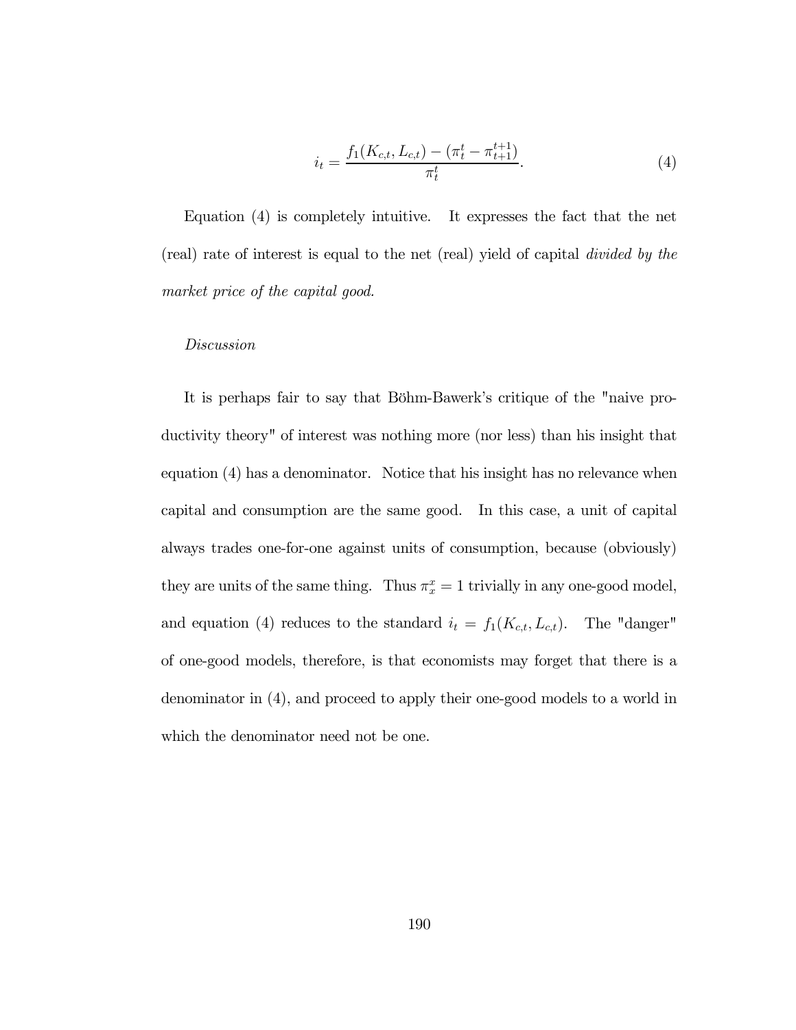$$i_t = \frac{f_1(K_{c,t}, L_{c,t}) - (\pi_t^t - \pi_{t+1}^{t+1})}{\pi_t^t}. \tag{4}$$

Equation (4) is completely intuitive. It expresses the fact that the net (real) rate of interest is equal to the net (real) yield of capital *divided by the market price of the capital good.*

*Discussion*

It is perhaps fair to say that Böhm-Bawerk's critique of the "naive productivity theory" of interest was nothing more (nor less) than his insight that equation (4) has a denominator. Notice that his insight has no relevance when capital and consumption are the same good. In this case, a unit of capital always trades one-for-one against units of consumption, because (obviously) they are units of the same thing. Thus $\pi_x^x = 1$ trivially in any one-good model, and equation (4) reduces to the standard $i_t = f_1(K_{c,t}, L_{c,t})$. The "danger" of one-good models, therefore, is that economists may forget that there is a denominator in (4), and proceed to apply their one-good models to a world in which the denominator need not be one.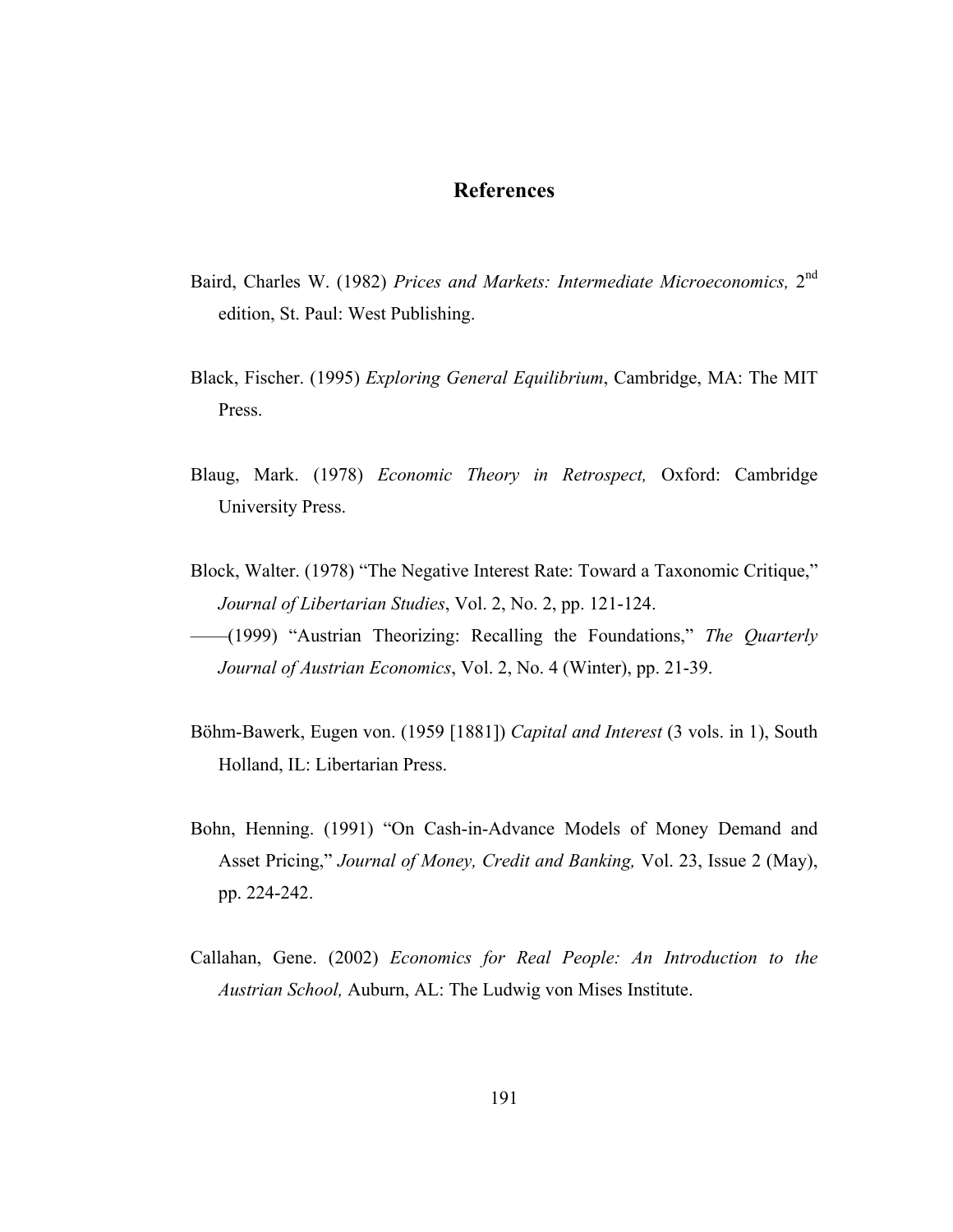# References

Baird, Charles W. (1982) *Prices and Markets: Intermediate Microeconomics,* 2nd edition, St. Paul: West Publishing.

Black, Fischer. (1995) *Exploring General Equilibrium*, Cambridge, MA: The MIT Press.

Blaug, Mark. (1978) *Economic Theory in Retrospect,* Oxford: Cambridge University Press.

Block, Walter. (1978) "The Negative Interest Rate: Toward a Taxonomic Critique," *Journal of Libertarian Studies*, Vol. 2, No. 2, pp. 121-124.

——(1999) "Austrian Theorizing: Recalling the Foundations," *The Quarterly Journal of Austrian Economics*, Vol. 2, No. 4 (Winter), pp. 21-39.

Böhm-Bawerk, Eugen von. (1959 [1881]) *Capital and Interest* (3 vols. in 1), South Holland, IL: Libertarian Press.

Bohn, Henning. (1991) "On Cash-in-Advance Models of Money Demand and Asset Pricing," *Journal of Money, Credit and Banking,* Vol. 23, Issue 2 (May), pp. 224-242.

Callahan, Gene. (2002) *Economics for Real People: An Introduction to the Austrian School,* Auburn, AL: The Ludwig von Mises Institute.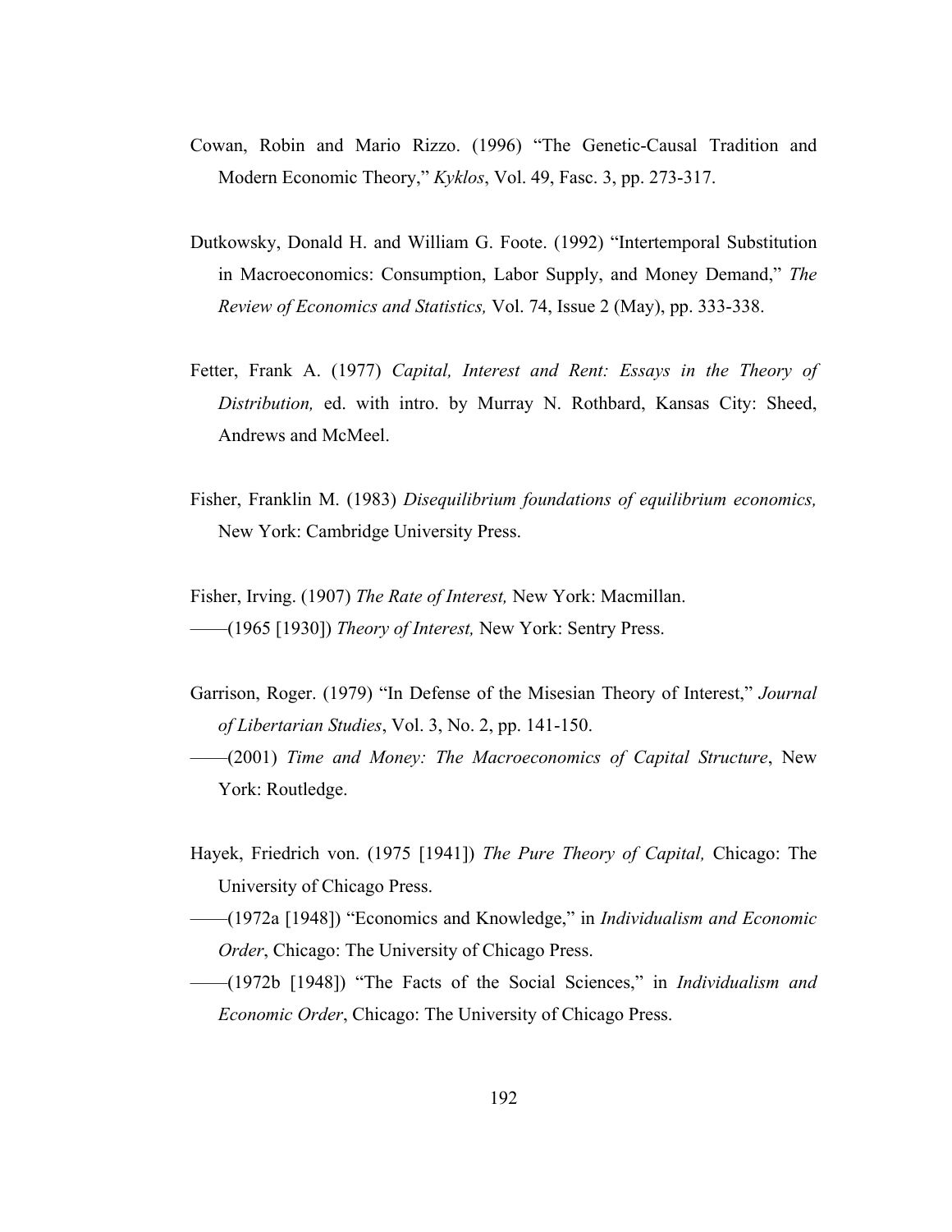Cowan, Robin and Mario Rizzo. (1996) “The Genetic-Causal Tradition and Modern Economic Theory,” *Kyklos*, Vol. 49, Fasc. 3, pp. 273-317.

Dutkowsky, Donald H. and William G. Foote. (1992) “Intertemporal Substitution in Macroeconomics: Consumption, Labor Supply, and Money Demand,” *The Review of Economics and Statistics,* Vol. 74, Issue 2 (May), pp. 333-338.

Fetter, Frank A. (1977) *Capital, Interest and Rent: Essays in the Theory of Distribution,* ed. with intro. by Murray N. Rothbard, Kansas City: Sheed, Andrews and McMeel.

Fisher, Franklin M. (1983) *Disequilibrium foundations of equilibrium economics,* New York: Cambridge University Press.

Fisher, Irving. (1907) *The Rate of Interest,* New York: Macmillan.

——(1965 [1930]) *Theory of Interest,* New York: Sentry Press.

Garrison, Roger. (1979) “In Defense of the Misesian Theory of Interest,” *Journal of Libertarian Studies*, Vol. 3, No. 2, pp. 141-150.

——(2001) *Time and Money: The Macroeconomics of Capital Structure*, New York: Routledge.

Hayek, Friedrich von. (1975 [1941]) *The Pure Theory of Capital,* Chicago: The University of Chicago Press.

——(1972a [1948]) “Economics and Knowledge,” in *Individualism and Economic Order*, Chicago: The University of Chicago Press.

——(1972b [1948]) “The Facts of the Social Sciences,” in *Individualism and Economic Order*, Chicago: The University of Chicago Press.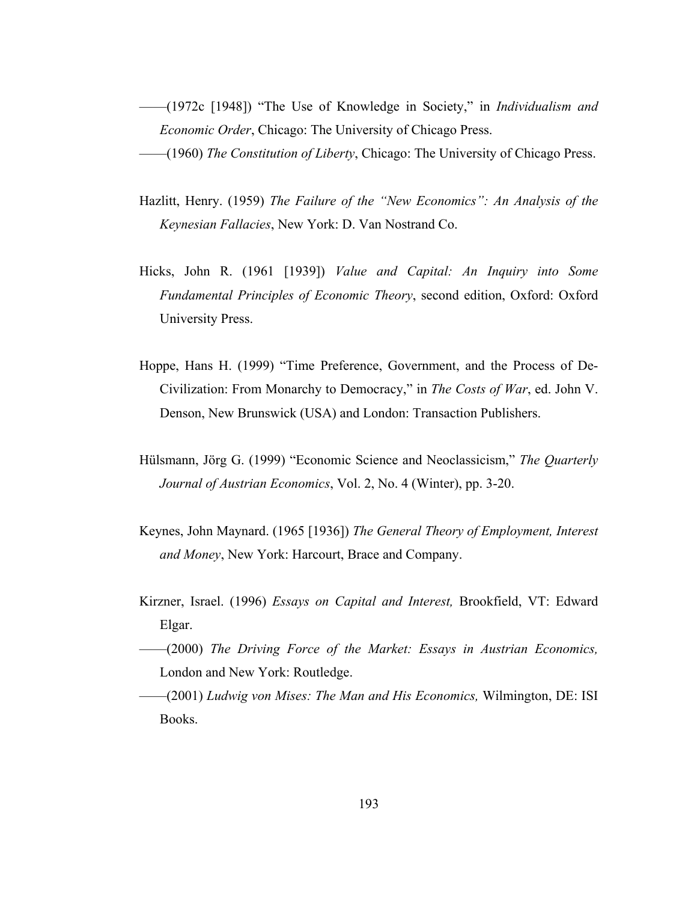——(1972c [1948]) “The Use of Knowledge in Society,” in *Individualism and Economic Order*, Chicago: The University of Chicago Press.

——(1960) *The Constitution of Liberty*, Chicago: The University of Chicago Press.

Hazlitt, Henry. (1959) *The Failure of the “New Economics”: An Analysis of the Keynesian Fallacies*, New York: D. Van Nostrand Co.

Hicks, John R. (1961 [1939]) *Value and Capital: An Inquiry into Some Fundamental Principles of Economic Theory*, second edition, Oxford: Oxford University Press.

Hoppe, Hans H. (1999) “Time Preference, Government, and the Process of De-Civilization: From Monarchy to Democracy,” in *The Costs of War*, ed. John V. Denson, New Brunswick (USA) and London: Transaction Publishers.

Hülsmann, Jörg G. (1999) “Economic Science and Neoclassicism,” *The Quarterly Journal of Austrian Economics*, Vol. 2, No. 4 (Winter), pp. 3-20.

Keynes, John Maynard. (1965 [1936]) *The General Theory of Employment, Interest and Money*, New York: Harcourt, Brace and Company.

Kirzner, Israel. (1996) *Essays on Capital and Interest,* Brookfield, VT: Edward Elgar.

——(2000) *The Driving Force of the Market: Essays in Austrian Economics,* London and New York: Routledge.

——(2001) *Ludwig von Mises: The Man and His Economics,* Wilmington, DE: ISI Books.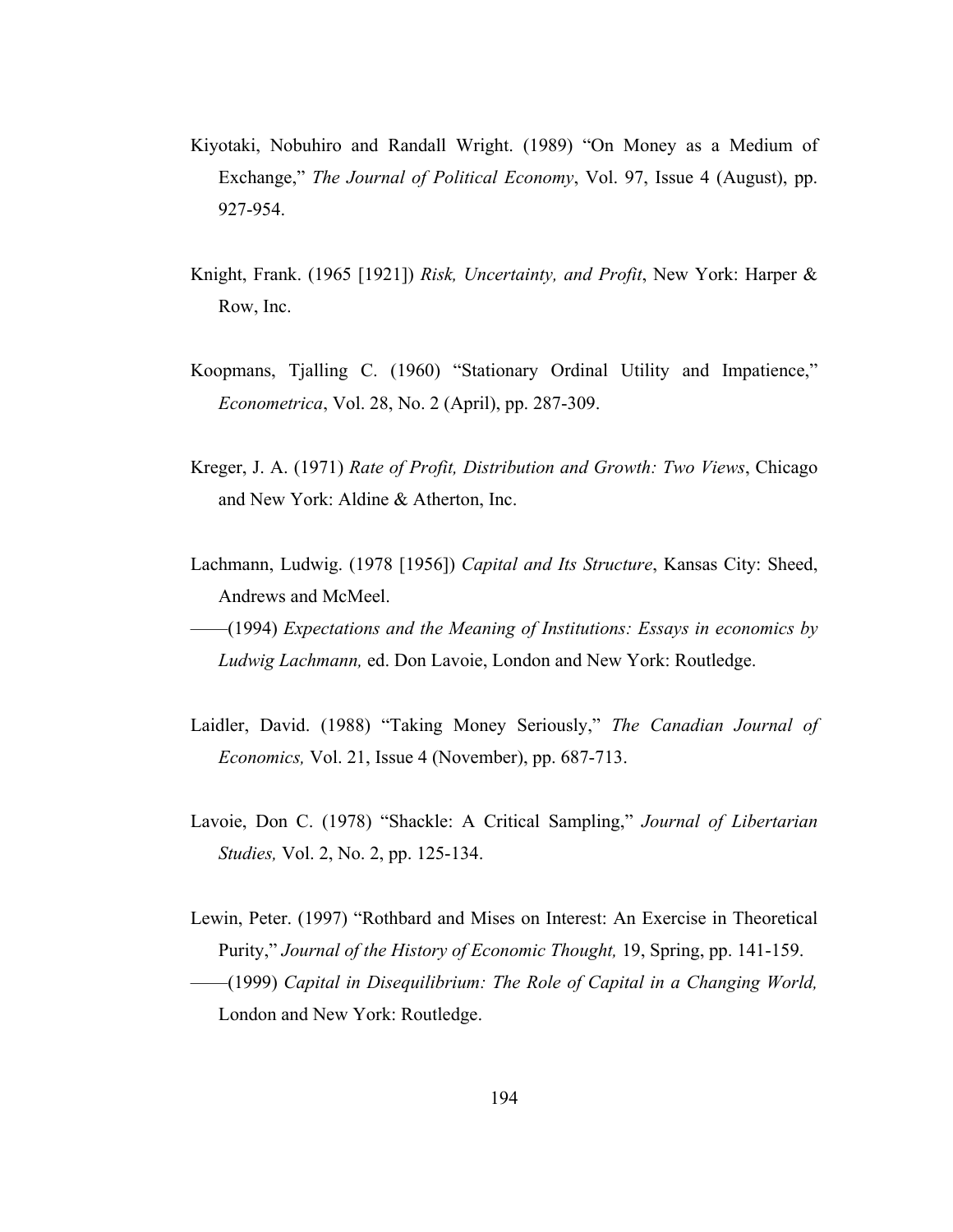Kiyotaki, Nobuhiro and Randall Wright. (1989) "On Money as a Medium of Exchange," *The Journal of Political Economy*, Vol. 97, Issue 4 (August), pp. 927-954.

Knight, Frank. (1965 [1921]) *Risk, Uncertainty, and Profit*, New York: Harper & Row, Inc.

Koopmans, Tjalling C. (1960) "Stationary Ordinal Utility and Impatience," *Econometrica*, Vol. 28, No. 2 (April), pp. 287-309.

Kreger, J. A. (1971) *Rate of Profit, Distribution and Growth: Two Views*, Chicago and New York: Aldine & Atherton, Inc.

Lachmann, Ludwig. (1978 [1956]) *Capital and Its Structure*, Kansas City: Sheed, Andrews and McMeel.

——(1994) *Expectations and the Meaning of Institutions: Essays in economics by Ludwig Lachmann,* ed. Don Lavoie, London and New York: Routledge.

Laidler, David. (1988) "Taking Money Seriously," *The Canadian Journal of Economics,* Vol. 21, Issue 4 (November), pp. 687-713.

Lavoie, Don C. (1978) "Shackle: A Critical Sampling," *Journal of Libertarian Studies,* Vol. 2, No. 2, pp. 125-134.

Lewin, Peter. (1997) "Rothbard and Mises on Interest: An Exercise in Theoretical Purity," *Journal of the History of Economic Thought,* 19, Spring, pp. 141-159.

——(1999) *Capital in Disequilibrium: The Role of Capital in a Changing World,* London and New York: Routledge.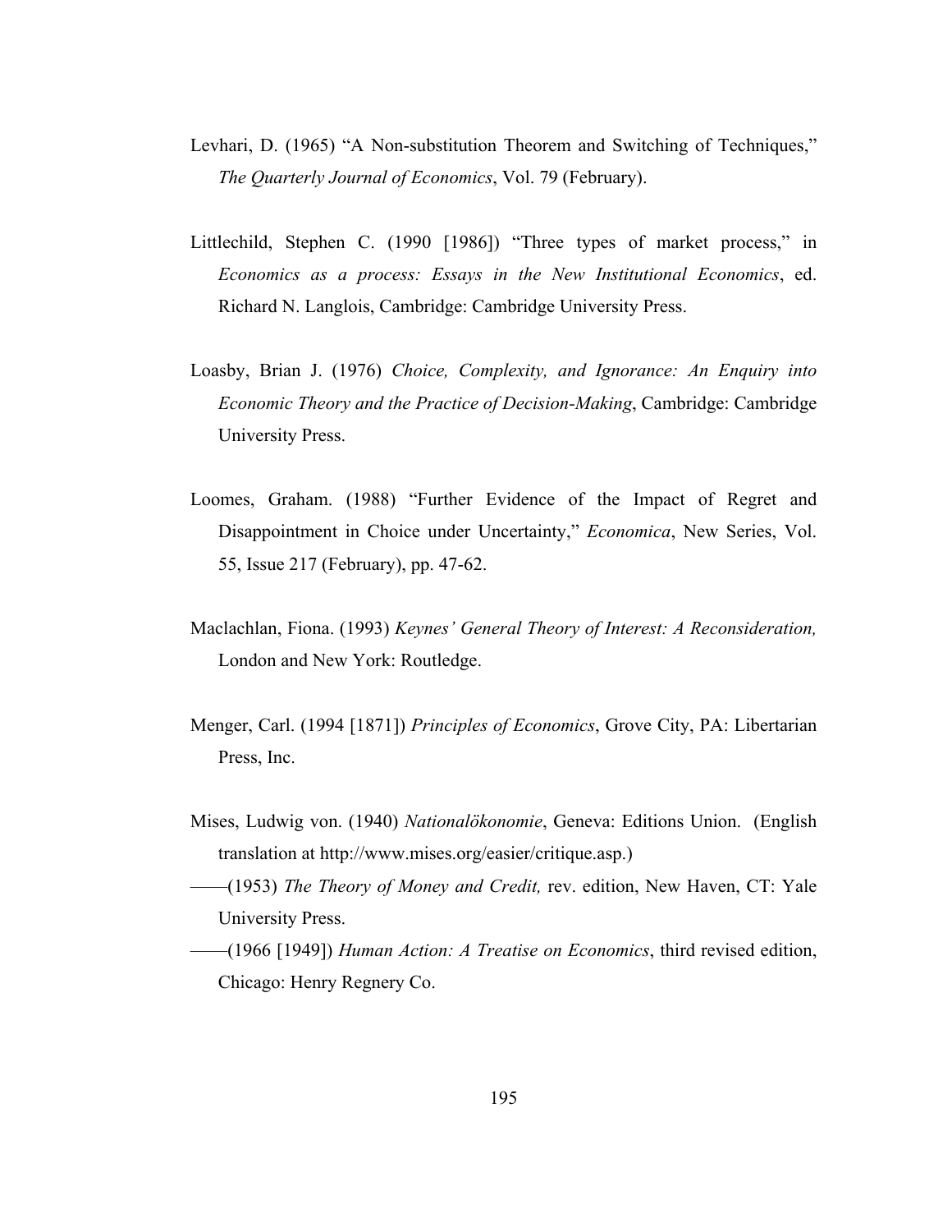Levhari, D. (1965) “A Non-substitution Theorem and Switching of Techniques,” *The Quarterly Journal of Economics*, Vol. 79 (February).

Littlechild, Stephen C. (1990 [1986]) “Three types of market process,” in *Economics as a process: Essays in the New Institutional Economics*, ed. Richard N. Langlois, Cambridge: Cambridge University Press.

Loasby, Brian J. (1976) *Choice, Complexity, and Ignorance: An Enquiry into Economic Theory and the Practice of Decision-Making*, Cambridge: Cambridge University Press.

Loomes, Graham. (1988) “Further Evidence of the Impact of Regret and Disappointment in Choice under Uncertainty,” *Economica*, New Series, Vol. 55, Issue 217 (February), pp. 47-62.

Maclachlan, Fiona. (1993) *Keynes’ General Theory of Interest: A Reconsideration,* London and New York: Routledge.

Menger, Carl. (1994 [1871]) *Principles of Economics*, Grove City, PA: Libertarian Press, Inc.

Mises, Ludwig von. (1940) *Nationalökonomie*, Geneva: Editions Union. (English translation at http://www.mises.org/easier/critique.asp.)

——(1953) *The Theory of Money and Credit,* rev. edition, New Haven, CT: Yale University Press.

——(1966 [1949]) *Human Action: A Treatise on Economics*, third revised edition, Chicago: Henry Regnery Co.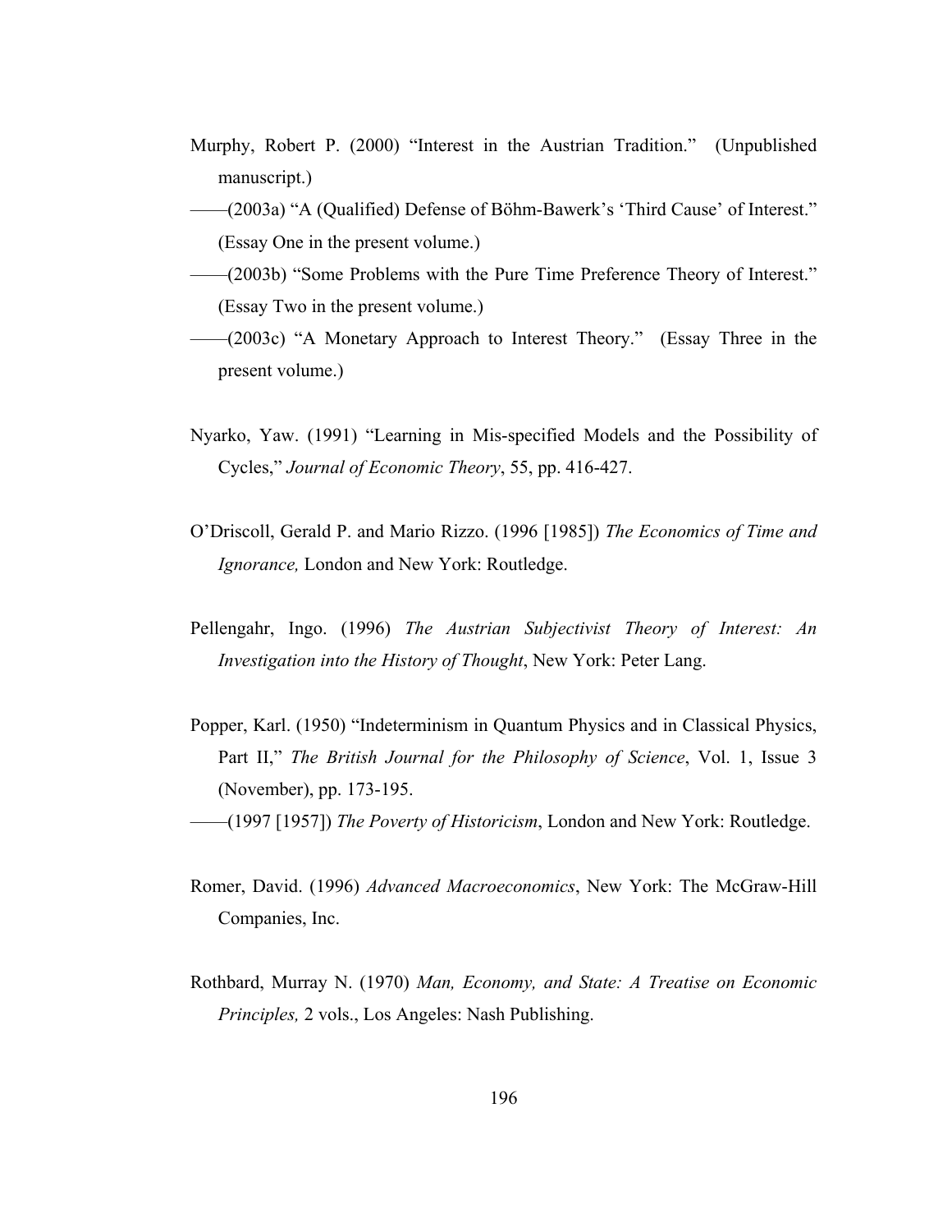Murphy, Robert P. (2000) "Interest in the Austrian Tradition." (Unpublished manuscript.)

——(2003a) "A (Qualified) Defense of Böhm-Bawerk's 'Third Cause' of Interest." (Essay One in the present volume.)

——(2003b) "Some Problems with the Pure Time Preference Theory of Interest." (Essay Two in the present volume.)

——(2003c) "A Monetary Approach to Interest Theory." (Essay Three in the present volume.)

Nyarko, Yaw. (1991) "Learning in Mis-specified Models and the Possibility of Cycles," *Journal of Economic Theory*, 55, pp. 416-427.

O'Driscoll, Gerald P. and Mario Rizzo. (1996 [1985]) *The Economics of Time and Ignorance,* London and New York: Routledge.

Pellengahr, Ingo. (1996) *The Austrian Subjectivist Theory of Interest: An Investigation into the History of Thought*, New York: Peter Lang.

Popper, Karl. (1950) "Indeterminism in Quantum Physics and in Classical Physics, Part II," *The British Journal for the Philosophy of Science*, Vol. 1, Issue 3 (November), pp. 173-195.

——(1997 [1957]) *The Poverty of Historicism*, London and New York: Routledge.

Romer, David. (1996) *Advanced Macroeconomics*, New York: The McGraw-Hill Companies, Inc.

Rothbard, Murray N. (1970) *Man, Economy, and State: A Treatise on Economic Principles,* 2 vols., Los Angeles: Nash Publishing.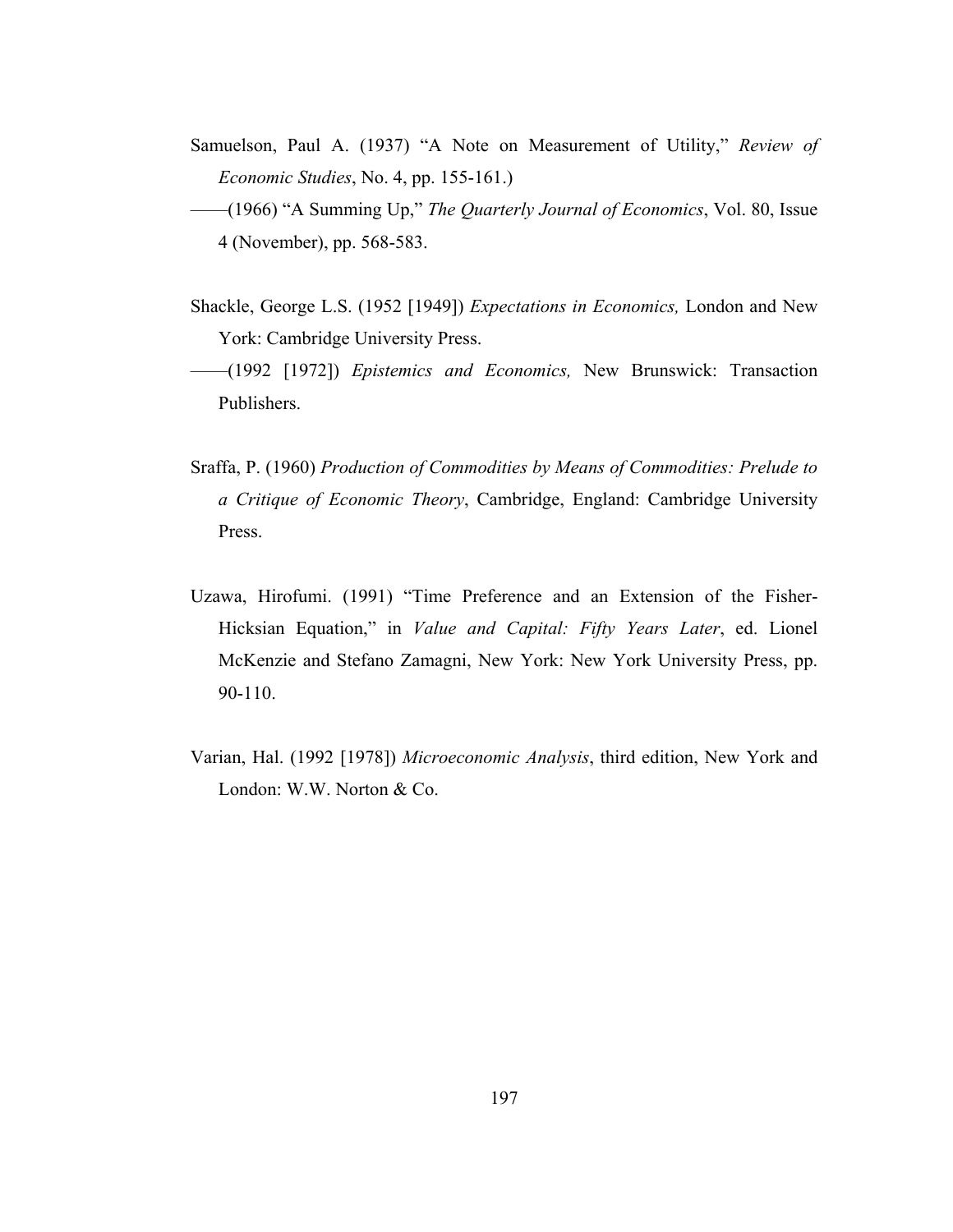Samuelson, Paul A. (1937) “A Note on Measurement of Utility,” *Review of Economic Studies*, No. 4, pp. 155-161.)

——(1966) “A Summing Up,” *The Quarterly Journal of Economics*, Vol. 80, Issue 4 (November), pp. 568-583.

Shackle, George L.S. (1952 [1949]) *Expectations in Economics,* London and New York: Cambridge University Press.

——(1992 [1972]) *Epistemics and Economics,* New Brunswick: Transaction Publishers.

Sraffa, P. (1960) *Production of Commodities by Means of Commodities: Prelude to a Critique of Economic Theory*, Cambridge, England: Cambridge University Press.

Uzawa, Hirofumi. (1991) “Time Preference and an Extension of the Fisher-Hicksian Equation,” in *Value and Capital: Fifty Years Later*, ed. Lionel McKenzie and Stefano Zamagni, New York: New York University Press, pp. 90-110.

Varian, Hal. (1992 [1978]) *Microeconomic Analysis*, third edition, New York and London: W.W. Norton & Co.